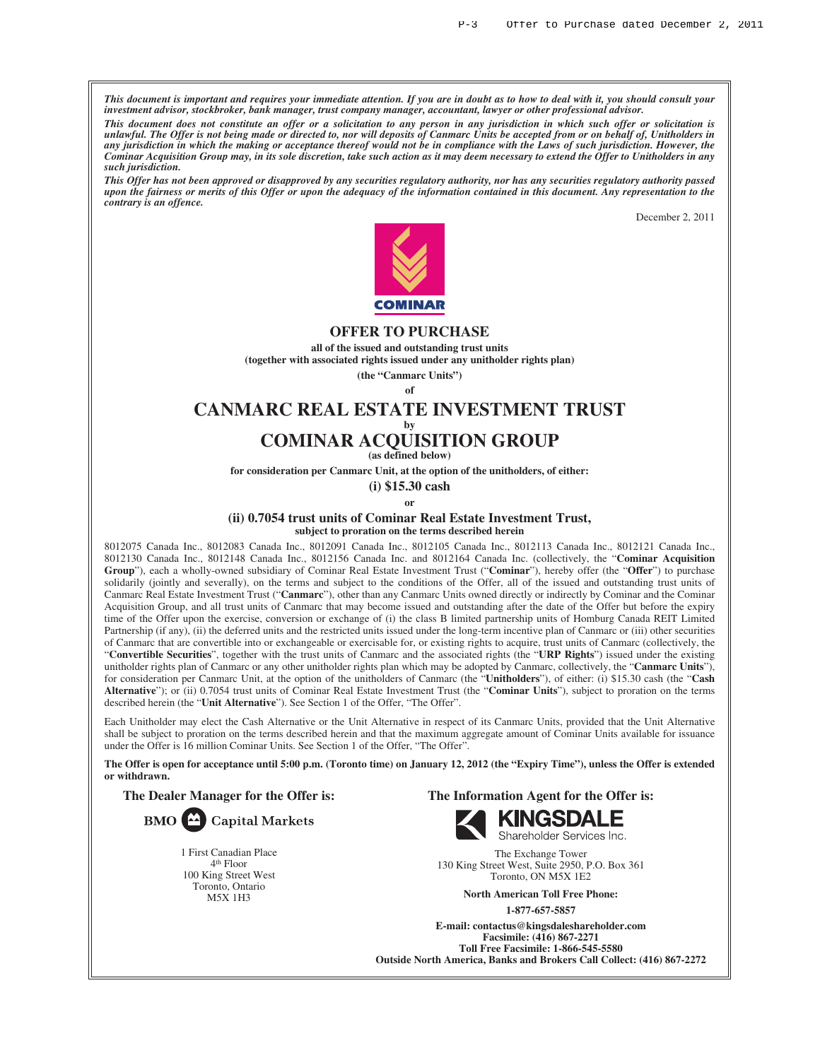*This document is important and requires your immediate attention. If you are in doubt as to how to deal with it, you should consult your investment advisor, stockbroker, bank manager, trust company manager, accountant, lawyer or other professional advisor.*

*This document does not constitute an offer or a solicitation to any person in any jurisdiction in which such offer or solicitation is unlawful. The Offer is not being made or directed to, nor will deposits of Canmarc Units be accepted from or on behalf of, Unitholders in any jurisdiction in which the making or acceptance thereof would not be in compliance with the Laws of such jurisdiction. However, the Cominar Acquisition Group may, in its sole discretion, take such action as it may deem necessary to extend the Offer to Unitholders in any such jurisdiction.*

*This Offer has not been approved or disapproved by any securities regulatory authority, nor has any securities regulatory authority passed upon the fairness or merits of this Offer or upon the adequacy of the information contained in this document. Any representation to the contrary is an offence.*

December 2, 2011

COMINAR

# OFFER TO PURCHASE

**all of the issued and outstanding trust units**
**(together with associated rights issued under any unitholder rights plan)**

**(the "Canmarc Units")**

**of**

# CANMARC REAL ESTATE INVESTMENT TRUST

**by**

# COMINAR ACQUISITION GROUP

**(as defined below)**

**for consideration per Canmarc Unit, at the option of the unitholders, of either:**

**(i) $15.30 cash**

**or**

**(ii) 0.7054 trust units of Cominar Real Estate Investment Trust,**
**subject to proration on the terms described herein**

8012075 Canada Inc., 8012083 Canada Inc., 8012091 Canada Inc., 8012105 Canada Inc., 8012113 Canada Inc., 8012121 Canada Inc., 8012130 Canada Inc., 8012148 Canada Inc., 8012156 Canada Inc. and 8012164 Canada Inc. (collectively, the "**Cominar Acquisition Group**"), each a wholly-owned subsidiary of Cominar Real Estate Investment Trust ("**Cominar**"), hereby offer (the "**Offer**") to purchase solidarily (jointly and severally), on the terms and subject to the conditions of the Offer, all of the issued and outstanding trust units of Canmarc Real Estate Investment Trust ("**Canmarc**"), other than any Canmarc Units owned directly or indirectly by Cominar and the Cominar Acquisition Group, and all trust units of Canmarc that may become issued and outstanding after the date of the Offer but before the expiry time of the Offer upon the exercise, conversion or exchange of (i) the class B limited partnership units of Homburg Canada REIT Limited Partnership (if any), (ii) the deferred units and the restricted units issued under the long-term incentive plan of Canmarc or (iii) other securities of Canmarc that are convertible into or exchangeable or exercisable for, or existing rights to acquire, trust units of Canmarc (collectively, the "**Convertible Securities**", together with the trust units of Canmarc and the associated rights (the "**URP Rights**") issued under the existing unitholder rights plan of Canmarc or any other unitholder rights plan which may be adopted by Canmarc, collectively, the "**Canmarc Units**"), for consideration per Canmarc Unit, at the option of the unitholders of Canmarc (the "**Unitholders**"), of either: (i) $15.30 cash (the "**Cash Alternative**"); or (ii) 0.7054 trust units of Cominar Real Estate Investment Trust (the "**Cominar Units**"), subject to proration on the terms described herein (the "**Unit Alternative**"). See Section 1 of the Offer, "The Offer".

Each Unitholder may elect the Cash Alternative or the Unit Alternative in respect of its Canmarc Units, provided that the Unit Alternative shall be subject to proration on the terms described herein and that the maximum aggregate amount of Cominar Units available for issuance under the Offer is 16 million Cominar Units. See Section 1 of the Offer, "The Offer".

**The Offer is open for acceptance until 5:00 p.m. (Toronto time) on January 12, 2012 (the "Expiry Time"), unless the Offer is extended or withdrawn.**

**The Dealer Manager for the Offer is:**

BMO Capital Markets

1 First Canadian Place
4th Floor
100 King Street West
Toronto, Ontario
M5X 1H3

**The Information Agent for the Offer is:**

KINGSDALE
Shareholder Services Inc.

The Exchange Tower
130 King Street West, Suite 2950, P.O. Box 361
Toronto, ON M5X 1E2

**North American Toll Free Phone:**

**1-877-657-5857**

**E-mail: contactus@kingsdaleshareholder.com**
**Facsimile: (416) 867-2271**
**Toll Free Facsimile: 1-866-545-5580**
**Outside North America, Banks and Brokers Call Collect: (416) 867-2272**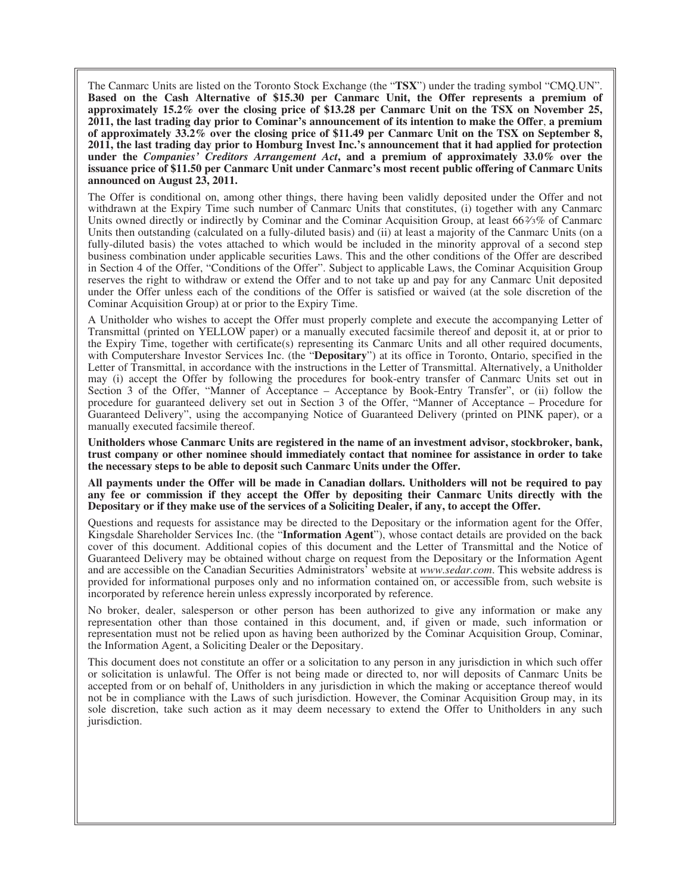The Canmarc Units are listed on the Toronto Stock Exchange (the "**TSX**") under the trading symbol "CMQ.UN". **Based on the Cash Alternative of $15.30 per Canmarc Unit, the Offer represents a premium of approximately 15.2% over the closing price of $13.28 per Canmarc Unit on the TSX on November 25, 2011, the last trading day prior to Cominar's announcement of its intention to make the Offer**, **a premium of approximately 33.2% over the closing price of $11.49 per Canmarc Unit on the TSX on September 8, 2011, the last trading day prior to Homburg Invest Inc.'s announcement that it had applied for protection under the *Companies' Creditors Arrangement Act*, and a premium of approximately 33.0% over the issuance price of $11.50 per Canmarc Unit under Canmarc's most recent public offering of Canmarc Units announced on August 23, 2011.**

The Offer is conditional on, among other things, there having been validly deposited under the Offer and not withdrawn at the Expiry Time such number of Canmarc Units that constitutes, (i) together with any Canmarc Units owned directly or indirectly by Cominar and the Cominar Acquisition Group, at least 66⅔% of Canmarc Units then outstanding (calculated on a fully-diluted basis) and (ii) at least a majority of the Canmarc Units (on a fully-diluted basis) the votes attached to which would be included in the minority approval of a second step business combination under applicable securities Laws. This and the other conditions of the Offer are described in Section 4 of the Offer, "Conditions of the Offer". Subject to applicable Laws, the Cominar Acquisition Group reserves the right to withdraw or extend the Offer and to not take up and pay for any Canmarc Unit deposited under the Offer unless each of the conditions of the Offer is satisfied or waived (at the sole discretion of the Cominar Acquisition Group) at or prior to the Expiry Time.

A Unitholder who wishes to accept the Offer must properly complete and execute the accompanying Letter of Transmittal (printed on YELLOW paper) or a manually executed facsimile thereof and deposit it, at or prior to the Expiry Time, together with certificate(s) representing its Canmarc Units and all other required documents, with Computershare Investor Services Inc. (the "**Depositary**") at its office in Toronto, Ontario, specified in the Letter of Transmittal, in accordance with the instructions in the Letter of Transmittal. Alternatively, a Unitholder may (i) accept the Offer by following the procedures for book-entry transfer of Canmarc Units set out in Section 3 of the Offer, "Manner of Acceptance – Acceptance by Book-Entry Transfer", or (ii) follow the procedure for guaranteed delivery set out in Section 3 of the Offer, "Manner of Acceptance – Procedure for Guaranteed Delivery", using the accompanying Notice of Guaranteed Delivery (printed on PINK paper), or a manually executed facsimile thereof.

**Unitholders whose Canmarc Units are registered in the name of an investment advisor, stockbroker, bank, trust company or other nominee should immediately contact that nominee for assistance in order to take the necessary steps to be able to deposit such Canmarc Units under the Offer.**

**All payments under the Offer will be made in Canadian dollars. Unitholders will not be required to pay any fee or commission if they accept the Offer by depositing their Canmarc Units directly with the Depositary or if they make use of the services of a Soliciting Dealer, if any, to accept the Offer.**

Questions and requests for assistance may be directed to the Depositary or the information agent for the Offer, Kingsdale Shareholder Services Inc. (the "**Information Agent**"), whose contact details are provided on the back cover of this document. Additional copies of this document and the Letter of Transmittal and the Notice of Guaranteed Delivery may be obtained without charge on request from the Depositary or the Information Agent and are accessible on the Canadian Securities Administrators' website at *www.sedar.com*. This website address is provided for informational purposes only and no information contained on, or accessible from, such website is incorporated by reference herein unless expressly incorporated by reference.

No broker, dealer, salesperson or other person has been authorized to give any information or make any representation other than those contained in this document, and, if given or made, such information or representation must not be relied upon as having been authorized by the Cominar Acquisition Group, Cominar, the Information Agent, a Soliciting Dealer or the Depositary.

This document does not constitute an offer or a solicitation to any person in any jurisdiction in which such offer or solicitation is unlawful. The Offer is not being made or directed to, nor will deposits of Canmarc Units be accepted from or on behalf of, Unitholders in any jurisdiction in which the making or acceptance thereof would not be in compliance with the Laws of such jurisdiction. However, the Cominar Acquisition Group may, in its sole discretion, take such action as it may deem necessary to extend the Offer to Unitholders in any such jurisdiction.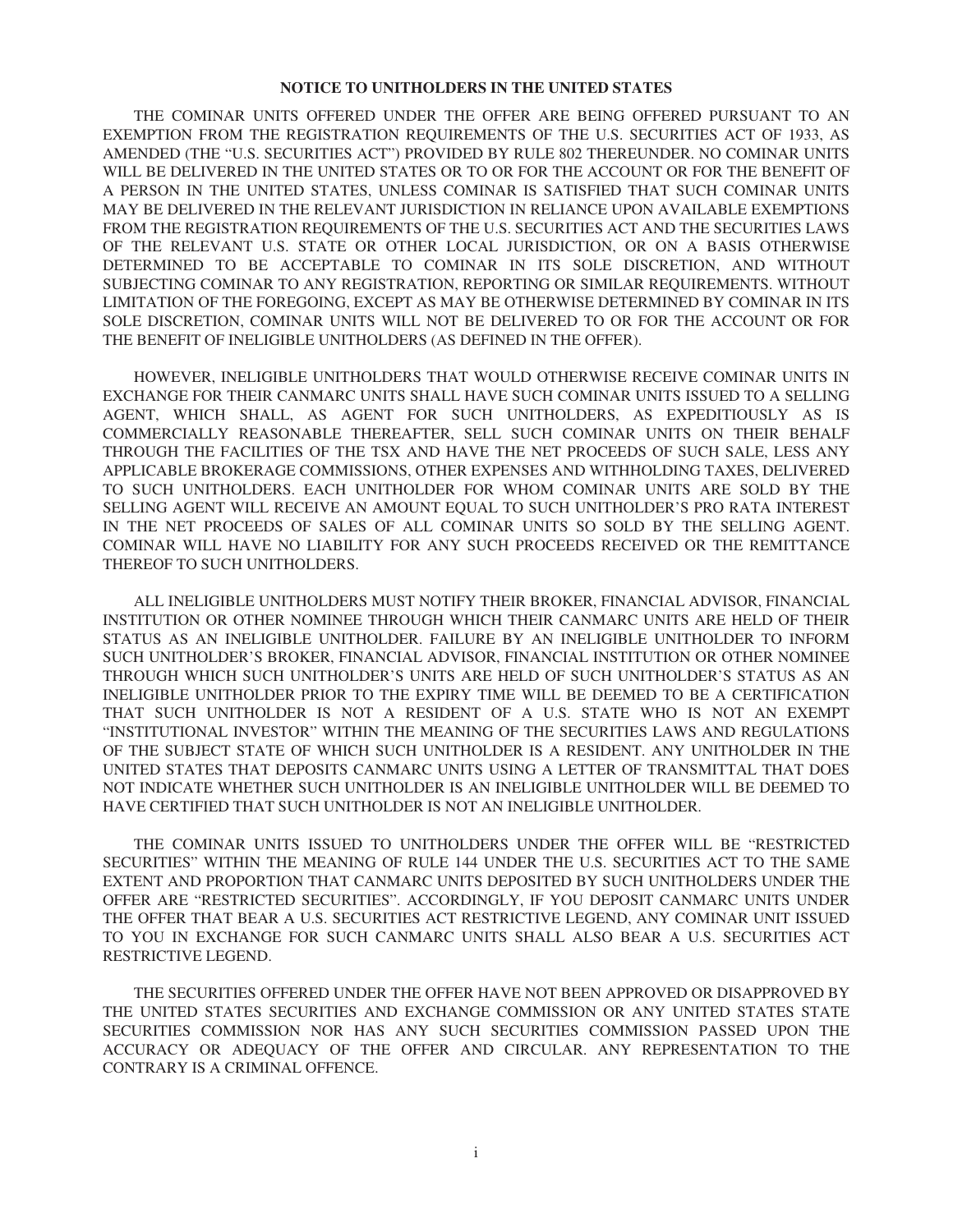## NOTICE TO UNITHOLDERS IN THE UNITED STATES

THE COMINAR UNITS OFFERED UNDER THE OFFER ARE BEING OFFERED PURSUANT TO AN EXEMPTION FROM THE REGISTRATION REQUIREMENTS OF THE U.S. SECURITIES ACT OF 1933, AS AMENDED (THE "U.S. SECURITIES ACT") PROVIDED BY RULE 802 THEREUNDER. NO COMINAR UNITS WILL BE DELIVERED IN THE UNITED STATES OR TO OR FOR THE ACCOUNT OR FOR THE BENEFIT OF A PERSON IN THE UNITED STATES, UNLESS COMINAR IS SATISFIED THAT SUCH COMINAR UNITS MAY BE DELIVERED IN THE RELEVANT JURISDICTION IN RELIANCE UPON AVAILABLE EXEMPTIONS FROM THE REGISTRATION REQUIREMENTS OF THE U.S. SECURITIES ACT AND THE SECURITIES LAWS OF THE RELEVANT U.S. STATE OR OTHER LOCAL JURISDICTION, OR ON A BASIS OTHERWISE DETERMINED TO BE ACCEPTABLE TO COMINAR IN ITS SOLE DISCRETION, AND WITHOUT SUBJECTING COMINAR TO ANY REGISTRATION, REPORTING OR SIMILAR REQUIREMENTS. WITHOUT LIMITATION OF THE FOREGOING, EXCEPT AS MAY BE OTHERWISE DETERMINED BY COMINAR IN ITS SOLE DISCRETION, COMINAR UNITS WILL NOT BE DELIVERED TO OR FOR THE ACCOUNT OR FOR THE BENEFIT OF INELIGIBLE UNITHOLDERS (AS DEFINED IN THE OFFER).

HOWEVER, INELIGIBLE UNITHOLDERS THAT WOULD OTHERWISE RECEIVE COMINAR UNITS IN EXCHANGE FOR THEIR CANMARC UNITS SHALL HAVE SUCH COMINAR UNITS ISSUED TO A SELLING AGENT, WHICH SHALL, AS AGENT FOR SUCH UNITHOLDERS, AS EXPEDITIOUSLY AS IS COMMERCIALLY REASONABLE THEREAFTER, SELL SUCH COMINAR UNITS ON THEIR BEHALF THROUGH THE FACILITIES OF THE TSX AND HAVE THE NET PROCEEDS OF SUCH SALE, LESS ANY APPLICABLE BROKERAGE COMMISSIONS, OTHER EXPENSES AND WITHHOLDING TAXES, DELIVERED TO SUCH UNITHOLDERS. EACH UNITHOLDER FOR WHOM COMINAR UNITS ARE SOLD BY THE SELLING AGENT WILL RECEIVE AN AMOUNT EQUAL TO SUCH UNITHOLDER'S PRO RATA INTEREST IN THE NET PROCEEDS OF SALES OF ALL COMINAR UNITS SO SOLD BY THE SELLING AGENT. COMINAR WILL HAVE NO LIABILITY FOR ANY SUCH PROCEEDS RECEIVED OR THE REMITTANCE THEREOF TO SUCH UNITHOLDERS.

ALL INELIGIBLE UNITHOLDERS MUST NOTIFY THEIR BROKER, FINANCIAL ADVISOR, FINANCIAL INSTITUTION OR OTHER NOMINEE THROUGH WHICH THEIR CANMARC UNITS ARE HELD OF THEIR STATUS AS AN INELIGIBLE UNITHOLDER. FAILURE BY AN INELIGIBLE UNITHOLDER TO INFORM SUCH UNITHOLDER'S BROKER, FINANCIAL ADVISOR, FINANCIAL INSTITUTION OR OTHER NOMINEE THROUGH WHICH SUCH UNITHOLDER'S UNITS ARE HELD OF SUCH UNITHOLDER'S STATUS AS AN INELIGIBLE UNITHOLDER PRIOR TO THE EXPIRY TIME WILL BE DEEMED TO BE A CERTIFICATION THAT SUCH UNITHOLDER IS NOT A RESIDENT OF A U.S. STATE WHO IS NOT AN EXEMPT "INSTITUTIONAL INVESTOR" WITHIN THE MEANING OF THE SECURITIES LAWS AND REGULATIONS OF THE SUBJECT STATE OF WHICH SUCH UNITHOLDER IS A RESIDENT. ANY UNITHOLDER IN THE UNITED STATES THAT DEPOSITS CANMARC UNITS USING A LETTER OF TRANSMITTAL THAT DOES NOT INDICATE WHETHER SUCH UNITHOLDER IS AN INELIGIBLE UNITHOLDER WILL BE DEEMED TO HAVE CERTIFIED THAT SUCH UNITHOLDER IS NOT AN INELIGIBLE UNITHOLDER.

THE COMINAR UNITS ISSUED TO UNITHOLDERS UNDER THE OFFER WILL BE "RESTRICTED SECURITIES" WITHIN THE MEANING OF RULE 144 UNDER THE U.S. SECURITIES ACT TO THE SAME EXTENT AND PROPORTION THAT CANMARC UNITS DEPOSITED BY SUCH UNITHOLDERS UNDER THE OFFER ARE "RESTRICTED SECURITIES". ACCORDINGLY, IF YOU DEPOSIT CANMARC UNITS UNDER THE OFFER THAT BEAR A U.S. SECURITIES ACT RESTRICTIVE LEGEND, ANY COMINAR UNIT ISSUED TO YOU IN EXCHANGE FOR SUCH CANMARC UNITS SHALL ALSO BEAR A U.S. SECURITIES ACT RESTRICTIVE LEGEND.

THE SECURITIES OFFERED UNDER THE OFFER HAVE NOT BEEN APPROVED OR DISAPPROVED BY THE UNITED STATES SECURITIES AND EXCHANGE COMMISSION OR ANY UNITED STATES STATE SECURITIES COMMISSION NOR HAS ANY SUCH SECURITIES COMMISSION PASSED UPON THE ACCURACY OR ADEQUACY OF THE OFFER AND CIRCULAR. ANY REPRESENTATION TO THE CONTRARY IS A CRIMINAL OFFENCE.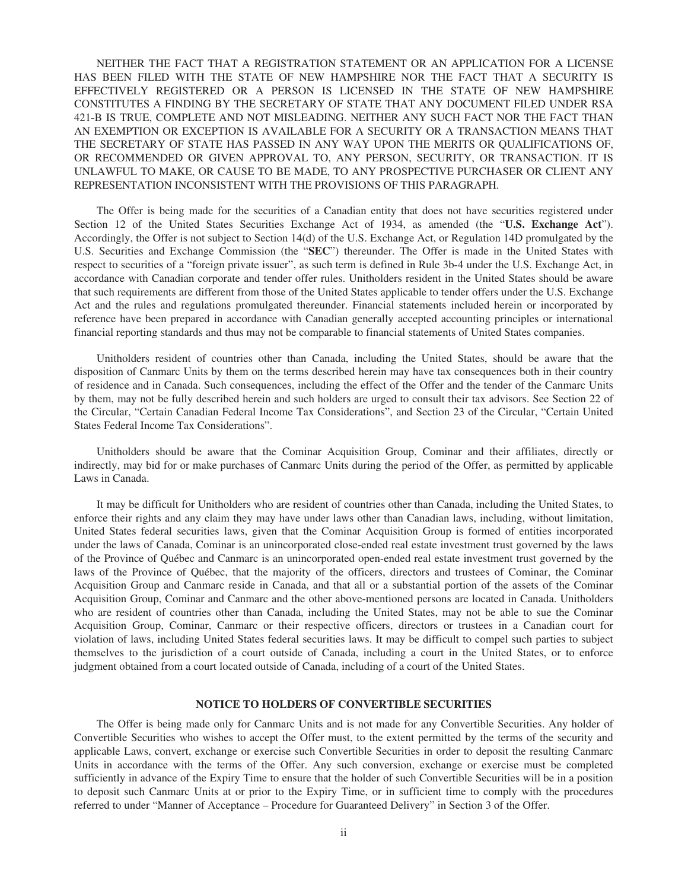NEITHER THE FACT THAT A REGISTRATION STATEMENT OR AN APPLICATION FOR A LICENSE HAS BEEN FILED WITH THE STATE OF NEW HAMPSHIRE NOR THE FACT THAT A SECURITY IS EFFECTIVELY REGISTERED OR A PERSON IS LICENSED IN THE STATE OF NEW HAMPSHIRE CONSTITUTES A FINDING BY THE SECRETARY OF STATE THAT ANY DOCUMENT FILED UNDER RSA 421-B IS TRUE, COMPLETE AND NOT MISLEADING. NEITHER ANY SUCH FACT NOR THE FACT THAN AN EXEMPTION OR EXCEPTION IS AVAILABLE FOR A SECURITY OR A TRANSACTION MEANS THAT THE SECRETARY OF STATE HAS PASSED IN ANY WAY UPON THE MERITS OR QUALIFICATIONS OF, OR RECOMMENDED OR GIVEN APPROVAL TO, ANY PERSON, SECURITY, OR TRANSACTION. IT IS UNLAWFUL TO MAKE, OR CAUSE TO BE MADE, TO ANY PROSPECTIVE PURCHASER OR CLIENT ANY REPRESENTATION INCONSISTENT WITH THE PROVISIONS OF THIS PARAGRAPH.

The Offer is being made for the securities of a Canadian entity that does not have securities registered under Section 12 of the United States Securities Exchange Act of 1934, as amended (the "**U.S. Exchange Act**"). Accordingly, the Offer is not subject to Section 14(d) of the U.S. Exchange Act, or Regulation 14D promulgated by the U.S. Securities and Exchange Commission (the "**SEC**") thereunder. The Offer is made in the United States with respect to securities of a "foreign private issuer", as such term is defined in Rule 3b-4 under the U.S. Exchange Act, in accordance with Canadian corporate and tender offer rules. Unitholders resident in the United States should be aware that such requirements are different from those of the United States applicable to tender offers under the U.S. Exchange Act and the rules and regulations promulgated thereunder. Financial statements included herein or incorporated by reference have been prepared in accordance with Canadian generally accepted accounting principles or international financial reporting standards and thus may not be comparable to financial statements of United States companies.

Unitholders resident of countries other than Canada, including the United States, should be aware that the disposition of Canmarc Units by them on the terms described herein may have tax consequences both in their country of residence and in Canada. Such consequences, including the effect of the Offer and the tender of the Canmarc Units by them, may not be fully described herein and such holders are urged to consult their tax advisors. See Section 22 of the Circular, "Certain Canadian Federal Income Tax Considerations", and Section 23 of the Circular, "Certain United States Federal Income Tax Considerations".

Unitholders should be aware that the Cominar Acquisition Group, Cominar and their affiliates, directly or indirectly, may bid for or make purchases of Canmarc Units during the period of the Offer, as permitted by applicable Laws in Canada.

It may be difficult for Unitholders who are resident of countries other than Canada, including the United States, to enforce their rights and any claim they may have under laws other than Canadian laws, including, without limitation, United States federal securities laws, given that the Cominar Acquisition Group is formed of entities incorporated under the laws of Canada, Cominar is an unincorporated close-ended real estate investment trust governed by the laws of the Province of Québec and Canmarc is an unincorporated open-ended real estate investment trust governed by the laws of the Province of Québec, that the majority of the officers, directors and trustees of Cominar, the Cominar Acquisition Group and Canmarc reside in Canada, and that all or a substantial portion of the assets of the Cominar Acquisition Group, Cominar and Canmarc and the other above-mentioned persons are located in Canada. Unitholders who are resident of countries other than Canada, including the United States, may not be able to sue the Cominar Acquisition Group, Cominar, Canmarc or their respective officers, directors or trustees in a Canadian court for violation of laws, including United States federal securities laws. It may be difficult to compel such parties to subject themselves to the jurisdiction of a court outside of Canada, including a court in the United States, or to enforce judgment obtained from a court located outside of Canada, including of a court of the United States.

## NOTICE TO HOLDERS OF CONVERTIBLE SECURITIES

The Offer is being made only for Canmarc Units and is not made for any Convertible Securities. Any holder of Convertible Securities who wishes to accept the Offer must, to the extent permitted by the terms of the security and applicable Laws, convert, exchange or exercise such Convertible Securities in order to deposit the resulting Canmarc Units in accordance with the terms of the Offer. Any such conversion, exchange or exercise must be completed sufficiently in advance of the Expiry Time to ensure that the holder of such Convertible Securities will be in a position to deposit such Canmarc Units at or prior to the Expiry Time, or in sufficient time to comply with the procedures referred to under "Manner of Acceptance – Procedure for Guaranteed Delivery" in Section 3 of the Offer.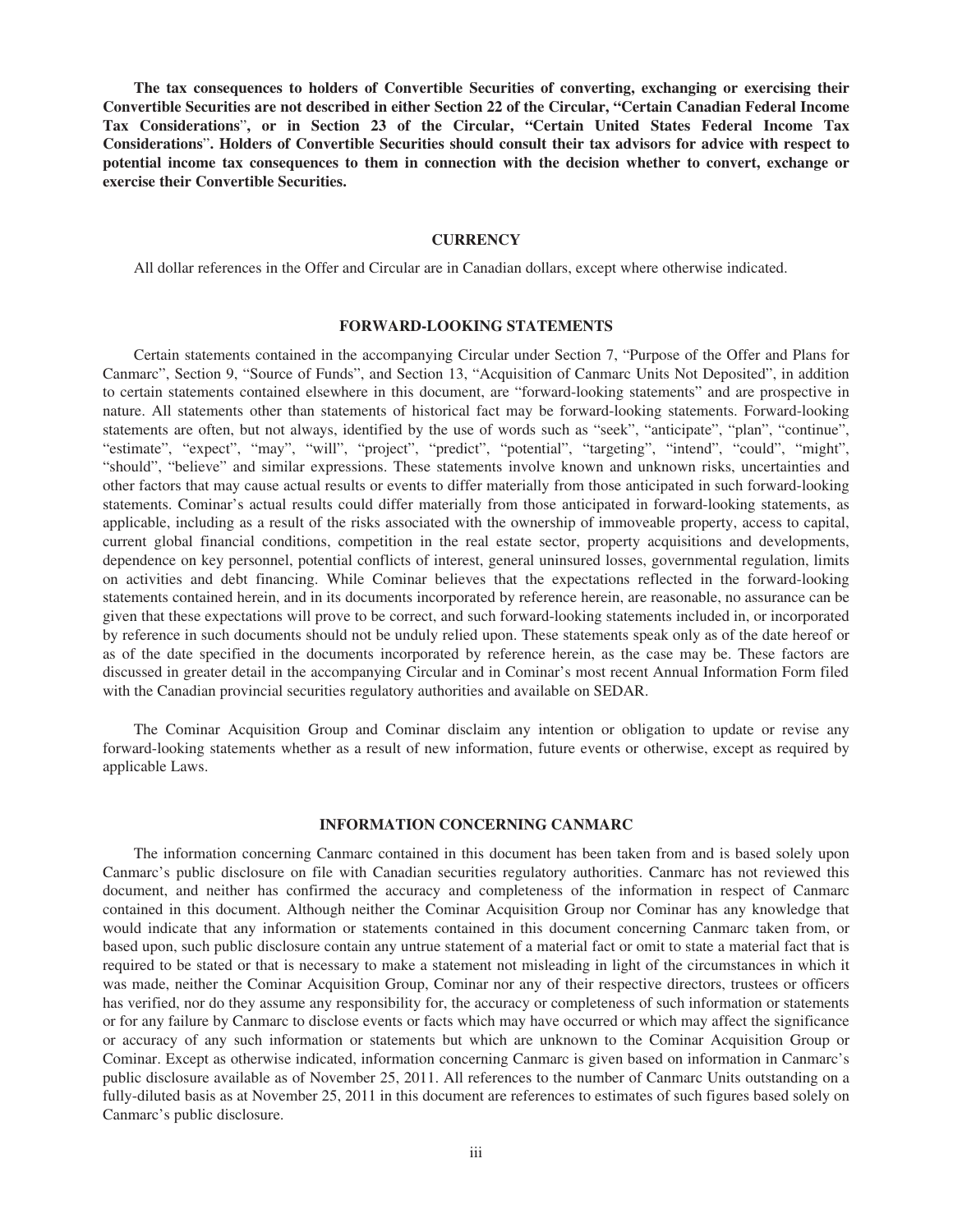**The tax consequences to holders of Convertible Securities of converting, exchanging or exercising their Convertible Securities are not described in either Section 22 of the Circular, "Certain Canadian Federal Income Tax Considerations", or in Section 23 of the Circular, "Certain United States Federal Income Tax Considerations". Holders of Convertible Securities should consult their tax advisors for advice with respect to potential income tax consequences to them in connection with the decision whether to convert, exchange or exercise their Convertible Securities.**

## CURRENCY

All dollar references in the Offer and Circular are in Canadian dollars, except where otherwise indicated.

## FORWARD-LOOKING STATEMENTS

Certain statements contained in the accompanying Circular under Section 7, "Purpose of the Offer and Plans for Canmarc", Section 9, "Source of Funds", and Section 13, "Acquisition of Canmarc Units Not Deposited", in addition to certain statements contained elsewhere in this document, are "forward-looking statements" and are prospective in nature. All statements other than statements of historical fact may be forward-looking statements. Forward-looking statements are often, but not always, identified by the use of words such as "seek", "anticipate", "plan", "continue", "estimate", "expect", "may", "will", "project", "predict", "potential", "targeting", "intend", "could", "might", "should", "believe" and similar expressions. These statements involve known and unknown risks, uncertainties and other factors that may cause actual results or events to differ materially from those anticipated in such forward-looking statements. Cominar's actual results could differ materially from those anticipated in forward-looking statements, as applicable, including as a result of the risks associated with the ownership of immoveable property, access to capital, current global financial conditions, competition in the real estate sector, property acquisitions and developments, dependence on key personnel, potential conflicts of interest, general uninsured losses, governmental regulation, limits on activities and debt financing. While Cominar believes that the expectations reflected in the forward-looking statements contained herein, and in its documents incorporated by reference herein, are reasonable, no assurance can be given that these expectations will prove to be correct, and such forward-looking statements included in, or incorporated by reference in such documents should not be unduly relied upon. These statements speak only as of the date hereof or as of the date specified in the documents incorporated by reference herein, as the case may be. These factors are discussed in greater detail in the accompanying Circular and in Cominar's most recent Annual Information Form filed with the Canadian provincial securities regulatory authorities and available on SEDAR.

The Cominar Acquisition Group and Cominar disclaim any intention or obligation to update or revise any forward-looking statements whether as a result of new information, future events or otherwise, except as required by applicable Laws.

## INFORMATION CONCERNING CANMARC

The information concerning Canmarc contained in this document has been taken from and is based solely upon Canmarc's public disclosure on file with Canadian securities regulatory authorities. Canmarc has not reviewed this document, and neither has confirmed the accuracy and completeness of the information in respect of Canmarc contained in this document. Although neither the Cominar Acquisition Group nor Cominar has any knowledge that would indicate that any information or statements contained in this document concerning Canmarc taken from, or based upon, such public disclosure contain any untrue statement of a material fact or omit to state a material fact that is required to be stated or that is necessary to make a statement not misleading in light of the circumstances in which it was made, neither the Cominar Acquisition Group, Cominar nor any of their respective directors, trustees or officers has verified, nor do they assume any responsibility for, the accuracy or completeness of such information or statements or for any failure by Canmarc to disclose events or facts which may have occurred or which may affect the significance or accuracy of any such information or statements but which are unknown to the Cominar Acquisition Group or Cominar. Except as otherwise indicated, information concerning Canmarc is given based on information in Canmarc's public disclosure available as of November 25, 2011. All references to the number of Canmarc Units outstanding on a fully-diluted basis as at November 25, 2011 in this document are references to estimates of such figures based solely on Canmarc's public disclosure.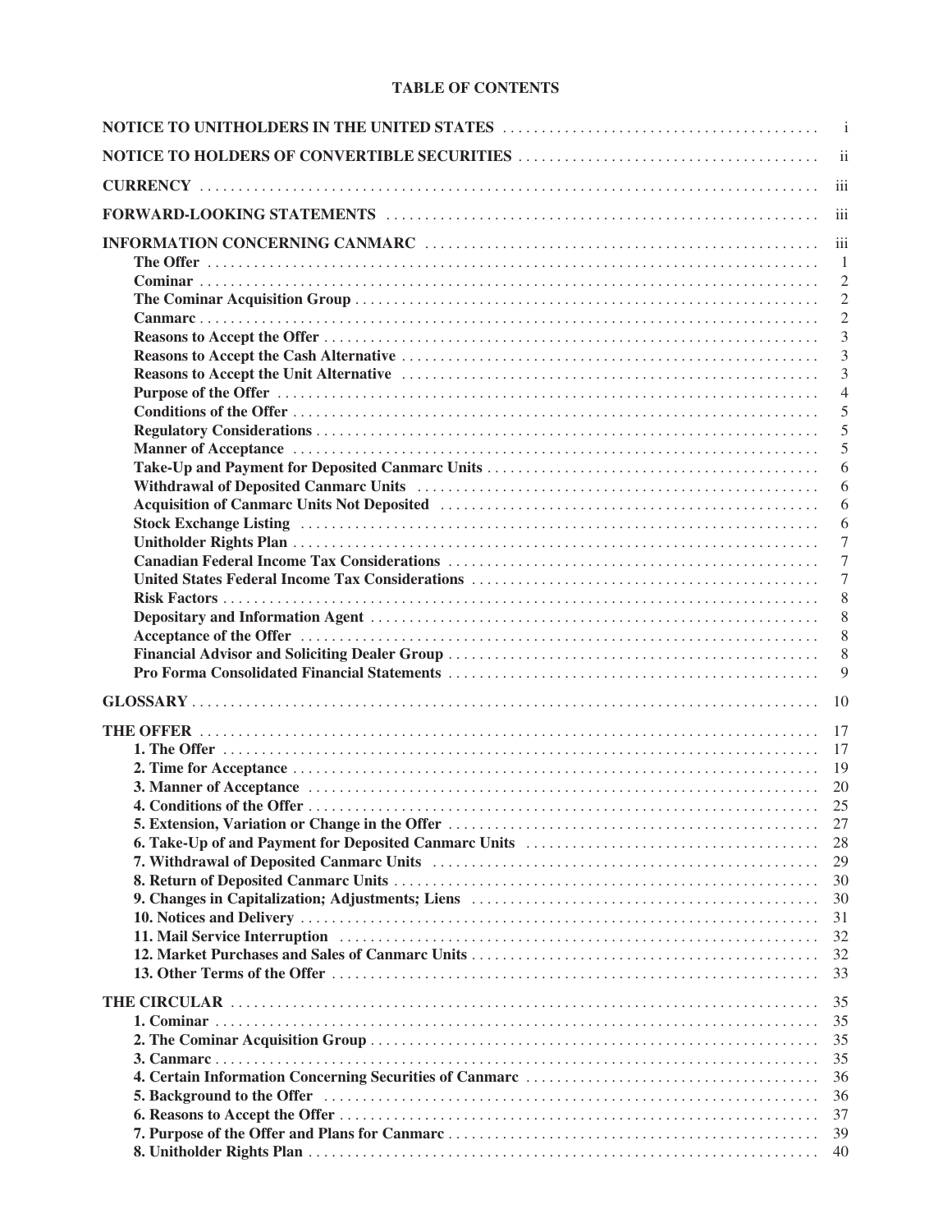**TABLE OF CONTENTS**

| | |
|---|---|
| **NOTICE TO UNITHOLDERS IN THE UNITED STATES** | i |
| **NOTICE TO HOLDERS OF CONVERTIBLE SECURITIES** | ii |
| **CURRENCY** | iii |
| **FORWARD-LOOKING STATEMENTS** | iii |
| **INFORMATION CONCERNING CANMARC** | iii |
| **The Offer** | 1 |
| **Cominar** | 2 |
| **The Cominar Acquisition Group** | 2 |
| **Canmarc** | 2 |
| **Reasons to Accept the Offer** | 3 |
| **Reasons to Accept the Cash Alternative** | 3 |
| **Reasons to Accept the Unit Alternative** | 3 |
| **Purpose of the Offer** | 4 |
| **Conditions of the Offer** | 5 |
| **Regulatory Considerations** | 5 |
| **Manner of Acceptance** | 5 |
| **Take-Up and Payment for Deposited Canmarc Units** | 6 |
| **Withdrawal of Deposited Canmarc Units** | 6 |
| **Acquisition of Canmarc Units Not Deposited** | 6 |
| **Stock Exchange Listing** | 6 |
| **Unitholder Rights Plan** | 7 |
| **Canadian Federal Income Tax Considerations** | 7 |
| **United States Federal Income Tax Considerations** | 7 |
| **Risk Factors** | 8 |
| **Depositary and Information Agent** | 8 |
| **Acceptance of the Offer** | 8 |
| **Financial Advisor and Soliciting Dealer Group** | 8 |
| **Pro Forma Consolidated Financial Statements** | 9 |
| **GLOSSARY** | 10 |
| **THE OFFER** | 17 |
| **1. The Offer** | 17 |
| **2. Time for Acceptance** | 19 |
| **3. Manner of Acceptance** | 20 |
| **4. Conditions of the Offer** | 25 |
| **5. Extension, Variation or Change in the Offer** | 27 |
| **6. Take-Up of and Payment for Deposited Canmarc Units** | 28 |
| **7. Withdrawal of Deposited Canmarc Units** | 29 |
| **8. Return of Deposited Canmarc Units** | 30 |
| **9. Changes in Capitalization; Adjustments; Liens** | 30 |
| **10. Notices and Delivery** | 31 |
| **11. Mail Service Interruption** | 32 |
| **12. Market Purchases and Sales of Canmarc Units** | 32 |
| **13. Other Terms of the Offer** | 33 |
| **THE CIRCULAR** | 35 |
| **1. Cominar** | 35 |
| **2. The Cominar Acquisition Group** | 35 |
| **3. Canmarc** | 35 |
| **4. Certain Information Concerning Securities of Canmarc** | 36 |
| **5. Background to the Offer** | 36 |
| **6. Reasons to Accept the Offer** | 37 |
| **7. Purpose of the Offer and Plans for Canmarc** | 39 |
| **8. Unitholder Rights Plan** | 40 |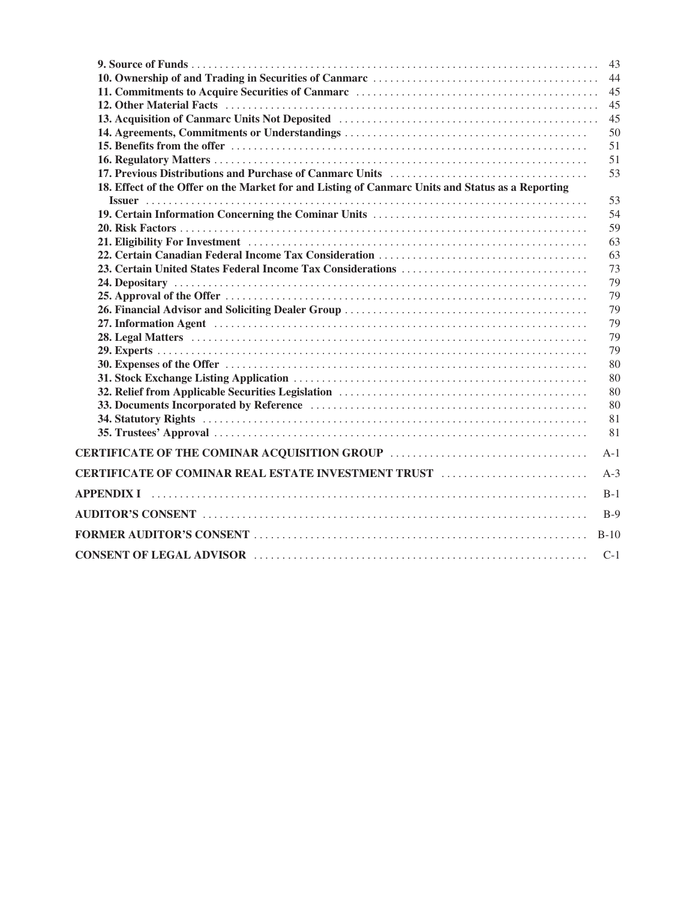| | |
|---|---|
| **9. Source of Funds** | 43 |
| **10. Ownership of and Trading in Securities of Canmarc** | 44 |
| **11. Commitments to Acquire Securities of Canmarc** | 45 |
| **12. Other Material Facts** | 45 |
| **13. Acquisition of Canmarc Units Not Deposited** | 45 |
| **14. Agreements, Commitments or Understandings** | 50 |
| **15. Benefits from the offer** | 51 |
| **16. Regulatory Matters** | 51 |
| **17. Previous Distributions and Purchase of Canmarc Units** | 53 |
| **18. Effect of the Offer on the Market for and Listing of Canmarc Units and Status as a Reporting Issuer** | 53 |
| **19. Certain Information Concerning the Cominar Units** | 54 |
| **20. Risk Factors** | 59 |
| **21. Eligibility For Investment** | 63 |
| **22. Certain Canadian Federal Income Tax Consideration** | 63 |
| **23. Certain United States Federal Income Tax Considerations** | 73 |
| **24. Depositary** | 79 |
| **25. Approval of the Offer** | 79 |
| **26. Financial Advisor and Soliciting Dealer Group** | 79 |
| **27. Information Agent** | 79 |
| **28. Legal Matters** | 79 |
| **29. Experts** | 79 |
| **30. Expenses of the Offer** | 80 |
| **31. Stock Exchange Listing Application** | 80 |
| **32. Relief from Applicable Securities Legislation** | 80 |
| **33. Documents Incorporated by Reference** | 80 |
| **34. Statutory Rights** | 81 |
| **35. Trustees' Approval** | 81 |
| **CERTIFICATE OF THE COMINAR ACQUISITION GROUP** | A-1 |
| **CERTIFICATE OF COMINAR REAL ESTATE INVESTMENT TRUST** | A-3 |
| **APPENDIX I** | B-1 |
| **AUDITOR'S CONSENT** | B-9 |
| **FORMER AUDITOR'S CONSENT** | B-10 |
| **CONSENT OF LEGAL ADVISOR** | C-1 |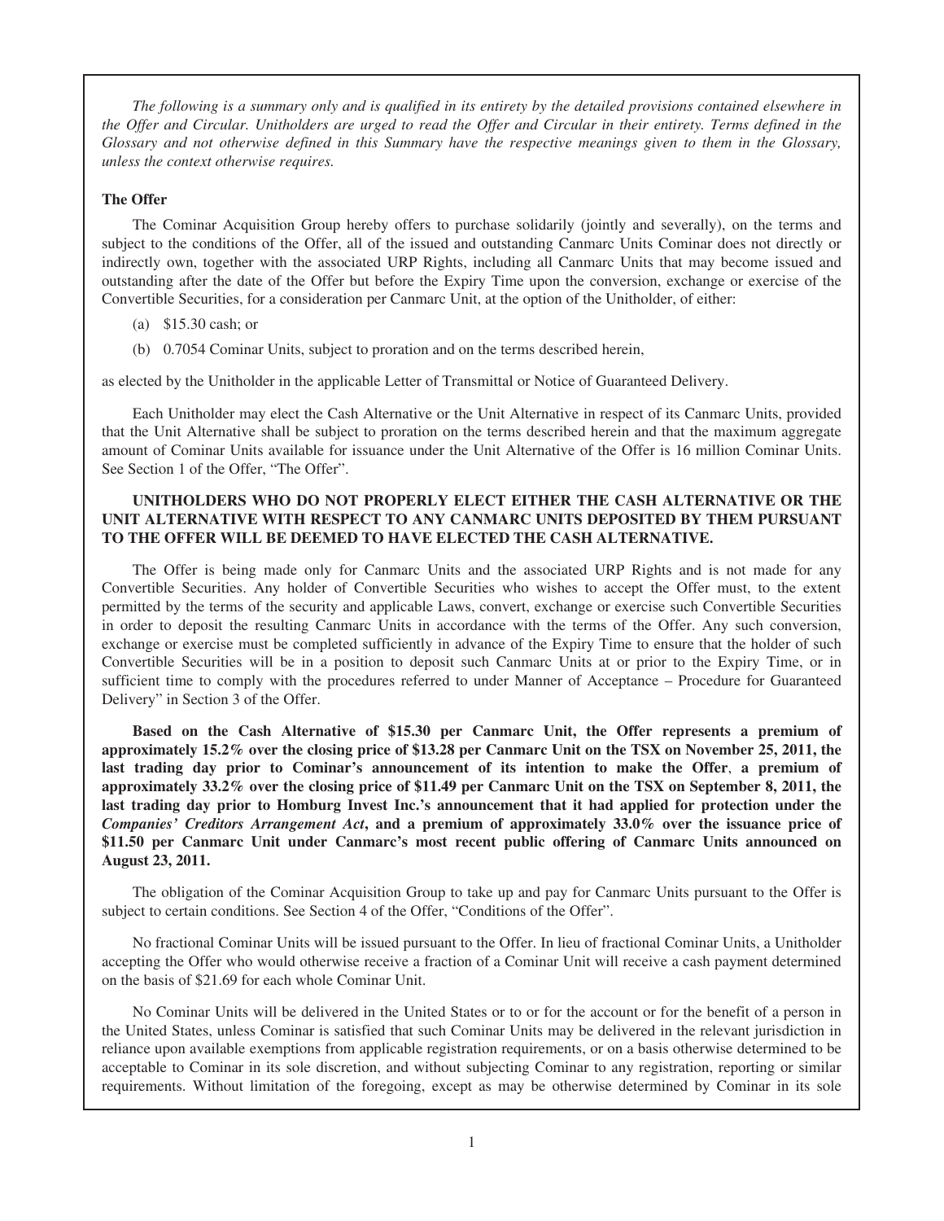*The following is a summary only and is qualified in its entirety by the detailed provisions contained elsewhere in the Offer and Circular. Unitholders are urged to read the Offer and Circular in their entirety. Terms defined in the Glossary and not otherwise defined in this Summary have the respective meanings given to them in the Glossary, unless the context otherwise requires.*

**The Offer**

The Cominar Acquisition Group hereby offers to purchase solidarily (jointly and severally), on the terms and subject to the conditions of the Offer, all of the issued and outstanding Canmarc Units Cominar does not directly or indirectly own, together with the associated URP Rights, including all Canmarc Units that may become issued and outstanding after the date of the Offer but before the Expiry Time upon the conversion, exchange or exercise of the Convertible Securities, for a consideration per Canmarc Unit, at the option of the Unitholder, of either:

(a) $15.30 cash; or

(b) 0.7054 Cominar Units, subject to proration and on the terms described herein,

as elected by the Unitholder in the applicable Letter of Transmittal or Notice of Guaranteed Delivery.

Each Unitholder may elect the Cash Alternative or the Unit Alternative in respect of its Canmarc Units, provided that the Unit Alternative shall be subject to proration on the terms described herein and that the maximum aggregate amount of Cominar Units available for issuance under the Unit Alternative of the Offer is 16 million Cominar Units. See Section 1 of the Offer, "The Offer".

**UNITHOLDERS WHO DO NOT PROPERLY ELECT EITHER THE CASH ALTERNATIVE OR THE UNIT ALTERNATIVE WITH RESPECT TO ANY CANMARC UNITS DEPOSITED BY THEM PURSUANT TO THE OFFER WILL BE DEEMED TO HAVE ELECTED THE CASH ALTERNATIVE.**

The Offer is being made only for Canmarc Units and the associated URP Rights and is not made for any Convertible Securities. Any holder of Convertible Securities who wishes to accept the Offer must, to the extent permitted by the terms of the security and applicable Laws, convert, exchange or exercise such Convertible Securities in order to deposit the resulting Canmarc Units in accordance with the terms of the Offer. Any such conversion, exchange or exercise must be completed sufficiently in advance of the Expiry Time to ensure that the holder of such Convertible Securities will be in a position to deposit such Canmarc Units at or prior to the Expiry Time, or in sufficient time to comply with the procedures referred to under Manner of Acceptance – Procedure for Guaranteed Delivery" in Section 3 of the Offer.

**Based on the Cash Alternative of $15.30 per Canmarc Unit, the Offer represents a premium of approximately 15.2% over the closing price of $13.28 per Canmarc Unit on the TSX on November 25, 2011, the last trading day prior to Cominar's announcement of its intention to make the Offer, a premium of approximately 33.2% over the closing price of $11.49 per Canmarc Unit on the TSX on September 8, 2011, the last trading day prior to Homburg Invest Inc.'s announcement that it had applied for protection under the *Companies' Creditors Arrangement Act*, and a premium of approximately 33.0% over the issuance price of $11.50 per Canmarc Unit under Canmarc's most recent public offering of Canmarc Units announced on August 23, 2011.**

The obligation of the Cominar Acquisition Group to take up and pay for Canmarc Units pursuant to the Offer is subject to certain conditions. See Section 4 of the Offer, "Conditions of the Offer".

No fractional Cominar Units will be issued pursuant to the Offer. In lieu of fractional Cominar Units, a Unitholder accepting the Offer who would otherwise receive a fraction of a Cominar Unit will receive a cash payment determined on the basis of $21.69 for each whole Cominar Unit.

No Cominar Units will be delivered in the United States or to or for the account or for the benefit of a person in the United States, unless Cominar is satisfied that such Cominar Units may be delivered in the relevant jurisdiction in reliance upon available exemptions from applicable registration requirements, or on a basis otherwise determined to be acceptable to Cominar in its sole discretion, and without subjecting Cominar to any registration, reporting or similar requirements. Without limitation of the foregoing, except as may be otherwise determined by Cominar in its sole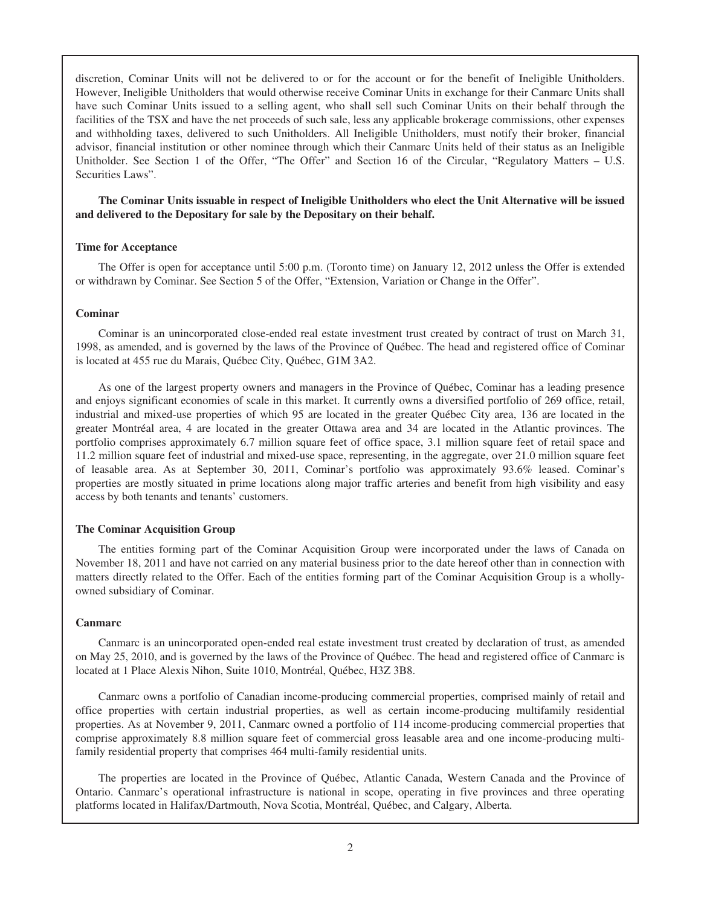discretion, Cominar Units will not be delivered to or for the account or for the benefit of Ineligible Unitholders. However, Ineligible Unitholders that would otherwise receive Cominar Units in exchange for their Canmarc Units shall have such Cominar Units issued to a selling agent, who shall sell such Cominar Units on their behalf through the facilities of the TSX and have the net proceeds of such sale, less any applicable brokerage commissions, other expenses and withholding taxes, delivered to such Unitholders. All Ineligible Unitholders, must notify their broker, financial advisor, financial institution or other nominee through which their Canmarc Units held of their status as an Ineligible Unitholder. See Section 1 of the Offer, "The Offer" and Section 16 of the Circular, "Regulatory Matters – U.S. Securities Laws".

**The Cominar Units issuable in respect of Ineligible Unitholders who elect the Unit Alternative will be issued and delivered to the Depositary for sale by the Depositary on their behalf.**

**Time for Acceptance**

The Offer is open for acceptance until 5:00 p.m. (Toronto time) on January 12, 2012 unless the Offer is extended or withdrawn by Cominar. See Section 5 of the Offer, "Extension, Variation or Change in the Offer".

**Cominar**

Cominar is an unincorporated close-ended real estate investment trust created by contract of trust on March 31, 1998, as amended, and is governed by the laws of the Province of Québec. The head and registered office of Cominar is located at 455 rue du Marais, Québec City, Québec, G1M 3A2.

As one of the largest property owners and managers in the Province of Québec, Cominar has a leading presence and enjoys significant economies of scale in this market. It currently owns a diversified portfolio of 269 office, retail, industrial and mixed-use properties of which 95 are located in the greater Québec City area, 136 are located in the greater Montréal area, 4 are located in the greater Ottawa area and 34 are located in the Atlantic provinces. The portfolio comprises approximately 6.7 million square feet of office space, 3.1 million square feet of retail space and 11.2 million square feet of industrial and mixed-use space, representing, in the aggregate, over 21.0 million square feet of leasable area. As at September 30, 2011, Cominar's portfolio was approximately 93.6% leased. Cominar's properties are mostly situated in prime locations along major traffic arteries and benefit from high visibility and easy access by both tenants and tenants' customers.

**The Cominar Acquisition Group**

The entities forming part of the Cominar Acquisition Group were incorporated under the laws of Canada on November 18, 2011 and have not carried on any material business prior to the date hereof other than in connection with matters directly related to the Offer. Each of the entities forming part of the Cominar Acquisition Group is a wholly-owned subsidiary of Cominar.

**Canmarc**

Canmarc is an unincorporated open-ended real estate investment trust created by declaration of trust, as amended on May 25, 2010, and is governed by the laws of the Province of Québec. The head and registered office of Canmarc is located at 1 Place Alexis Nihon, Suite 1010, Montréal, Québec, H3Z 3B8.

Canmarc owns a portfolio of Canadian income-producing commercial properties, comprised mainly of retail and office properties with certain industrial properties, as well as certain income-producing multifamily residential properties. As at November 9, 2011, Canmarc owned a portfolio of 114 income-producing commercial properties that comprise approximately 8.8 million square feet of commercial gross leasable area and one income-producing multi-family residential property that comprises 464 multi-family residential units.

The properties are located in the Province of Québec, Atlantic Canada, Western Canada and the Province of Ontario. Canmarc's operational infrastructure is national in scope, operating in five provinces and three operating platforms located in Halifax/Dartmouth, Nova Scotia, Montréal, Québec, and Calgary, Alberta.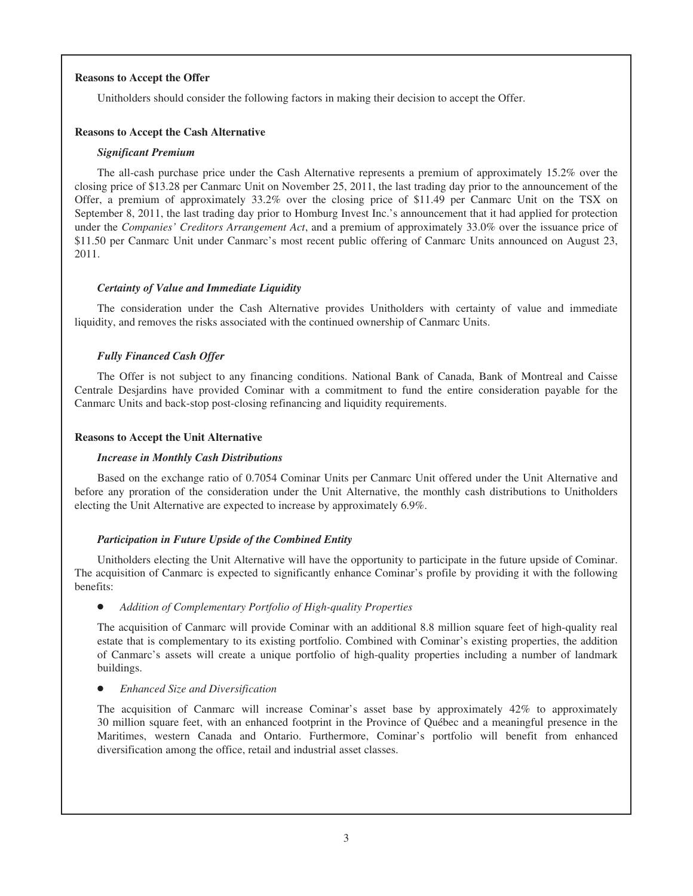**Reasons to Accept the Offer**

Unitholders should consider the following factors in making their decision to accept the Offer.

**Reasons to Accept the Cash Alternative**

***Significant Premium***

The all-cash purchase price under the Cash Alternative represents a premium of approximately 15.2% over the closing price of $13.28 per Canmarc Unit on November 25, 2011, the last trading day prior to the announcement of the Offer, a premium of approximately 33.2% over the closing price of $11.49 per Canmarc Unit on the TSX on September 8, 2011, the last trading day prior to Homburg Invest Inc.'s announcement that it had applied for protection under the *Companies' Creditors Arrangement Act*, and a premium of approximately 33.0% over the issuance price of $11.50 per Canmarc Unit under Canmarc's most recent public offering of Canmarc Units announced on August 23, 2011.

***Certainty of Value and Immediate Liquidity***

The consideration under the Cash Alternative provides Unitholders with certainty of value and immediate liquidity, and removes the risks associated with the continued ownership of Canmarc Units.

***Fully Financed Cash Offer***

The Offer is not subject to any financing conditions. National Bank of Canada, Bank of Montreal and Caisse Centrale Desjardins have provided Cominar with a commitment to fund the entire consideration payable for the Canmarc Units and back-stop post-closing refinancing and liquidity requirements.

**Reasons to Accept the Unit Alternative**

***Increase in Monthly Cash Distributions***

Based on the exchange ratio of 0.7054 Cominar Units per Canmarc Unit offered under the Unit Alternative and before any proration of the consideration under the Unit Alternative, the monthly cash distributions to Unitholders electing the Unit Alternative are expected to increase by approximately 6.9%.

***Participation in Future Upside of the Combined Entity***

Unitholders electing the Unit Alternative will have the opportunity to participate in the future upside of Cominar. The acquisition of Canmarc is expected to significantly enhance Cominar's profile by providing it with the following benefits:

- *Addition of Complementary Portfolio of High-quality Properties*

  The acquisition of Canmarc will provide Cominar with an additional 8.8 million square feet of high-quality real estate that is complementary to its existing portfolio. Combined with Cominar's existing properties, the addition of Canmarc's assets will create a unique portfolio of high-quality properties including a number of landmark buildings.

- *Enhanced Size and Diversification*

  The acquisition of Canmarc will increase Cominar's asset base by approximately 42% to approximately 30 million square feet, with an enhanced footprint in the Province of Québec and a meaningful presence in the Maritimes, western Canada and Ontario. Furthermore, Cominar's portfolio will benefit from enhanced diversification among the office, retail and industrial asset classes.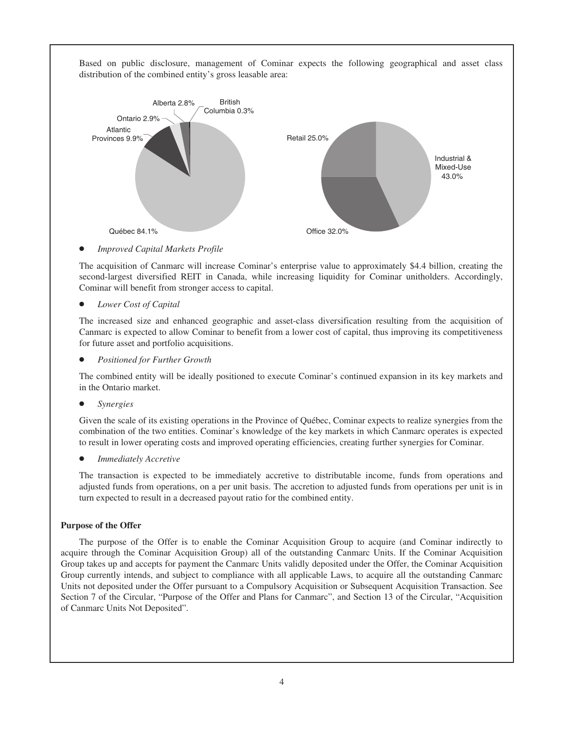Based on public disclosure, management of Cominar expects the following geographical and asset class distribution of the combined entity's gross leasable area:

Québec 84.1%
Atlantic Provinces 9.9%
Ontario 2.9%
Alberta 2.8%
British Columbia 0.3%

Industrial & Mixed-Use 43.0%
Office 32.0%
Retail 25.0%

- *Improved Capital Markets Profile*

The acquisition of Canmarc will increase Cominar's enterprise value to approximately $4.4 billion, creating the second-largest diversified REIT in Canada, while increasing liquidity for Cominar unitholders. Accordingly, Cominar will benefit from stronger access to capital.

- *Lower Cost of Capital*

The increased size and enhanced geographic and asset-class diversification resulting from the acquisition of Canmarc is expected to allow Cominar to benefit from a lower cost of capital, thus improving its competitiveness for future asset and portfolio acquisitions.

- *Positioned for Further Growth*

The combined entity will be ideally positioned to execute Cominar's continued expansion in its key markets and in the Ontario market.

- *Synergies*

Given the scale of its existing operations in the Province of Québec, Cominar expects to realize synergies from the combination of the two entities. Cominar's knowledge of the key markets in which Canmarc operates is expected to result in lower operating costs and improved operating efficiencies, creating further synergies for Cominar.

- *Immediately Accretive*

The transaction is expected to be immediately accretive to distributable income, funds from operations and adjusted funds from operations, on a per unit basis. The accretion to adjusted funds from operations per unit is in turn expected to result in a decreased payout ratio for the combined entity.

**Purpose of the Offer**

The purpose of the Offer is to enable the Cominar Acquisition Group to acquire (and Cominar indirectly to acquire through the Cominar Acquisition Group) all of the outstanding Canmarc Units. If the Cominar Acquisition Group takes up and accepts for payment the Canmarc Units validly deposited under the Offer, the Cominar Acquisition Group currently intends, and subject to compliance with all applicable Laws, to acquire all the outstanding Canmarc Units not deposited under the Offer pursuant to a Compulsory Acquisition or Subsequent Acquisition Transaction. See Section 7 of the Circular, "Purpose of the Offer and Plans for Canmarc", and Section 13 of the Circular, "Acquisition of Canmarc Units Not Deposited".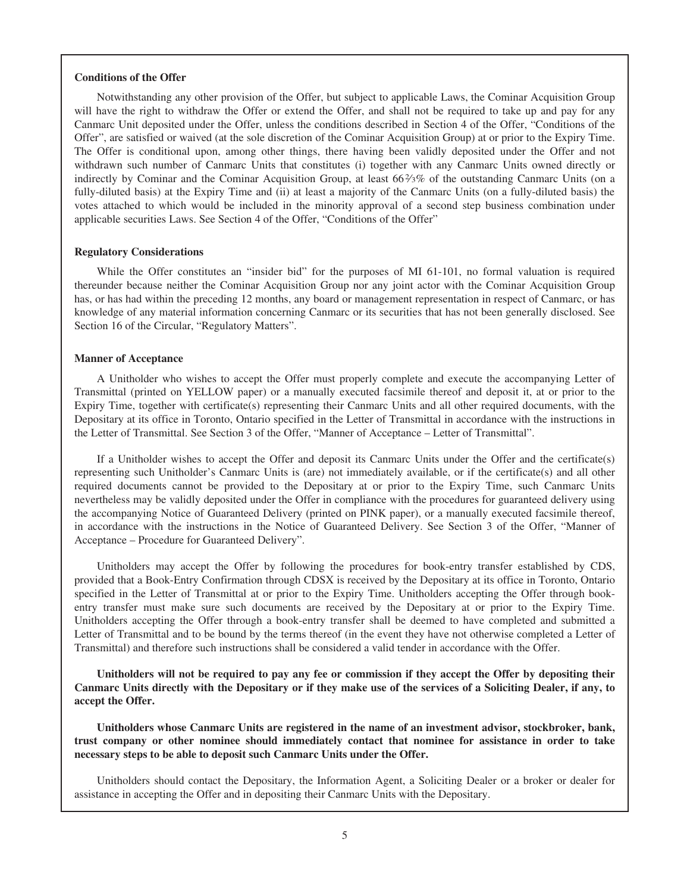**Conditions of the Offer**

Notwithstanding any other provision of the Offer, but subject to applicable Laws, the Cominar Acquisition Group will have the right to withdraw the Offer or extend the Offer, and shall not be required to take up and pay for any Canmarc Unit deposited under the Offer, unless the conditions described in Section 4 of the Offer, "Conditions of the Offer", are satisfied or waived (at the sole discretion of the Cominar Acquisition Group) at or prior to the Expiry Time. The Offer is conditional upon, among other things, there having been validly deposited under the Offer and not withdrawn such number of Canmarc Units that constitutes (i) together with any Canmarc Units owned directly or indirectly by Cominar and the Cominar Acquisition Group, at least 66⅔% of the outstanding Canmarc Units (on a fully-diluted basis) at the Expiry Time and (ii) at least a majority of the Canmarc Units (on a fully-diluted basis) the votes attached to which would be included in the minority approval of a second step business combination under applicable securities Laws. See Section 4 of the Offer, "Conditions of the Offer"

**Regulatory Considerations**

While the Offer constitutes an "insider bid" for the purposes of MI 61-101, no formal valuation is required thereunder because neither the Cominar Acquisition Group nor any joint actor with the Cominar Acquisition Group has, or has had within the preceding 12 months, any board or management representation in respect of Canmarc, or has knowledge of any material information concerning Canmarc or its securities that has not been generally disclosed. See Section 16 of the Circular, "Regulatory Matters".

**Manner of Acceptance**

A Unitholder who wishes to accept the Offer must properly complete and execute the accompanying Letter of Transmittal (printed on YELLOW paper) or a manually executed facsimile thereof and deposit it, at or prior to the Expiry Time, together with certificate(s) representing their Canmarc Units and all other required documents, with the Depositary at its office in Toronto, Ontario specified in the Letter of Transmittal in accordance with the instructions in the Letter of Transmittal. See Section 3 of the Offer, "Manner of Acceptance – Letter of Transmittal".

If a Unitholder wishes to accept the Offer and deposit its Canmarc Units under the Offer and the certificate(s) representing such Unitholder's Canmarc Units is (are) not immediately available, or if the certificate(s) and all other required documents cannot be provided to the Depositary at or prior to the Expiry Time, such Canmarc Units nevertheless may be validly deposited under the Offer in compliance with the procedures for guaranteed delivery using the accompanying Notice of Guaranteed Delivery (printed on PINK paper), or a manually executed facsimile thereof, in accordance with the instructions in the Notice of Guaranteed Delivery. See Section 3 of the Offer, "Manner of Acceptance – Procedure for Guaranteed Delivery".

Unitholders may accept the Offer by following the procedures for book-entry transfer established by CDS, provided that a Book-Entry Confirmation through CDSX is received by the Depositary at its office in Toronto, Ontario specified in the Letter of Transmittal at or prior to the Expiry Time. Unitholders accepting the Offer through book-entry transfer must make sure such documents are received by the Depositary at or prior to the Expiry Time. Unitholders accepting the Offer through a book-entry transfer shall be deemed to have completed and submitted a Letter of Transmittal and to be bound by the terms thereof (in the event they have not otherwise completed a Letter of Transmittal) and therefore such instructions shall be considered a valid tender in accordance with the Offer.

**Unitholders will not be required to pay any fee or commission if they accept the Offer by depositing their Canmarc Units directly with the Depositary or if they make use of the services of a Soliciting Dealer, if any, to accept the Offer.**

**Unitholders whose Canmarc Units are registered in the name of an investment advisor, stockbroker, bank, trust company or other nominee should immediately contact that nominee for assistance in order to take necessary steps to be able to deposit such Canmarc Units under the Offer.**

Unitholders should contact the Depositary, the Information Agent, a Soliciting Dealer or a broker or dealer for assistance in accepting the Offer and in depositing their Canmarc Units with the Depositary.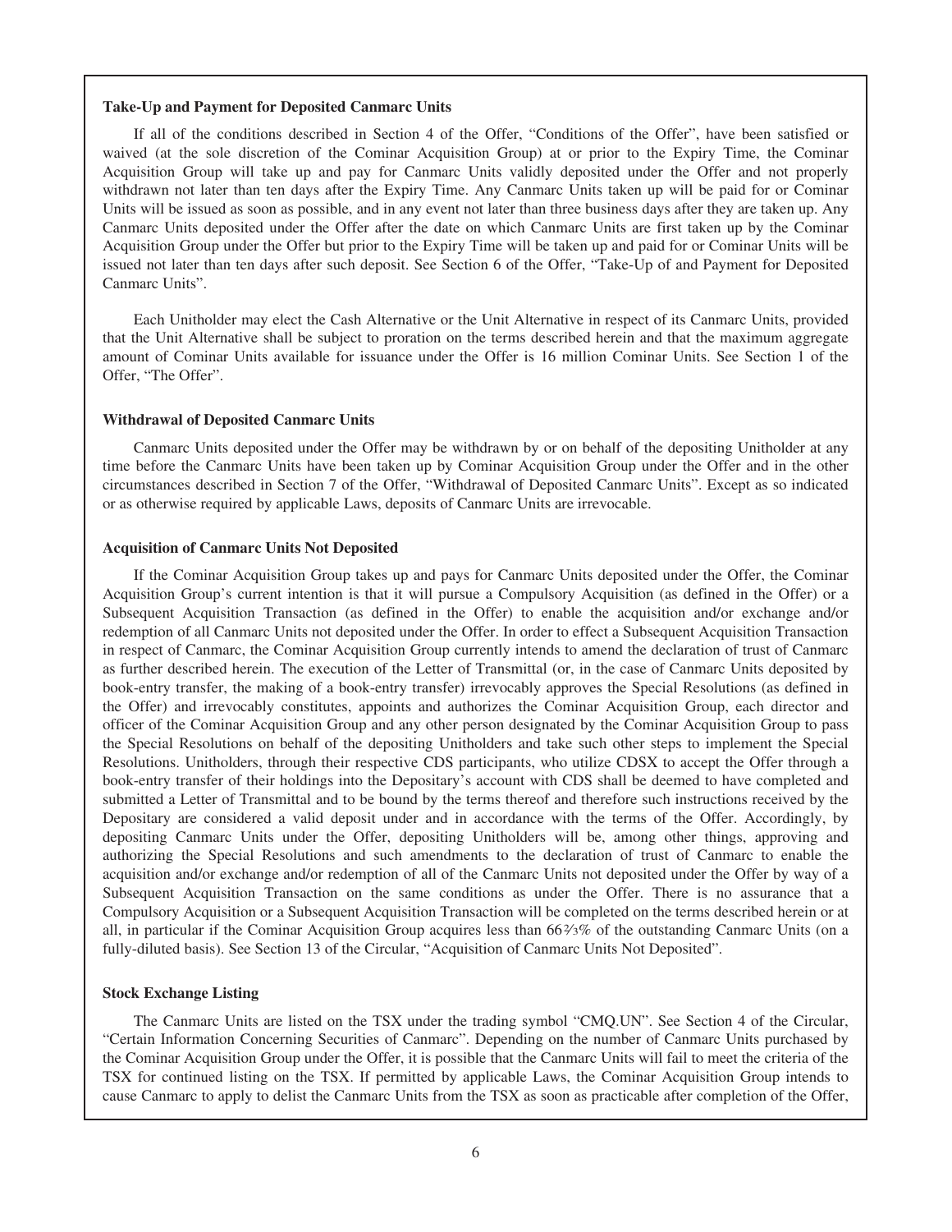**Take-Up and Payment for Deposited Canmarc Units**

If all of the conditions described in Section 4 of the Offer, "Conditions of the Offer", have been satisfied or waived (at the sole discretion of the Cominar Acquisition Group) at or prior to the Expiry Time, the Cominar Acquisition Group will take up and pay for Canmarc Units validly deposited under the Offer and not properly withdrawn not later than ten days after the Expiry Time. Any Canmarc Units taken up will be paid for or Cominar Units will be issued as soon as possible, and in any event not later than three business days after they are taken up. Any Canmarc Units deposited under the Offer after the date on which Canmarc Units are first taken up by the Cominar Acquisition Group under the Offer but prior to the Expiry Time will be taken up and paid for or Cominar Units will be issued not later than ten days after such deposit. See Section 6 of the Offer, "Take-Up of and Payment for Deposited Canmarc Units".

Each Unitholder may elect the Cash Alternative or the Unit Alternative in respect of its Canmarc Units, provided that the Unit Alternative shall be subject to proration on the terms described herein and that the maximum aggregate amount of Cominar Units available for issuance under the Offer is 16 million Cominar Units. See Section 1 of the Offer, "The Offer".

**Withdrawal of Deposited Canmarc Units**

Canmarc Units deposited under the Offer may be withdrawn by or on behalf of the depositing Unitholder at any time before the Canmarc Units have been taken up by Cominar Acquisition Group under the Offer and in the other circumstances described in Section 7 of the Offer, "Withdrawal of Deposited Canmarc Units". Except as so indicated or as otherwise required by applicable Laws, deposits of Canmarc Units are irrevocable.

**Acquisition of Canmarc Units Not Deposited**

If the Cominar Acquisition Group takes up and pays for Canmarc Units deposited under the Offer, the Cominar Acquisition Group's current intention is that it will pursue a Compulsory Acquisition (as defined in the Offer) or a Subsequent Acquisition Transaction (as defined in the Offer) to enable the acquisition and/or exchange and/or redemption of all Canmarc Units not deposited under the Offer. In order to effect a Subsequent Acquisition Transaction in respect of Canmarc, the Cominar Acquisition Group currently intends to amend the declaration of trust of Canmarc as further described herein. The execution of the Letter of Transmittal (or, in the case of Canmarc Units deposited by book-entry transfer, the making of a book-entry transfer) irrevocably approves the Special Resolutions (as defined in the Offer) and irrevocably constitutes, appoints and authorizes the Cominar Acquisition Group, each director and officer of the Cominar Acquisition Group and any other person designated by the Cominar Acquisition Group to pass the Special Resolutions on behalf of the depositing Unitholders and take such other steps to implement the Special Resolutions. Unitholders, through their respective CDS participants, who utilize CDSX to accept the Offer through a book-entry transfer of their holdings into the Depositary's account with CDS shall be deemed to have completed and submitted a Letter of Transmittal and to be bound by the terms thereof and therefore such instructions received by the Depositary are considered a valid deposit under and in accordance with the terms of the Offer. Accordingly, by depositing Canmarc Units under the Offer, depositing Unitholders will be, among other things, approving and authorizing the Special Resolutions and such amendments to the declaration of trust of Canmarc to enable the acquisition and/or exchange and/or redemption of all of the Canmarc Units not deposited under the Offer by way of a Subsequent Acquisition Transaction on the same conditions as under the Offer. There is no assurance that a Compulsory Acquisition or a Subsequent Acquisition Transaction will be completed on the terms described herein or at all, in particular if the Cominar Acquisition Group acquires less than 66⅔% of the outstanding Canmarc Units (on a fully-diluted basis). See Section 13 of the Circular, "Acquisition of Canmarc Units Not Deposited".

**Stock Exchange Listing**

The Canmarc Units are listed on the TSX under the trading symbol "CMQ.UN". See Section 4 of the Circular, "Certain Information Concerning Securities of Canmarc". Depending on the number of Canmarc Units purchased by the Cominar Acquisition Group under the Offer, it is possible that the Canmarc Units will fail to meet the criteria of the TSX for continued listing on the TSX. If permitted by applicable Laws, the Cominar Acquisition Group intends to cause Canmarc to apply to delist the Canmarc Units from the TSX as soon as practicable after completion of the Offer,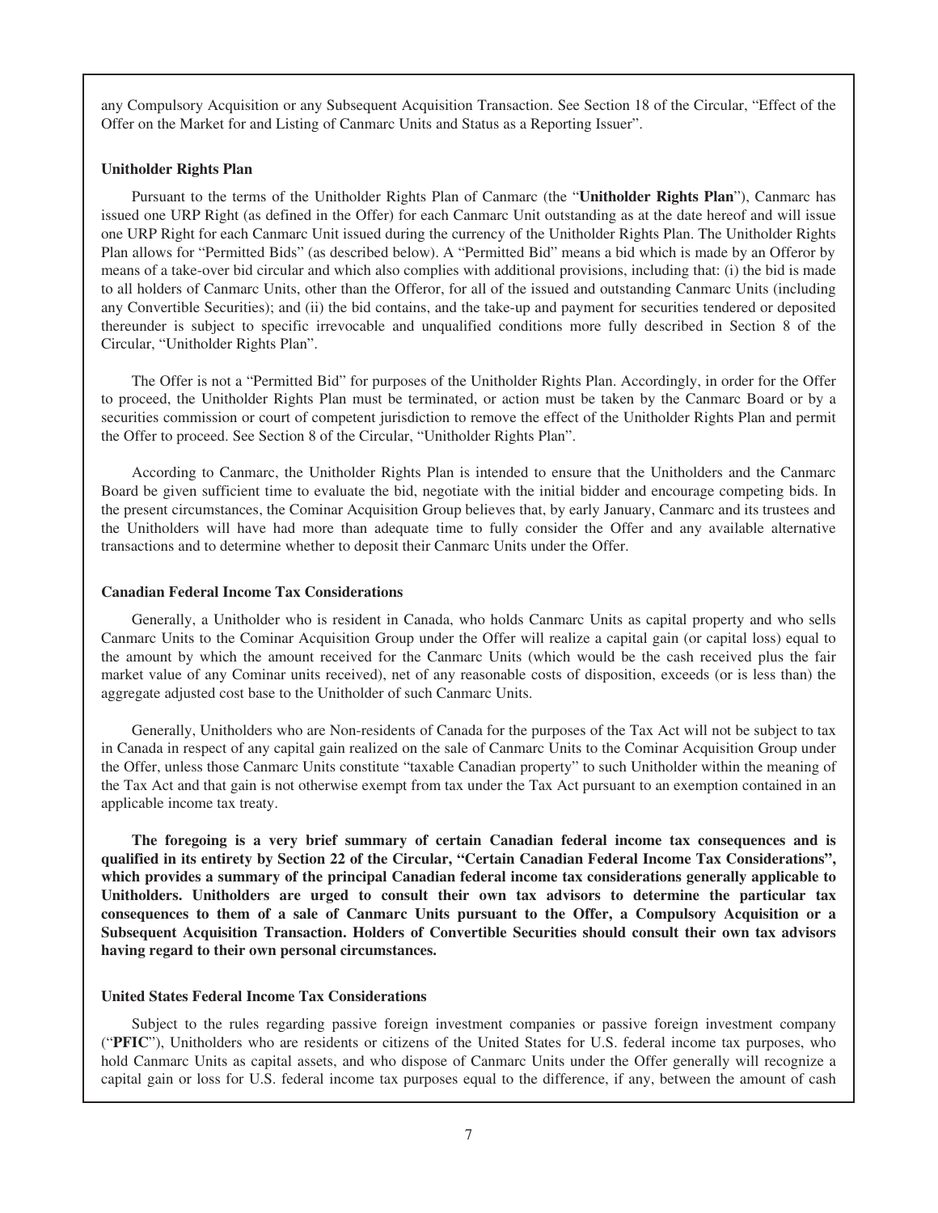any Compulsory Acquisition or any Subsequent Acquisition Transaction. See Section 18 of the Circular, "Effect of the Offer on the Market for and Listing of Canmarc Units and Status as a Reporting Issuer".

**Unitholder Rights Plan**

Pursuant to the terms of the Unitholder Rights Plan of Canmarc (the "**Unitholder Rights Plan**"), Canmarc has issued one URP Right (as defined in the Offer) for each Canmarc Unit outstanding as at the date hereof and will issue one URP Right for each Canmarc Unit issued during the currency of the Unitholder Rights Plan. The Unitholder Rights Plan allows for "Permitted Bids" (as described below). A "Permitted Bid" means a bid which is made by an Offeror by means of a take-over bid circular and which also complies with additional provisions, including that: (i) the bid is made to all holders of Canmarc Units, other than the Offeror, for all of the issued and outstanding Canmarc Units (including any Convertible Securities); and (ii) the bid contains, and the take-up and payment for securities tendered or deposited thereunder is subject to specific irrevocable and unqualified conditions more fully described in Section 8 of the Circular, "Unitholder Rights Plan".

The Offer is not a "Permitted Bid" for purposes of the Unitholder Rights Plan. Accordingly, in order for the Offer to proceed, the Unitholder Rights Plan must be terminated, or action must be taken by the Canmarc Board or by a securities commission or court of competent jurisdiction to remove the effect of the Unitholder Rights Plan and permit the Offer to proceed. See Section 8 of the Circular, "Unitholder Rights Plan".

According to Canmarc, the Unitholder Rights Plan is intended to ensure that the Unitholders and the Canmarc Board be given sufficient time to evaluate the bid, negotiate with the initial bidder and encourage competing bids. In the present circumstances, the Cominar Acquisition Group believes that, by early January, Canmarc and its trustees and the Unitholders will have had more than adequate time to fully consider the Offer and any available alternative transactions and to determine whether to deposit their Canmarc Units under the Offer.

**Canadian Federal Income Tax Considerations**

Generally, a Unitholder who is resident in Canada, who holds Canmarc Units as capital property and who sells Canmarc Units to the Cominar Acquisition Group under the Offer will realize a capital gain (or capital loss) equal to the amount by which the amount received for the Canmarc Units (which would be the cash received plus the fair market value of any Cominar units received), net of any reasonable costs of disposition, exceeds (or is less than) the aggregate adjusted cost base to the Unitholder of such Canmarc Units.

Generally, Unitholders who are Non-residents of Canada for the purposes of the Tax Act will not be subject to tax in Canada in respect of any capital gain realized on the sale of Canmarc Units to the Cominar Acquisition Group under the Offer, unless those Canmarc Units constitute "taxable Canadian property" to such Unitholder within the meaning of the Tax Act and that gain is not otherwise exempt from tax under the Tax Act pursuant to an exemption contained in an applicable income tax treaty.

**The foregoing is a very brief summary of certain Canadian federal income tax consequences and is qualified in its entirety by Section 22 of the Circular, "Certain Canadian Federal Income Tax Considerations", which provides a summary of the principal Canadian federal income tax considerations generally applicable to Unitholders. Unitholders are urged to consult their own tax advisors to determine the particular tax consequences to them of a sale of Canmarc Units pursuant to the Offer, a Compulsory Acquisition or a Subsequent Acquisition Transaction. Holders of Convertible Securities should consult their own tax advisors having regard to their own personal circumstances.**

**United States Federal Income Tax Considerations**

Subject to the rules regarding passive foreign investment companies or passive foreign investment company ("**PFIC**"), Unitholders who are residents or citizens of the United States for U.S. federal income tax purposes, who hold Canmarc Units as capital assets, and who dispose of Canmarc Units under the Offer generally will recognize a capital gain or loss for U.S. federal income tax purposes equal to the difference, if any, between the amount of cash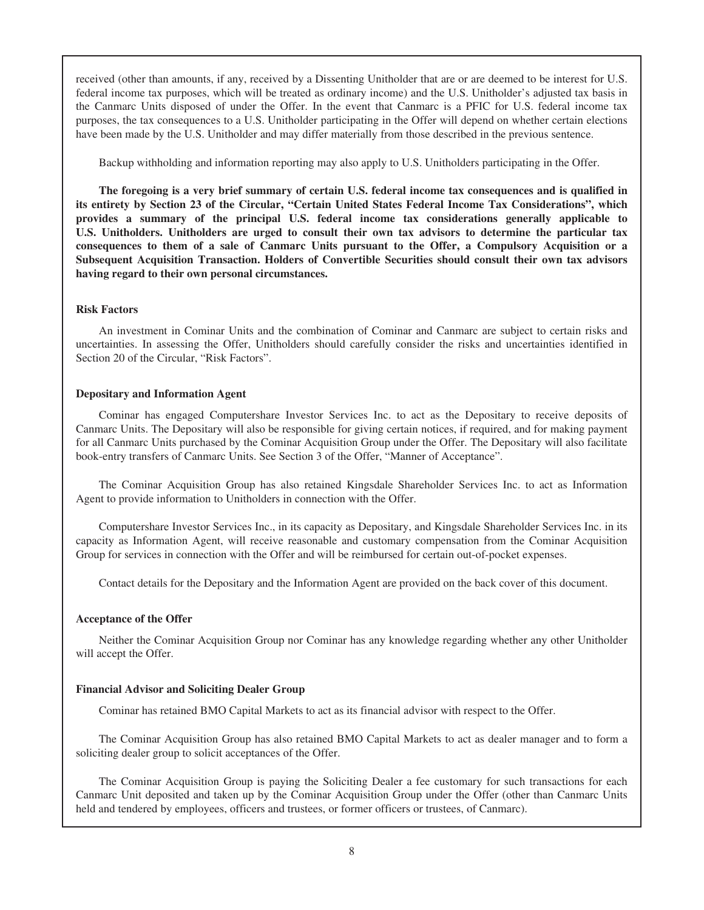received (other than amounts, if any, received by a Dissenting Unitholder that are or are deemed to be interest for U.S. federal income tax purposes, which will be treated as ordinary income) and the U.S. Unitholder's adjusted tax basis in the Canmarc Units disposed of under the Offer. In the event that Canmarc is a PFIC for U.S. federal income tax purposes, the tax consequences to a U.S. Unitholder participating in the Offer will depend on whether certain elections have been made by the U.S. Unitholder and may differ materially from those described in the previous sentence.

Backup withholding and information reporting may also apply to U.S. Unitholders participating in the Offer.

**The foregoing is a very brief summary of certain U.S. federal income tax consequences and is qualified in its entirety by Section 23 of the Circular, "Certain United States Federal Income Tax Considerations", which provides a summary of the principal U.S. federal income tax considerations generally applicable to U.S. Unitholders. Unitholders are urged to consult their own tax advisors to determine the particular tax consequences to them of a sale of Canmarc Units pursuant to the Offer, a Compulsory Acquisition or a Subsequent Acquisition Transaction. Holders of Convertible Securities should consult their own tax advisors having regard to their own personal circumstances.**

**Risk Factors**

An investment in Cominar Units and the combination of Cominar and Canmarc are subject to certain risks and uncertainties. In assessing the Offer, Unitholders should carefully consider the risks and uncertainties identified in Section 20 of the Circular, "Risk Factors".

**Depositary and Information Agent**

Cominar has engaged Computershare Investor Services Inc. to act as the Depositary to receive deposits of Canmarc Units. The Depositary will also be responsible for giving certain notices, if required, and for making payment for all Canmarc Units purchased by the Cominar Acquisition Group under the Offer. The Depositary will also facilitate book-entry transfers of Canmarc Units. See Section 3 of the Offer, "Manner of Acceptance".

The Cominar Acquisition Group has also retained Kingsdale Shareholder Services Inc. to act as Information Agent to provide information to Unitholders in connection with the Offer.

Computershare Investor Services Inc., in its capacity as Depositary, and Kingsdale Shareholder Services Inc. in its capacity as Information Agent, will receive reasonable and customary compensation from the Cominar Acquisition Group for services in connection with the Offer and will be reimbursed for certain out-of-pocket expenses.

Contact details for the Depositary and the Information Agent are provided on the back cover of this document.

**Acceptance of the Offer**

Neither the Cominar Acquisition Group nor Cominar has any knowledge regarding whether any other Unitholder will accept the Offer.

**Financial Advisor and Soliciting Dealer Group**

Cominar has retained BMO Capital Markets to act as its financial advisor with respect to the Offer.

The Cominar Acquisition Group has also retained BMO Capital Markets to act as dealer manager and to form a soliciting dealer group to solicit acceptances of the Offer.

The Cominar Acquisition Group is paying the Soliciting Dealer a fee customary for such transactions for each Canmarc Unit deposited and taken up by the Cominar Acquisition Group under the Offer (other than Canmarc Units held and tendered by employees, officers and trustees, or former officers or trustees, of Canmarc).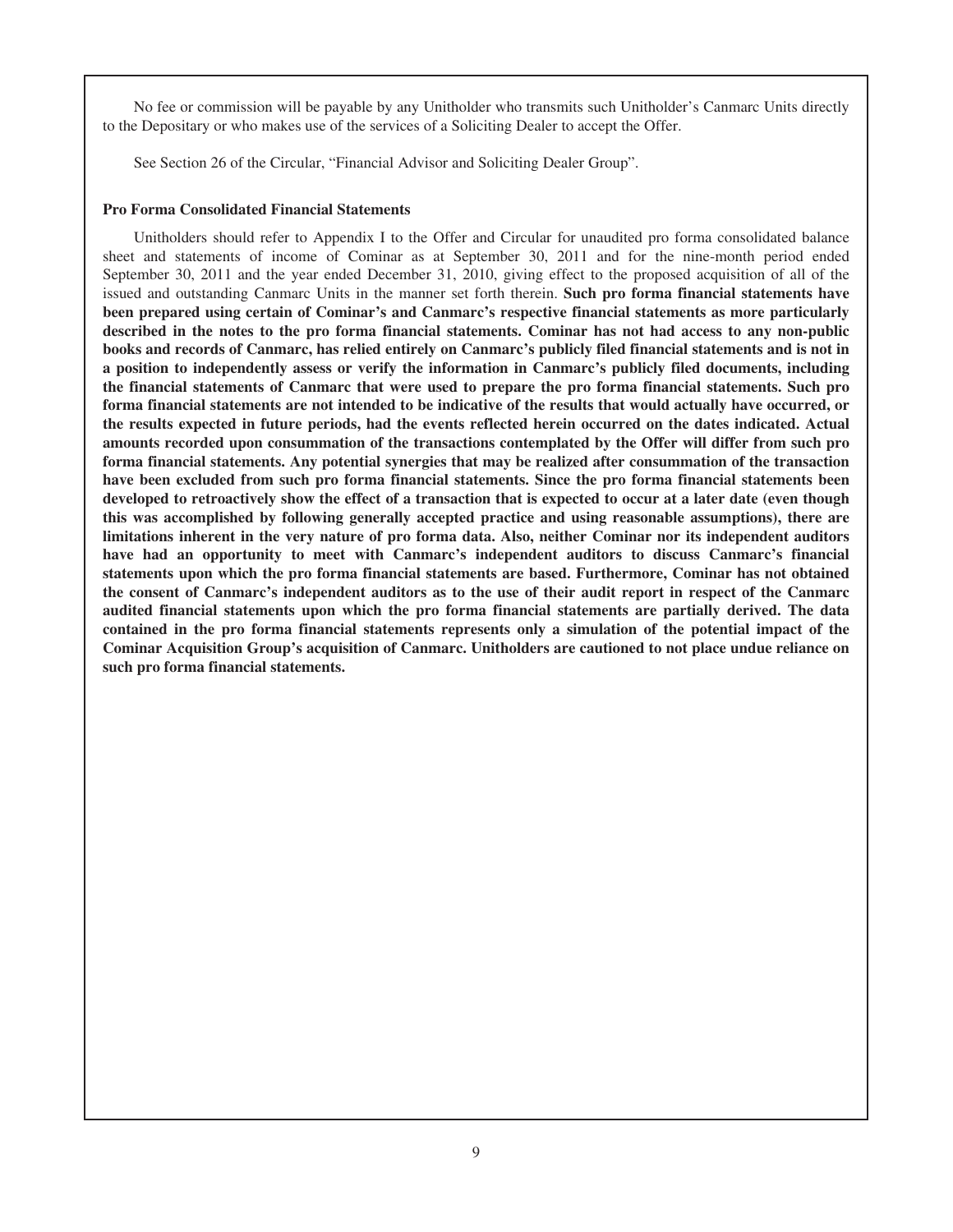No fee or commission will be payable by any Unitholder who transmits such Unitholder's Canmarc Units directly to the Depositary or who makes use of the services of a Soliciting Dealer to accept the Offer.

See Section 26 of the Circular, "Financial Advisor and Soliciting Dealer Group".

**Pro Forma Consolidated Financial Statements**

Unitholders should refer to Appendix I to the Offer and Circular for unaudited pro forma consolidated balance sheet and statements of income of Cominar as at September 30, 2011 and for the nine-month period ended September 30, 2011 and the year ended December 31, 2010, giving effect to the proposed acquisition of all of the issued and outstanding Canmarc Units in the manner set forth therein. **Such pro forma financial statements have been prepared using certain of Cominar's and Canmarc's respective financial statements as more particularly described in the notes to the pro forma financial statements. Cominar has not had access to any non-public books and records of Canmarc, has relied entirely on Canmarc's publicly filed financial statements and is not in a position to independently assess or verify the information in Canmarc's publicly filed documents, including the financial statements of Canmarc that were used to prepare the pro forma financial statements. Such pro forma financial statements are not intended to be indicative of the results that would actually have occurred, or the results expected in future periods, had the events reflected herein occurred on the dates indicated. Actual amounts recorded upon consummation of the transactions contemplated by the Offer will differ from such pro forma financial statements. Any potential synergies that may be realized after consummation of the transaction have been excluded from such pro forma financial statements. Since the pro forma financial statements been developed to retroactively show the effect of a transaction that is expected to occur at a later date (even though this was accomplished by following generally accepted practice and using reasonable assumptions), there are limitations inherent in the very nature of pro forma data. Also, neither Cominar nor its independent auditors have had an opportunity to meet with Canmarc's independent auditors to discuss Canmarc's financial statements upon which the pro forma financial statements are based. Furthermore, Cominar has not obtained the consent of Canmarc's independent auditors as to the use of their audit report in respect of the Canmarc audited financial statements upon which the pro forma financial statements are partially derived. The data contained in the pro forma financial statements represents only a simulation of the potential impact of the Cominar Acquisition Group's acquisition of Canmarc. Unitholders are cautioned to not place undue reliance on such pro forma financial statements.**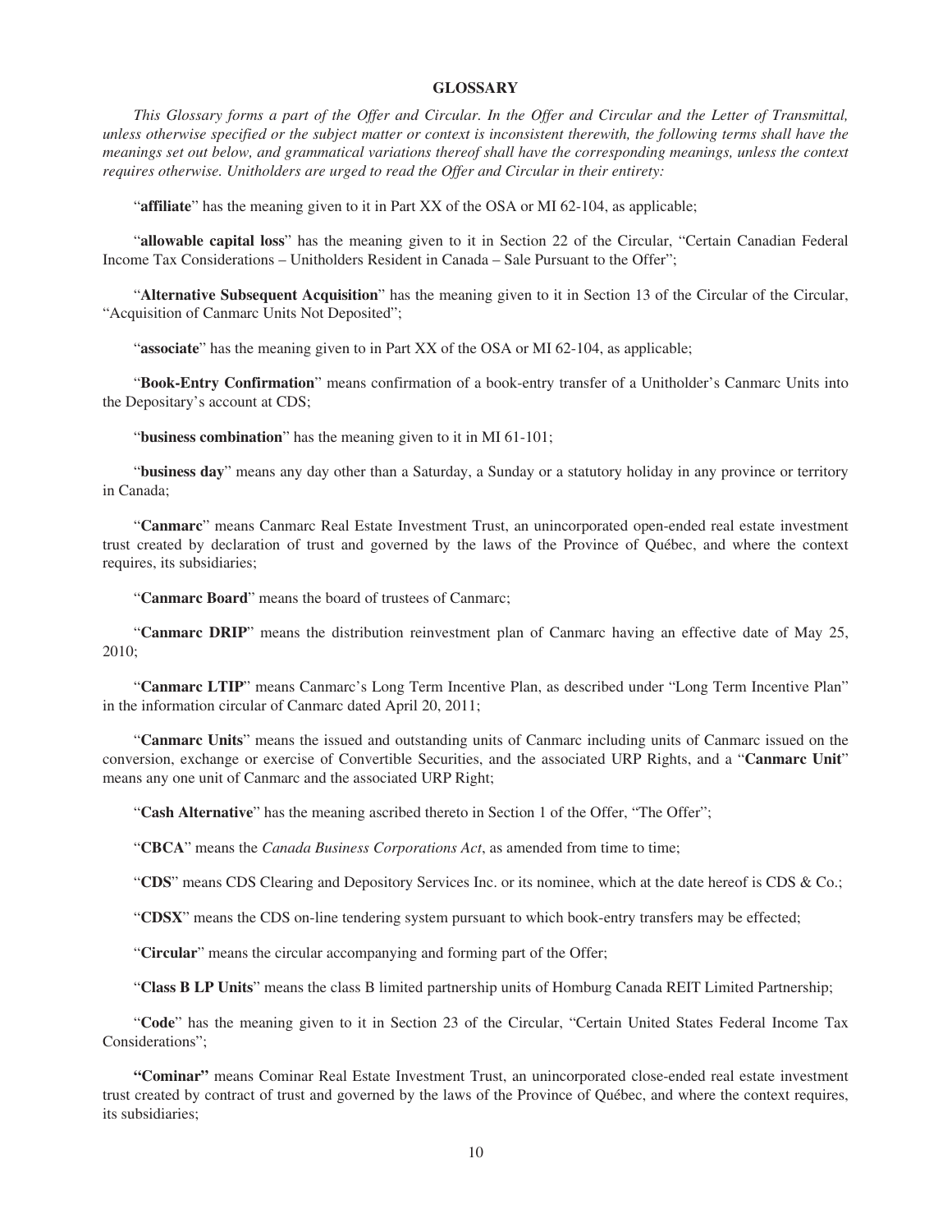# GLOSSARY

*This Glossary forms a part of the Offer and Circular. In the Offer and Circular and the Letter of Transmittal, unless otherwise specified or the subject matter or context is inconsistent therewith, the following terms shall have the meanings set out below, and grammatical variations thereof shall have the corresponding meanings, unless the context requires otherwise. Unitholders are urged to read the Offer and Circular in their entirety:*

"**affiliate**" has the meaning given to it in Part XX of the OSA or MI 62-104, as applicable;

"**allowable capital loss**" has the meaning given to it in Section 22 of the Circular, "Certain Canadian Federal Income Tax Considerations – Unitholders Resident in Canada – Sale Pursuant to the Offer";

"**Alternative Subsequent Acquisition**" has the meaning given to it in Section 13 of the Circular of the Circular, "Acquisition of Canmarc Units Not Deposited";

"**associate**" has the meaning given to in Part XX of the OSA or MI 62-104, as applicable;

"**Book-Entry Confirmation**" means confirmation of a book-entry transfer of a Unitholder's Canmarc Units into the Depositary's account at CDS;

"**business combination**" has the meaning given to it in MI 61-101;

"**business day**" means any day other than a Saturday, a Sunday or a statutory holiday in any province or territory in Canada;

"**Canmarc**" means Canmarc Real Estate Investment Trust, an unincorporated open-ended real estate investment trust created by declaration of trust and governed by the laws of the Province of Québec, and where the context requires, its subsidiaries;

"**Canmarc Board**" means the board of trustees of Canmarc;

"**Canmarc DRIP**" means the distribution reinvestment plan of Canmarc having an effective date of May 25, 2010;

"**Canmarc LTIP**" means Canmarc's Long Term Incentive Plan, as described under "Long Term Incentive Plan" in the information circular of Canmarc dated April 20, 2011;

"**Canmarc Units**" means the issued and outstanding units of Canmarc including units of Canmarc issued on the conversion, exchange or exercise of Convertible Securities, and the associated URP Rights, and a "**Canmarc Unit**" means any one unit of Canmarc and the associated URP Right;

"**Cash Alternative**" has the meaning ascribed thereto in Section 1 of the Offer, "The Offer";

"**CBCA**" means the *Canada Business Corporations Act*, as amended from time to time;

"**CDS**" means CDS Clearing and Depository Services Inc. or its nominee, which at the date hereof is CDS & Co.;

"**CDSX**" means the CDS on-line tendering system pursuant to which book-entry transfers may be effected;

"**Circular**" means the circular accompanying and forming part of the Offer;

"**Class B LP Units**" means the class B limited partnership units of Homburg Canada REIT Limited Partnership;

"**Code**" has the meaning given to it in Section 23 of the Circular, "Certain United States Federal Income Tax Considerations";

**"Cominar"** means Cominar Real Estate Investment Trust, an unincorporated close-ended real estate investment trust created by contract of trust and governed by the laws of the Province of Québec, and where the context requires, its subsidiaries;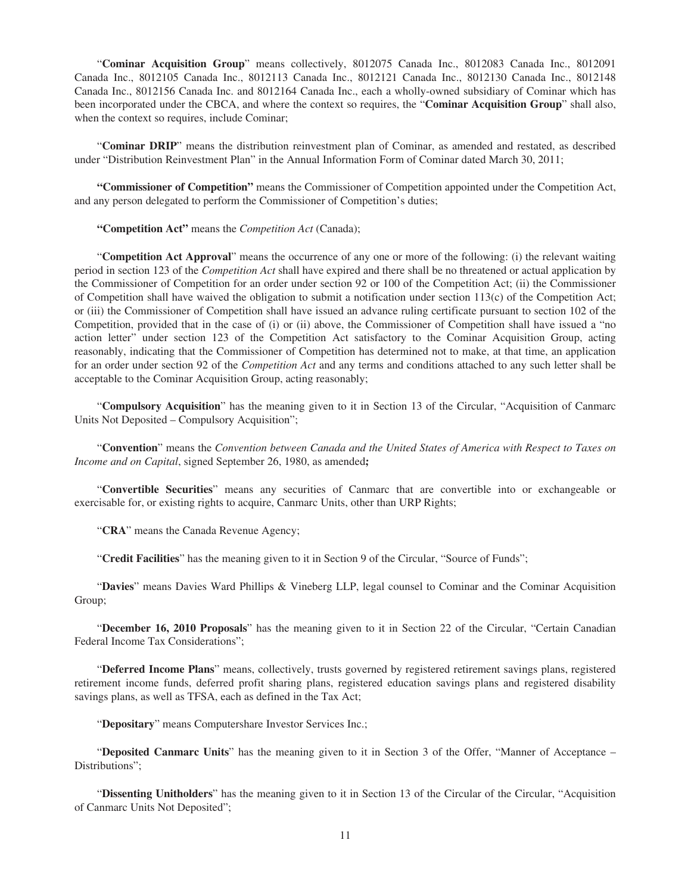"**Cominar Acquisition Group**" means collectively, 8012075 Canada Inc., 8012083 Canada Inc., 8012091 Canada Inc., 8012105 Canada Inc., 8012113 Canada Inc., 8012121 Canada Inc., 8012130 Canada Inc., 8012148 Canada Inc., 8012156 Canada Inc. and 8012164 Canada Inc., each a wholly-owned subsidiary of Cominar which has been incorporated under the CBCA, and where the context so requires, the "**Cominar Acquisition Group**" shall also, when the context so requires, include Cominar;

"**Cominar DRIP**" means the distribution reinvestment plan of Cominar, as amended and restated, as described under "Distribution Reinvestment Plan" in the Annual Information Form of Cominar dated March 30, 2011;

**"Commissioner of Competition"** means the Commissioner of Competition appointed under the Competition Act, and any person delegated to perform the Commissioner of Competition's duties;

**"Competition Act"** means the *Competition Act* (Canada);

"**Competition Act Approval**" means the occurrence of any one or more of the following: (i) the relevant waiting period in section 123 of the *Competition Act* shall have expired and there shall be no threatened or actual application by the Commissioner of Competition for an order under section 92 or 100 of the Competition Act; (ii) the Commissioner of Competition shall have waived the obligation to submit a notification under section 113(c) of the Competition Act; or (iii) the Commissioner of Competition shall have issued an advance ruling certificate pursuant to section 102 of the Competition, provided that in the case of (i) or (ii) above, the Commissioner of Competition shall have issued a "no action letter" under section 123 of the Competition Act satisfactory to the Cominar Acquisition Group, acting reasonably, indicating that the Commissioner of Competition has determined not to make, at that time, an application for an order under section 92 of the *Competition Act* and any terms and conditions attached to any such letter shall be acceptable to the Cominar Acquisition Group, acting reasonably;

"**Compulsory Acquisition**" has the meaning given to it in Section 13 of the Circular, "Acquisition of Canmarc Units Not Deposited – Compulsory Acquisition";

"**Convention**" means the *Convention between Canada and the United States of America with Respect to Taxes on Income and on Capital*, signed September 26, 1980, as amended**;**

"**Convertible Securities**" means any securities of Canmarc that are convertible into or exchangeable or exercisable for, or existing rights to acquire, Canmarc Units, other than URP Rights;

"**CRA**" means the Canada Revenue Agency;

"**Credit Facilities**" has the meaning given to it in Section 9 of the Circular, "Source of Funds";

"**Davies**" means Davies Ward Phillips & Vineberg LLP, legal counsel to Cominar and the Cominar Acquisition Group;

"**December 16, 2010 Proposals**" has the meaning given to it in Section 22 of the Circular, "Certain Canadian Federal Income Tax Considerations";

"**Deferred Income Plans**" means, collectively, trusts governed by registered retirement savings plans, registered retirement income funds, deferred profit sharing plans, registered education savings plans and registered disability savings plans, as well as TFSA, each as defined in the Tax Act;

"**Depositary**" means Computershare Investor Services Inc.;

"**Deposited Canmarc Units**" has the meaning given to it in Section 3 of the Offer, "Manner of Acceptance – Distributions";

"**Dissenting Unitholders**" has the meaning given to it in Section 13 of the Circular of the Circular, "Acquisition of Canmarc Units Not Deposited";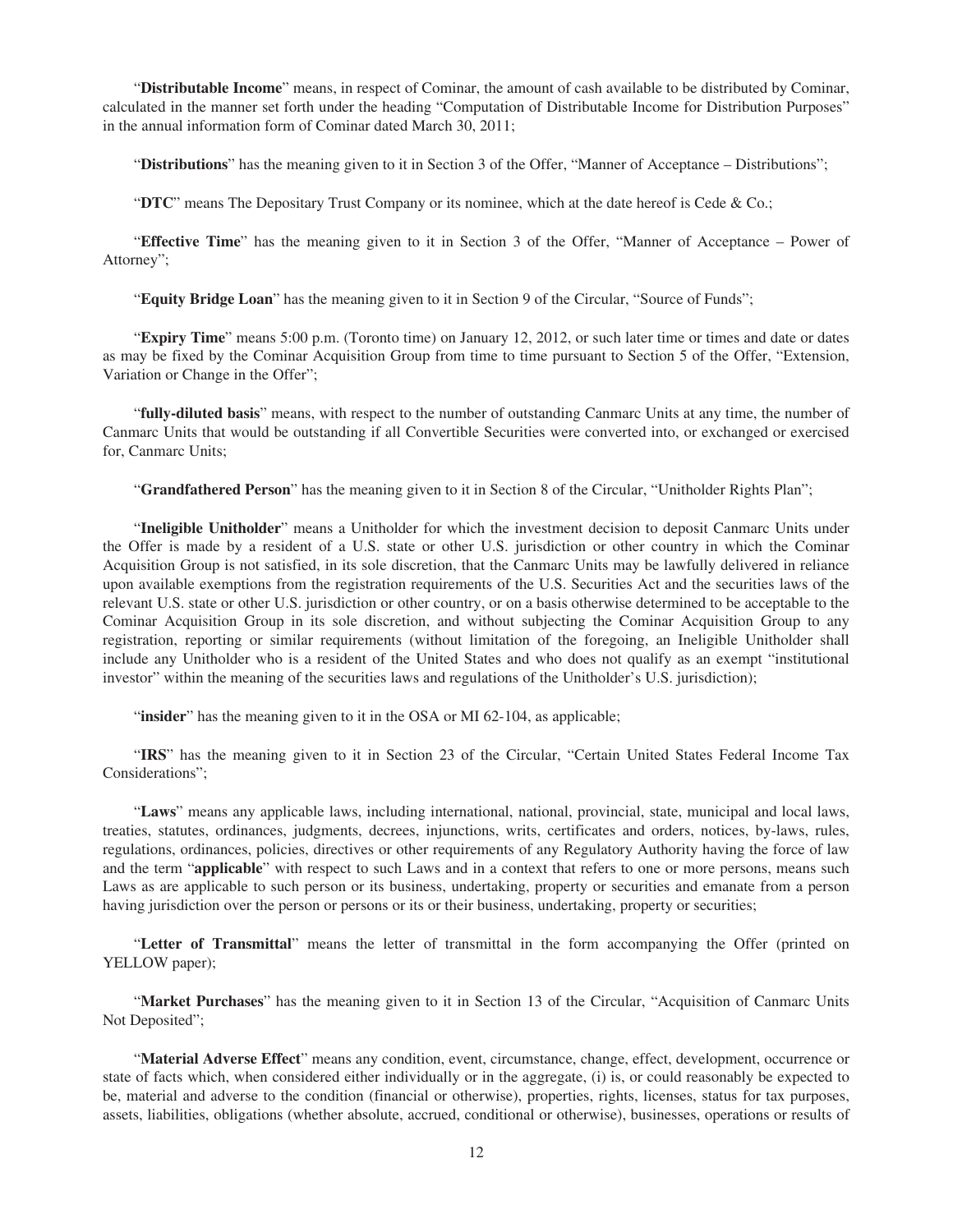"**Distributable Income**" means, in respect of Cominar, the amount of cash available to be distributed by Cominar, calculated in the manner set forth under the heading "Computation of Distributable Income for Distribution Purposes" in the annual information form of Cominar dated March 30, 2011;

"**Distributions**" has the meaning given to it in Section 3 of the Offer, "Manner of Acceptance – Distributions";

"**DTC**" means The Depositary Trust Company or its nominee, which at the date hereof is Cede & Co.;

"**Effective Time**" has the meaning given to it in Section 3 of the Offer, "Manner of Acceptance – Power of Attorney";

"**Equity Bridge Loan**" has the meaning given to it in Section 9 of the Circular, "Source of Funds";

"**Expiry Time**" means 5:00 p.m. (Toronto time) on January 12, 2012, or such later time or times and date or dates as may be fixed by the Cominar Acquisition Group from time to time pursuant to Section 5 of the Offer, "Extension, Variation or Change in the Offer";

"**fully-diluted basis**" means, with respect to the number of outstanding Canmarc Units at any time, the number of Canmarc Units that would be outstanding if all Convertible Securities were converted into, or exchanged or exercised for, Canmarc Units;

"**Grandfathered Person**" has the meaning given to it in Section 8 of the Circular, "Unitholder Rights Plan";

"**Ineligible Unitholder**" means a Unitholder for which the investment decision to deposit Canmarc Units under the Offer is made by a resident of a U.S. state or other U.S. jurisdiction or other country in which the Cominar Acquisition Group is not satisfied, in its sole discretion, that the Canmarc Units may be lawfully delivered in reliance upon available exemptions from the registration requirements of the U.S. Securities Act and the securities laws of the relevant U.S. state or other U.S. jurisdiction or other country, or on a basis otherwise determined to be acceptable to the Cominar Acquisition Group in its sole discretion, and without subjecting the Cominar Acquisition Group to any registration, reporting or similar requirements (without limitation of the foregoing, an Ineligible Unitholder shall include any Unitholder who is a resident of the United States and who does not qualify as an exempt "institutional investor" within the meaning of the securities laws and regulations of the Unitholder's U.S. jurisdiction);

"**insider**" has the meaning given to it in the OSA or MI 62-104, as applicable;

"**IRS**" has the meaning given to it in Section 23 of the Circular, "Certain United States Federal Income Tax Considerations";

"**Laws**" means any applicable laws, including international, national, provincial, state, municipal and local laws, treaties, statutes, ordinances, judgments, decrees, injunctions, writs, certificates and orders, notices, by-laws, rules, regulations, ordinances, policies, directives or other requirements of any Regulatory Authority having the force of law and the term "**applicable**" with respect to such Laws and in a context that refers to one or more persons, means such Laws as are applicable to such person or its business, undertaking, property or securities and emanate from a person having jurisdiction over the person or persons or its or their business, undertaking, property or securities;

"**Letter of Transmittal**" means the letter of transmittal in the form accompanying the Offer (printed on YELLOW paper);

"**Market Purchases**" has the meaning given to it in Section 13 of the Circular, "Acquisition of Canmarc Units Not Deposited";

"**Material Adverse Effect**" means any condition, event, circumstance, change, effect, development, occurrence or state of facts which, when considered either individually or in the aggregate, (i) is, or could reasonably be expected to be, material and adverse to the condition (financial or otherwise), properties, rights, licenses, status for tax purposes, assets, liabilities, obligations (whether absolute, accrued, conditional or otherwise), businesses, operations or results of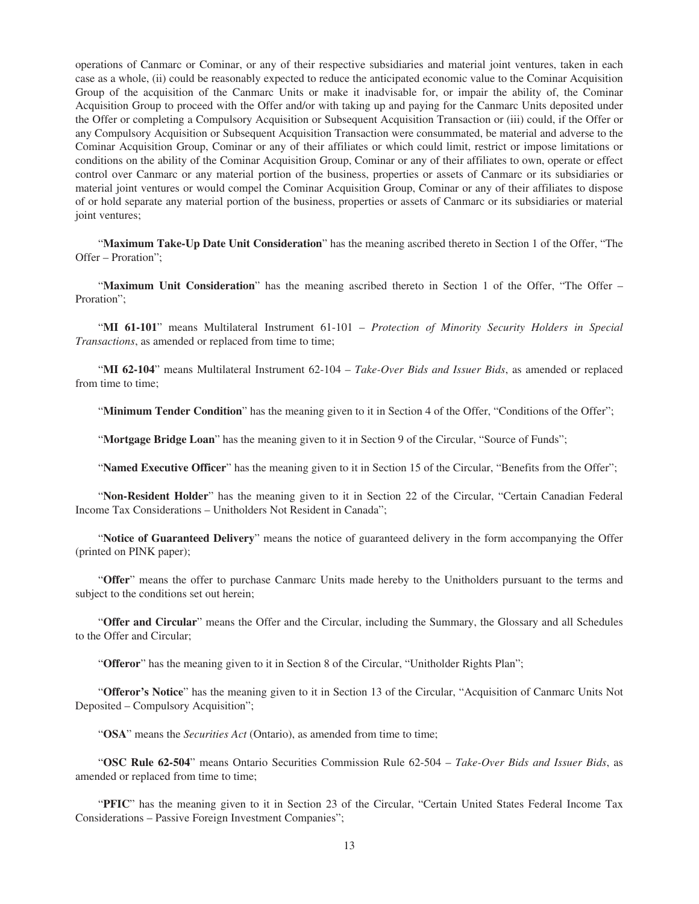operations of Canmarc or Cominar, or any of their respective subsidiaries and material joint ventures, taken in each case as a whole, (ii) could be reasonably expected to reduce the anticipated economic value to the Cominar Acquisition Group of the acquisition of the Canmarc Units or make it inadvisable for, or impair the ability of, the Cominar Acquisition Group to proceed with the Offer and/or with taking up and paying for the Canmarc Units deposited under the Offer or completing a Compulsory Acquisition or Subsequent Acquisition Transaction or (iii) could, if the Offer or any Compulsory Acquisition or Subsequent Acquisition Transaction were consummated, be material and adverse to the Cominar Acquisition Group, Cominar or any of their affiliates or which could limit, restrict or impose limitations or conditions on the ability of the Cominar Acquisition Group, Cominar or any of their affiliates to own, operate or effect control over Canmarc or any material portion of the business, properties or assets of Canmarc or its subsidiaries or material joint ventures or would compel the Cominar Acquisition Group, Cominar or any of their affiliates to dispose of or hold separate any material portion of the business, properties or assets of Canmarc or its subsidiaries or material joint ventures;

"**Maximum Take-Up Date Unit Consideration**" has the meaning ascribed thereto in Section 1 of the Offer, "The Offer – Proration";

"**Maximum Unit Consideration**" has the meaning ascribed thereto in Section 1 of the Offer, "The Offer – Proration";

"**MI 61-101**" means Multilateral Instrument 61-101 – *Protection of Minority Security Holders in Special Transactions*, as amended or replaced from time to time;

"**MI 62-104**" means Multilateral Instrument 62-104 – *Take-Over Bids and Issuer Bids*, as amended or replaced from time to time;

"**Minimum Tender Condition**" has the meaning given to it in Section 4 of the Offer, "Conditions of the Offer";

"**Mortgage Bridge Loan**" has the meaning given to it in Section 9 of the Circular, "Source of Funds";

"**Named Executive Officer**" has the meaning given to it in Section 15 of the Circular, "Benefits from the Offer";

"**Non-Resident Holder**" has the meaning given to it in Section 22 of the Circular, "Certain Canadian Federal Income Tax Considerations – Unitholders Not Resident in Canada";

"**Notice of Guaranteed Delivery**" means the notice of guaranteed delivery in the form accompanying the Offer (printed on PINK paper);

"**Offer**" means the offer to purchase Canmarc Units made hereby to the Unitholders pursuant to the terms and subject to the conditions set out herein;

"**Offer and Circular**" means the Offer and the Circular, including the Summary, the Glossary and all Schedules to the Offer and Circular;

"**Offeror**" has the meaning given to it in Section 8 of the Circular, "Unitholder Rights Plan";

"**Offeror's Notice**" has the meaning given to it in Section 13 of the Circular, "Acquisition of Canmarc Units Not Deposited – Compulsory Acquisition";

"**OSA**" means the *Securities Act* (Ontario), as amended from time to time;

"**OSC Rule 62-504**" means Ontario Securities Commission Rule 62-504 – *Take-Over Bids and Issuer Bids*, as amended or replaced from time to time;

"**PFIC**" has the meaning given to it in Section 23 of the Circular, "Certain United States Federal Income Tax Considerations – Passive Foreign Investment Companies";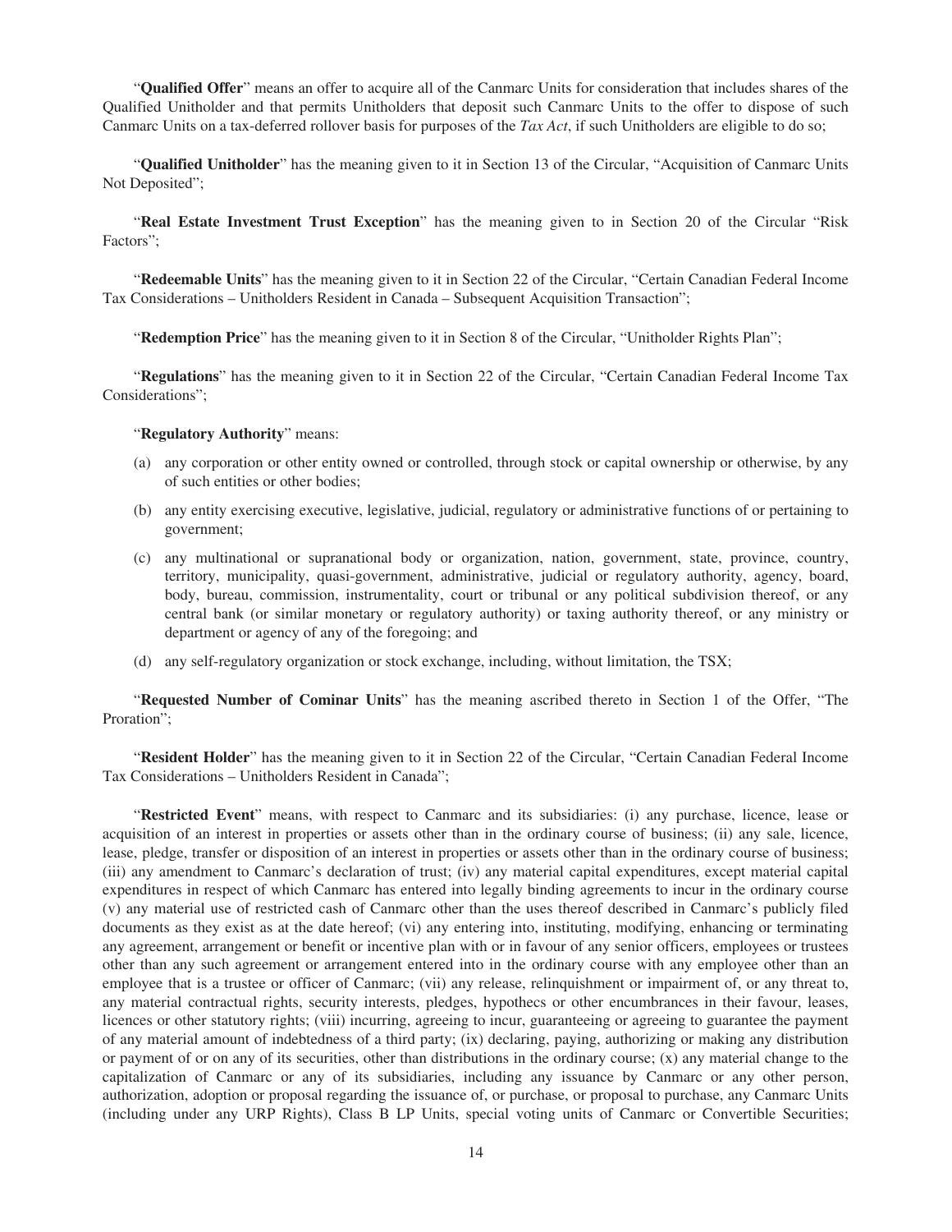"**Qualified Offer**" means an offer to acquire all of the Canmarc Units for consideration that includes shares of the Qualified Unitholder and that permits Unitholders that deposit such Canmarc Units to the offer to dispose of such Canmarc Units on a tax-deferred rollover basis for purposes of the *Tax Act*, if such Unitholders are eligible to do so;

"**Qualified Unitholder**" has the meaning given to it in Section 13 of the Circular, "Acquisition of Canmarc Units Not Deposited";

"**Real Estate Investment Trust Exception**" has the meaning given to in Section 20 of the Circular "Risk Factors";

"**Redeemable Units**" has the meaning given to it in Section 22 of the Circular, "Certain Canadian Federal Income Tax Considerations – Unitholders Resident in Canada – Subsequent Acquisition Transaction";

"**Redemption Price**" has the meaning given to it in Section 8 of the Circular, "Unitholder Rights Plan";

"**Regulations**" has the meaning given to it in Section 22 of the Circular, "Certain Canadian Federal Income Tax Considerations";

"**Regulatory Authority**" means:

(a) any corporation or other entity owned or controlled, through stock or capital ownership or otherwise, by any of such entities or other bodies;

(b) any entity exercising executive, legislative, judicial, regulatory or administrative functions of or pertaining to government;

(c) any multinational or supranational body or organization, nation, government, state, province, country, territory, municipality, quasi-government, administrative, judicial or regulatory authority, agency, board, body, bureau, commission, instrumentality, court or tribunal or any political subdivision thereof, or any central bank (or similar monetary or regulatory authority) or taxing authority thereof, or any ministry or department or agency of any of the foregoing; and

(d) any self-regulatory organization or stock exchange, including, without limitation, the TSX;

"**Requested Number of Cominar Units**" has the meaning ascribed thereto in Section 1 of the Offer, "The Proration";

"**Resident Holder**" has the meaning given to it in Section 22 of the Circular, "Certain Canadian Federal Income Tax Considerations – Unitholders Resident in Canada";

"**Restricted Event**" means, with respect to Canmarc and its subsidiaries: (i) any purchase, licence, lease or acquisition of an interest in properties or assets other than in the ordinary course of business; (ii) any sale, licence, lease, pledge, transfer or disposition of an interest in properties or assets other than in the ordinary course of business; (iii) any amendment to Canmarc's declaration of trust; (iv) any material capital expenditures, except material capital expenditures in respect of which Canmarc has entered into legally binding agreements to incur in the ordinary course (v) any material use of restricted cash of Canmarc other than the uses thereof described in Canmarc's publicly filed documents as they exist as at the date hereof; (vi) any entering into, instituting, modifying, enhancing or terminating any agreement, arrangement or benefit or incentive plan with or in favour of any senior officers, employees or trustees other than any such agreement or arrangement entered into in the ordinary course with any employee other than an employee that is a trustee or officer of Canmarc; (vii) any release, relinquishment or impairment of, or any threat to, any material contractual rights, security interests, pledges, hypothecs or other encumbrances in their favour, leases, licences or other statutory rights; (viii) incurring, agreeing to incur, guaranteeing or agreeing to guarantee the payment of any material amount of indebtedness of a third party; (ix) declaring, paying, authorizing or making any distribution or payment of or on any of its securities, other than distributions in the ordinary course; (x) any material change to the capitalization of Canmarc or any of its subsidiaries, including any issuance by Canmarc or any other person, authorization, adoption or proposal regarding the issuance of, or purchase, or proposal to purchase, any Canmarc Units (including under any URP Rights), Class B LP Units, special voting units of Canmarc or Convertible Securities;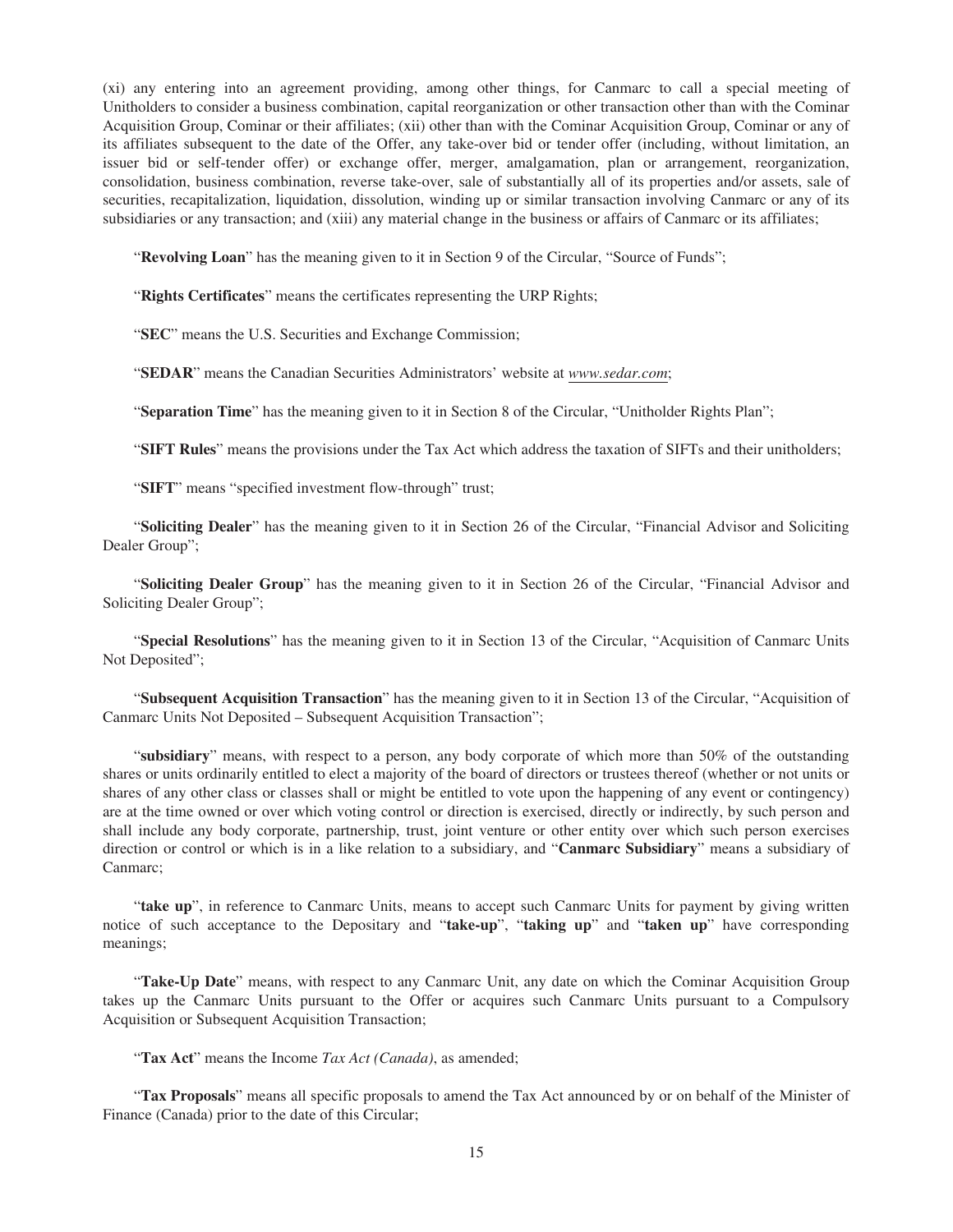(xi) any entering into an agreement providing, among other things, for Canmarc to call a special meeting of Unitholders to consider a business combination, capital reorganization or other transaction other than with the Cominar Acquisition Group, Cominar or their affiliates; (xii) other than with the Cominar Acquisition Group, Cominar or any of its affiliates subsequent to the date of the Offer, any take-over bid or tender offer (including, without limitation, an issuer bid or self-tender offer) or exchange offer, merger, amalgamation, plan or arrangement, reorganization, consolidation, business combination, reverse take-over, sale of substantially all of its properties and/or assets, sale of securities, recapitalization, liquidation, dissolution, winding up or similar transaction involving Canmarc or any of its subsidiaries or any transaction; and (xiii) any material change in the business or affairs of Canmarc or its affiliates;

"**Revolving Loan**" has the meaning given to it in Section 9 of the Circular, "Source of Funds";

"**Rights Certificates**" means the certificates representing the URP Rights;

"**SEC**" means the U.S. Securities and Exchange Commission;

"**SEDAR**" means the Canadian Securities Administrators' website at *www.sedar.com*;

"**Separation Time**" has the meaning given to it in Section 8 of the Circular, "Unitholder Rights Plan";

"**SIFT Rules**" means the provisions under the Tax Act which address the taxation of SIFTs and their unitholders;

"**SIFT**" means "specified investment flow-through" trust;

"**Soliciting Dealer**" has the meaning given to it in Section 26 of the Circular, "Financial Advisor and Soliciting Dealer Group";

"**Soliciting Dealer Group**" has the meaning given to it in Section 26 of the Circular, "Financial Advisor and Soliciting Dealer Group";

"**Special Resolutions**" has the meaning given to it in Section 13 of the Circular, "Acquisition of Canmarc Units Not Deposited";

"**Subsequent Acquisition Transaction**" has the meaning given to it in Section 13 of the Circular, "Acquisition of Canmarc Units Not Deposited – Subsequent Acquisition Transaction";

"**subsidiary**" means, with respect to a person, any body corporate of which more than 50% of the outstanding shares or units ordinarily entitled to elect a majority of the board of directors or trustees thereof (whether or not units or shares of any other class or classes shall or might be entitled to vote upon the happening of any event or contingency) are at the time owned or over which voting control or direction is exercised, directly or indirectly, by such person and shall include any body corporate, partnership, trust, joint venture or other entity over which such person exercises direction or control or which is in a like relation to a subsidiary, and "**Canmarc Subsidiary**" means a subsidiary of Canmarc;

"**take up**", in reference to Canmarc Units, means to accept such Canmarc Units for payment by giving written notice of such acceptance to the Depositary and "**take-up**", "**taking up**" and "**taken up**" have corresponding meanings;

"**Take-Up Date**" means, with respect to any Canmarc Unit, any date on which the Cominar Acquisition Group takes up the Canmarc Units pursuant to the Offer or acquires such Canmarc Units pursuant to a Compulsory Acquisition or Subsequent Acquisition Transaction;

"**Tax Act**" means the Income *Tax Act (Canada)*, as amended;

"**Tax Proposals**" means all specific proposals to amend the Tax Act announced by or on behalf of the Minister of Finance (Canada) prior to the date of this Circular;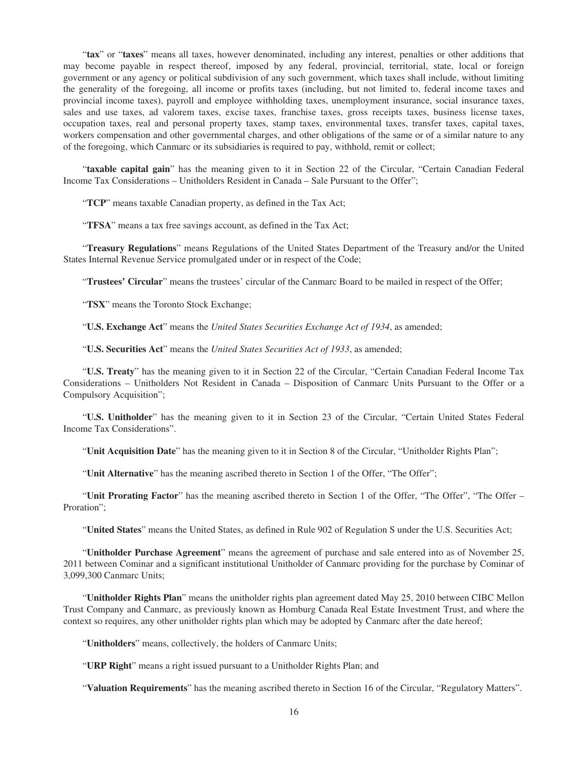"**tax**" or "**taxes**" means all taxes, however denominated, including any interest, penalties or other additions that may become payable in respect thereof, imposed by any federal, provincial, territorial, state, local or foreign government or any agency or political subdivision of any such government, which taxes shall include, without limiting the generality of the foregoing, all income or profits taxes (including, but not limited to, federal income taxes and provincial income taxes), payroll and employee withholding taxes, unemployment insurance, social insurance taxes, sales and use taxes, ad valorem taxes, excise taxes, franchise taxes, gross receipts taxes, business license taxes, occupation taxes, real and personal property taxes, stamp taxes, environmental taxes, transfer taxes, capital taxes, workers compensation and other governmental charges, and other obligations of the same or of a similar nature to any of the foregoing, which Canmarc or its subsidiaries is required to pay, withhold, remit or collect;

"**taxable capital gain**" has the meaning given to it in Section 22 of the Circular, "Certain Canadian Federal Income Tax Considerations – Unitholders Resident in Canada – Sale Pursuant to the Offer";

"**TCP**" means taxable Canadian property, as defined in the Tax Act;

"**TFSA**" means a tax free savings account, as defined in the Tax Act;

"**Treasury Regulations**" means Regulations of the United States Department of the Treasury and/or the United States Internal Revenue Service promulgated under or in respect of the Code;

"**Trustees' Circular**" means the trustees' circular of the Canmarc Board to be mailed in respect of the Offer;

"**TSX**" means the Toronto Stock Exchange;

"**U.S. Exchange Act**" means the *United States Securities Exchange Act of 1934*, as amended;

"**U.S. Securities Act**" means the *United States Securities Act of 1933*, as amended;

"**U.S. Treaty**" has the meaning given to it in Section 22 of the Circular, "Certain Canadian Federal Income Tax Considerations – Unitholders Not Resident in Canada – Disposition of Canmarc Units Pursuant to the Offer or a Compulsory Acquisition";

"**U.S. Unitholder**" has the meaning given to it in Section 23 of the Circular, "Certain United States Federal Income Tax Considerations".

"**Unit Acquisition Date**" has the meaning given to it in Section 8 of the Circular, "Unitholder Rights Plan";

"**Unit Alternative**" has the meaning ascribed thereto in Section 1 of the Offer, "The Offer";

"**Unit Prorating Factor**" has the meaning ascribed thereto in Section 1 of the Offer, "The Offer", "The Offer – Proration";

"**United States**" means the United States, as defined in Rule 902 of Regulation S under the U.S. Securities Act;

"**Unitholder Purchase Agreement**" means the agreement of purchase and sale entered into as of November 25, 2011 between Cominar and a significant institutional Unitholder of Canmarc providing for the purchase by Cominar of 3,099,300 Canmarc Units;

"**Unitholder Rights Plan**" means the unitholder rights plan agreement dated May 25, 2010 between CIBC Mellon Trust Company and Canmarc, as previously known as Homburg Canada Real Estate Investment Trust, and where the context so requires, any other unitholder rights plan which may be adopted by Canmarc after the date hereof;

"**Unitholders**" means, collectively, the holders of Canmarc Units;

"**URP Right**" means a right issued pursuant to a Unitholder Rights Plan; and

"**Valuation Requirements**" has the meaning ascribed thereto in Section 16 of the Circular, "Regulatory Matters".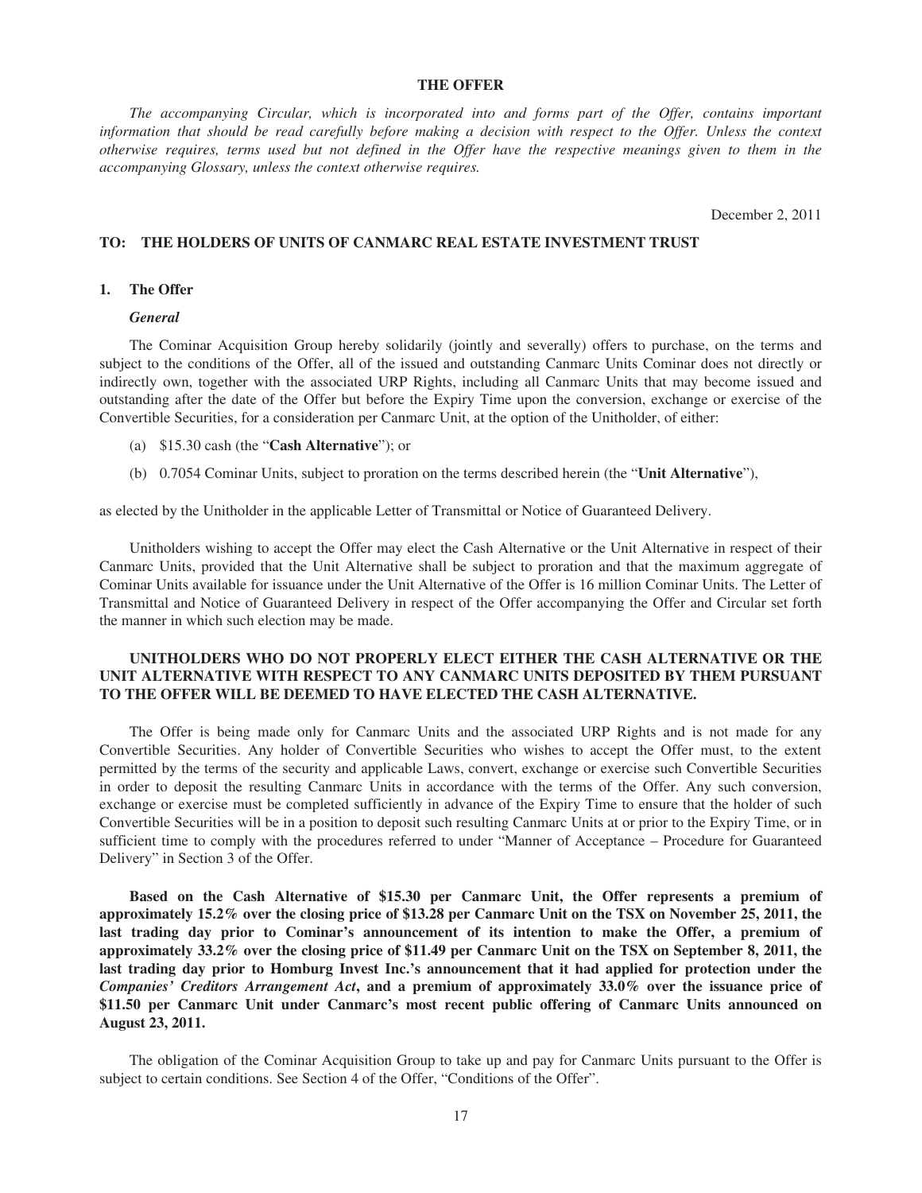# THE OFFER

*The accompanying Circular, which is incorporated into and forms part of the Offer, contains important information that should be read carefully before making a decision with respect to the Offer. Unless the context otherwise requires, terms used but not defined in the Offer have the respective meanings given to them in the accompanying Glossary, unless the context otherwise requires.*

December 2, 2011

**TO: THE HOLDERS OF UNITS OF CANMARC REAL ESTATE INVESTMENT TRUST**

## 1. The Offer

### *General*

The Cominar Acquisition Group hereby solidarily (jointly and severally) offers to purchase, on the terms and subject to the conditions of the Offer, all of the issued and outstanding Canmarc Units Cominar does not directly or indirectly own, together with the associated URP Rights, including all Canmarc Units that may become issued and outstanding after the date of the Offer but before the Expiry Time upon the conversion, exchange or exercise of the Convertible Securities, for a consideration per Canmarc Unit, at the option of the Unitholder, of either:

(a) $15.30 cash (the "**Cash Alternative**"); or

(b) 0.7054 Cominar Units, subject to proration on the terms described herein (the "**Unit Alternative**"),

as elected by the Unitholder in the applicable Letter of Transmittal or Notice of Guaranteed Delivery.

Unitholders wishing to accept the Offer may elect the Cash Alternative or the Unit Alternative in respect of their Canmarc Units, provided that the Unit Alternative shall be subject to proration and that the maximum aggregate of Cominar Units available for issuance under the Unit Alternative of the Offer is 16 million Cominar Units. The Letter of Transmittal and Notice of Guaranteed Delivery in respect of the Offer accompanying the Offer and Circular set forth the manner in which such election may be made.

**UNITHOLDERS WHO DO NOT PROPERLY ELECT EITHER THE CASH ALTERNATIVE OR THE UNIT ALTERNATIVE WITH RESPECT TO ANY CANMARC UNITS DEPOSITED BY THEM PURSUANT TO THE OFFER WILL BE DEEMED TO HAVE ELECTED THE CASH ALTERNATIVE.**

The Offer is being made only for Canmarc Units and the associated URP Rights and is not made for any Convertible Securities. Any holder of Convertible Securities who wishes to accept the Offer must, to the extent permitted by the terms of the security and applicable Laws, convert, exchange or exercise such Convertible Securities in order to deposit the resulting Canmarc Units in accordance with the terms of the Offer. Any such conversion, exchange or exercise must be completed sufficiently in advance of the Expiry Time to ensure that the holder of such Convertible Securities will be in a position to deposit such resulting Canmarc Units at or prior to the Expiry Time, or in sufficient time to comply with the procedures referred to under "Manner of Acceptance – Procedure for Guaranteed Delivery" in Section 3 of the Offer.

**Based on the Cash Alternative of $15.30 per Canmarc Unit, the Offer represents a premium of approximately 15.2% over the closing price of $13.28 per Canmarc Unit on the TSX on November 25, 2011, the last trading day prior to Cominar's announcement of its intention to make the Offer, a premium of approximately 33.2% over the closing price of $11.49 per Canmarc Unit on the TSX on September 8, 2011, the last trading day prior to Homburg Invest Inc.'s announcement that it had applied for protection under the *Companies' Creditors Arrangement Act*, and a premium of approximately 33.0% over the issuance price of $11.50 per Canmarc Unit under Canmarc's most recent public offering of Canmarc Units announced on August 23, 2011.**

The obligation of the Cominar Acquisition Group to take up and pay for Canmarc Units pursuant to the Offer is subject to certain conditions. See Section 4 of the Offer, "Conditions of the Offer".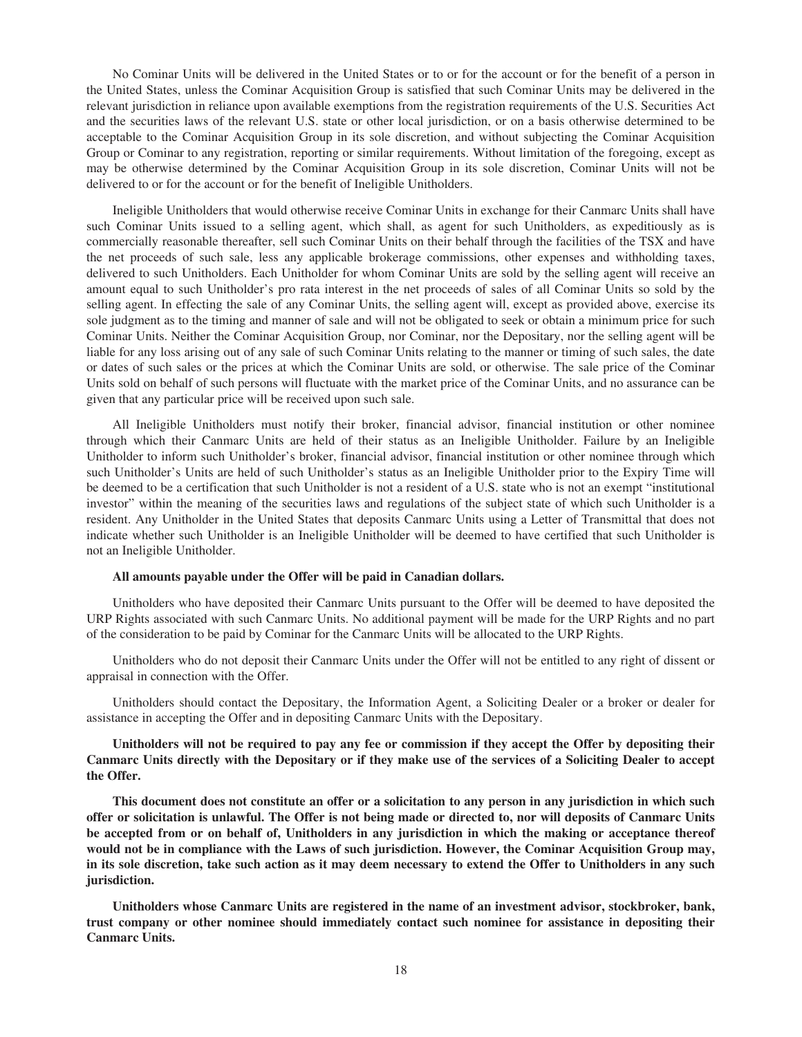No Cominar Units will be delivered in the United States or to or for the account or for the benefit of a person in the United States, unless the Cominar Acquisition Group is satisfied that such Cominar Units may be delivered in the relevant jurisdiction in reliance upon available exemptions from the registration requirements of the U.S. Securities Act and the securities laws of the relevant U.S. state or other local jurisdiction, or on a basis otherwise determined to be acceptable to the Cominar Acquisition Group in its sole discretion, and without subjecting the Cominar Acquisition Group or Cominar to any registration, reporting or similar requirements. Without limitation of the foregoing, except as may be otherwise determined by the Cominar Acquisition Group in its sole discretion, Cominar Units will not be delivered to or for the account or for the benefit of Ineligible Unitholders.

Ineligible Unitholders that would otherwise receive Cominar Units in exchange for their Canmarc Units shall have such Cominar Units issued to a selling agent, which shall, as agent for such Unitholders, as expeditiously as is commercially reasonable thereafter, sell such Cominar Units on their behalf through the facilities of the TSX and have the net proceeds of such sale, less any applicable brokerage commissions, other expenses and withholding taxes, delivered to such Unitholders. Each Unitholder for whom Cominar Units are sold by the selling agent will receive an amount equal to such Unitholder's pro rata interest in the net proceeds of sales of all Cominar Units so sold by the selling agent. In effecting the sale of any Cominar Units, the selling agent will, except as provided above, exercise its sole judgment as to the timing and manner of sale and will not be obligated to seek or obtain a minimum price for such Cominar Units. Neither the Cominar Acquisition Group, nor Cominar, nor the Depositary, nor the selling agent will be liable for any loss arising out of any sale of such Cominar Units relating to the manner or timing of such sales, the date or dates of such sales or the prices at which the Cominar Units are sold, or otherwise. The sale price of the Cominar Units sold on behalf of such persons will fluctuate with the market price of the Cominar Units, and no assurance can be given that any particular price will be received upon such sale.

All Ineligible Unitholders must notify their broker, financial advisor, financial institution or other nominee through which their Canmarc Units are held of their status as an Ineligible Unitholder. Failure by an Ineligible Unitholder to inform such Unitholder's broker, financial advisor, financial institution or other nominee through which such Unitholder's Units are held of such Unitholder's status as an Ineligible Unitholder prior to the Expiry Time will be deemed to be a certification that such Unitholder is not a resident of a U.S. state who is not an exempt "institutional investor" within the meaning of the securities laws and regulations of the subject state of which such Unitholder is a resident. Any Unitholder in the United States that deposits Canmarc Units using a Letter of Transmittal that does not indicate whether such Unitholder is an Ineligible Unitholder will be deemed to have certified that such Unitholder is not an Ineligible Unitholder.

**All amounts payable under the Offer will be paid in Canadian dollars.**

Unitholders who have deposited their Canmarc Units pursuant to the Offer will be deemed to have deposited the URP Rights associated with such Canmarc Units. No additional payment will be made for the URP Rights and no part of the consideration to be paid by Cominar for the Canmarc Units will be allocated to the URP Rights.

Unitholders who do not deposit their Canmarc Units under the Offer will not be entitled to any right of dissent or appraisal in connection with the Offer.

Unitholders should contact the Depositary, the Information Agent, a Soliciting Dealer or a broker or dealer for assistance in accepting the Offer and in depositing Canmarc Units with the Depositary.

**Unitholders will not be required to pay any fee or commission if they accept the Offer by depositing their Canmarc Units directly with the Depositary or if they make use of the services of a Soliciting Dealer to accept the Offer.**

**This document does not constitute an offer or a solicitation to any person in any jurisdiction in which such offer or solicitation is unlawful. The Offer is not being made or directed to, nor will deposits of Canmarc Units be accepted from or on behalf of, Unitholders in any jurisdiction in which the making or acceptance thereof would not be in compliance with the Laws of such jurisdiction. However, the Cominar Acquisition Group may, in its sole discretion, take such action as it may deem necessary to extend the Offer to Unitholders in any such jurisdiction.**

**Unitholders whose Canmarc Units are registered in the name of an investment advisor, stockbroker, bank, trust company or other nominee should immediately contact such nominee for assistance in depositing their Canmarc Units.**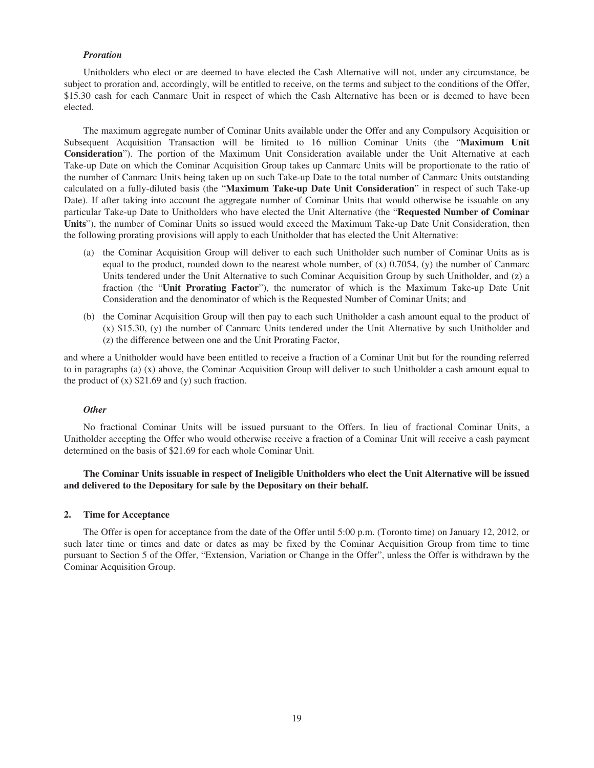*Proration*

Unitholders who elect or are deemed to have elected the Cash Alternative will not, under any circumstance, be subject to proration and, accordingly, will be entitled to receive, on the terms and subject to the conditions of the Offer, $15.30 cash for each Canmarc Unit in respect of which the Cash Alternative has been or is deemed to have been elected.

The maximum aggregate number of Cominar Units available under the Offer and any Compulsory Acquisition or Subsequent Acquisition Transaction will be limited to 16 million Cominar Units (the "**Maximum Unit Consideration**"). The portion of the Maximum Unit Consideration available under the Unit Alternative at each Take-up Date on which the Cominar Acquisition Group takes up Canmarc Units will be proportionate to the ratio of the number of Canmarc Units being taken up on such Take-up Date to the total number of Canmarc Units outstanding calculated on a fully-diluted basis (the "**Maximum Take-up Date Unit Consideration**" in respect of such Take-up Date). If after taking into account the aggregate number of Cominar Units that would otherwise be issuable on any particular Take-up Date to Unitholders who have elected the Unit Alternative (the "**Requested Number of Cominar Units**"), the number of Cominar Units so issued would exceed the Maximum Take-up Date Unit Consideration, then the following prorating provisions will apply to each Unitholder that has elected the Unit Alternative:

(a) the Cominar Acquisition Group will deliver to each such Unitholder such number of Cominar Units as is equal to the product, rounded down to the nearest whole number, of (x) 0.7054, (y) the number of Canmarc Units tendered under the Unit Alternative to such Cominar Acquisition Group by such Unitholder, and (z) a fraction (the "**Unit Prorating Factor**"), the numerator of which is the Maximum Take-up Date Unit Consideration and the denominator of which is the Requested Number of Cominar Units; and

(b) the Cominar Acquisition Group will then pay to each such Unitholder a cash amount equal to the product of (x) $15.30, (y) the number of Canmarc Units tendered under the Unit Alternative by such Unitholder and (z) the difference between one and the Unit Prorating Factor,

and where a Unitholder would have been entitled to receive a fraction of a Cominar Unit but for the rounding referred to in paragraphs (a) (x) above, the Cominar Acquisition Group will deliver to such Unitholder a cash amount equal to the product of (x) $21.69 and (y) such fraction.

*Other*

No fractional Cominar Units will be issued pursuant to the Offers. In lieu of fractional Cominar Units, a Unitholder accepting the Offer who would otherwise receive a fraction of a Cominar Unit will receive a cash payment determined on the basis of $21.69 for each whole Cominar Unit.

**The Cominar Units issuable in respect of Ineligible Unitholders who elect the Unit Alternative will be issued and delivered to the Depositary for sale by the Depositary on their behalf.**

## 2. Time for Acceptance

The Offer is open for acceptance from the date of the Offer until 5:00 p.m. (Toronto time) on January 12, 2012, or such later time or times and date or dates as may be fixed by the Cominar Acquisition Group from time to time pursuant to Section 5 of the Offer, "Extension, Variation or Change in the Offer", unless the Offer is withdrawn by the Cominar Acquisition Group.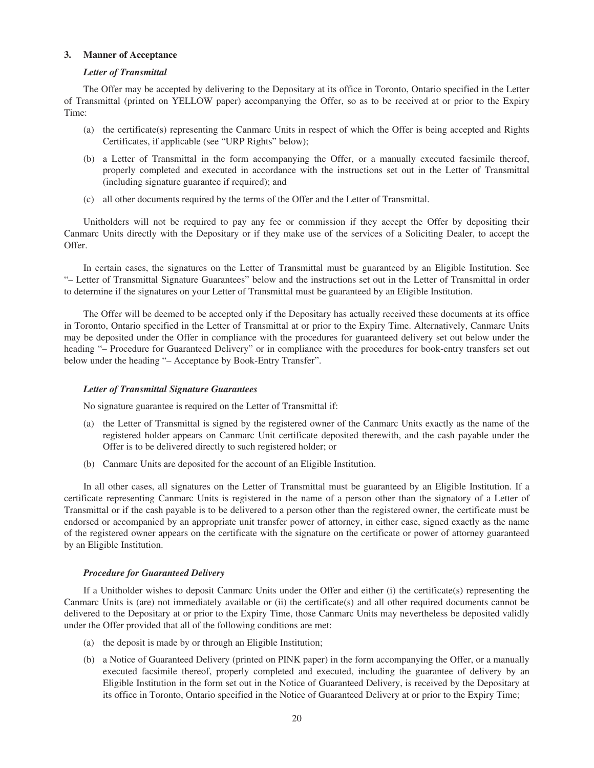### 3. Manner of Acceptance

***Letter of Transmittal***

The Offer may be accepted by delivering to the Depositary at its office in Toronto, Ontario specified in the Letter of Transmittal (printed on YELLOW paper) accompanying the Offer, so as to be received at or prior to the Expiry Time:

(a) the certificate(s) representing the Canmarc Units in respect of which the Offer is being accepted and Rights Certificates, if applicable (see "URP Rights" below);

(b) a Letter of Transmittal in the form accompanying the Offer, or a manually executed facsimile thereof, properly completed and executed in accordance with the instructions set out in the Letter of Transmittal (including signature guarantee if required); and

(c) all other documents required by the terms of the Offer and the Letter of Transmittal.

Unitholders will not be required to pay any fee or commission if they accept the Offer by depositing their Canmarc Units directly with the Depositary or if they make use of the services of a Soliciting Dealer, to accept the Offer.

In certain cases, the signatures on the Letter of Transmittal must be guaranteed by an Eligible Institution. See "– Letter of Transmittal Signature Guarantees" below and the instructions set out in the Letter of Transmittal in order to determine if the signatures on your Letter of Transmittal must be guaranteed by an Eligible Institution.

The Offer will be deemed to be accepted only if the Depositary has actually received these documents at its office in Toronto, Ontario specified in the Letter of Transmittal at or prior to the Expiry Time. Alternatively, Canmarc Units may be deposited under the Offer in compliance with the procedures for guaranteed delivery set out below under the heading "– Procedure for Guaranteed Delivery" or in compliance with the procedures for book-entry transfers set out below under the heading "– Acceptance by Book-Entry Transfer".

***Letter of Transmittal Signature Guarantees***

No signature guarantee is required on the Letter of Transmittal if:

(a) the Letter of Transmittal is signed by the registered owner of the Canmarc Units exactly as the name of the registered holder appears on Canmarc Unit certificate deposited therewith, and the cash payable under the Offer is to be delivered directly to such registered holder; or

(b) Canmarc Units are deposited for the account of an Eligible Institution.

In all other cases, all signatures on the Letter of Transmittal must be guaranteed by an Eligible Institution. If a certificate representing Canmarc Units is registered in the name of a person other than the signatory of a Letter of Transmittal or if the cash payable is to be delivered to a person other than the registered owner, the certificate must be endorsed or accompanied by an appropriate unit transfer power of attorney, in either case, signed exactly as the name of the registered owner appears on the certificate with the signature on the certificate or power of attorney guaranteed by an Eligible Institution.

***Procedure for Guaranteed Delivery***

If a Unitholder wishes to deposit Canmarc Units under the Offer and either (i) the certificate(s) representing the Canmarc Units is (are) not immediately available or (ii) the certificate(s) and all other required documents cannot be delivered to the Depositary at or prior to the Expiry Time, those Canmarc Units may nevertheless be deposited validly under the Offer provided that all of the following conditions are met:

(a) the deposit is made by or through an Eligible Institution;

(b) a Notice of Guaranteed Delivery (printed on PINK paper) in the form accompanying the Offer, or a manually executed facsimile thereof, properly completed and executed, including the guarantee of delivery by an Eligible Institution in the form set out in the Notice of Guaranteed Delivery, is received by the Depositary at its office in Toronto, Ontario specified in the Notice of Guaranteed Delivery at or prior to the Expiry Time;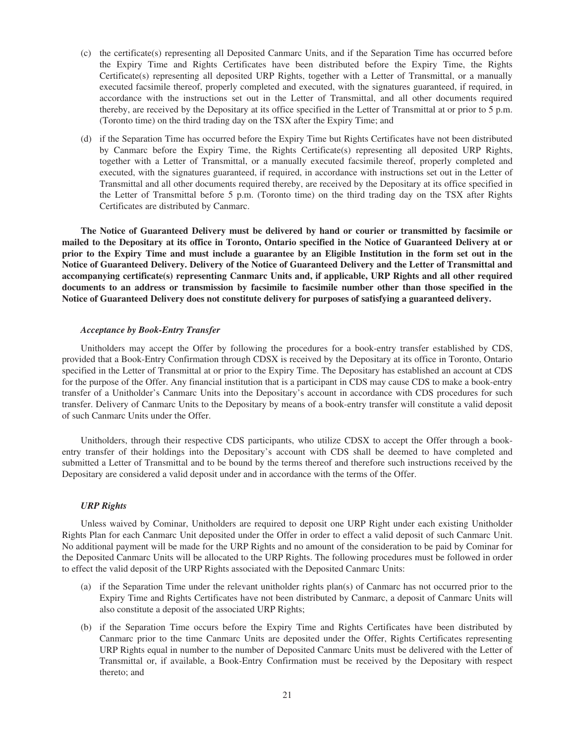(c) the certificate(s) representing all Deposited Canmarc Units, and if the Separation Time has occurred before the Expiry Time and Rights Certificates have been distributed before the Expiry Time, the Rights Certificate(s) representing all deposited URP Rights, together with a Letter of Transmittal, or a manually executed facsimile thereof, properly completed and executed, with the signatures guaranteed, if required, in accordance with the instructions set out in the Letter of Transmittal, and all other documents required thereby, are received by the Depositary at its office specified in the Letter of Transmittal at or prior to 5 p.m. (Toronto time) on the third trading day on the TSX after the Expiry Time; and

(d) if the Separation Time has occurred before the Expiry Time but Rights Certificates have not been distributed by Canmarc before the Expiry Time, the Rights Certificate(s) representing all deposited URP Rights, together with a Letter of Transmittal, or a manually executed facsimile thereof, properly completed and executed, with the signatures guaranteed, if required, in accordance with instructions set out in the Letter of Transmittal and all other documents required thereby, are received by the Depositary at its office specified in the Letter of Transmittal before 5 p.m. (Toronto time) on the third trading day on the TSX after Rights Certificates are distributed by Canmarc.

**The Notice of Guaranteed Delivery must be delivered by hand or courier or transmitted by facsimile or mailed to the Depositary at its office in Toronto, Ontario specified in the Notice of Guaranteed Delivery at or prior to the Expiry Time and must include a guarantee by an Eligible Institution in the form set out in the Notice of Guaranteed Delivery. Delivery of the Notice of Guaranteed Delivery and the Letter of Transmittal and accompanying certificate(s) representing Canmarc Units and, if applicable, URP Rights and all other required documents to an address or transmission by facsimile to facsimile number other than those specified in the Notice of Guaranteed Delivery does not constitute delivery for purposes of satisfying a guaranteed delivery.**

***Acceptance by Book-Entry Transfer***

Unitholders may accept the Offer by following the procedures for a book-entry transfer established by CDS, provided that a Book-Entry Confirmation through CDSX is received by the Depositary at its office in Toronto, Ontario specified in the Letter of Transmittal at or prior to the Expiry Time. The Depositary has established an account at CDS for the purpose of the Offer. Any financial institution that is a participant in CDS may cause CDS to make a book-entry transfer of a Unitholder's Canmarc Units into the Depositary's account in accordance with CDS procedures for such transfer. Delivery of Canmarc Units to the Depositary by means of a book-entry transfer will constitute a valid deposit of such Canmarc Units under the Offer.

Unitholders, through their respective CDS participants, who utilize CDSX to accept the Offer through a book-entry transfer of their holdings into the Depositary's account with CDS shall be deemed to have completed and submitted a Letter of Transmittal and to be bound by the terms thereof and therefore such instructions received by the Depositary are considered a valid deposit under and in accordance with the terms of the Offer.

***URP Rights***

Unless waived by Cominar, Unitholders are required to deposit one URP Right under each existing Unitholder Rights Plan for each Canmarc Unit deposited under the Offer in order to effect a valid deposit of such Canmarc Unit. No additional payment will be made for the URP Rights and no amount of the consideration to be paid by Cominar for the Deposited Canmarc Units will be allocated to the URP Rights. The following procedures must be followed in order to effect the valid deposit of the URP Rights associated with the Deposited Canmarc Units:

(a) if the Separation Time under the relevant unitholder rights plan(s) of Canmarc has not occurred prior to the Expiry Time and Rights Certificates have not been distributed by Canmarc, a deposit of Canmarc Units will also constitute a deposit of the associated URP Rights;

(b) if the Separation Time occurs before the Expiry Time and Rights Certificates have been distributed by Canmarc prior to the time Canmarc Units are deposited under the Offer, Rights Certificates representing URP Rights equal in number to the number of Deposited Canmarc Units must be delivered with the Letter of Transmittal or, if available, a Book-Entry Confirmation must be received by the Depositary with respect thereto; and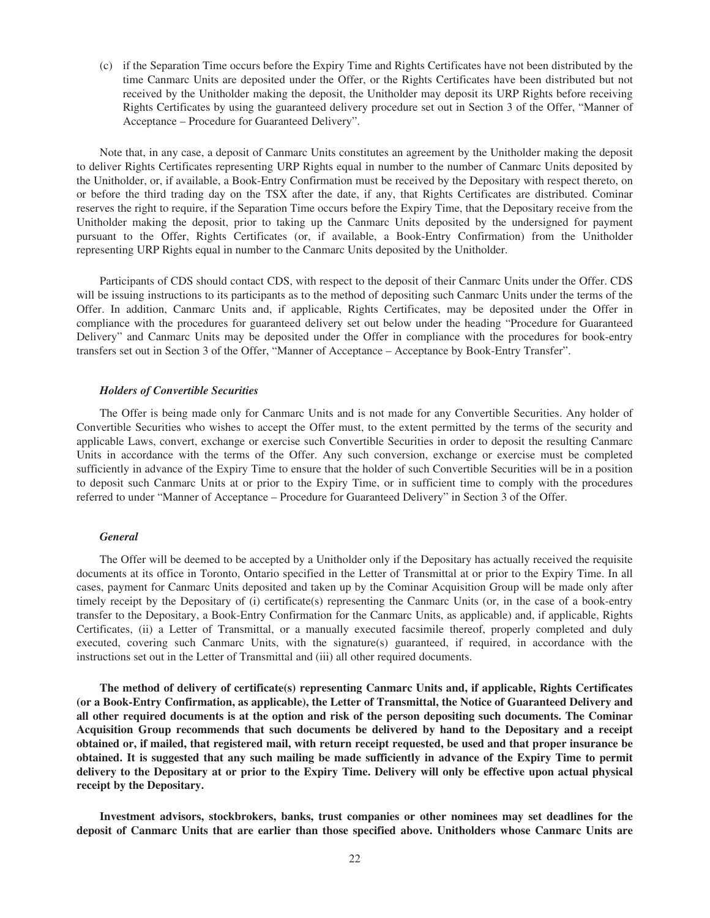(c) if the Separation Time occurs before the Expiry Time and Rights Certificates have not been distributed by the time Canmarc Units are deposited under the Offer, or the Rights Certificates have been distributed but not received by the Unitholder making the deposit, the Unitholder may deposit its URP Rights before receiving Rights Certificates by using the guaranteed delivery procedure set out in Section 3 of the Offer, "Manner of Acceptance – Procedure for Guaranteed Delivery".

Note that, in any case, a deposit of Canmarc Units constitutes an agreement by the Unitholder making the deposit to deliver Rights Certificates representing URP Rights equal in number to the number of Canmarc Units deposited by the Unitholder, or, if available, a Book-Entry Confirmation must be received by the Depositary with respect thereto, on or before the third trading day on the TSX after the date, if any, that Rights Certificates are distributed. Cominar reserves the right to require, if the Separation Time occurs before the Expiry Time, that the Depositary receive from the Unitholder making the deposit, prior to taking up the Canmarc Units deposited by the undersigned for payment pursuant to the Offer, Rights Certificates (or, if available, a Book-Entry Confirmation) from the Unitholder representing URP Rights equal in number to the Canmarc Units deposited by the Unitholder.

Participants of CDS should contact CDS, with respect to the deposit of their Canmarc Units under the Offer. CDS will be issuing instructions to its participants as to the method of depositing such Canmarc Units under the terms of the Offer. In addition, Canmarc Units and, if applicable, Rights Certificates, may be deposited under the Offer in compliance with the procedures for guaranteed delivery set out below under the heading "Procedure for Guaranteed Delivery" and Canmarc Units may be deposited under the Offer in compliance with the procedures for book-entry transfers set out in Section 3 of the Offer, "Manner of Acceptance – Acceptance by Book-Entry Transfer".

***Holders of Convertible Securities***

The Offer is being made only for Canmarc Units and is not made for any Convertible Securities. Any holder of Convertible Securities who wishes to accept the Offer must, to the extent permitted by the terms of the security and applicable Laws, convert, exchange or exercise such Convertible Securities in order to deposit the resulting Canmarc Units in accordance with the terms of the Offer. Any such conversion, exchange or exercise must be completed sufficiently in advance of the Expiry Time to ensure that the holder of such Convertible Securities will be in a position to deposit such Canmarc Units at or prior to the Expiry Time, or in sufficient time to comply with the procedures referred to under "Manner of Acceptance – Procedure for Guaranteed Delivery" in Section 3 of the Offer.

***General***

The Offer will be deemed to be accepted by a Unitholder only if the Depositary has actually received the requisite documents at its office in Toronto, Ontario specified in the Letter of Transmittal at or prior to the Expiry Time. In all cases, payment for Canmarc Units deposited and taken up by the Cominar Acquisition Group will be made only after timely receipt by the Depositary of (i) certificate(s) representing the Canmarc Units (or, in the case of a book-entry transfer to the Depositary, a Book-Entry Confirmation for the Canmarc Units, as applicable) and, if applicable, Rights Certificates, (ii) a Letter of Transmittal, or a manually executed facsimile thereof, properly completed and duly executed, covering such Canmarc Units, with the signature(s) guaranteed, if required, in accordance with the instructions set out in the Letter of Transmittal and (iii) all other required documents.

**The method of delivery of certificate(s) representing Canmarc Units and, if applicable, Rights Certificates (or a Book-Entry Confirmation, as applicable), the Letter of Transmittal, the Notice of Guaranteed Delivery and all other required documents is at the option and risk of the person depositing such documents. The Cominar Acquisition Group recommends that such documents be delivered by hand to the Depositary and a receipt obtained or, if mailed, that registered mail, with return receipt requested, be used and that proper insurance be obtained. It is suggested that any such mailing be made sufficiently in advance of the Expiry Time to permit delivery to the Depositary at or prior to the Expiry Time. Delivery will only be effective upon actual physical receipt by the Depositary.**

**Investment advisors, stockbrokers, banks, trust companies or other nominees may set deadlines for the deposit of Canmarc Units that are earlier than those specified above. Unitholders whose Canmarc Units are**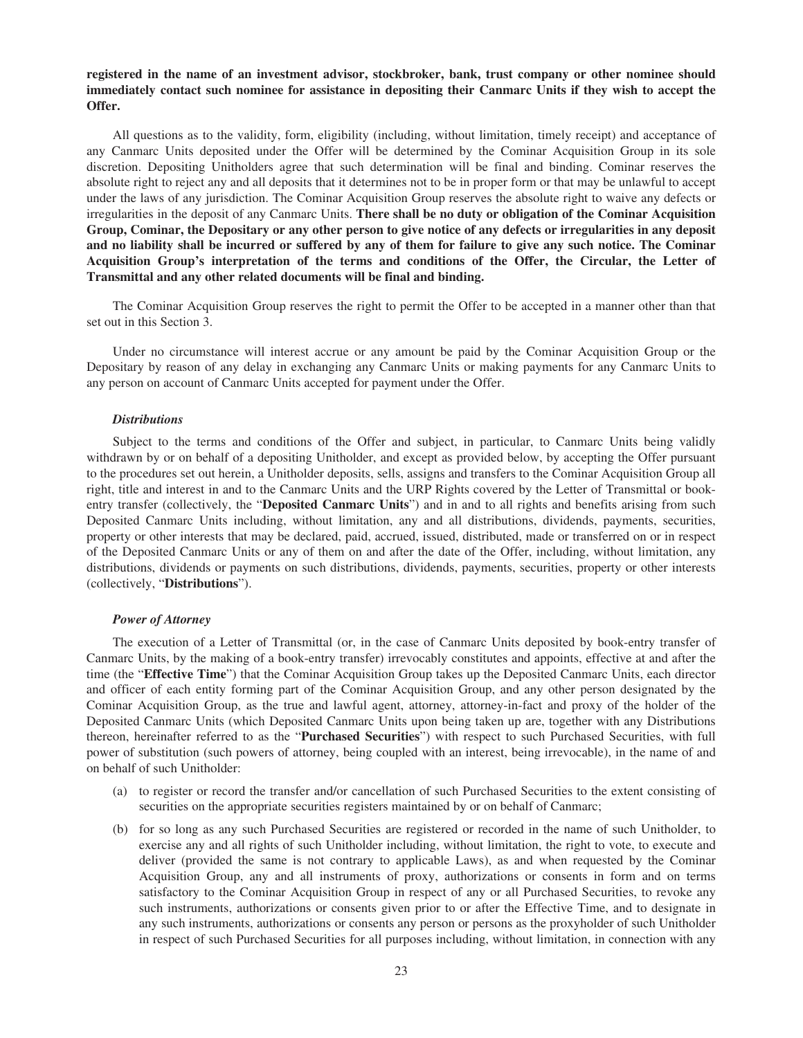**registered in the name of an investment advisor, stockbroker, bank, trust company or other nominee should immediately contact such nominee for assistance in depositing their Canmarc Units if they wish to accept the Offer.**

All questions as to the validity, form, eligibility (including, without limitation, timely receipt) and acceptance of any Canmarc Units deposited under the Offer will be determined by the Cominar Acquisition Group in its sole discretion. Depositing Unitholders agree that such determination will be final and binding. Cominar reserves the absolute right to reject any and all deposits that it determines not to be in proper form or that may be unlawful to accept under the laws of any jurisdiction. The Cominar Acquisition Group reserves the absolute right to waive any defects or irregularities in the deposit of any Canmarc Units. **There shall be no duty or obligation of the Cominar Acquisition Group, Cominar, the Depositary or any other person to give notice of any defects or irregularities in any deposit and no liability shall be incurred or suffered by any of them for failure to give any such notice. The Cominar Acquisition Group's interpretation of the terms and conditions of the Offer, the Circular, the Letter of Transmittal and any other related documents will be final and binding.**

The Cominar Acquisition Group reserves the right to permit the Offer to be accepted in a manner other than that set out in this Section 3.

Under no circumstance will interest accrue or any amount be paid by the Cominar Acquisition Group or the Depositary by reason of any delay in exchanging any Canmarc Units or making payments for any Canmarc Units to any person on account of Canmarc Units accepted for payment under the Offer.

***Distributions***

Subject to the terms and conditions of the Offer and subject, in particular, to Canmarc Units being validly withdrawn by or on behalf of a depositing Unitholder, and except as provided below, by accepting the Offer pursuant to the procedures set out herein, a Unitholder deposits, sells, assigns and transfers to the Cominar Acquisition Group all right, title and interest in and to the Canmarc Units and the URP Rights covered by the Letter of Transmittal or book-entry transfer (collectively, the "**Deposited Canmarc Units**") and in and to all rights and benefits arising from such Deposited Canmarc Units including, without limitation, any and all distributions, dividends, payments, securities, property or other interests that may be declared, paid, accrued, issued, distributed, made or transferred on or in respect of the Deposited Canmarc Units or any of them on and after the date of the Offer, including, without limitation, any distributions, dividends or payments on such distributions, dividends, payments, securities, property or other interests (collectively, "**Distributions**").

***Power of Attorney***

The execution of a Letter of Transmittal (or, in the case of Canmarc Units deposited by book-entry transfer of Canmarc Units, by the making of a book-entry transfer) irrevocably constitutes and appoints, effective at and after the time (the "**Effective Time**") that the Cominar Acquisition Group takes up the Deposited Canmarc Units, each director and officer of each entity forming part of the Cominar Acquisition Group, and any other person designated by the Cominar Acquisition Group, as the true and lawful agent, attorney, attorney-in-fact and proxy of the holder of the Deposited Canmarc Units (which Deposited Canmarc Units upon being taken up are, together with any Distributions thereon, hereinafter referred to as the "**Purchased Securities**") with respect to such Purchased Securities, with full power of substitution (such powers of attorney, being coupled with an interest, being irrevocable), in the name of and on behalf of such Unitholder:

(a) to register or record the transfer and/or cancellation of such Purchased Securities to the extent consisting of securities on the appropriate securities registers maintained by or on behalf of Canmarc;

(b) for so long as any such Purchased Securities are registered or recorded in the name of such Unitholder, to exercise any and all rights of such Unitholder including, without limitation, the right to vote, to execute and deliver (provided the same is not contrary to applicable Laws), as and when requested by the Cominar Acquisition Group, any and all instruments of proxy, authorizations or consents in form and on terms satisfactory to the Cominar Acquisition Group in respect of any or all Purchased Securities, to revoke any such instruments, authorizations or consents given prior to or after the Effective Time, and to designate in any such instruments, authorizations or consents any person or persons as the proxyholder of such Unitholder in respect of such Purchased Securities for all purposes including, without limitation, in connection with any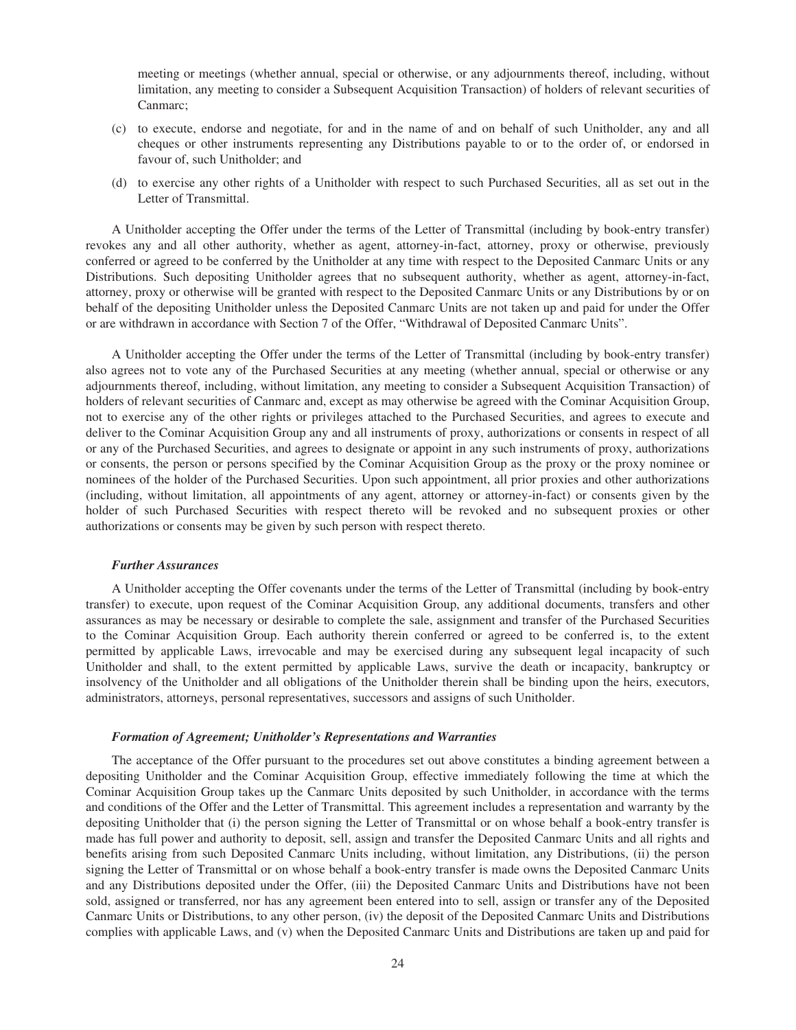meeting or meetings (whether annual, special or otherwise, or any adjournments thereof, including, without limitation, any meeting to consider a Subsequent Acquisition Transaction) of holders of relevant securities of Canmarc;

(c) to execute, endorse and negotiate, for and in the name of and on behalf of such Unitholder, any and all cheques or other instruments representing any Distributions payable to or to the order of, or endorsed in favour of, such Unitholder; and

(d) to exercise any other rights of a Unitholder with respect to such Purchased Securities, all as set out in the Letter of Transmittal.

A Unitholder accepting the Offer under the terms of the Letter of Transmittal (including by book-entry transfer) revokes any and all other authority, whether as agent, attorney-in-fact, attorney, proxy or otherwise, previously conferred or agreed to be conferred by the Unitholder at any time with respect to the Deposited Canmarc Units or any Distributions. Such depositing Unitholder agrees that no subsequent authority, whether as agent, attorney-in-fact, attorney, proxy or otherwise will be granted with respect to the Deposited Canmarc Units or any Distributions by or on behalf of the depositing Unitholder unless the Deposited Canmarc Units are not taken up and paid for under the Offer or are withdrawn in accordance with Section 7 of the Offer, "Withdrawal of Deposited Canmarc Units".

A Unitholder accepting the Offer under the terms of the Letter of Transmittal (including by book-entry transfer) also agrees not to vote any of the Purchased Securities at any meeting (whether annual, special or otherwise or any adjournments thereof, including, without limitation, any meeting to consider a Subsequent Acquisition Transaction) of holders of relevant securities of Canmarc and, except as may otherwise be agreed with the Cominar Acquisition Group, not to exercise any of the other rights or privileges attached to the Purchased Securities, and agrees to execute and deliver to the Cominar Acquisition Group any and all instruments of proxy, authorizations or consents in respect of all or any of the Purchased Securities, and agrees to designate or appoint in any such instruments of proxy, authorizations or consents, the person or persons specified by the Cominar Acquisition Group as the proxy or the proxy nominee or nominees of the holder of the Purchased Securities. Upon such appointment, all prior proxies and other authorizations (including, without limitation, all appointments of any agent, attorney or attorney-in-fact) or consents given by the holder of such Purchased Securities with respect thereto will be revoked and no subsequent proxies or other authorizations or consents may be given by such person with respect thereto.

***Further Assurances***

A Unitholder accepting the Offer covenants under the terms of the Letter of Transmittal (including by book-entry transfer) to execute, upon request of the Cominar Acquisition Group, any additional documents, transfers and other assurances as may be necessary or desirable to complete the sale, assignment and transfer of the Purchased Securities to the Cominar Acquisition Group. Each authority therein conferred or agreed to be conferred is, to the extent permitted by applicable Laws, irrevocable and may be exercised during any subsequent legal incapacity of such Unitholder and shall, to the extent permitted by applicable Laws, survive the death or incapacity, bankruptcy or insolvency of the Unitholder and all obligations of the Unitholder therein shall be binding upon the heirs, executors, administrators, attorneys, personal representatives, successors and assigns of such Unitholder.

***Formation of Agreement; Unitholder's Representations and Warranties***

The acceptance of the Offer pursuant to the procedures set out above constitutes a binding agreement between a depositing Unitholder and the Cominar Acquisition Group, effective immediately following the time at which the Cominar Acquisition Group takes up the Canmarc Units deposited by such Unitholder, in accordance with the terms and conditions of the Offer and the Letter of Transmittal. This agreement includes a representation and warranty by the depositing Unitholder that (i) the person signing the Letter of Transmittal or on whose behalf a book-entry transfer is made has full power and authority to deposit, sell, assign and transfer the Deposited Canmarc Units and all rights and benefits arising from such Deposited Canmarc Units including, without limitation, any Distributions, (ii) the person signing the Letter of Transmittal or on whose behalf a book-entry transfer is made owns the Deposited Canmarc Units and any Distributions deposited under the Offer, (iii) the Deposited Canmarc Units and Distributions have not been sold, assigned or transferred, nor has any agreement been entered into to sell, assign or transfer any of the Deposited Canmarc Units or Distributions, to any other person, (iv) the deposit of the Deposited Canmarc Units and Distributions complies with applicable Laws, and (v) when the Deposited Canmarc Units and Distributions are taken up and paid for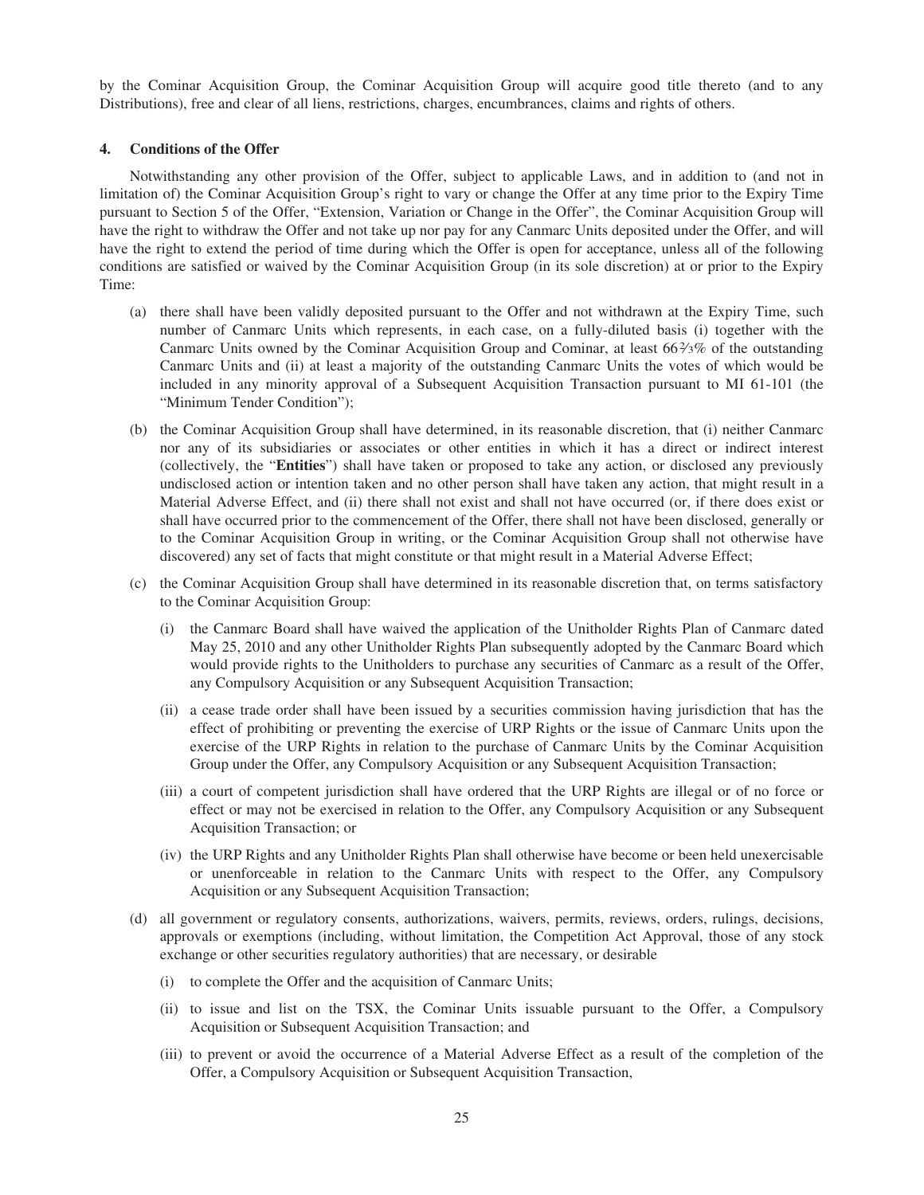by the Cominar Acquisition Group, the Cominar Acquisition Group will acquire good title thereto (and to any Distributions), free and clear of all liens, restrictions, charges, encumbrances, claims and rights of others.

## 4. Conditions of the Offer

Notwithstanding any other provision of the Offer, subject to applicable Laws, and in addition to (and not in limitation of) the Cominar Acquisition Group's right to vary or change the Offer at any time prior to the Expiry Time pursuant to Section 5 of the Offer, "Extension, Variation or Change in the Offer", the Cominar Acquisition Group will have the right to withdraw the Offer and not take up nor pay for any Canmarc Units deposited under the Offer, and will have the right to extend the period of time during which the Offer is open for acceptance, unless all of the following conditions are satisfied or waived by the Cominar Acquisition Group (in its sole discretion) at or prior to the Expiry Time:

(a) there shall have been validly deposited pursuant to the Offer and not withdrawn at the Expiry Time, such number of Canmarc Units which represents, in each case, on a fully-diluted basis (i) together with the Canmarc Units owned by the Cominar Acquisition Group and Cominar, at least 66⅔% of the outstanding Canmarc Units and (ii) at least a majority of the outstanding Canmarc Units the votes of which would be included in any minority approval of a Subsequent Acquisition Transaction pursuant to MI 61-101 (the "Minimum Tender Condition");

(b) the Cominar Acquisition Group shall have determined, in its reasonable discretion, that (i) neither Canmarc nor any of its subsidiaries or associates or other entities in which it has a direct or indirect interest (collectively, the "**Entities**") shall have taken or proposed to take any action, or disclosed any previously undisclosed action or intention taken and no other person shall have taken any action, that might result in a Material Adverse Effect, and (ii) there shall not exist and shall not have occurred (or, if there does exist or shall have occurred prior to the commencement of the Offer, there shall not have been disclosed, generally or to the Cominar Acquisition Group in writing, or the Cominar Acquisition Group shall not otherwise have discovered) any set of facts that might constitute or that might result in a Material Adverse Effect;

(c) the Cominar Acquisition Group shall have determined in its reasonable discretion that, on terms satisfactory to the Cominar Acquisition Group:

   (i) the Canmarc Board shall have waived the application of the Unitholder Rights Plan of Canmarc dated May 25, 2010 and any other Unitholder Rights Plan subsequently adopted by the Canmarc Board which would provide rights to the Unitholders to purchase any securities of Canmarc as a result of the Offer, any Compulsory Acquisition or any Subsequent Acquisition Transaction;

   (ii) a cease trade order shall have been issued by a securities commission having jurisdiction that has the effect of prohibiting or preventing the exercise of URP Rights or the issue of Canmarc Units upon the exercise of the URP Rights in relation to the purchase of Canmarc Units by the Cominar Acquisition Group under the Offer, any Compulsory Acquisition or any Subsequent Acquisition Transaction;

   (iii) a court of competent jurisdiction shall have ordered that the URP Rights are illegal or of no force or effect or may not be exercised in relation to the Offer, any Compulsory Acquisition or any Subsequent Acquisition Transaction; or

   (iv) the URP Rights and any Unitholder Rights Plan shall otherwise have become or been held unexercisable or unenforceable in relation to the Canmarc Units with respect to the Offer, any Compulsory Acquisition or any Subsequent Acquisition Transaction;

(d) all government or regulatory consents, authorizations, waivers, permits, reviews, orders, rulings, decisions, approvals or exemptions (including, without limitation, the Competition Act Approval, those of any stock exchange or other securities regulatory authorities) that are necessary, or desirable

   (i) to complete the Offer and the acquisition of Canmarc Units;

   (ii) to issue and list on the TSX, the Cominar Units issuable pursuant to the Offer, a Compulsory Acquisition or Subsequent Acquisition Transaction; and

   (iii) to prevent or avoid the occurrence of a Material Adverse Effect as a result of the completion of the Offer, a Compulsory Acquisition or Subsequent Acquisition Transaction,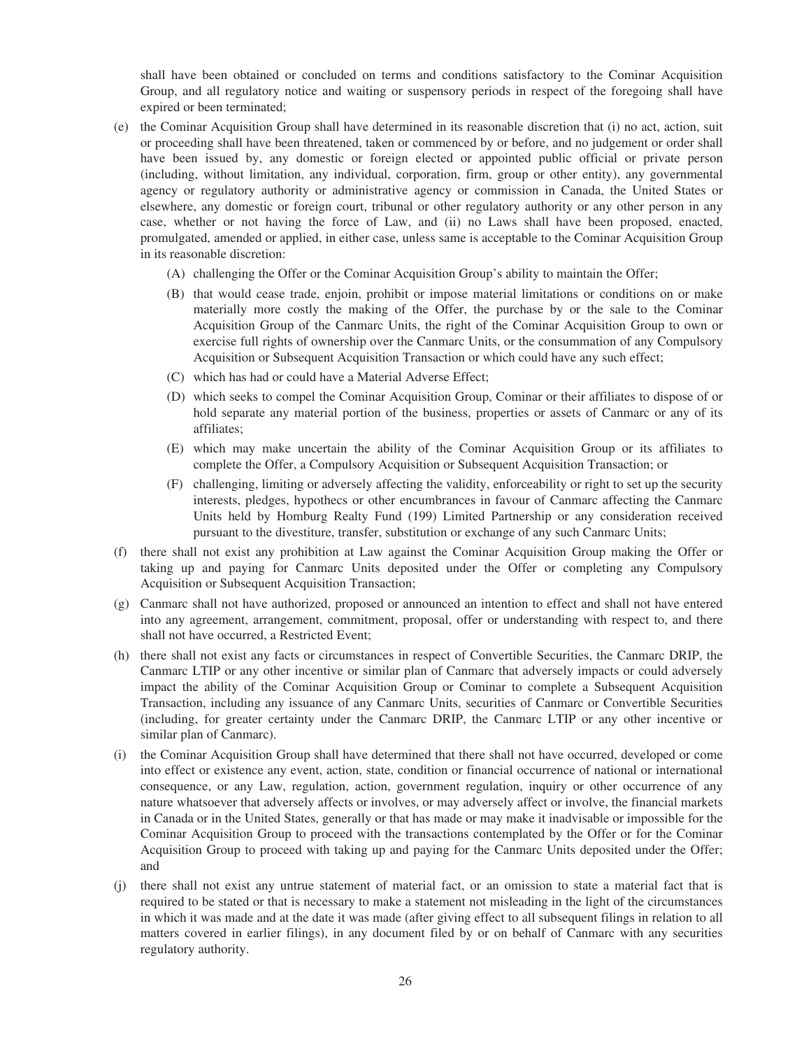shall have been obtained or concluded on terms and conditions satisfactory to the Cominar Acquisition Group, and all regulatory notice and waiting or suspensory periods in respect of the foregoing shall have expired or been terminated;

(e) the Cominar Acquisition Group shall have determined in its reasonable discretion that (i) no act, action, suit or proceeding shall have been threatened, taken or commenced by or before, and no judgement or order shall have been issued by, any domestic or foreign elected or appointed public official or private person (including, without limitation, any individual, corporation, firm, group or other entity), any governmental agency or regulatory authority or administrative agency or commission in Canada, the United States or elsewhere, any domestic or foreign court, tribunal or other regulatory authority or any other person in any case, whether or not having the force of Law, and (ii) no Laws shall have been proposed, enacted, promulgated, amended or applied, in either case, unless same is acceptable to the Cominar Acquisition Group in its reasonable discretion:

   (A) challenging the Offer or the Cominar Acquisition Group's ability to maintain the Offer;

   (B) that would cease trade, enjoin, prohibit or impose material limitations or conditions on or make materially more costly the making of the Offer, the purchase by or the sale to the Cominar Acquisition Group of the Canmarc Units, the right of the Cominar Acquisition Group to own or exercise full rights of ownership over the Canmarc Units, or the consummation of any Compulsory Acquisition or Subsequent Acquisition Transaction or which could have any such effect;

   (C) which has had or could have a Material Adverse Effect;

   (D) which seeks to compel the Cominar Acquisition Group, Cominar or their affiliates to dispose of or hold separate any material portion of the business, properties or assets of Canmarc or any of its affiliates;

   (E) which may make uncertain the ability of the Cominar Acquisition Group or its affiliates to complete the Offer, a Compulsory Acquisition or Subsequent Acquisition Transaction; or

   (F) challenging, limiting or adversely affecting the validity, enforceability or right to set up the security interests, pledges, hypothecs or other encumbrances in favour of Canmarc affecting the Canmarc Units held by Homburg Realty Fund (199) Limited Partnership or any consideration received pursuant to the divestiture, transfer, substitution or exchange of any such Canmarc Units;

(f) there shall not exist any prohibition at Law against the Cominar Acquisition Group making the Offer or taking up and paying for Canmarc Units deposited under the Offer or completing any Compulsory Acquisition or Subsequent Acquisition Transaction;

(g) Canmarc shall not have authorized, proposed or announced an intention to effect and shall not have entered into any agreement, arrangement, commitment, proposal, offer or understanding with respect to, and there shall not have occurred, a Restricted Event;

(h) there shall not exist any facts or circumstances in respect of Convertible Securities, the Canmarc DRIP, the Canmarc LTIP or any other incentive or similar plan of Canmarc that adversely impacts or could adversely impact the ability of the Cominar Acquisition Group or Cominar to complete a Subsequent Acquisition Transaction, including any issuance of any Canmarc Units, securities of Canmarc or Convertible Securities (including, for greater certainty under the Canmarc DRIP, the Canmarc LTIP or any other incentive or similar plan of Canmarc).

(i) the Cominar Acquisition Group shall have determined that there shall not have occurred, developed or come into effect or existence any event, action, state, condition or financial occurrence of national or international consequence, or any Law, regulation, action, government regulation, inquiry or other occurrence of any nature whatsoever that adversely affects or involves, or may adversely affect or involve, the financial markets in Canada or in the United States, generally or that has made or may make it inadvisable or impossible for the Cominar Acquisition Group to proceed with the transactions contemplated by the Offer or for the Cominar Acquisition Group to proceed with taking up and paying for the Canmarc Units deposited under the Offer; and

(j) there shall not exist any untrue statement of material fact, or an omission to state a material fact that is required to be stated or that is necessary to make a statement not misleading in the light of the circumstances in which it was made and at the date it was made (after giving effect to all subsequent filings in relation to all matters covered in earlier filings), in any document filed by or on behalf of Canmarc with any securities regulatory authority.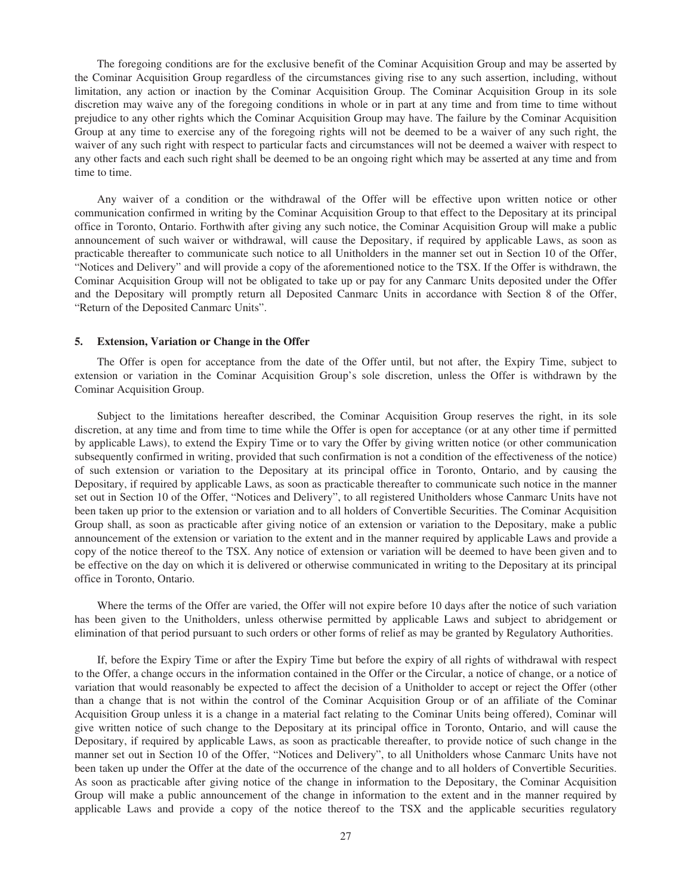The foregoing conditions are for the exclusive benefit of the Cominar Acquisition Group and may be asserted by the Cominar Acquisition Group regardless of the circumstances giving rise to any such assertion, including, without limitation, any action or inaction by the Cominar Acquisition Group. The Cominar Acquisition Group in its sole discretion may waive any of the foregoing conditions in whole or in part at any time and from time to time without prejudice to any other rights which the Cominar Acquisition Group may have. The failure by the Cominar Acquisition Group at any time to exercise any of the foregoing rights will not be deemed to be a waiver of any such right, the waiver of any such right with respect to particular facts and circumstances will not be deemed a waiver with respect to any other facts and each such right shall be deemed to be an ongoing right which may be asserted at any time and from time to time.

Any waiver of a condition or the withdrawal of the Offer will be effective upon written notice or other communication confirmed in writing by the Cominar Acquisition Group to that effect to the Depositary at its principal office in Toronto, Ontario. Forthwith after giving any such notice, the Cominar Acquisition Group will make a public announcement of such waiver or withdrawal, will cause the Depositary, if required by applicable Laws, as soon as practicable thereafter to communicate such notice to all Unitholders in the manner set out in Section 10 of the Offer, "Notices and Delivery" and will provide a copy of the aforementioned notice to the TSX. If the Offer is withdrawn, the Cominar Acquisition Group will not be obligated to take up or pay for any Canmarc Units deposited under the Offer and the Depositary will promptly return all Deposited Canmarc Units in accordance with Section 8 of the Offer, "Return of the Deposited Canmarc Units".

## 5. Extension, Variation or Change in the Offer

The Offer is open for acceptance from the date of the Offer until, but not after, the Expiry Time, subject to extension or variation in the Cominar Acquisition Group's sole discretion, unless the Offer is withdrawn by the Cominar Acquisition Group.

Subject to the limitations hereafter described, the Cominar Acquisition Group reserves the right, in its sole discretion, at any time and from time to time while the Offer is open for acceptance (or at any other time if permitted by applicable Laws), to extend the Expiry Time or to vary the Offer by giving written notice (or other communication subsequently confirmed in writing, provided that such confirmation is not a condition of the effectiveness of the notice) of such extension or variation to the Depositary at its principal office in Toronto, Ontario, and by causing the Depositary, if required by applicable Laws, as soon as practicable thereafter to communicate such notice in the manner set out in Section 10 of the Offer, "Notices and Delivery", to all registered Unitholders whose Canmarc Units have not been taken up prior to the extension or variation and to all holders of Convertible Securities. The Cominar Acquisition Group shall, as soon as practicable after giving notice of an extension or variation to the Depositary, make a public announcement of the extension or variation to the extent and in the manner required by applicable Laws and provide a copy of the notice thereof to the TSX. Any notice of extension or variation will be deemed to have been given and to be effective on the day on which it is delivered or otherwise communicated in writing to the Depositary at its principal office in Toronto, Ontario.

Where the terms of the Offer are varied, the Offer will not expire before 10 days after the notice of such variation has been given to the Unitholders, unless otherwise permitted by applicable Laws and subject to abridgement or elimination of that period pursuant to such orders or other forms of relief as may be granted by Regulatory Authorities.

If, before the Expiry Time or after the Expiry Time but before the expiry of all rights of withdrawal with respect to the Offer, a change occurs in the information contained in the Offer or the Circular, a notice of change, or a notice of variation that would reasonably be expected to affect the decision of a Unitholder to accept or reject the Offer (other than a change that is not within the control of the Cominar Acquisition Group or of an affiliate of the Cominar Acquisition Group unless it is a change in a material fact relating to the Cominar Units being offered), Cominar will give written notice of such change to the Depositary at its principal office in Toronto, Ontario, and will cause the Depositary, if required by applicable Laws, as soon as practicable thereafter, to provide notice of such change in the manner set out in Section 10 of the Offer, "Notices and Delivery", to all Unitholders whose Canmarc Units have not been taken up under the Offer at the date of the occurrence of the change and to all holders of Convertible Securities. As soon as practicable after giving notice of the change in information to the Depositary, the Cominar Acquisition Group will make a public announcement of the change in information to the extent and in the manner required by applicable Laws and provide a copy of the notice thereof to the TSX and the applicable securities regulatory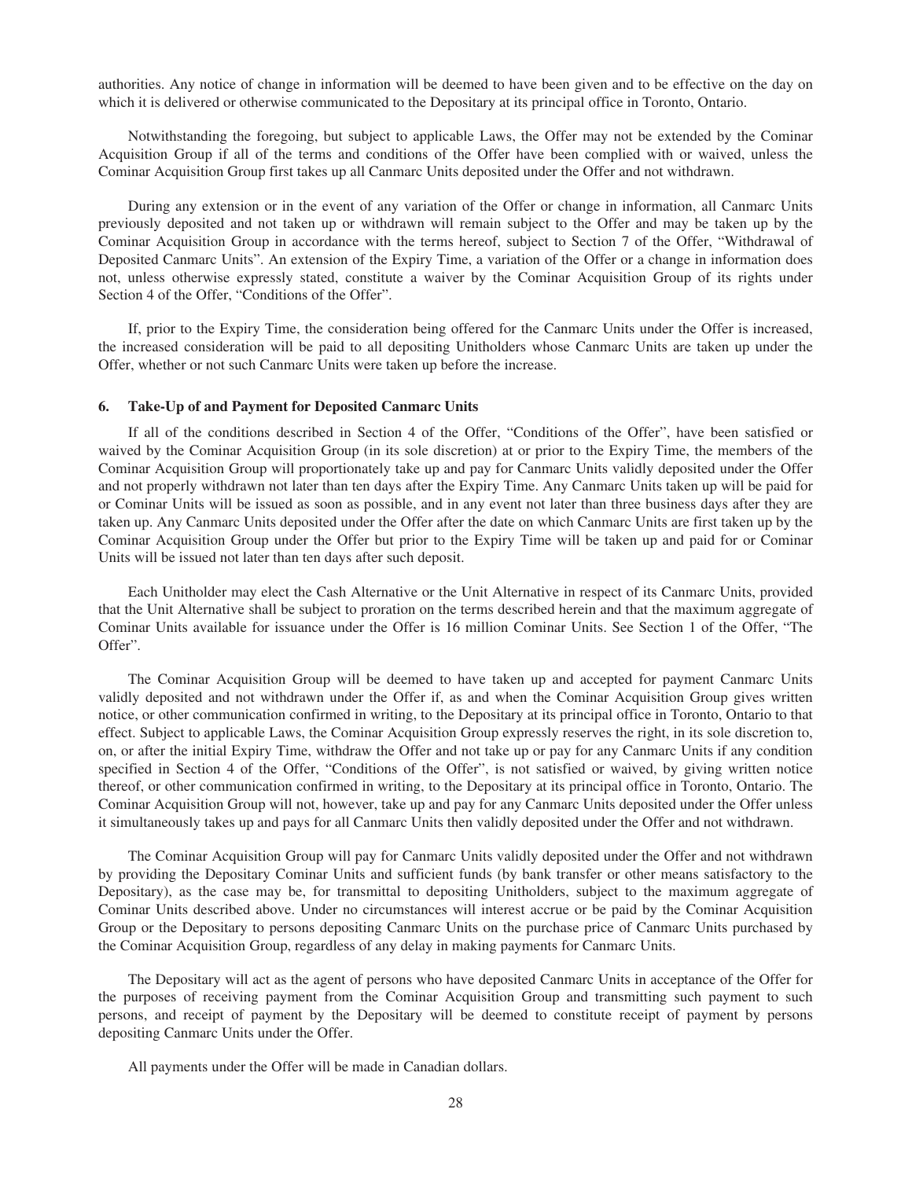authorities. Any notice of change in information will be deemed to have been given and to be effective on the day on which it is delivered or otherwise communicated to the Depositary at its principal office in Toronto, Ontario.

Notwithstanding the foregoing, but subject to applicable Laws, the Offer may not be extended by the Cominar Acquisition Group if all of the terms and conditions of the Offer have been complied with or waived, unless the Cominar Acquisition Group first takes up all Canmarc Units deposited under the Offer and not withdrawn.

During any extension or in the event of any variation of the Offer or change in information, all Canmarc Units previously deposited and not taken up or withdrawn will remain subject to the Offer and may be taken up by the Cominar Acquisition Group in accordance with the terms hereof, subject to Section 7 of the Offer, "Withdrawal of Deposited Canmarc Units". An extension of the Expiry Time, a variation of the Offer or a change in information does not, unless otherwise expressly stated, constitute a waiver by the Cominar Acquisition Group of its rights under Section 4 of the Offer, "Conditions of the Offer".

If, prior to the Expiry Time, the consideration being offered for the Canmarc Units under the Offer is increased, the increased consideration will be paid to all depositing Unitholders whose Canmarc Units are taken up under the Offer, whether or not such Canmarc Units were taken up before the increase.

### 6. Take-Up of and Payment for Deposited Canmarc Units

If all of the conditions described in Section 4 of the Offer, "Conditions of the Offer", have been satisfied or waived by the Cominar Acquisition Group (in its sole discretion) at or prior to the Expiry Time, the members of the Cominar Acquisition Group will proportionately take up and pay for Canmarc Units validly deposited under the Offer and not properly withdrawn not later than ten days after the Expiry Time. Any Canmarc Units taken up will be paid for or Cominar Units will be issued as soon as possible, and in any event not later than three business days after they are taken up. Any Canmarc Units deposited under the Offer after the date on which Canmarc Units are first taken up by the Cominar Acquisition Group under the Offer but prior to the Expiry Time will be taken up and paid for or Cominar Units will be issued not later than ten days after such deposit.

Each Unitholder may elect the Cash Alternative or the Unit Alternative in respect of its Canmarc Units, provided that the Unit Alternative shall be subject to proration on the terms described herein and that the maximum aggregate of Cominar Units available for issuance under the Offer is 16 million Cominar Units. See Section 1 of the Offer, "The Offer".

The Cominar Acquisition Group will be deemed to have taken up and accepted for payment Canmarc Units validly deposited and not withdrawn under the Offer if, as and when the Cominar Acquisition Group gives written notice, or other communication confirmed in writing, to the Depositary at its principal office in Toronto, Ontario to that effect. Subject to applicable Laws, the Cominar Acquisition Group expressly reserves the right, in its sole discretion to, on, or after the initial Expiry Time, withdraw the Offer and not take up or pay for any Canmarc Units if any condition specified in Section 4 of the Offer, "Conditions of the Offer", is not satisfied or waived, by giving written notice thereof, or other communication confirmed in writing, to the Depositary at its principal office in Toronto, Ontario. The Cominar Acquisition Group will not, however, take up and pay for any Canmarc Units deposited under the Offer unless it simultaneously takes up and pays for all Canmarc Units then validly deposited under the Offer and not withdrawn.

The Cominar Acquisition Group will pay for Canmarc Units validly deposited under the Offer and not withdrawn by providing the Depositary Cominar Units and sufficient funds (by bank transfer or other means satisfactory to the Depositary), as the case may be, for transmittal to depositing Unitholders, subject to the maximum aggregate of Cominar Units described above. Under no circumstances will interest accrue or be paid by the Cominar Acquisition Group or the Depositary to persons depositing Canmarc Units on the purchase price of Canmarc Units purchased by the Cominar Acquisition Group, regardless of any delay in making payments for Canmarc Units.

The Depositary will act as the agent of persons who have deposited Canmarc Units in acceptance of the Offer for the purposes of receiving payment from the Cominar Acquisition Group and transmitting such payment to such persons, and receipt of payment by the Depositary will be deemed to constitute receipt of payment by persons depositing Canmarc Units under the Offer.

All payments under the Offer will be made in Canadian dollars.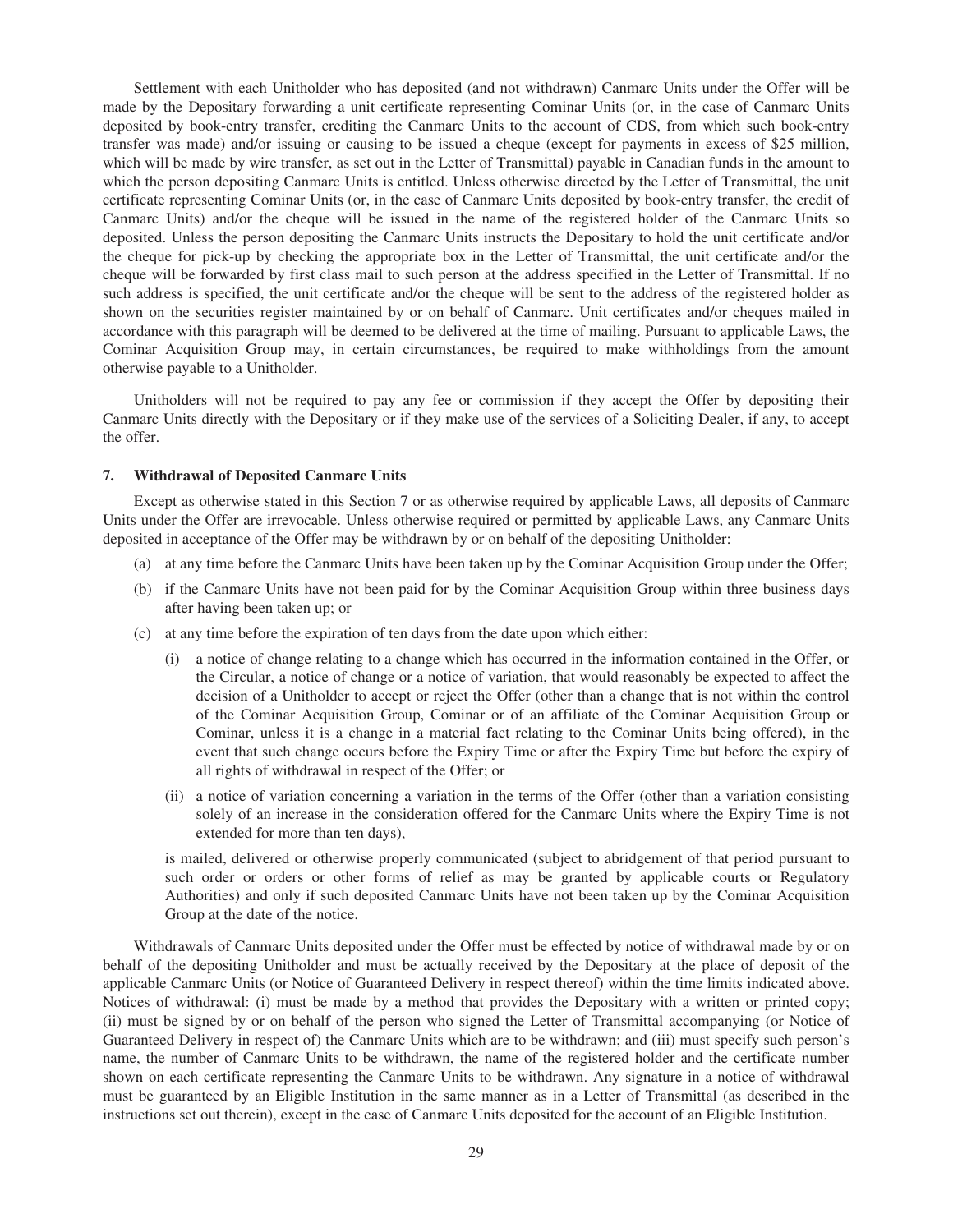Settlement with each Unitholder who has deposited (and not withdrawn) Canmarc Units under the Offer will be made by the Depositary forwarding a unit certificate representing Cominar Units (or, in the case of Canmarc Units deposited by book-entry transfer, crediting the Canmarc Units to the account of CDS, from which such book-entry transfer was made) and/or issuing or causing to be issued a cheque (except for payments in excess of $25 million, which will be made by wire transfer, as set out in the Letter of Transmittal) payable in Canadian funds in the amount to which the person depositing Canmarc Units is entitled. Unless otherwise directed by the Letter of Transmittal, the unit certificate representing Cominar Units (or, in the case of Canmarc Units deposited by book-entry transfer, the credit of Canmarc Units) and/or the cheque will be issued in the name of the registered holder of the Canmarc Units so deposited. Unless the person depositing the Canmarc Units instructs the Depositary to hold the unit certificate and/or the cheque for pick-up by checking the appropriate box in the Letter of Transmittal, the unit certificate and/or the cheque will be forwarded by first class mail to such person at the address specified in the Letter of Transmittal. If no such address is specified, the unit certificate and/or the cheque will be sent to the address of the registered holder as shown on the securities register maintained by or on behalf of Canmarc. Unit certificates and/or cheques mailed in accordance with this paragraph will be deemed to be delivered at the time of mailing. Pursuant to applicable Laws, the Cominar Acquisition Group may, in certain circumstances, be required to make withholdings from the amount otherwise payable to a Unitholder.

Unitholders will not be required to pay any fee or commission if they accept the Offer by depositing their Canmarc Units directly with the Depositary or if they make use of the services of a Soliciting Dealer, if any, to accept the offer.

### 7. Withdrawal of Deposited Canmarc Units

Except as otherwise stated in this Section 7 or as otherwise required by applicable Laws, all deposits of Canmarc Units under the Offer are irrevocable. Unless otherwise required or permitted by applicable Laws, any Canmarc Units deposited in acceptance of the Offer may be withdrawn by or on behalf of the depositing Unitholder:

(a) at any time before the Canmarc Units have been taken up by the Cominar Acquisition Group under the Offer;

(b) if the Canmarc Units have not been paid for by the Cominar Acquisition Group within three business days after having been taken up; or

(c) at any time before the expiration of ten days from the date upon which either:

(i) a notice of change relating to a change which has occurred in the information contained in the Offer, or the Circular, a notice of change or a notice of variation, that would reasonably be expected to affect the decision of a Unitholder to accept or reject the Offer (other than a change that is not within the control of the Cominar Acquisition Group, Cominar or of an affiliate of the Cominar Acquisition Group or Cominar, unless it is a change in a material fact relating to the Cominar Units being offered), in the event that such change occurs before the Expiry Time or after the Expiry Time but before the expiry of all rights of withdrawal in respect of the Offer; or

(ii) a notice of variation concerning a variation in the terms of the Offer (other than a variation consisting solely of an increase in the consideration offered for the Canmarc Units where the Expiry Time is not extended for more than ten days),

is mailed, delivered or otherwise properly communicated (subject to abridgement of that period pursuant to such order or orders or other forms of relief as may be granted by applicable courts or Regulatory Authorities) and only if such deposited Canmarc Units have not been taken up by the Cominar Acquisition Group at the date of the notice.

Withdrawals of Canmarc Units deposited under the Offer must be effected by notice of withdrawal made by or on behalf of the depositing Unitholder and must be actually received by the Depositary at the place of deposit of the applicable Canmarc Units (or Notice of Guaranteed Delivery in respect thereof) within the time limits indicated above. Notices of withdrawal: (i) must be made by a method that provides the Depositary with a written or printed copy; (ii) must be signed by or on behalf of the person who signed the Letter of Transmittal accompanying (or Notice of Guaranteed Delivery in respect of) the Canmarc Units which are to be withdrawn; and (iii) must specify such person's name, the number of Canmarc Units to be withdrawn, the name of the registered holder and the certificate number shown on each certificate representing the Canmarc Units to be withdrawn. Any signature in a notice of withdrawal must be guaranteed by an Eligible Institution in the same manner as in a Letter of Transmittal (as described in the instructions set out therein), except in the case of Canmarc Units deposited for the account of an Eligible Institution.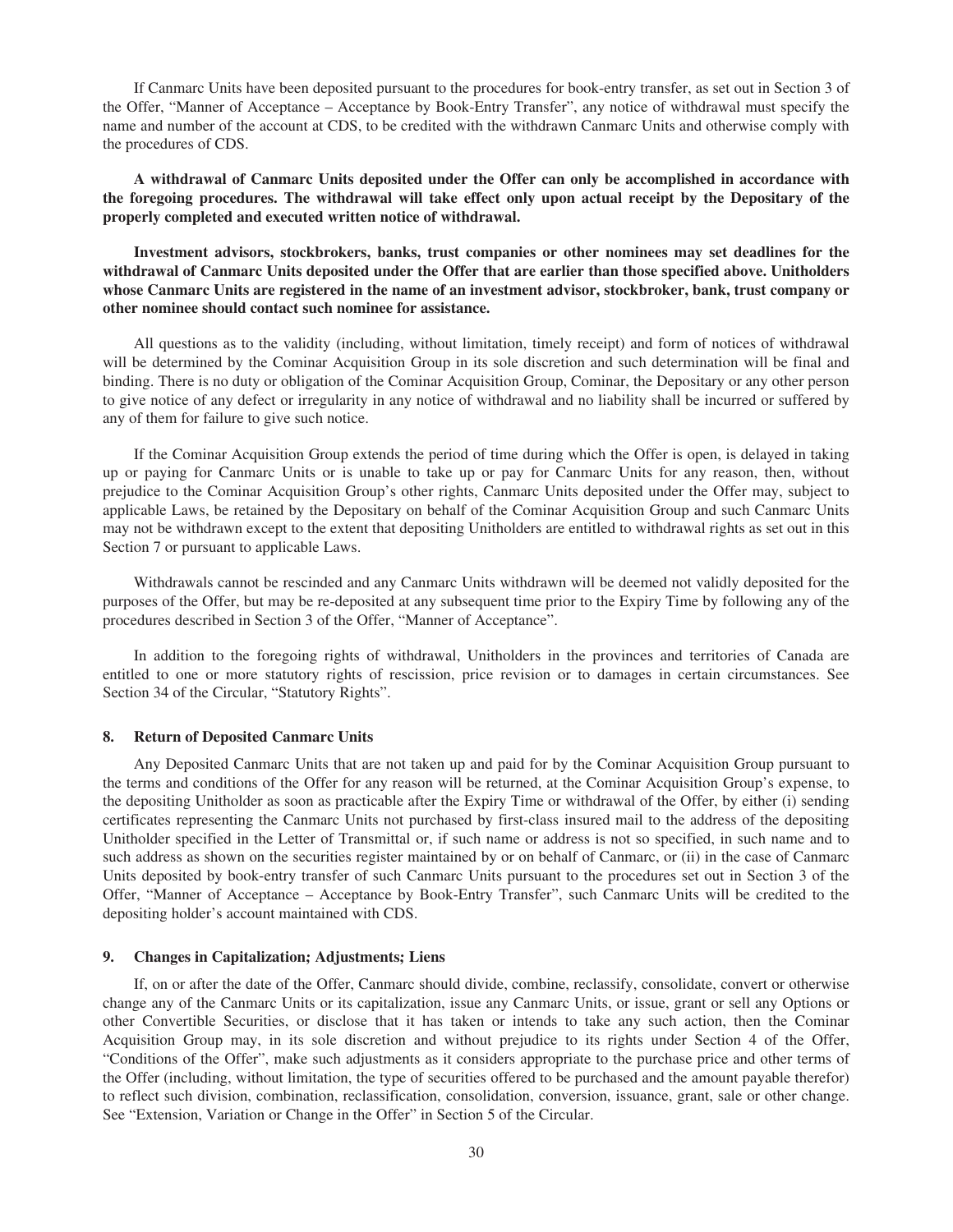If Canmarc Units have been deposited pursuant to the procedures for book-entry transfer, as set out in Section 3 of the Offer, "Manner of Acceptance – Acceptance by Book-Entry Transfer", any notice of withdrawal must specify the name and number of the account at CDS, to be credited with the withdrawn Canmarc Units and otherwise comply with the procedures of CDS.

**A withdrawal of Canmarc Units deposited under the Offer can only be accomplished in accordance with the foregoing procedures. The withdrawal will take effect only upon actual receipt by the Depositary of the properly completed and executed written notice of withdrawal.**

**Investment advisors, stockbrokers, banks, trust companies or other nominees may set deadlines for the withdrawal of Canmarc Units deposited under the Offer that are earlier than those specified above. Unitholders whose Canmarc Units are registered in the name of an investment advisor, stockbroker, bank, trust company or other nominee should contact such nominee for assistance.**

All questions as to the validity (including, without limitation, timely receipt) and form of notices of withdrawal will be determined by the Cominar Acquisition Group in its sole discretion and such determination will be final and binding. There is no duty or obligation of the Cominar Acquisition Group, Cominar, the Depositary or any other person to give notice of any defect or irregularity in any notice of withdrawal and no liability shall be incurred or suffered by any of them for failure to give such notice.

If the Cominar Acquisition Group extends the period of time during which the Offer is open, is delayed in taking up or paying for Canmarc Units or is unable to take up or pay for Canmarc Units for any reason, then, without prejudice to the Cominar Acquisition Group's other rights, Canmarc Units deposited under the Offer may, subject to applicable Laws, be retained by the Depositary on behalf of the Cominar Acquisition Group and such Canmarc Units may not be withdrawn except to the extent that depositing Unitholders are entitled to withdrawal rights as set out in this Section 7 or pursuant to applicable Laws.

Withdrawals cannot be rescinded and any Canmarc Units withdrawn will be deemed not validly deposited for the purposes of the Offer, but may be re-deposited at any subsequent time prior to the Expiry Time by following any of the procedures described in Section 3 of the Offer, "Manner of Acceptance".

In addition to the foregoing rights of withdrawal, Unitholders in the provinces and territories of Canada are entitled to one or more statutory rights of rescission, price revision or to damages in certain circumstances. See Section 34 of the Circular, "Statutory Rights".

## 8. Return of Deposited Canmarc Units

Any Deposited Canmarc Units that are not taken up and paid for by the Cominar Acquisition Group pursuant to the terms and conditions of the Offer for any reason will be returned, at the Cominar Acquisition Group's expense, to the depositing Unitholder as soon as practicable after the Expiry Time or withdrawal of the Offer, by either (i) sending certificates representing the Canmarc Units not purchased by first-class insured mail to the address of the depositing Unitholder specified in the Letter of Transmittal or, if such name or address is not so specified, in such name and to such address as shown on the securities register maintained by or on behalf of Canmarc, or (ii) in the case of Canmarc Units deposited by book-entry transfer of such Canmarc Units pursuant to the procedures set out in Section 3 of the Offer, "Manner of Acceptance – Acceptance by Book-Entry Transfer", such Canmarc Units will be credited to the depositing holder's account maintained with CDS.

## 9. Changes in Capitalization; Adjustments; Liens

If, on or after the date of the Offer, Canmarc should divide, combine, reclassify, consolidate, convert or otherwise change any of the Canmarc Units or its capitalization, issue any Canmarc Units, or issue, grant or sell any Options or other Convertible Securities, or disclose that it has taken or intends to take any such action, then the Cominar Acquisition Group may, in its sole discretion and without prejudice to its rights under Section 4 of the Offer, "Conditions of the Offer", make such adjustments as it considers appropriate to the purchase price and other terms of the Offer (including, without limitation, the type of securities offered to be purchased and the amount payable therefor) to reflect such division, combination, reclassification, consolidation, conversion, issuance, grant, sale or other change. See "Extension, Variation or Change in the Offer" in Section 5 of the Circular.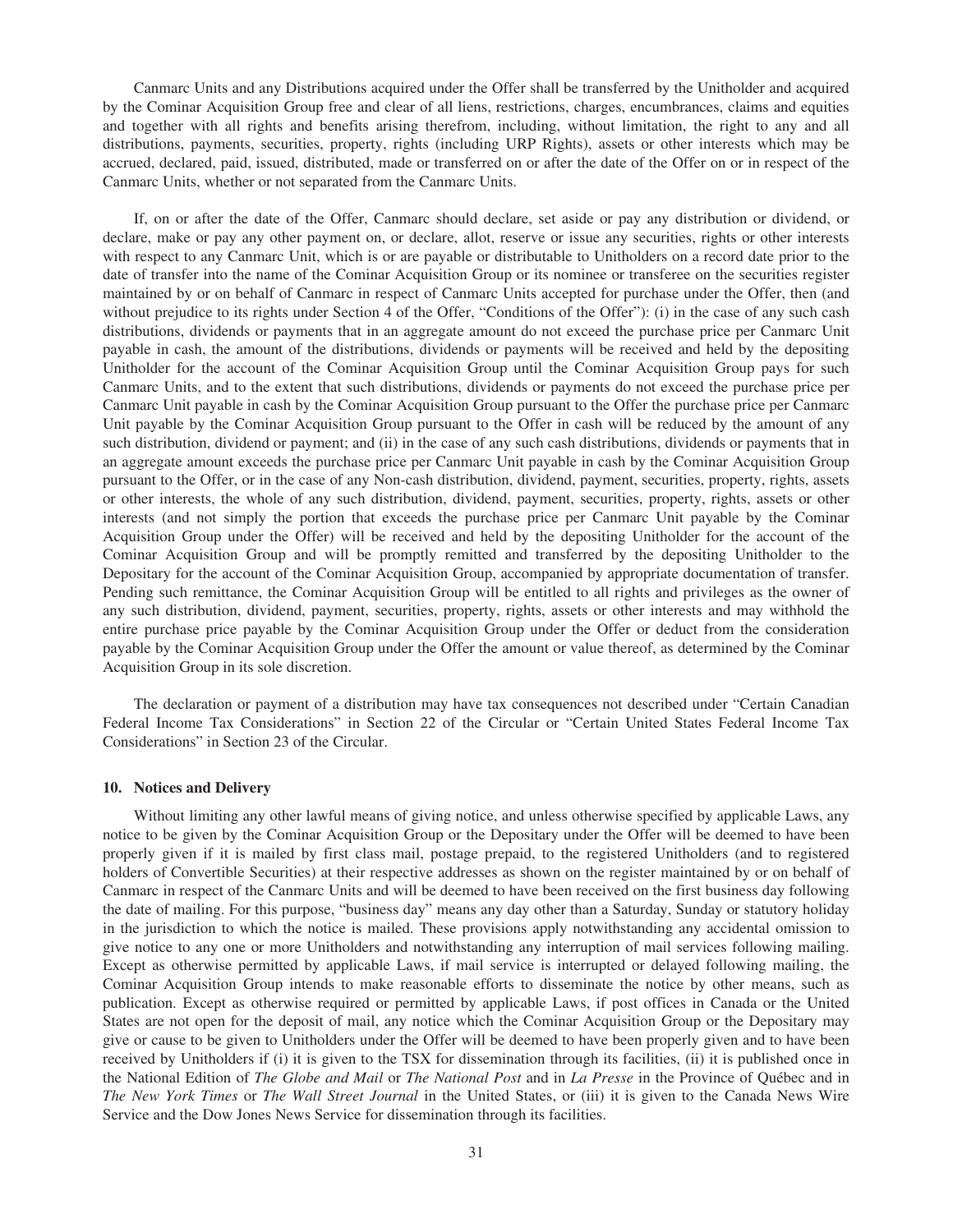Canmarc Units and any Distributions acquired under the Offer shall be transferred by the Unitholder and acquired by the Cominar Acquisition Group free and clear of all liens, restrictions, charges, encumbrances, claims and equities and together with all rights and benefits arising therefrom, including, without limitation, the right to any and all distributions, payments, securities, property, rights (including URP Rights), assets or other interests which may be accrued, declared, paid, issued, distributed, made or transferred on or after the date of the Offer on or in respect of the Canmarc Units, whether or not separated from the Canmarc Units.

If, on or after the date of the Offer, Canmarc should declare, set aside or pay any distribution or dividend, or declare, make or pay any other payment on, or declare, allot, reserve or issue any securities, rights or other interests with respect to any Canmarc Unit, which is or are payable or distributable to Unitholders on a record date prior to the date of transfer into the name of the Cominar Acquisition Group or its nominee or transferee on the securities register maintained by or on behalf of Canmarc in respect of Canmarc Units accepted for purchase under the Offer, then (and without prejudice to its rights under Section 4 of the Offer, "Conditions of the Offer"): (i) in the case of any such cash distributions, dividends or payments that in an aggregate amount do not exceed the purchase price per Canmarc Unit payable in cash, the amount of the distributions, dividends or payments will be received and held by the depositing Unitholder for the account of the Cominar Acquisition Group until the Cominar Acquisition Group pays for such Canmarc Units, and to the extent that such distributions, dividends or payments do not exceed the purchase price per Canmarc Unit payable in cash by the Cominar Acquisition Group pursuant to the Offer the purchase price per Canmarc Unit payable by the Cominar Acquisition Group pursuant to the Offer in cash will be reduced by the amount of any such distribution, dividend or payment; and (ii) in the case of any such cash distributions, dividends or payments that in an aggregate amount exceeds the purchase price per Canmarc Unit payable in cash by the Cominar Acquisition Group pursuant to the Offer, or in the case of any Non-cash distribution, dividend, payment, securities, property, rights, assets or other interests, the whole of any such distribution, dividend, payment, securities, property, rights, assets or other interests (and not simply the portion that exceeds the purchase price per Canmarc Unit payable by the Cominar Acquisition Group under the Offer) will be received and held by the depositing Unitholder for the account of the Cominar Acquisition Group and will be promptly remitted and transferred by the depositing Unitholder to the Depositary for the account of the Cominar Acquisition Group, accompanied by appropriate documentation of transfer. Pending such remittance, the Cominar Acquisition Group will be entitled to all rights and privileges as the owner of any such distribution, dividend, payment, securities, property, rights, assets or other interests and may withhold the entire purchase price payable by the Cominar Acquisition Group under the Offer or deduct from the consideration payable by the Cominar Acquisition Group under the Offer the amount or value thereof, as determined by the Cominar Acquisition Group in its sole discretion.

The declaration or payment of a distribution may have tax consequences not described under "Certain Canadian Federal Income Tax Considerations" in Section 22 of the Circular or "Certain United States Federal Income Tax Considerations" in Section 23 of the Circular.

#### 10. Notices and Delivery

Without limiting any other lawful means of giving notice, and unless otherwise specified by applicable Laws, any notice to be given by the Cominar Acquisition Group or the Depositary under the Offer will be deemed to have been properly given if it is mailed by first class mail, postage prepaid, to the registered Unitholders (and to registered holders of Convertible Securities) at their respective addresses as shown on the register maintained by or on behalf of Canmarc in respect of the Canmarc Units and will be deemed to have been received on the first business day following the date of mailing. For this purpose, "business day" means any day other than a Saturday, Sunday or statutory holiday in the jurisdiction to which the notice is mailed. These provisions apply notwithstanding any accidental omission to give notice to any one or more Unitholders and notwithstanding any interruption of mail services following mailing. Except as otherwise permitted by applicable Laws, if mail service is interrupted or delayed following mailing, the Cominar Acquisition Group intends to make reasonable efforts to disseminate the notice by other means, such as publication. Except as otherwise required or permitted by applicable Laws, if post offices in Canada or the United States are not open for the deposit of mail, any notice which the Cominar Acquisition Group or the Depositary may give or cause to be given to Unitholders under the Offer will be deemed to have been properly given and to have been received by Unitholders if (i) it is given to the TSX for dissemination through its facilities, (ii) it is published once in the National Edition of *The Globe and Mail* or *The National Post* and in *La Presse* in the Province of Québec and in *The New York Times* or *The Wall Street Journal* in the United States, or (iii) it is given to the Canada News Wire Service and the Dow Jones News Service for dissemination through its facilities.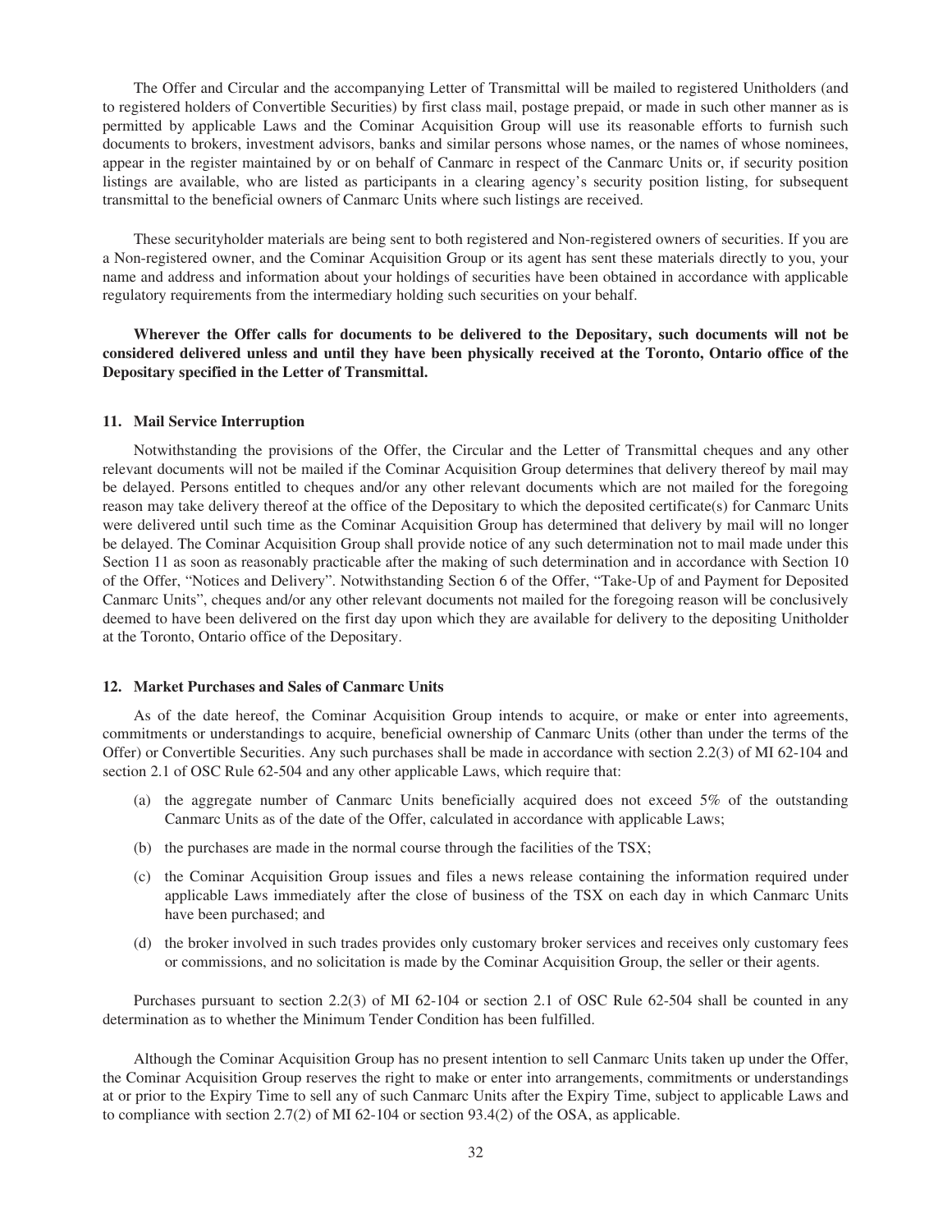The Offer and Circular and the accompanying Letter of Transmittal will be mailed to registered Unitholders (and to registered holders of Convertible Securities) by first class mail, postage prepaid, or made in such other manner as is permitted by applicable Laws and the Cominar Acquisition Group will use its reasonable efforts to furnish such documents to brokers, investment advisors, banks and similar persons whose names, or the names of whose nominees, appear in the register maintained by or on behalf of Canmarc in respect of the Canmarc Units or, if security position listings are available, who are listed as participants in a clearing agency's security position listing, for subsequent transmittal to the beneficial owners of Canmarc Units where such listings are received.

These securityholder materials are being sent to both registered and Non-registered owners of securities. If you are a Non-registered owner, and the Cominar Acquisition Group or its agent has sent these materials directly to you, your name and address and information about your holdings of securities have been obtained in accordance with applicable regulatory requirements from the intermediary holding such securities on your behalf.

**Wherever the Offer calls for documents to be delivered to the Depositary, such documents will not be considered delivered unless and until they have been physically received at the Toronto, Ontario office of the Depositary specified in the Letter of Transmittal.**

### 11. Mail Service Interruption

Notwithstanding the provisions of the Offer, the Circular and the Letter of Transmittal cheques and any other relevant documents will not be mailed if the Cominar Acquisition Group determines that delivery thereof by mail may be delayed. Persons entitled to cheques and/or any other relevant documents which are not mailed for the foregoing reason may take delivery thereof at the office of the Depositary to which the deposited certificate(s) for Canmarc Units were delivered until such time as the Cominar Acquisition Group has determined that delivery by mail will no longer be delayed. The Cominar Acquisition Group shall provide notice of any such determination not to mail made under this Section 11 as soon as reasonably practicable after the making of such determination and in accordance with Section 10 of the Offer, "Notices and Delivery". Notwithstanding Section 6 of the Offer, "Take-Up of and Payment for Deposited Canmarc Units", cheques and/or any other relevant documents not mailed for the foregoing reason will be conclusively deemed to have been delivered on the first day upon which they are available for delivery to the depositing Unitholder at the Toronto, Ontario office of the Depositary.

### 12. Market Purchases and Sales of Canmarc Units

As of the date hereof, the Cominar Acquisition Group intends to acquire, or make or enter into agreements, commitments or understandings to acquire, beneficial ownership of Canmarc Units (other than under the terms of the Offer) or Convertible Securities. Any such purchases shall be made in accordance with section 2.2(3) of MI 62-104 and section 2.1 of OSC Rule 62-504 and any other applicable Laws, which require that:

(a) the aggregate number of Canmarc Units beneficially acquired does not exceed 5% of the outstanding Canmarc Units as of the date of the Offer, calculated in accordance with applicable Laws;

(b) the purchases are made in the normal course through the facilities of the TSX;

(c) the Cominar Acquisition Group issues and files a news release containing the information required under applicable Laws immediately after the close of business of the TSX on each day in which Canmarc Units have been purchased; and

(d) the broker involved in such trades provides only customary broker services and receives only customary fees or commissions, and no solicitation is made by the Cominar Acquisition Group, the seller or their agents.

Purchases pursuant to section 2.2(3) of MI 62-104 or section 2.1 of OSC Rule 62-504 shall be counted in any determination as to whether the Minimum Tender Condition has been fulfilled.

Although the Cominar Acquisition Group has no present intention to sell Canmarc Units taken up under the Offer, the Cominar Acquisition Group reserves the right to make or enter into arrangements, commitments or understandings at or prior to the Expiry Time to sell any of such Canmarc Units after the Expiry Time, subject to applicable Laws and to compliance with section 2.7(2) of MI 62-104 or section 93.4(2) of the OSA, as applicable.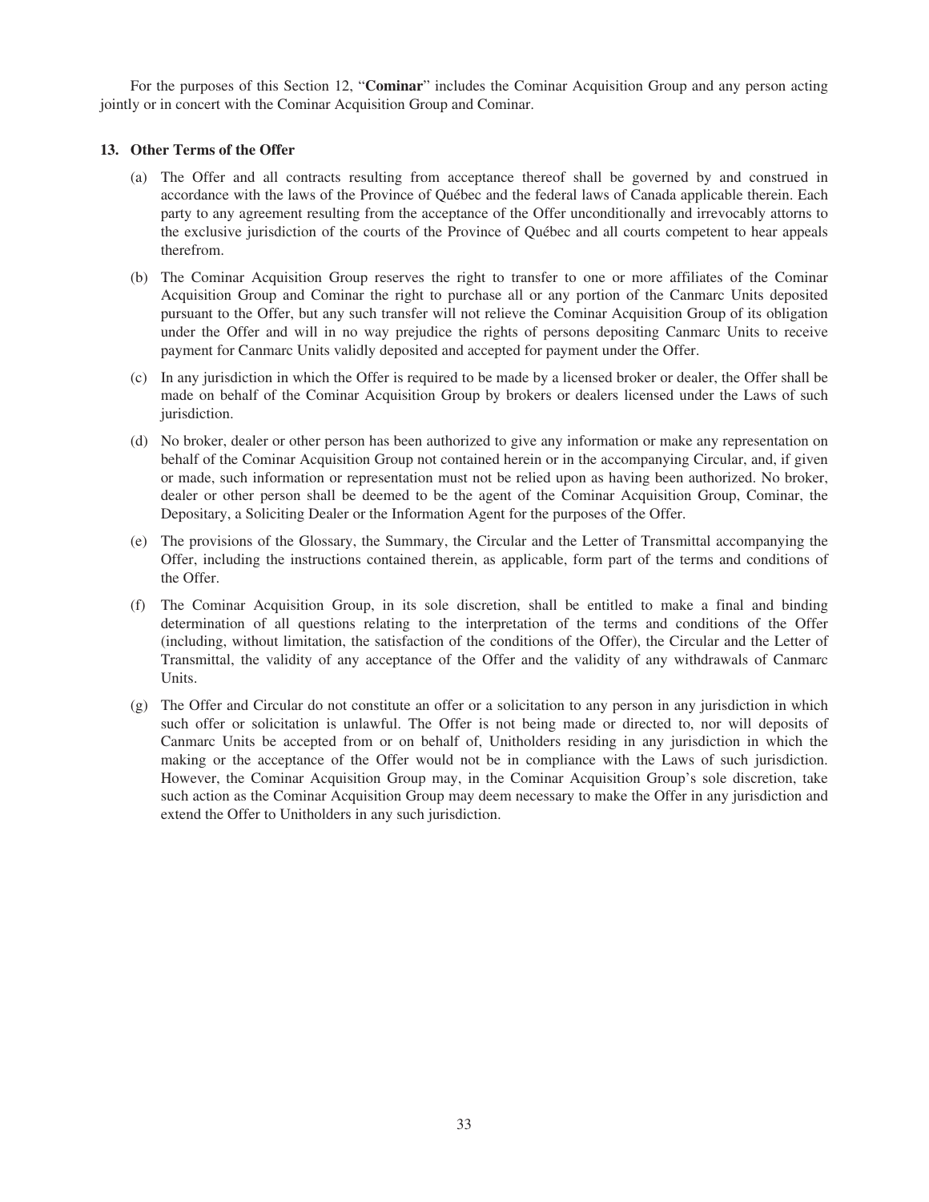For the purposes of this Section 12, "**Cominar**" includes the Cominar Acquisition Group and any person acting jointly or in concert with the Cominar Acquisition Group and Cominar.

### 13. Other Terms of the Offer

(a) The Offer and all contracts resulting from acceptance thereof shall be governed by and construed in accordance with the laws of the Province of Québec and the federal laws of Canada applicable therein. Each party to any agreement resulting from the acceptance of the Offer unconditionally and irrevocably attorns to the exclusive jurisdiction of the courts of the Province of Québec and all courts competent to hear appeals therefrom.

(b) The Cominar Acquisition Group reserves the right to transfer to one or more affiliates of the Cominar Acquisition Group and Cominar the right to purchase all or any portion of the Canmarc Units deposited pursuant to the Offer, but any such transfer will not relieve the Cominar Acquisition Group of its obligation under the Offer and will in no way prejudice the rights of persons depositing Canmarc Units to receive payment for Canmarc Units validly deposited and accepted for payment under the Offer.

(c) In any jurisdiction in which the Offer is required to be made by a licensed broker or dealer, the Offer shall be made on behalf of the Cominar Acquisition Group by brokers or dealers licensed under the Laws of such jurisdiction.

(d) No broker, dealer or other person has been authorized to give any information or make any representation on behalf of the Cominar Acquisition Group not contained herein or in the accompanying Circular, and, if given or made, such information or representation must not be relied upon as having been authorized. No broker, dealer or other person shall be deemed to be the agent of the Cominar Acquisition Group, Cominar, the Depositary, a Soliciting Dealer or the Information Agent for the purposes of the Offer.

(e) The provisions of the Glossary, the Summary, the Circular and the Letter of Transmittal accompanying the Offer, including the instructions contained therein, as applicable, form part of the terms and conditions of the Offer.

(f) The Cominar Acquisition Group, in its sole discretion, shall be entitled to make a final and binding determination of all questions relating to the interpretation of the terms and conditions of the Offer (including, without limitation, the satisfaction of the conditions of the Offer), the Circular and the Letter of Transmittal, the validity of any acceptance of the Offer and the validity of any withdrawals of Canmarc Units.

(g) The Offer and Circular do not constitute an offer or a solicitation to any person in any jurisdiction in which such offer or solicitation is unlawful. The Offer is not being made or directed to, nor will deposits of Canmarc Units be accepted from or on behalf of, Unitholders residing in any jurisdiction in which the making or the acceptance of the Offer would not be in compliance with the Laws of such jurisdiction. However, the Cominar Acquisition Group may, in the Cominar Acquisition Group's sole discretion, take such action as the Cominar Acquisition Group may deem necessary to make the Offer in any jurisdiction and extend the Offer to Unitholders in any such jurisdiction.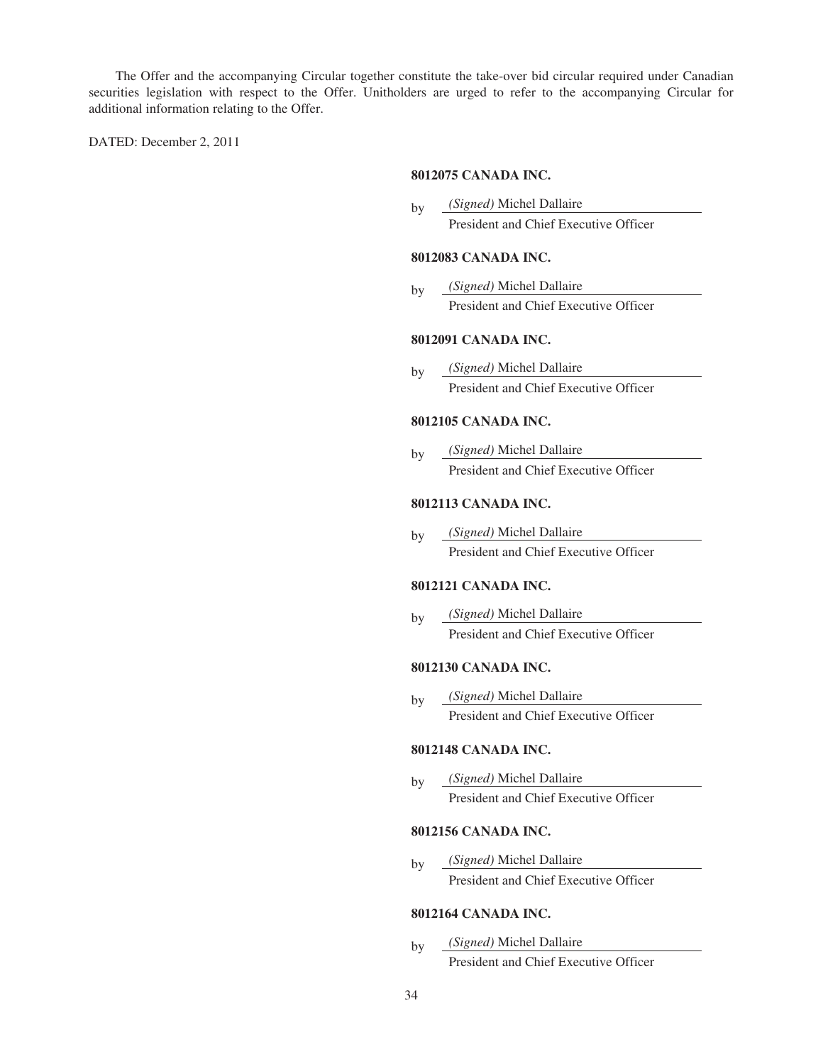The Offer and the accompanying Circular together constitute the take-over bid circular required under Canadian securities legislation with respect to the Offer. Unitholders are urged to refer to the accompanying Circular for additional information relating to the Offer.

DATED: December 2, 2011

**8012075 CANADA INC.**

by *(Signed)* Michel Dallaire
President and Chief Executive Officer

**8012083 CANADA INC.**

by *(Signed)* Michel Dallaire
President and Chief Executive Officer

**8012091 CANADA INC.**

by *(Signed)* Michel Dallaire
President and Chief Executive Officer

**8012105 CANADA INC.**

by *(Signed)* Michel Dallaire
President and Chief Executive Officer

**8012113 CANADA INC.**

by *(Signed)* Michel Dallaire
President and Chief Executive Officer

**8012121 CANADA INC.**

by *(Signed)* Michel Dallaire
President and Chief Executive Officer

**8012130 CANADA INC.**

by *(Signed)* Michel Dallaire
President and Chief Executive Officer

**8012148 CANADA INC.**

by *(Signed)* Michel Dallaire
President and Chief Executive Officer

**8012156 CANADA INC.**

by *(Signed)* Michel Dallaire
President and Chief Executive Officer

**8012164 CANADA INC.**

by *(Signed)* Michel Dallaire
President and Chief Executive Officer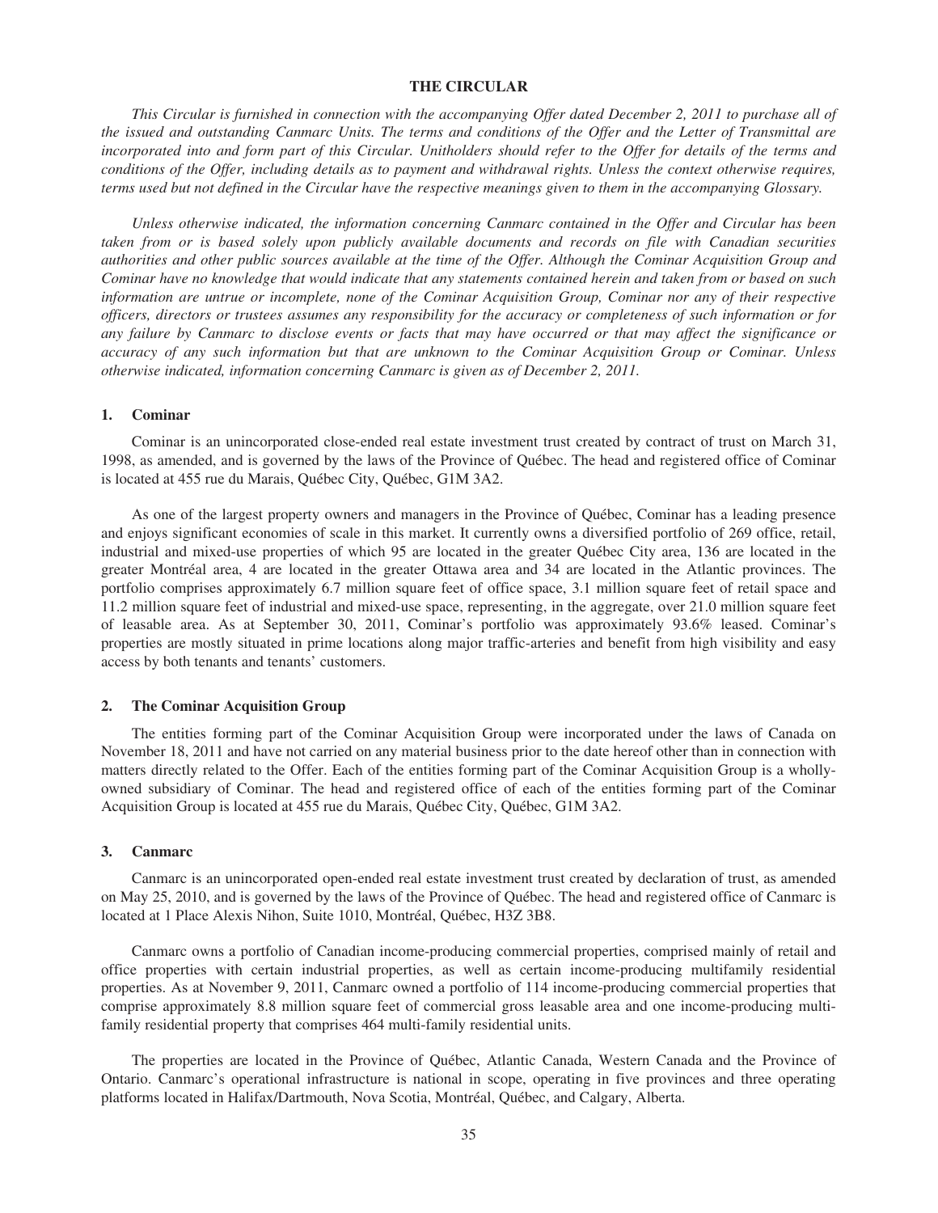# THE CIRCULAR

*This Circular is furnished in connection with the accompanying Offer dated December 2, 2011 to purchase all of the issued and outstanding Canmarc Units. The terms and conditions of the Offer and the Letter of Transmittal are incorporated into and form part of this Circular. Unitholders should refer to the Offer for details of the terms and conditions of the Offer, including details as to payment and withdrawal rights. Unless the context otherwise requires, terms used but not defined in the Circular have the respective meanings given to them in the accompanying Glossary.*

*Unless otherwise indicated, the information concerning Canmarc contained in the Offer and Circular has been taken from or is based solely upon publicly available documents and records on file with Canadian securities authorities and other public sources available at the time of the Offer. Although the Cominar Acquisition Group and Cominar have no knowledge that would indicate that any statements contained herein and taken from or based on such information are untrue or incomplete, none of the Cominar Acquisition Group, Cominar nor any of their respective officers, directors or trustees assumes any responsibility for the accuracy or completeness of such information or for any failure by Canmarc to disclose events or facts that may have occurred or that may affect the significance or accuracy of any such information but that are unknown to the Cominar Acquisition Group or Cominar. Unless otherwise indicated, information concerning Canmarc is given as of December 2, 2011.*

## 1. Cominar

Cominar is an unincorporated close-ended real estate investment trust created by contract of trust on March 31, 1998, as amended, and is governed by the laws of the Province of Québec. The head and registered office of Cominar is located at 455 rue du Marais, Québec City, Québec, G1M 3A2.

As one of the largest property owners and managers in the Province of Québec, Cominar has a leading presence and enjoys significant economies of scale in this market. It currently owns a diversified portfolio of 269 office, retail, industrial and mixed-use properties of which 95 are located in the greater Québec City area, 136 are located in the greater Montréal area, 4 are located in the greater Ottawa area and 34 are located in the Atlantic provinces. The portfolio comprises approximately 6.7 million square feet of office space, 3.1 million square feet of retail space and 11.2 million square feet of industrial and mixed-use space, representing, in the aggregate, over 21.0 million square feet of leasable area. As at September 30, 2011, Cominar's portfolio was approximately 93.6% leased. Cominar's properties are mostly situated in prime locations along major traffic-arteries and benefit from high visibility and easy access by both tenants and tenants' customers.

## 2. The Cominar Acquisition Group

The entities forming part of the Cominar Acquisition Group were incorporated under the laws of Canada on November 18, 2011 and have not carried on any material business prior to the date hereof other than in connection with matters directly related to the Offer. Each of the entities forming part of the Cominar Acquisition Group is a wholly-owned subsidiary of Cominar. The head and registered office of each of the entities forming part of the Cominar Acquisition Group is located at 455 rue du Marais, Québec City, Québec, G1M 3A2.

## 3. Canmarc

Canmarc is an unincorporated open-ended real estate investment trust created by declaration of trust, as amended on May 25, 2010, and is governed by the laws of the Province of Québec. The head and registered office of Canmarc is located at 1 Place Alexis Nihon, Suite 1010, Montréal, Québec, H3Z 3B8.

Canmarc owns a portfolio of Canadian income-producing commercial properties, comprised mainly of retail and office properties with certain industrial properties, as well as certain income-producing multifamily residential properties. As at November 9, 2011, Canmarc owned a portfolio of 114 income-producing commercial properties that comprise approximately 8.8 million square feet of commercial gross leasable area and one income-producing multi-family residential property that comprises 464 multi-family residential units.

The properties are located in the Province of Québec, Atlantic Canada, Western Canada and the Province of Ontario. Canmarc's operational infrastructure is national in scope, operating in five provinces and three operating platforms located in Halifax/Dartmouth, Nova Scotia, Montréal, Québec, and Calgary, Alberta.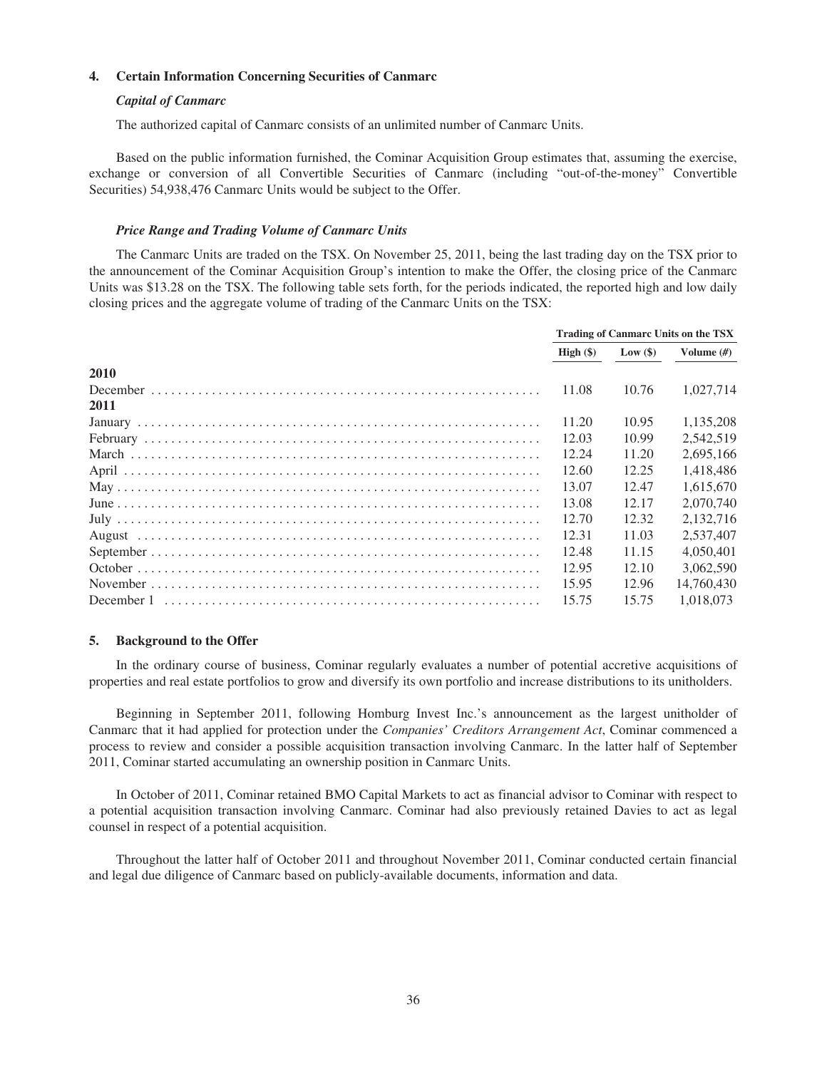### 4. Certain Information Concerning Securities of Canmarc

***Capital of Canmarc***

The authorized capital of Canmarc consists of an unlimited number of Canmarc Units.

Based on the public information furnished, the Cominar Acquisition Group estimates that, assuming the exercise, exchange or conversion of all Convertible Securities of Canmarc (including "out-of-the-money" Convertible Securities) 54,938,476 Canmarc Units would be subject to the Offer.

***Price Range and Trading Volume of Canmarc Units***

The Canmarc Units are traded on the TSX. On November 25, 2011, being the last trading day on the TSX prior to the announcement of the Cominar Acquisition Group's intention to make the Offer, the closing price of the Canmarc Units was $13.28 on the TSX. The following table sets forth, for the periods indicated, the reported high and low daily closing prices and the aggregate volume of trading of the Canmarc Units on the TSX:

| | Trading of Canmarc Units on the TSX | | |
|---|---|---|---|
| | **High ($)** | **Low ($)** | **Volume (#)** |
| **2010** | | | |
| December | 11.08 | 10.76 | 1,027,714 |
| **2011** | | | |
| January | 11.20 | 10.95 | 1,135,208 |
| February | 12.03 | 10.99 | 2,542,519 |
| March | 12.24 | 11.20 | 2,695,166 |
| April | 12.60 | 12.25 | 1,418,486 |
| May | 13.07 | 12.47 | 1,615,670 |
| June | 13.08 | 12.17 | 2,070,740 |
| July | 12.70 | 12.32 | 2,132,716 |
| August | 12.31 | 11.03 | 2,537,407 |
| September | 12.48 | 11.15 | 4,050,401 |
| October | 12.95 | 12.10 | 3,062,590 |
| November | 15.95 | 12.96 | 14,760,430 |
| December 1 | 15.75 | 15.75 | 1,018,073 |

### 5. Background to the Offer

In the ordinary course of business, Cominar regularly evaluates a number of potential accretive acquisitions of properties and real estate portfolios to grow and diversify its own portfolio and increase distributions to its unitholders.

Beginning in September 2011, following Homburg Invest Inc.'s announcement as the largest unitholder of Canmarc that it had applied for protection under the *Companies' Creditors Arrangement Act*, Cominar commenced a process to review and consider a possible acquisition transaction involving Canmarc. In the latter half of September 2011, Cominar started accumulating an ownership position in Canmarc Units.

In October of 2011, Cominar retained BMO Capital Markets to act as financial advisor to Cominar with respect to a potential acquisition transaction involving Canmarc. Cominar had also previously retained Davies to act as legal counsel in respect of a potential acquisition.

Throughout the latter half of October 2011 and throughout November 2011, Cominar conducted certain financial and legal due diligence of Canmarc based on publicly-available documents, information and data.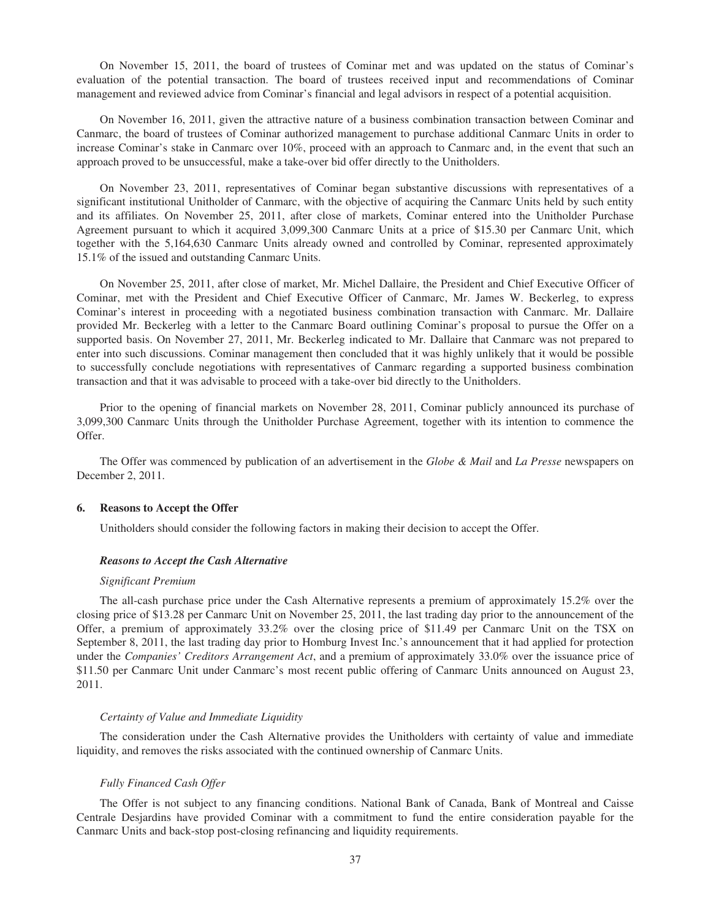On November 15, 2011, the board of trustees of Cominar met and was updated on the status of Cominar's evaluation of the potential transaction. The board of trustees received input and recommendations of Cominar management and reviewed advice from Cominar's financial and legal advisors in respect of a potential acquisition.

On November 16, 2011, given the attractive nature of a business combination transaction between Cominar and Canmarc, the board of trustees of Cominar authorized management to purchase additional Canmarc Units in order to increase Cominar's stake in Canmarc over 10%, proceed with an approach to Canmarc and, in the event that such an approach proved to be unsuccessful, make a take-over bid offer directly to the Unitholders.

On November 23, 2011, representatives of Cominar began substantive discussions with representatives of a significant institutional Unitholder of Canmarc, with the objective of acquiring the Canmarc Units held by such entity and its affiliates. On November 25, 2011, after close of markets, Cominar entered into the Unitholder Purchase Agreement pursuant to which it acquired 3,099,300 Canmarc Units at a price of $15.30 per Canmarc Unit, which together with the 5,164,630 Canmarc Units already owned and controlled by Cominar, represented approximately 15.1% of the issued and outstanding Canmarc Units.

On November 25, 2011, after close of market, Mr. Michel Dallaire, the President and Chief Executive Officer of Cominar, met with the President and Chief Executive Officer of Canmarc, Mr. James W. Beckerleg, to express Cominar's interest in proceeding with a negotiated business combination transaction with Canmarc. Mr. Dallaire provided Mr. Beckerleg with a letter to the Canmarc Board outlining Cominar's proposal to pursue the Offer on a supported basis. On November 27, 2011, Mr. Beckerleg indicated to Mr. Dallaire that Canmarc was not prepared to enter into such discussions. Cominar management then concluded that it was highly unlikely that it would be possible to successfully conclude negotiations with representatives of Canmarc regarding a supported business combination transaction and that it was advisable to proceed with a take-over bid directly to the Unitholders.

Prior to the opening of financial markets on November 28, 2011, Cominar publicly announced its purchase of 3,099,300 Canmarc Units through the Unitholder Purchase Agreement, together with its intention to commence the Offer.

The Offer was commenced by publication of an advertisement in the *Globe & Mail* and *La Presse* newspapers on December 2, 2011.

## 6. Reasons to Accept the Offer

Unitholders should consider the following factors in making their decision to accept the Offer.

### *Reasons to Accept the Cash Alternative*

*Significant Premium*

The all-cash purchase price under the Cash Alternative represents a premium of approximately 15.2% over the closing price of $13.28 per Canmarc Unit on November 25, 2011, the last trading day prior to the announcement of the Offer, a premium of approximately 33.2% over the closing price of $11.49 per Canmarc Unit on the TSX on September 8, 2011, the last trading day prior to Homburg Invest Inc.'s announcement that it had applied for protection under the *Companies' Creditors Arrangement Act*, and a premium of approximately 33.0% over the issuance price of $11.50 per Canmarc Unit under Canmarc's most recent public offering of Canmarc Units announced on August 23, 2011.

*Certainty of Value and Immediate Liquidity*

The consideration under the Cash Alternative provides the Unitholders with certainty of value and immediate liquidity, and removes the risks associated with the continued ownership of Canmarc Units.

*Fully Financed Cash Offer*

The Offer is not subject to any financing conditions. National Bank of Canada, Bank of Montreal and Caisse Centrale Desjardins have provided Cominar with a commitment to fund the entire consideration payable for the Canmarc Units and back-stop post-closing refinancing and liquidity requirements.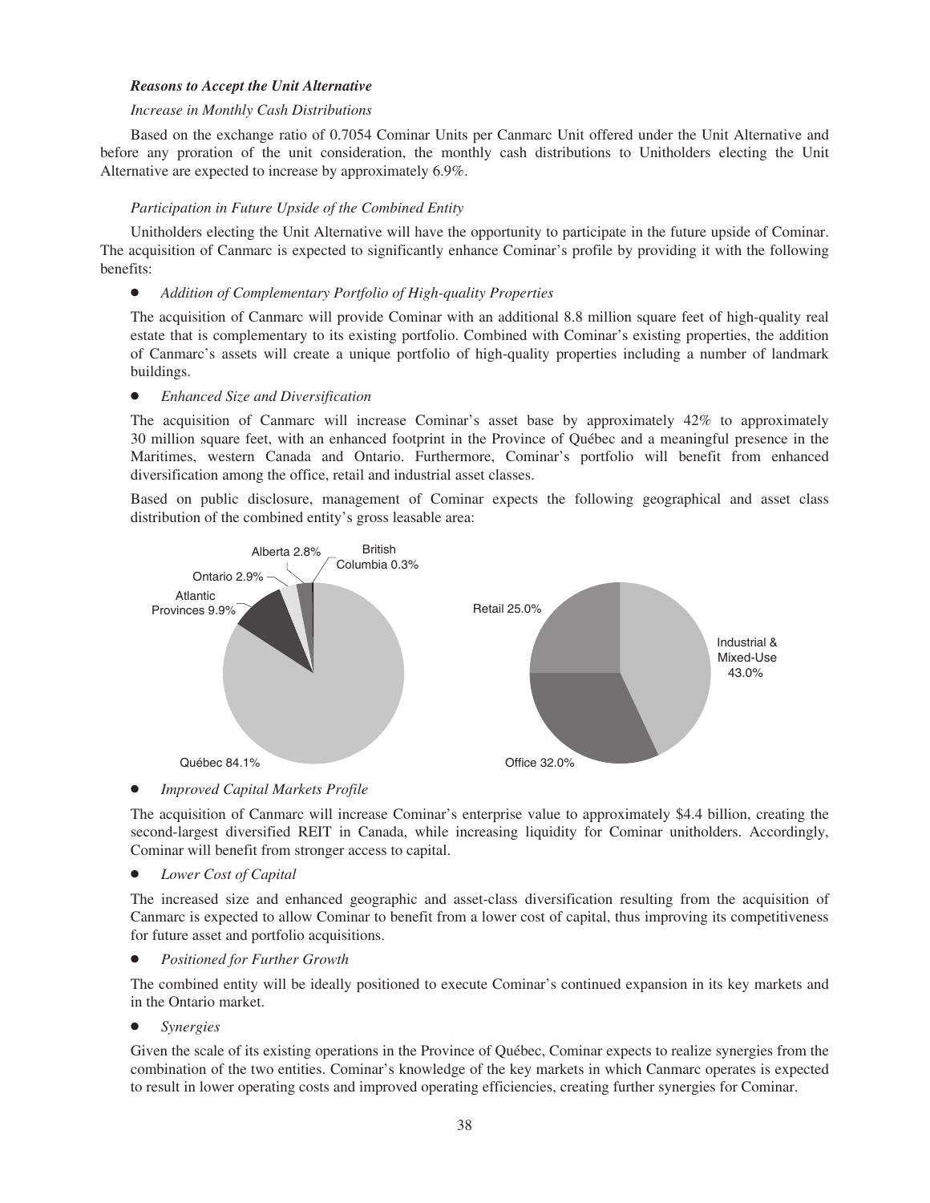***Reasons to Accept the Unit Alternative***

*Increase in Monthly Cash Distributions*

Based on the exchange ratio of 0.7054 Cominar Units per Canmarc Unit offered under the Unit Alternative and before any proration of the unit consideration, the monthly cash distributions to Unitholders electing the Unit Alternative are expected to increase by approximately 6.9%.

*Participation in Future Upside of the Combined Entity*

Unitholders electing the Unit Alternative will have the opportunity to participate in the future upside of Cominar. The acquisition of Canmarc is expected to significantly enhance Cominar's profile by providing it with the following benefits:

- *Addition of Complementary Portfolio of High-quality Properties*

  The acquisition of Canmarc will provide Cominar with an additional 8.8 million square feet of high-quality real estate that is complementary to its existing portfolio. Combined with Cominar's existing properties, the addition of Canmarc's assets will create a unique portfolio of high-quality properties including a number of landmark buildings.

- *Enhanced Size and Diversification*

  The acquisition of Canmarc will increase Cominar's asset base by approximately 42% to approximately 30 million square feet, with an enhanced footprint in the Province of Québec and a meaningful presence in the Maritimes, western Canada and Ontario. Furthermore, Cominar's portfolio will benefit from enhanced diversification among the office, retail and industrial asset classes.

  Based on public disclosure, management of Cominar expects the following geographical and asset class distribution of the combined entity's gross leasable area:

  Québec 84.1% · Atlantic Provinces 9.9% · Ontario 2.9% · Alberta 2.8% · British Columbia 0.3%

  Industrial & Mixed-Use 43.0% · Office 32.0% · Retail 25.0%

- *Improved Capital Markets Profile*

  The acquisition of Canmarc will increase Cominar's enterprise value to approximately $4.4 billion, creating the second-largest diversified REIT in Canada, while increasing liquidity for Cominar unitholders. Accordingly, Cominar will benefit from stronger access to capital.

- *Lower Cost of Capital*

  The increased size and enhanced geographic and asset-class diversification resulting from the acquisition of Canmarc is expected to allow Cominar to benefit from a lower cost of capital, thus improving its competitiveness for future asset and portfolio acquisitions.

- *Positioned for Further Growth*

  The combined entity will be ideally positioned to execute Cominar's continued expansion in its key markets and in the Ontario market.

- *Synergies*

  Given the scale of its existing operations in the Province of Québec, Cominar expects to realize synergies from the combination of the two entities. Cominar's knowledge of the key markets in which Canmarc operates is expected to result in lower operating costs and improved operating efficiencies, creating further synergies for Cominar.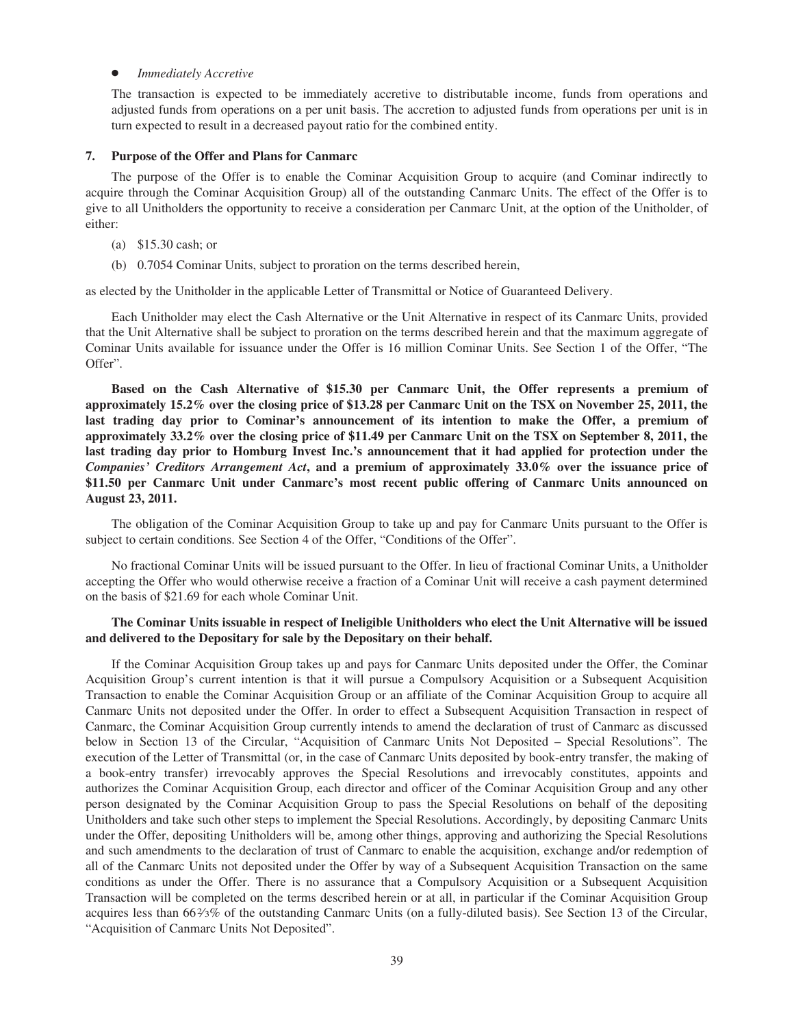- *Immediately Accretive*

The transaction is expected to be immediately accretive to distributable income, funds from operations and adjusted funds from operations on a per unit basis. The accretion to adjusted funds from operations per unit is in turn expected to result in a decreased payout ratio for the combined entity.

## 7. Purpose of the Offer and Plans for Canmarc

The purpose of the Offer is to enable the Cominar Acquisition Group to acquire (and Cominar indirectly to acquire through the Cominar Acquisition Group) all of the outstanding Canmarc Units. The effect of the Offer is to give to all Unitholders the opportunity to receive a consideration per Canmarc Unit, at the option of the Unitholder, of either:

(a) $15.30 cash; or

(b) 0.7054 Cominar Units, subject to proration on the terms described herein,

as elected by the Unitholder in the applicable Letter of Transmittal or Notice of Guaranteed Delivery.

Each Unitholder may elect the Cash Alternative or the Unit Alternative in respect of its Canmarc Units, provided that the Unit Alternative shall be subject to proration on the terms described herein and that the maximum aggregate of Cominar Units available for issuance under the Offer is 16 million Cominar Units. See Section 1 of the Offer, "The Offer".

**Based on the Cash Alternative of $15.30 per Canmarc Unit, the Offer represents a premium of approximately 15.2% over the closing price of $13.28 per Canmarc Unit on the TSX on November 25, 2011, the last trading day prior to Cominar's announcement of its intention to make the Offer, a premium of approximately 33.2% over the closing price of $11.49 per Canmarc Unit on the TSX on September 8, 2011, the last trading day prior to Homburg Invest Inc.'s announcement that it had applied for protection under the *Companies' Creditors Arrangement Act*, and a premium of approximately 33.0% over the issuance price of $11.50 per Canmarc Unit under Canmarc's most recent public offering of Canmarc Units announced on August 23, 2011.**

The obligation of the Cominar Acquisition Group to take up and pay for Canmarc Units pursuant to the Offer is subject to certain conditions. See Section 4 of the Offer, "Conditions of the Offer".

No fractional Cominar Units will be issued pursuant to the Offer. In lieu of fractional Cominar Units, a Unitholder accepting the Offer who would otherwise receive a fraction of a Cominar Unit will receive a cash payment determined on the basis of $21.69 for each whole Cominar Unit.

**The Cominar Units issuable in respect of Ineligible Unitholders who elect the Unit Alternative will be issued and delivered to the Depositary for sale by the Depositary on their behalf.**

If the Cominar Acquisition Group takes up and pays for Canmarc Units deposited under the Offer, the Cominar Acquisition Group's current intention is that it will pursue a Compulsory Acquisition or a Subsequent Acquisition Transaction to enable the Cominar Acquisition Group or an affiliate of the Cominar Acquisition Group to acquire all Canmarc Units not deposited under the Offer. In order to effect a Subsequent Acquisition Transaction in respect of Canmarc, the Cominar Acquisition Group currently intends to amend the declaration of trust of Canmarc as discussed below in Section 13 of the Circular, "Acquisition of Canmarc Units Not Deposited – Special Resolutions". The execution of the Letter of Transmittal (or, in the case of Canmarc Units deposited by book-entry transfer, the making of a book-entry transfer) irrevocably approves the Special Resolutions and irrevocably constitutes, appoints and authorizes the Cominar Acquisition Group, each director and officer of the Cominar Acquisition Group and any other person designated by the Cominar Acquisition Group to pass the Special Resolutions on behalf of the depositing Unitholders and take such other steps to implement the Special Resolutions. Accordingly, by depositing Canmarc Units under the Offer, depositing Unitholders will be, among other things, approving and authorizing the Special Resolutions and such amendments to the declaration of trust of Canmarc to enable the acquisition, exchange and/or redemption of all of the Canmarc Units not deposited under the Offer by way of a Subsequent Acquisition Transaction on the same conditions as under the Offer. There is no assurance that a Compulsory Acquisition or a Subsequent Acquisition Transaction will be completed on the terms described herein or at all, in particular if the Cominar Acquisition Group acquires less than 66⅔% of the outstanding Canmarc Units (on a fully-diluted basis). See Section 13 of the Circular, "Acquisition of Canmarc Units Not Deposited".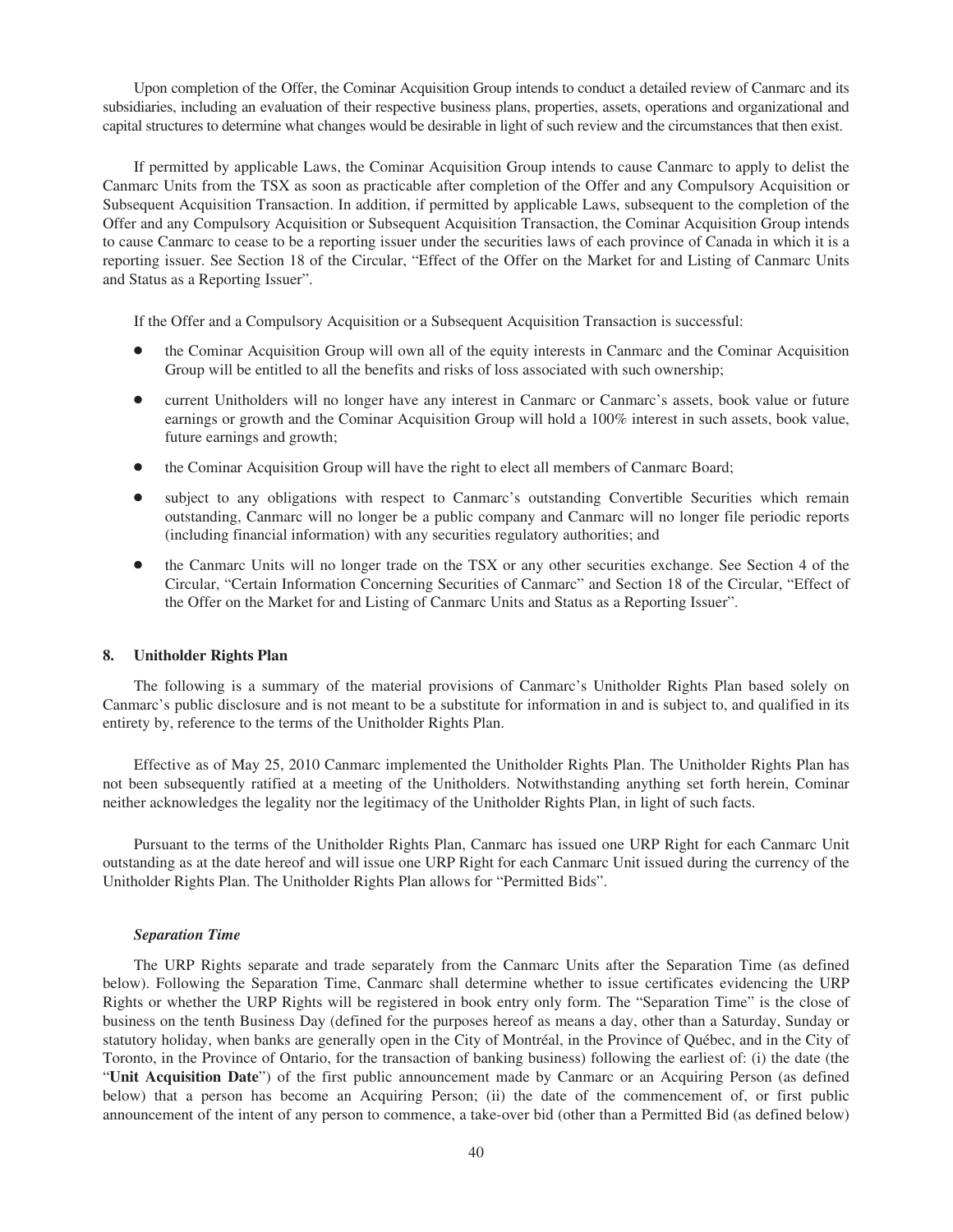Upon completion of the Offer, the Cominar Acquisition Group intends to conduct a detailed review of Canmarc and its subsidiaries, including an evaluation of their respective business plans, properties, assets, operations and organizational and capital structures to determine what changes would be desirable in light of such review and the circumstances that then exist.

If permitted by applicable Laws, the Cominar Acquisition Group intends to cause Canmarc to apply to delist the Canmarc Units from the TSX as soon as practicable after completion of the Offer and any Compulsory Acquisition or Subsequent Acquisition Transaction. In addition, if permitted by applicable Laws, subsequent to the completion of the Offer and any Compulsory Acquisition or Subsequent Acquisition Transaction, the Cominar Acquisition Group intends to cause Canmarc to cease to be a reporting issuer under the securities laws of each province of Canada in which it is a reporting issuer. See Section 18 of the Circular, "Effect of the Offer on the Market for and Listing of Canmarc Units and Status as a Reporting Issuer".

If the Offer and a Compulsory Acquisition or a Subsequent Acquisition Transaction is successful:

- the Cominar Acquisition Group will own all of the equity interests in Canmarc and the Cominar Acquisition Group will be entitled to all the benefits and risks of loss associated with such ownership;
- current Unitholders will no longer have any interest in Canmarc or Canmarc's assets, book value or future earnings or growth and the Cominar Acquisition Group will hold a 100% interest in such assets, book value, future earnings and growth;
- the Cominar Acquisition Group will have the right to elect all members of Canmarc Board;
- subject to any obligations with respect to Canmarc's outstanding Convertible Securities which remain outstanding, Canmarc will no longer be a public company and Canmarc will no longer file periodic reports (including financial information) with any securities regulatory authorities; and
- the Canmarc Units will no longer trade on the TSX or any other securities exchange. See Section 4 of the Circular, "Certain Information Concerning Securities of Canmarc" and Section 18 of the Circular, "Effect of the Offer on the Market for and Listing of Canmarc Units and Status as a Reporting Issuer".

## 8. Unitholder Rights Plan

The following is a summary of the material provisions of Canmarc's Unitholder Rights Plan based solely on Canmarc's public disclosure and is not meant to be a substitute for information in and is subject to, and qualified in its entirety by, reference to the terms of the Unitholder Rights Plan.

Effective as of May 25, 2010 Canmarc implemented the Unitholder Rights Plan. The Unitholder Rights Plan has not been subsequently ratified at a meeting of the Unitholders. Notwithstanding anything set forth herein, Cominar neither acknowledges the legality nor the legitimacy of the Unitholder Rights Plan, in light of such facts.

Pursuant to the terms of the Unitholder Rights Plan, Canmarc has issued one URP Right for each Canmarc Unit outstanding as at the date hereof and will issue one URP Right for each Canmarc Unit issued during the currency of the Unitholder Rights Plan. The Unitholder Rights Plan allows for "Permitted Bids".

### *Separation Time*

The URP Rights separate and trade separately from the Canmarc Units after the Separation Time (as defined below). Following the Separation Time, Canmarc shall determine whether to issue certificates evidencing the URP Rights or whether the URP Rights will be registered in book entry only form. The "Separation Time" is the close of business on the tenth Business Day (defined for the purposes hereof as means a day, other than a Saturday, Sunday or statutory holiday, when banks are generally open in the City of Montréal, in the Province of Québec, and in the City of Toronto, in the Province of Ontario, for the transaction of banking business) following the earliest of: (i) the date (the "**Unit Acquisition Date**") of the first public announcement made by Canmarc or an Acquiring Person (as defined below) that a person has become an Acquiring Person; (ii) the date of the commencement of, or first public announcement of the intent of any person to commence, a take-over bid (other than a Permitted Bid (as defined below)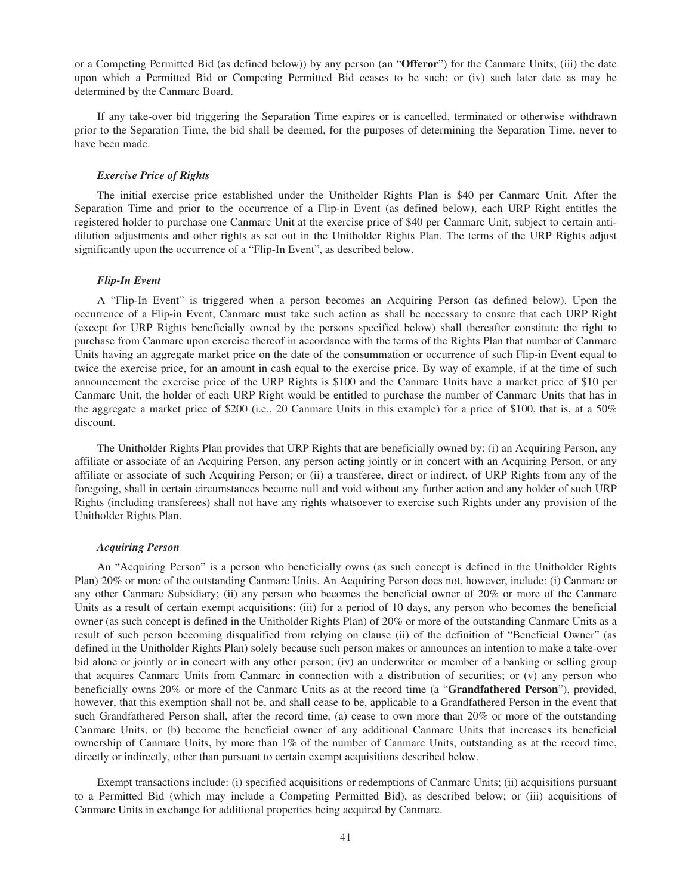or a Competing Permitted Bid (as defined below)) by any person (an "**Offeror**") for the Canmarc Units; (iii) the date upon which a Permitted Bid or Competing Permitted Bid ceases to be such; or (iv) such later date as may be determined by the Canmarc Board.

If any take-over bid triggering the Separation Time expires or is cancelled, terminated or otherwise withdrawn prior to the Separation Time, the bid shall be deemed, for the purposes of determining the Separation Time, never to have been made.

#### *Exercise Price of Rights*

The initial exercise price established under the Unitholder Rights Plan is $40 per Canmarc Unit. After the Separation Time and prior to the occurrence of a Flip-in Event (as defined below), each URP Right entitles the registered holder to purchase one Canmarc Unit at the exercise price of $40 per Canmarc Unit, subject to certain anti-dilution adjustments and other rights as set out in the Unitholder Rights Plan. The terms of the URP Rights adjust significantly upon the occurrence of a "Flip-In Event", as described below.

#### *Flip-In Event*

A "Flip-In Event" is triggered when a person becomes an Acquiring Person (as defined below). Upon the occurrence of a Flip-in Event, Canmarc must take such action as shall be necessary to ensure that each URP Right (except for URP Rights beneficially owned by the persons specified below) shall thereafter constitute the right to purchase from Canmarc upon exercise thereof in accordance with the terms of the Rights Plan that number of Canmarc Units having an aggregate market price on the date of the consummation or occurrence of such Flip-in Event equal to twice the exercise price, for an amount in cash equal to the exercise price. By way of example, if at the time of such announcement the exercise price of the URP Rights is $100 and the Canmarc Units have a market price of $10 per Canmarc Unit, the holder of each URP Right would be entitled to purchase the number of Canmarc Units that has in the aggregate a market price of $200 (i.e., 20 Canmarc Units in this example) for a price of $100, that is, at a 50% discount.

The Unitholder Rights Plan provides that URP Rights that are beneficially owned by: (i) an Acquiring Person, any affiliate or associate of an Acquiring Person, any person acting jointly or in concert with an Acquiring Person, or any affiliate or associate of such Acquiring Person; or (ii) a transferee, direct or indirect, of URP Rights from any of the foregoing, shall in certain circumstances become null and void without any further action and any holder of such URP Rights (including transferees) shall not have any rights whatsoever to exercise such Rights under any provision of the Unitholder Rights Plan.

#### *Acquiring Person*

An "Acquiring Person" is a person who beneficially owns (as such concept is defined in the Unitholder Rights Plan) 20% or more of the outstanding Canmarc Units. An Acquiring Person does not, however, include: (i) Canmarc or any other Canmarc Subsidiary; (ii) any person who becomes the beneficial owner of 20% or more of the Canmarc Units as a result of certain exempt acquisitions; (iii) for a period of 10 days, any person who becomes the beneficial owner (as such concept is defined in the Unitholder Rights Plan) of 20% or more of the outstanding Canmarc Units as a result of such person becoming disqualified from relying on clause (ii) of the definition of "Beneficial Owner" (as defined in the Unitholder Rights Plan) solely because such person makes or announces an intention to make a take-over bid alone or jointly or in concert with any other person; (iv) an underwriter or member of a banking or selling group that acquires Canmarc Units from Canmarc in connection with a distribution of securities; or (v) any person who beneficially owns 20% or more of the Canmarc Units as at the record time (a "**Grandfathered Person**"), provided, however, that this exemption shall not be, and shall cease to be, applicable to a Grandfathered Person in the event that such Grandfathered Person shall, after the record time, (a) cease to own more than 20% or more of the outstanding Canmarc Units, or (b) become the beneficial owner of any additional Canmarc Units that increases its beneficial ownership of Canmarc Units, by more than 1% of the number of Canmarc Units, outstanding as at the record time, directly or indirectly, other than pursuant to certain exempt acquisitions described below.

Exempt transactions include: (i) specified acquisitions or redemptions of Canmarc Units; (ii) acquisitions pursuant to a Permitted Bid (which may include a Competing Permitted Bid), as described below; or (iii) acquisitions of Canmarc Units in exchange for additional properties being acquired by Canmarc.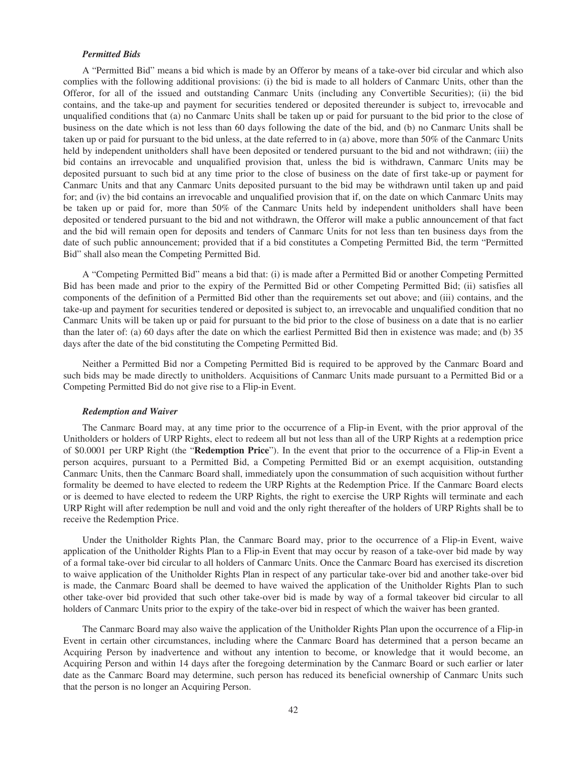### *Permitted Bids*

A "Permitted Bid" means a bid which is made by an Offeror by means of a take-over bid circular and which also complies with the following additional provisions: (i) the bid is made to all holders of Canmarc Units, other than the Offeror, for all of the issued and outstanding Canmarc Units (including any Convertible Securities); (ii) the bid contains, and the take-up and payment for securities tendered or deposited thereunder is subject to, irrevocable and unqualified conditions that (a) no Canmarc Units shall be taken up or paid for pursuant to the bid prior to the close of business on the date which is not less than 60 days following the date of the bid, and (b) no Canmarc Units shall be taken up or paid for pursuant to the bid unless, at the date referred to in (a) above, more than 50% of the Canmarc Units held by independent unitholders shall have been deposited or tendered pursuant to the bid and not withdrawn; (iii) the bid contains an irrevocable and unqualified provision that, unless the bid is withdrawn, Canmarc Units may be deposited pursuant to such bid at any time prior to the close of business on the date of first take-up or payment for Canmarc Units and that any Canmarc Units deposited pursuant to the bid may be withdrawn until taken up and paid for; and (iv) the bid contains an irrevocable and unqualified provision that if, on the date on which Canmarc Units may be taken up or paid for, more than 50% of the Canmarc Units held by independent unitholders shall have been deposited or tendered pursuant to the bid and not withdrawn, the Offeror will make a public announcement of that fact and the bid will remain open for deposits and tenders of Canmarc Units for not less than ten business days from the date of such public announcement; provided that if a bid constitutes a Competing Permitted Bid, the term "Permitted Bid" shall also mean the Competing Permitted Bid.

A "Competing Permitted Bid" means a bid that: (i) is made after a Permitted Bid or another Competing Permitted Bid has been made and prior to the expiry of the Permitted Bid or other Competing Permitted Bid; (ii) satisfies all components of the definition of a Permitted Bid other than the requirements set out above; and (iii) contains, and the take-up and payment for securities tendered or deposited is subject to, an irrevocable and unqualified condition that no Canmarc Units will be taken up or paid for pursuant to the bid prior to the close of business on a date that is no earlier than the later of: (a) 60 days after the date on which the earliest Permitted Bid then in existence was made; and (b) 35 days after the date of the bid constituting the Competing Permitted Bid.

Neither a Permitted Bid nor a Competing Permitted Bid is required to be approved by the Canmarc Board and such bids may be made directly to unitholders. Acquisitions of Canmarc Units made pursuant to a Permitted Bid or a Competing Permitted Bid do not give rise to a Flip-in Event.

### *Redemption and Waiver*

The Canmarc Board may, at any time prior to the occurrence of a Flip-in Event, with the prior approval of the Unitholders or holders of URP Rights, elect to redeem all but not less than all of the URP Rights at a redemption price of $0.0001 per URP Right (the "**Redemption Price**"). In the event that prior to the occurrence of a Flip-in Event a person acquires, pursuant to a Permitted Bid, a Competing Permitted Bid or an exempt acquisition, outstanding Canmarc Units, then the Canmarc Board shall, immediately upon the consummation of such acquisition without further formality be deemed to have elected to redeem the URP Rights at the Redemption Price. If the Canmarc Board elects or is deemed to have elected to redeem the URP Rights, the right to exercise the URP Rights will terminate and each URP Right will after redemption be null and void and the only right thereafter of the holders of URP Rights shall be to receive the Redemption Price.

Under the Unitholder Rights Plan, the Canmarc Board may, prior to the occurrence of a Flip-in Event, waive application of the Unitholder Rights Plan to a Flip-in Event that may occur by reason of a take-over bid made by way of a formal take-over bid circular to all holders of Canmarc Units. Once the Canmarc Board has exercised its discretion to waive application of the Unitholder Rights Plan in respect of any particular take-over bid and another take-over bid is made, the Canmarc Board shall be deemed to have waived the application of the Unitholder Rights Plan to such other take-over bid provided that such other take-over bid is made by way of a formal takeover bid circular to all holders of Canmarc Units prior to the expiry of the take-over bid in respect of which the waiver has been granted.

The Canmarc Board may also waive the application of the Unitholder Rights Plan upon the occurrence of a Flip-in Event in certain other circumstances, including where the Canmarc Board has determined that a person became an Acquiring Person by inadvertence and without any intention to become, or knowledge that it would become, an Acquiring Person and within 14 days after the foregoing determination by the Canmarc Board or such earlier or later date as the Canmarc Board may determine, such person has reduced its beneficial ownership of Canmarc Units such that the person is no longer an Acquiring Person.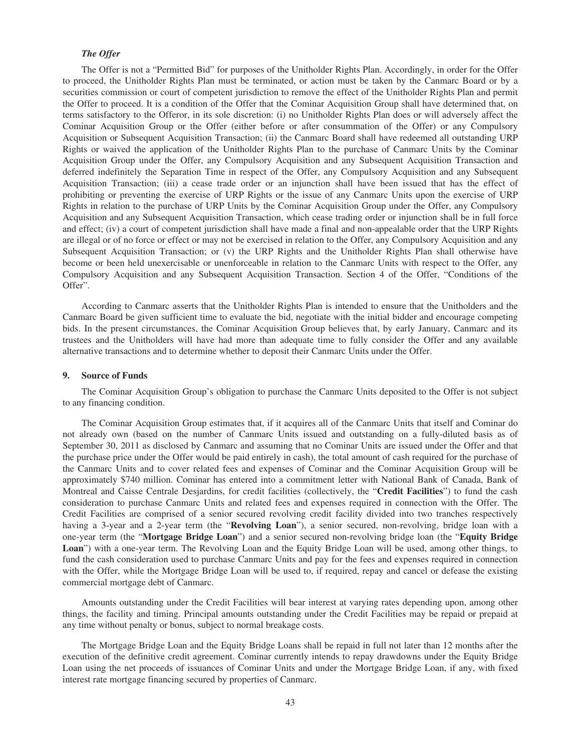***The Offer***

The Offer is not a "Permitted Bid" for purposes of the Unitholder Rights Plan. Accordingly, in order for the Offer to proceed, the Unitholder Rights Plan must be terminated, or action must be taken by the Canmarc Board or by a securities commission or court of competent jurisdiction to remove the effect of the Unitholder Rights Plan and permit the Offer to proceed. It is a condition of the Offer that the Cominar Acquisition Group shall have determined that, on terms satisfactory to the Offeror, in its sole discretion: (i) no Unitholder Rights Plan does or will adversely affect the Cominar Acquisition Group or the Offer (either before or after consummation of the Offer) or any Compulsory Acquisition or Subsequent Acquisition Transaction; (ii) the Canmarc Board shall have redeemed all outstanding URP Rights or waived the application of the Unitholder Rights Plan to the purchase of Canmarc Units by the Cominar Acquisition Group under the Offer, any Compulsory Acquisition and any Subsequent Acquisition Transaction and deferred indefinitely the Separation Time in respect of the Offer, any Compulsory Acquisition and any Subsequent Acquisition Transaction; (iii) a cease trade order or an injunction shall have been issued that has the effect of prohibiting or preventing the exercise of URP Rights or the issue of any Canmarc Units upon the exercise of URP Rights in relation to the purchase of URP Units by the Cominar Acquisition Group under the Offer, any Compulsory Acquisition and any Subsequent Acquisition Transaction, which cease trading order or injunction shall be in full force and effect; (iv) a court of competent jurisdiction shall have made a final and non-appealable order that the URP Rights are illegal or of no force or effect or may not be exercised in relation to the Offer, any Compulsory Acquisition and any Subsequent Acquisition Transaction; or (v) the URP Rights and the Unitholder Rights Plan shall otherwise have become or been held unexercisable or unenforceable in relation to the Canmarc Units with respect to the Offer, any Compulsory Acquisition and any Subsequent Acquisition Transaction. Section 4 of the Offer, "Conditions of the Offer".

According to Canmarc asserts that the Unitholder Rights Plan is intended to ensure that the Unitholders and the Canmarc Board be given sufficient time to evaluate the bid, negotiate with the initial bidder and encourage competing bids. In the present circumstances, the Cominar Acquisition Group believes that, by early January, Canmarc and its trustees and the Unitholders will have had more than adequate time to fully consider the Offer and any available alternative transactions and to determine whether to deposit their Canmarc Units under the Offer.

## 9. Source of Funds

The Cominar Acquisition Group's obligation to purchase the Canmarc Units deposited to the Offer is not subject to any financing condition.

The Cominar Acquisition Group estimates that, if it acquires all of the Canmarc Units that itself and Cominar do not already own (based on the number of Canmarc Units issued and outstanding on a fully-diluted basis as of September 30, 2011 as disclosed by Canmarc and assuming that no Cominar Units are issued under the Offer and that the purchase price under the Offer would be paid entirely in cash), the total amount of cash required for the purchase of the Canmarc Units and to cover related fees and expenses of Cominar and the Cominar Acquisition Group will be approximately $740 million. Cominar has entered into a commitment letter with National Bank of Canada, Bank of Montreal and Caisse Centrale Desjardins, for credit facilities (collectively, the "**Credit Facilities**") to fund the cash consideration to purchase Canmarc Units and related fees and expenses required in connection with the Offer. The Credit Facilities are comprised of a senior secured revolving credit facility divided into two tranches respectively having a 3-year and a 2-year term (the "**Revolving Loan**"), a senior secured, non-revolving, bridge loan with a one-year term (the "**Mortgage Bridge Loan**") and a senior secured non-revolving bridge loan (the "**Equity Bridge Loan**") with a one-year term. The Revolving Loan and the Equity Bridge Loan will be used, among other things, to fund the cash consideration used to purchase Canmarc Units and pay for the fees and expenses required in connection with the Offer, while the Mortgage Bridge Loan will be used to, if required, repay and cancel or defease the existing commercial mortgage debt of Canmarc.

Amounts outstanding under the Credit Facilities will bear interest at varying rates depending upon, among other things, the facility and timing. Principal amounts outstanding under the Credit Facilities may be repaid or prepaid at any time without penalty or bonus, subject to normal breakage costs.

The Mortgage Bridge Loan and the Equity Bridge Loans shall be repaid in full not later than 12 months after the execution of the definitive credit agreement. Cominar currently intends to repay drawdowns under the Equity Bridge Loan using the net proceeds of issuances of Cominar Units and under the Mortgage Bridge Loan, if any, with fixed interest rate mortgage financing secured by properties of Canmarc.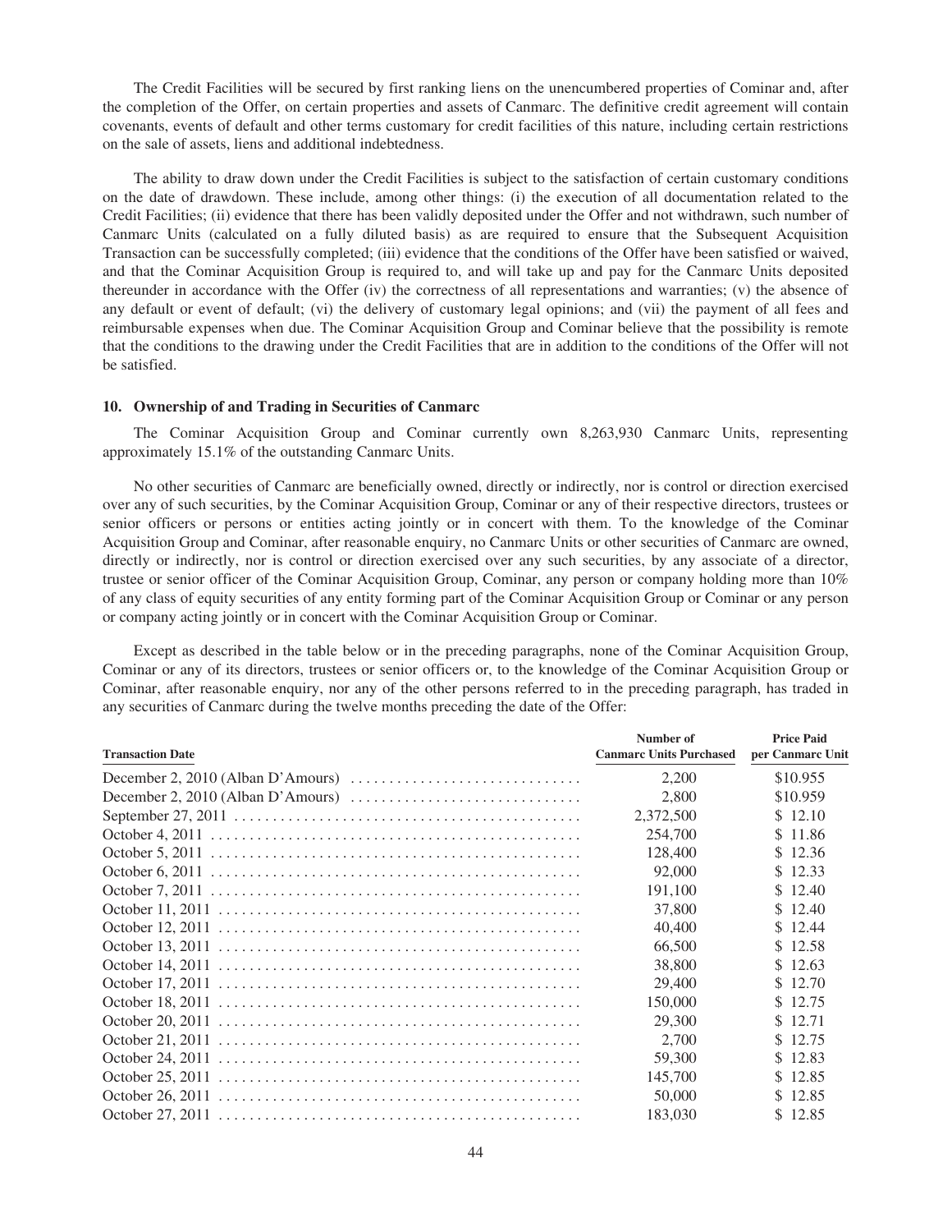The Credit Facilities will be secured by first ranking liens on the unencumbered properties of Cominar and, after the completion of the Offer, on certain properties and assets of Canmarc. The definitive credit agreement will contain covenants, events of default and other terms customary for credit facilities of this nature, including certain restrictions on the sale of assets, liens and additional indebtedness.

The ability to draw down under the Credit Facilities is subject to the satisfaction of certain customary conditions on the date of drawdown. These include, among other things: (i) the execution of all documentation related to the Credit Facilities; (ii) evidence that there has been validly deposited under the Offer and not withdrawn, such number of Canmarc Units (calculated on a fully diluted basis) as are required to ensure that the Subsequent Acquisition Transaction can be successfully completed; (iii) evidence that the conditions of the Offer have been satisfied or waived, and that the Cominar Acquisition Group is required to, and will take up and pay for the Canmarc Units deposited thereunder in accordance with the Offer (iv) the correctness of all representations and warranties; (v) the absence of any default or event of default; (vi) the delivery of customary legal opinions; and (vii) the payment of all fees and reimbursable expenses when due. The Cominar Acquisition Group and Cominar believe that the possibility is remote that the conditions to the drawing under the Credit Facilities that are in addition to the conditions of the Offer will not be satisfied.

## 10. Ownership of and Trading in Securities of Canmarc

The Cominar Acquisition Group and Cominar currently own 8,263,930 Canmarc Units, representing approximately 15.1% of the outstanding Canmarc Units.

No other securities of Canmarc are beneficially owned, directly or indirectly, nor is control or direction exercised over any of such securities, by the Cominar Acquisition Group, Cominar or any of their respective directors, trustees or senior officers or persons or entities acting jointly or in concert with them. To the knowledge of the Cominar Acquisition Group and Cominar, after reasonable enquiry, no Canmarc Units or other securities of Canmarc are owned, directly or indirectly, nor is control or direction exercised over any such securities, by any associate of a director, trustee or senior officer of the Cominar Acquisition Group, Cominar, any person or company holding more than 10% of any class of equity securities of any entity forming part of the Cominar Acquisition Group or Cominar or any person or company acting jointly or in concert with the Cominar Acquisition Group or Cominar.

Except as described in the table below or in the preceding paragraphs, none of the Cominar Acquisition Group, Cominar or any of its directors, trustees or senior officers or, to the knowledge of the Cominar Acquisition Group or Cominar, after reasonable enquiry, nor any of the other persons referred to in the preceding paragraph, has traded in any securities of Canmarc during the twelve months preceding the date of the Offer:

| Transaction Date | Number of Canmarc Units Purchased | Price Paid per Canmarc Unit |
|---|---|---|
| December 2, 2010 (Alban D'Amours) | 2,200 | $10.955 |
| December 2, 2010 (Alban D'Amours) | 2,800 | $10.959 |
| September 27, 2011 | 2,372,500 | $ 12.10 |
| October 4, 2011 | 254,700 | $ 11.86 |
| October 5, 2011 | 128,400 | $ 12.36 |
| October 6, 2011 | 92,000 | $ 12.33 |
| October 7, 2011 | 191,100 | $ 12.40 |
| October 11, 2011 | 37,800 | $ 12.40 |
| October 12, 2011 | 40,400 | $ 12.44 |
| October 13, 2011 | 66,500 | $ 12.58 |
| October 14, 2011 | 38,800 | $ 12.63 |
| October 17, 2011 | 29,400 | $ 12.70 |
| October 18, 2011 | 150,000 | $ 12.75 |
| October 20, 2011 | 29,300 | $ 12.71 |
| October 21, 2011 | 2,700 | $ 12.75 |
| October 24, 2011 | 59,300 | $ 12.83 |
| October 25, 2011 | 145,700 | $ 12.85 |
| October 26, 2011 | 50,000 | $ 12.85 |
| October 27, 2011 | 183,030 | $ 12.85 |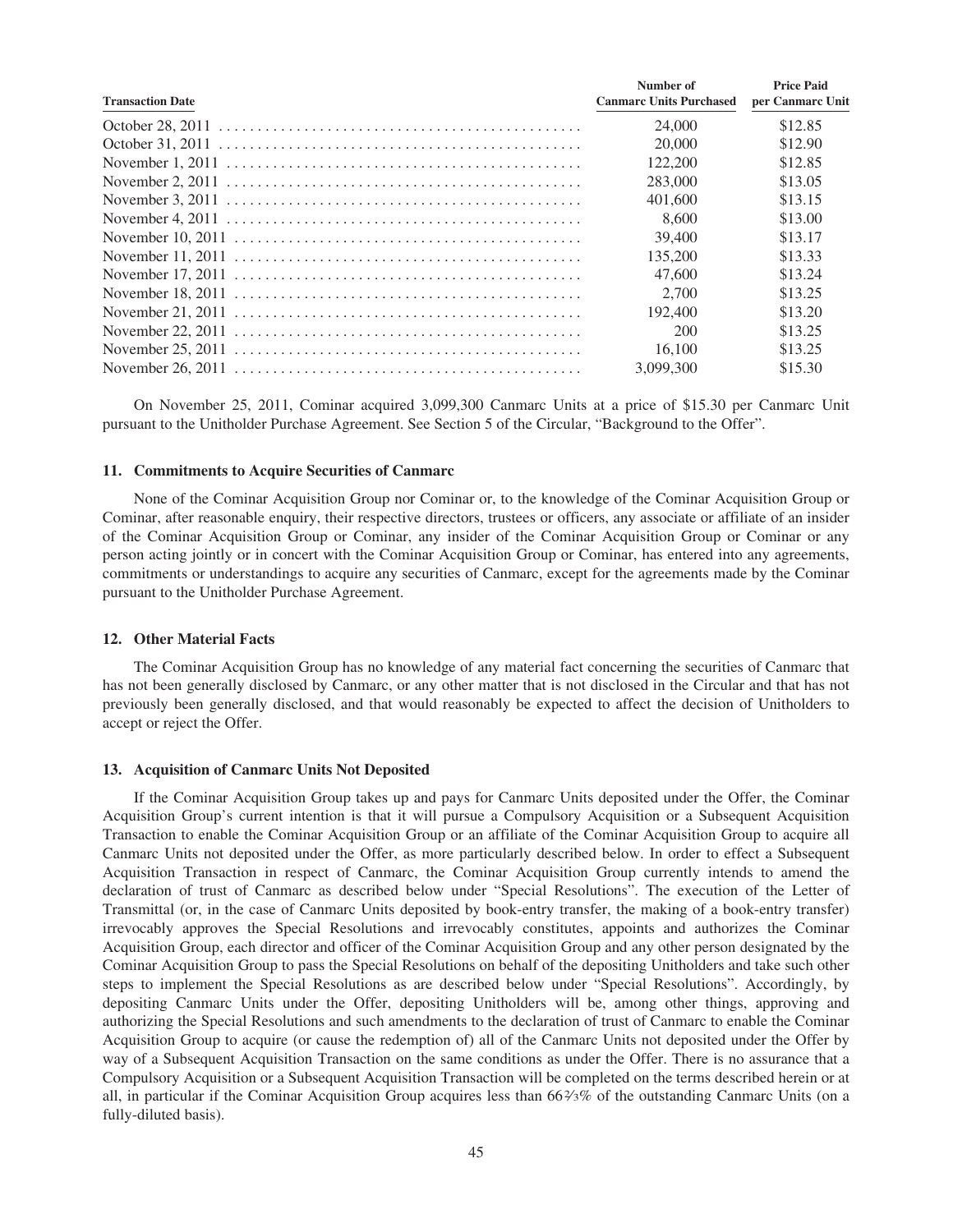| Transaction Date | Number of Canmarc Units Purchased | Price Paid per Canmarc Unit |
|---|---|---|
| October 28, 2011 | 24,000 | \$12.85 |
| October 31, 2011 | 20,000 | \$12.90 |
| November 1, 2011 | 122,200 | \$12.85 |
| November 2, 2011 | 283,000 | \$13.05 |
| November 3, 2011 | 401,600 | \$13.15 |
| November 4, 2011 | 8,600 | \$13.00 |
| November 10, 2011 | 39,400 | \$13.17 |
| November 11, 2011 | 135,200 | \$13.33 |
| November 17, 2011 | 47,600 | \$13.24 |
| November 18, 2011 | 2,700 | \$13.25 |
| November 21, 2011 | 192,400 | \$13.20 |
| November 22, 2011 | 200 | \$13.25 |
| November 25, 2011 | 16,100 | \$13.25 |
| November 26, 2011 | 3,099,300 | \$15.30 |

On November 25, 2011, Cominar acquired 3,099,300 Canmarc Units at a price of \$15.30 per Canmarc Unit pursuant to the Unitholder Purchase Agreement. See Section 5 of the Circular, "Background to the Offer".

### 11. Commitments to Acquire Securities of Canmarc

None of the Cominar Acquisition Group nor Cominar or, to the knowledge of the Cominar Acquisition Group or Cominar, after reasonable enquiry, their respective directors, trustees or officers, any associate or affiliate of an insider of the Cominar Acquisition Group or Cominar, any insider of the Cominar Acquisition Group or Cominar or any person acting jointly or in concert with the Cominar Acquisition Group or Cominar, has entered into any agreements, commitments or understandings to acquire any securities of Canmarc, except for the agreements made by the Cominar pursuant to the Unitholder Purchase Agreement.

### 12. Other Material Facts

The Cominar Acquisition Group has no knowledge of any material fact concerning the securities of Canmarc that has not been generally disclosed by Canmarc, or any other matter that is not disclosed in the Circular and that has not previously been generally disclosed, and that would reasonably be expected to affect the decision of Unitholders to accept or reject the Offer.

### 13. Acquisition of Canmarc Units Not Deposited

If the Cominar Acquisition Group takes up and pays for Canmarc Units deposited under the Offer, the Cominar Acquisition Group's current intention is that it will pursue a Compulsory Acquisition or a Subsequent Acquisition Transaction to enable the Cominar Acquisition Group or an affiliate of the Cominar Acquisition Group to acquire all Canmarc Units not deposited under the Offer, as more particularly described below. In order to effect a Subsequent Acquisition Transaction in respect of Canmarc, the Cominar Acquisition Group currently intends to amend the declaration of trust of Canmarc as described below under "Special Resolutions". The execution of the Letter of Transmittal (or, in the case of Canmarc Units deposited by book-entry transfer, the making of a book-entry transfer) irrevocably approves the Special Resolutions and irrevocably constitutes, appoints and authorizes the Cominar Acquisition Group, each director and officer of the Cominar Acquisition Group and any other person designated by the Cominar Acquisition Group to pass the Special Resolutions on behalf of the depositing Unitholders and take such other steps to implement the Special Resolutions as are described below under "Special Resolutions". Accordingly, by depositing Canmarc Units under the Offer, depositing Unitholders will be, among other things, approving and authorizing the Special Resolutions and such amendments to the declaration of trust of Canmarc to enable the Cominar Acquisition Group to acquire (or cause the redemption of) all of the Canmarc Units not deposited under the Offer by way of a Subsequent Acquisition Transaction on the same conditions as under the Offer. There is no assurance that a Compulsory Acquisition or a Subsequent Acquisition Transaction will be completed on the terms described herein or at all, in particular if the Cominar Acquisition Group acquires less than 66⅔% of the outstanding Canmarc Units (on a fully-diluted basis).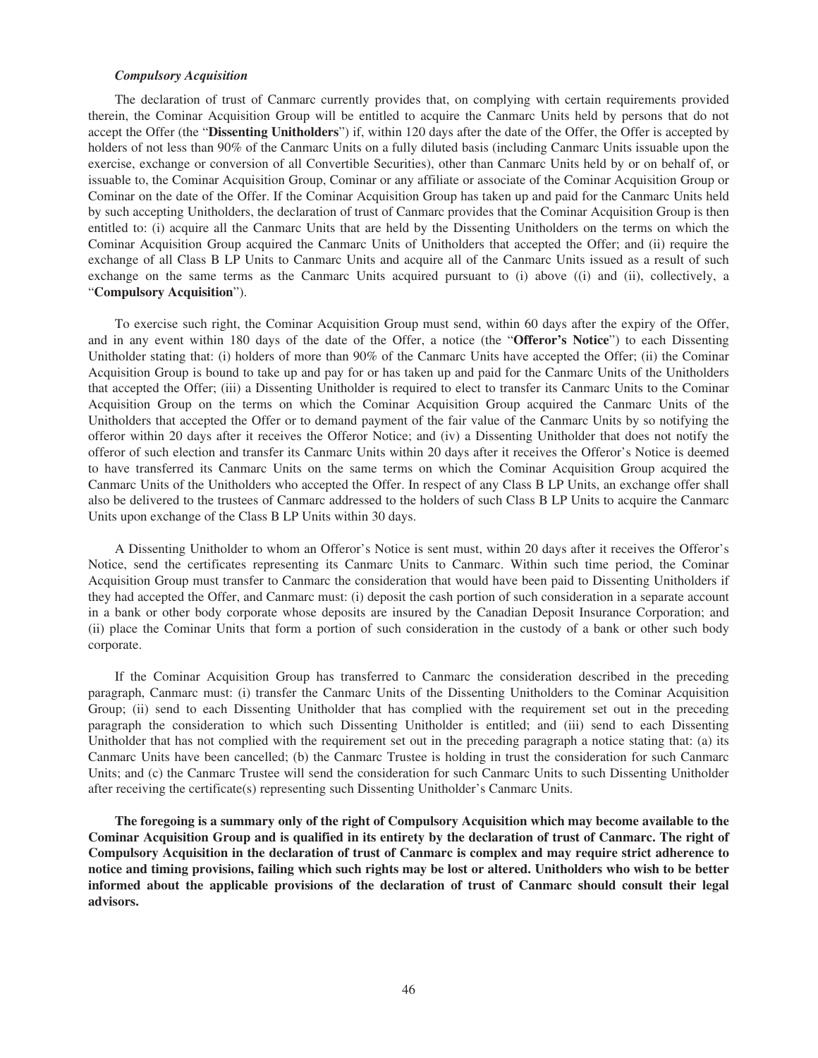***Compulsory Acquisition***

The declaration of trust of Canmarc currently provides that, on complying with certain requirements provided therein, the Cominar Acquisition Group will be entitled to acquire the Canmarc Units held by persons that do not accept the Offer (the "**Dissenting Unitholders**") if, within 120 days after the date of the Offer, the Offer is accepted by holders of not less than 90% of the Canmarc Units on a fully diluted basis (including Canmarc Units issuable upon the exercise, exchange or conversion of all Convertible Securities), other than Canmarc Units held by or on behalf of, or issuable to, the Cominar Acquisition Group, Cominar or any affiliate or associate of the Cominar Acquisition Group or Cominar on the date of the Offer. If the Cominar Acquisition Group has taken up and paid for the Canmarc Units held by such accepting Unitholders, the declaration of trust of Canmarc provides that the Cominar Acquisition Group is then entitled to: (i) acquire all the Canmarc Units that are held by the Dissenting Unitholders on the terms on which the Cominar Acquisition Group acquired the Canmarc Units of Unitholders that accepted the Offer; and (ii) require the exchange of all Class B LP Units to Canmarc Units and acquire all of the Canmarc Units issued as a result of such exchange on the same terms as the Canmarc Units acquired pursuant to (i) above ((i) and (ii), collectively, a "**Compulsory Acquisition**").

To exercise such right, the Cominar Acquisition Group must send, within 60 days after the expiry of the Offer, and in any event within 180 days of the date of the Offer, a notice (the "**Offeror's Notice**") to each Dissenting Unitholder stating that: (i) holders of more than 90% of the Canmarc Units have accepted the Offer; (ii) the Cominar Acquisition Group is bound to take up and pay for or has taken up and paid for the Canmarc Units of the Unitholders that accepted the Offer; (iii) a Dissenting Unitholder is required to elect to transfer its Canmarc Units to the Cominar Acquisition Group on the terms on which the Cominar Acquisition Group acquired the Canmarc Units of the Unitholders that accepted the Offer or to demand payment of the fair value of the Canmarc Units by so notifying the offeror within 20 days after it receives the Offeror Notice; and (iv) a Dissenting Unitholder that does not notify the offeror of such election and transfer its Canmarc Units within 20 days after it receives the Offeror's Notice is deemed to have transferred its Canmarc Units on the same terms on which the Cominar Acquisition Group acquired the Canmarc Units of the Unitholders who accepted the Offer. In respect of any Class B LP Units, an exchange offer shall also be delivered to the trustees of Canmarc addressed to the holders of such Class B LP Units to acquire the Canmarc Units upon exchange of the Class B LP Units within 30 days.

A Dissenting Unitholder to whom an Offeror's Notice is sent must, within 20 days after it receives the Offeror's Notice, send the certificates representing its Canmarc Units to Canmarc. Within such time period, the Cominar Acquisition Group must transfer to Canmarc the consideration that would have been paid to Dissenting Unitholders if they had accepted the Offer, and Canmarc must: (i) deposit the cash portion of such consideration in a separate account in a bank or other body corporate whose deposits are insured by the Canadian Deposit Insurance Corporation; and (ii) place the Cominar Units that form a portion of such consideration in the custody of a bank or other such body corporate.

If the Cominar Acquisition Group has transferred to Canmarc the consideration described in the preceding paragraph, Canmarc must: (i) transfer the Canmarc Units of the Dissenting Unitholders to the Cominar Acquisition Group; (ii) send to each Dissenting Unitholder that has complied with the requirement set out in the preceding paragraph the consideration to which such Dissenting Unitholder is entitled; and (iii) send to each Dissenting Unitholder that has not complied with the requirement set out in the preceding paragraph a notice stating that: (a) its Canmarc Units have been cancelled; (b) the Canmarc Trustee is holding in trust the consideration for such Canmarc Units; and (c) the Canmarc Trustee will send the consideration for such Canmarc Units to such Dissenting Unitholder after receiving the certificate(s) representing such Dissenting Unitholder's Canmarc Units.

**The foregoing is a summary only of the right of Compulsory Acquisition which may become available to the Cominar Acquisition Group and is qualified in its entirety by the declaration of trust of Canmarc. The right of Compulsory Acquisition in the declaration of trust of Canmarc is complex and may require strict adherence to notice and timing provisions, failing which such rights may be lost or altered. Unitholders who wish to be better informed about the applicable provisions of the declaration of trust of Canmarc should consult their legal advisors.**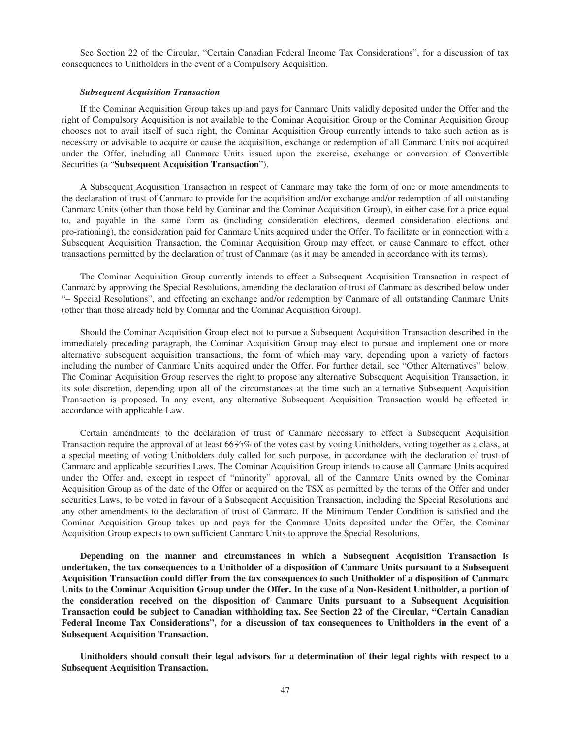See Section 22 of the Circular, "Certain Canadian Federal Income Tax Considerations", for a discussion of tax consequences to Unitholders in the event of a Compulsory Acquisition.

***Subsequent Acquisition Transaction***

If the Cominar Acquisition Group takes up and pays for Canmarc Units validly deposited under the Offer and the right of Compulsory Acquisition is not available to the Cominar Acquisition Group or the Cominar Acquisition Group chooses not to avail itself of such right, the Cominar Acquisition Group currently intends to take such action as is necessary or advisable to acquire or cause the acquisition, exchange or redemption of all Canmarc Units not acquired under the Offer, including all Canmarc Units issued upon the exercise, exchange or conversion of Convertible Securities (a "**Subsequent Acquisition Transaction**").

A Subsequent Acquisition Transaction in respect of Canmarc may take the form of one or more amendments to the declaration of trust of Canmarc to provide for the acquisition and/or exchange and/or redemption of all outstanding Canmarc Units (other than those held by Cominar and the Cominar Acquisition Group), in either case for a price equal to, and payable in the same form as (including consideration elections, deemed consideration elections and pro-rationing), the consideration paid for Canmarc Units acquired under the Offer. To facilitate or in connection with a Subsequent Acquisition Transaction, the Cominar Acquisition Group may effect, or cause Canmarc to effect, other transactions permitted by the declaration of trust of Canmarc (as it may be amended in accordance with its terms).

The Cominar Acquisition Group currently intends to effect a Subsequent Acquisition Transaction in respect of Canmarc by approving the Special Resolutions, amending the declaration of trust of Canmarc as described below under "– Special Resolutions", and effecting an exchange and/or redemption by Canmarc of all outstanding Canmarc Units (other than those already held by Cominar and the Cominar Acquisition Group).

Should the Cominar Acquisition Group elect not to pursue a Subsequent Acquisition Transaction described in the immediately preceding paragraph, the Cominar Acquisition Group may elect to pursue and implement one or more alternative subsequent acquisition transactions, the form of which may vary, depending upon a variety of factors including the number of Canmarc Units acquired under the Offer. For further detail, see "Other Alternatives" below. The Cominar Acquisition Group reserves the right to propose any alternative Subsequent Acquisition Transaction, in its sole discretion, depending upon all of the circumstances at the time such an alternative Subsequent Acquisition Transaction is proposed. In any event, any alternative Subsequent Acquisition Transaction would be effected in accordance with applicable Law.

Certain amendments to the declaration of trust of Canmarc necessary to effect a Subsequent Acquisition Transaction require the approval of at least 66⅔% of the votes cast by voting Unitholders, voting together as a class, at a special meeting of voting Unitholders duly called for such purpose, in accordance with the declaration of trust of Canmarc and applicable securities Laws. The Cominar Acquisition Group intends to cause all Canmarc Units acquired under the Offer and, except in respect of "minority" approval, all of the Canmarc Units owned by the Cominar Acquisition Group as of the date of the Offer or acquired on the TSX as permitted by the terms of the Offer and under securities Laws, to be voted in favour of a Subsequent Acquisition Transaction, including the Special Resolutions and any other amendments to the declaration of trust of Canmarc. If the Minimum Tender Condition is satisfied and the Cominar Acquisition Group takes up and pays for the Canmarc Units deposited under the Offer, the Cominar Acquisition Group expects to own sufficient Canmarc Units to approve the Special Resolutions.

**Depending on the manner and circumstances in which a Subsequent Acquisition Transaction is undertaken, the tax consequences to a Unitholder of a disposition of Canmarc Units pursuant to a Subsequent Acquisition Transaction could differ from the tax consequences to such Unitholder of a disposition of Canmarc Units to the Cominar Acquisition Group under the Offer. In the case of a Non-Resident Unitholder, a portion of the consideration received on the disposition of Canmarc Units pursuant to a Subsequent Acquisition Transaction could be subject to Canadian withholding tax. See Section 22 of the Circular, "Certain Canadian Federal Income Tax Considerations", for a discussion of tax consequences to Unitholders in the event of a Subsequent Acquisition Transaction.**

**Unitholders should consult their legal advisors for a determination of their legal rights with respect to a Subsequent Acquisition Transaction.**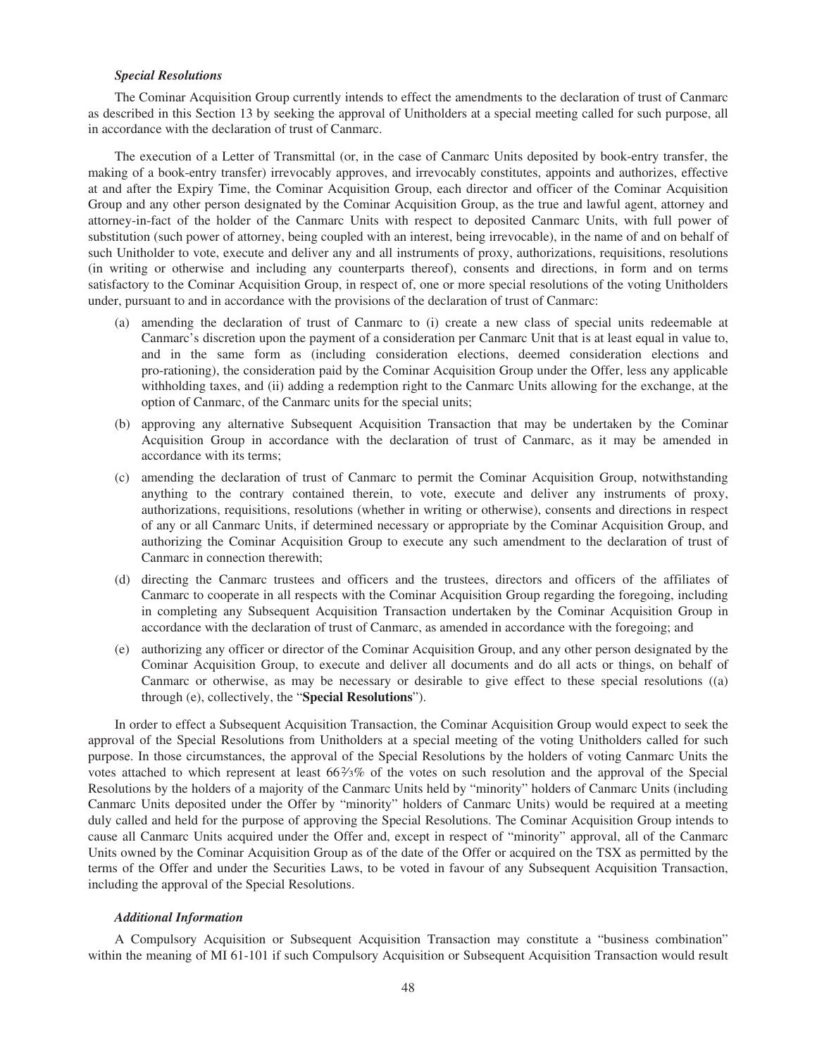***Special Resolutions***

The Cominar Acquisition Group currently intends to effect the amendments to the declaration of trust of Canmarc as described in this Section 13 by seeking the approval of Unitholders at a special meeting called for such purpose, all in accordance with the declaration of trust of Canmarc.

The execution of a Letter of Transmittal (or, in the case of Canmarc Units deposited by book-entry transfer, the making of a book-entry transfer) irrevocably approves, and irrevocably constitutes, appoints and authorizes, effective at and after the Expiry Time, the Cominar Acquisition Group, each director and officer of the Cominar Acquisition Group and any other person designated by the Cominar Acquisition Group, as the true and lawful agent, attorney and attorney-in-fact of the holder of the Canmarc Units with respect to deposited Canmarc Units, with full power of substitution (such power of attorney, being coupled with an interest, being irrevocable), in the name of and on behalf of such Unitholder to vote, execute and deliver any and all instruments of proxy, authorizations, requisitions, resolutions (in writing or otherwise and including any counterparts thereof), consents and directions, in form and on terms satisfactory to the Cominar Acquisition Group, in respect of, one or more special resolutions of the voting Unitholders under, pursuant to and in accordance with the provisions of the declaration of trust of Canmarc:

(a) amending the declaration of trust of Canmarc to (i) create a new class of special units redeemable at Canmarc's discretion upon the payment of a consideration per Canmarc Unit that is at least equal in value to, and in the same form as (including consideration elections, deemed consideration elections and pro-rationing), the consideration paid by the Cominar Acquisition Group under the Offer, less any applicable withholding taxes, and (ii) adding a redemption right to the Canmarc Units allowing for the exchange, at the option of Canmarc, of the Canmarc units for the special units;

(b) approving any alternative Subsequent Acquisition Transaction that may be undertaken by the Cominar Acquisition Group in accordance with the declaration of trust of Canmarc, as it may be amended in accordance with its terms;

(c) amending the declaration of trust of Canmarc to permit the Cominar Acquisition Group, notwithstanding anything to the contrary contained therein, to vote, execute and deliver any instruments of proxy, authorizations, requisitions, resolutions (whether in writing or otherwise), consents and directions in respect of any or all Canmarc Units, if determined necessary or appropriate by the Cominar Acquisition Group, and authorizing the Cominar Acquisition Group to execute any such amendment to the declaration of trust of Canmarc in connection therewith;

(d) directing the Canmarc trustees and officers and the trustees, directors and officers of the affiliates of Canmarc to cooperate in all respects with the Cominar Acquisition Group regarding the foregoing, including in completing any Subsequent Acquisition Transaction undertaken by the Cominar Acquisition Group in accordance with the declaration of trust of Canmarc, as amended in accordance with the foregoing; and

(e) authorizing any officer or director of the Cominar Acquisition Group, and any other person designated by the Cominar Acquisition Group, to execute and deliver all documents and do all acts or things, on behalf of Canmarc or otherwise, as may be necessary or desirable to give effect to these special resolutions ((a) through (e), collectively, the "**Special Resolutions**").

In order to effect a Subsequent Acquisition Transaction, the Cominar Acquisition Group would expect to seek the approval of the Special Resolutions from Unitholders at a special meeting of the voting Unitholders called for such purpose. In those circumstances, the approval of the Special Resolutions by the holders of voting Canmarc Units the votes attached to which represent at least 66⅔% of the votes on such resolution and the approval of the Special Resolutions by the holders of a majority of the Canmarc Units held by "minority" holders of Canmarc Units (including Canmarc Units deposited under the Offer by "minority" holders of Canmarc Units) would be required at a meeting duly called and held for the purpose of approving the Special Resolutions. The Cominar Acquisition Group intends to cause all Canmarc Units acquired under the Offer and, except in respect of "minority" approval, all of the Canmarc Units owned by the Cominar Acquisition Group as of the date of the Offer or acquired on the TSX as permitted by the terms of the Offer and under the Securities Laws, to be voted in favour of any Subsequent Acquisition Transaction, including the approval of the Special Resolutions.

***Additional Information***

A Compulsory Acquisition or Subsequent Acquisition Transaction may constitute a "business combination" within the meaning of MI 61-101 if such Compulsory Acquisition or Subsequent Acquisition Transaction would result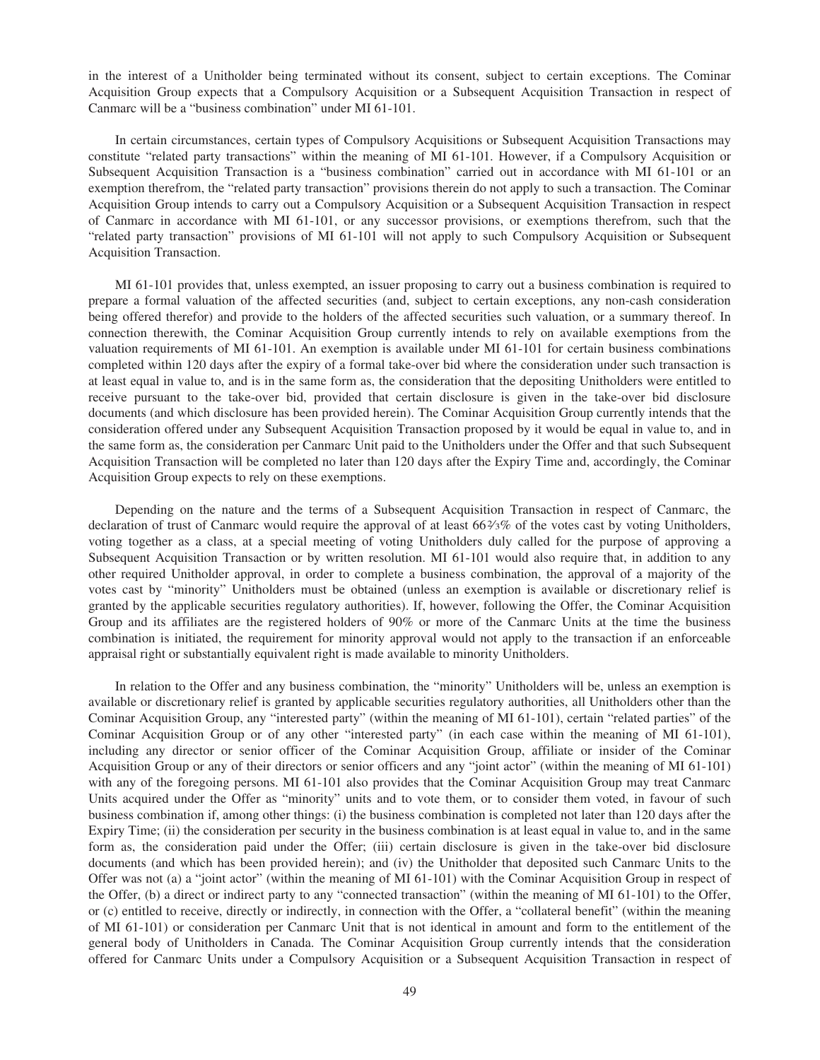in the interest of a Unitholder being terminated without its consent, subject to certain exceptions. The Cominar Acquisition Group expects that a Compulsory Acquisition or a Subsequent Acquisition Transaction in respect of Canmarc will be a "business combination" under MI 61-101.

In certain circumstances, certain types of Compulsory Acquisitions or Subsequent Acquisition Transactions may constitute "related party transactions" within the meaning of MI 61-101. However, if a Compulsory Acquisition or Subsequent Acquisition Transaction is a "business combination" carried out in accordance with MI 61-101 or an exemption therefrom, the "related party transaction" provisions therein do not apply to such a transaction. The Cominar Acquisition Group intends to carry out a Compulsory Acquisition or a Subsequent Acquisition Transaction in respect of Canmarc in accordance with MI 61-101, or any successor provisions, or exemptions therefrom, such that the "related party transaction" provisions of MI 61-101 will not apply to such Compulsory Acquisition or Subsequent Acquisition Transaction.

MI 61-101 provides that, unless exempted, an issuer proposing to carry out a business combination is required to prepare a formal valuation of the affected securities (and, subject to certain exceptions, any non-cash consideration being offered therefor) and provide to the holders of the affected securities such valuation, or a summary thereof. In connection therewith, the Cominar Acquisition Group currently intends to rely on available exemptions from the valuation requirements of MI 61-101. An exemption is available under MI 61-101 for certain business combinations completed within 120 days after the expiry of a formal take-over bid where the consideration under such transaction is at least equal in value to, and is in the same form as, the consideration that the depositing Unitholders were entitled to receive pursuant to the take-over bid, provided that certain disclosure is given in the take-over bid disclosure documents (and which disclosure has been provided herein). The Cominar Acquisition Group currently intends that the consideration offered under any Subsequent Acquisition Transaction proposed by it would be equal in value to, and in the same form as, the consideration per Canmarc Unit paid to the Unitholders under the Offer and that such Subsequent Acquisition Transaction will be completed no later than 120 days after the Expiry Time and, accordingly, the Cominar Acquisition Group expects to rely on these exemptions.

Depending on the nature and the terms of a Subsequent Acquisition Transaction in respect of Canmarc, the declaration of trust of Canmarc would require the approval of at least 66⅔% of the votes cast by voting Unitholders, voting together as a class, at a special meeting of voting Unitholders duly called for the purpose of approving a Subsequent Acquisition Transaction or by written resolution. MI 61-101 would also require that, in addition to any other required Unitholder approval, in order to complete a business combination, the approval of a majority of the votes cast by "minority" Unitholders must be obtained (unless an exemption is available or discretionary relief is granted by the applicable securities regulatory authorities). If, however, following the Offer, the Cominar Acquisition Group and its affiliates are the registered holders of 90% or more of the Canmarc Units at the time the business combination is initiated, the requirement for minority approval would not apply to the transaction if an enforceable appraisal right or substantially equivalent right is made available to minority Unitholders.

In relation to the Offer and any business combination, the "minority" Unitholders will be, unless an exemption is available or discretionary relief is granted by applicable securities regulatory authorities, all Unitholders other than the Cominar Acquisition Group, any "interested party" (within the meaning of MI 61-101), certain "related parties" of the Cominar Acquisition Group or of any other "interested party" (in each case within the meaning of MI 61-101), including any director or senior officer of the Cominar Acquisition Group, affiliate or insider of the Cominar Acquisition Group or any of their directors or senior officers and any "joint actor" (within the meaning of MI 61-101) with any of the foregoing persons. MI 61-101 also provides that the Cominar Acquisition Group may treat Canmarc Units acquired under the Offer as "minority" units and to vote them, or to consider them voted, in favour of such business combination if, among other things: (i) the business combination is completed not later than 120 days after the Expiry Time; (ii) the consideration per security in the business combination is at least equal in value to, and in the same form as, the consideration paid under the Offer; (iii) certain disclosure is given in the take-over bid disclosure documents (and which has been provided herein); and (iv) the Unitholder that deposited such Canmarc Units to the Offer was not (a) a "joint actor" (within the meaning of MI 61-101) with the Cominar Acquisition Group in respect of the Offer, (b) a direct or indirect party to any "connected transaction" (within the meaning of MI 61-101) to the Offer, or (c) entitled to receive, directly or indirectly, in connection with the Offer, a "collateral benefit" (within the meaning of MI 61-101) or consideration per Canmarc Unit that is not identical in amount and form to the entitlement of the general body of Unitholders in Canada. The Cominar Acquisition Group currently intends that the consideration offered for Canmarc Units under a Compulsory Acquisition or a Subsequent Acquisition Transaction in respect of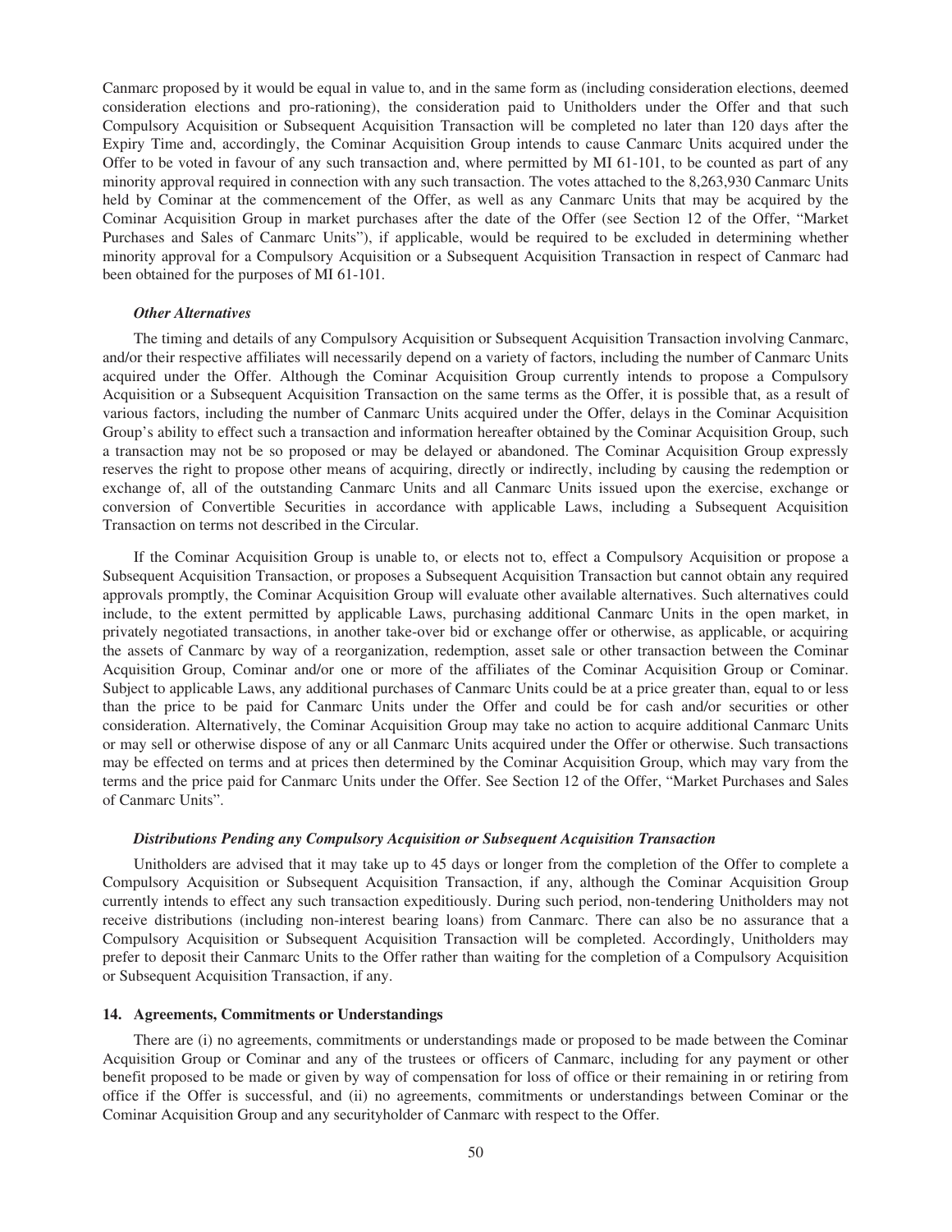Canmarc proposed by it would be equal in value to, and in the same form as (including consideration elections, deemed consideration elections and pro-rationing), the consideration paid to Unitholders under the Offer and that such Compulsory Acquisition or Subsequent Acquisition Transaction will be completed no later than 120 days after the Expiry Time and, accordingly, the Cominar Acquisition Group intends to cause Canmarc Units acquired under the Offer to be voted in favour of any such transaction and, where permitted by MI 61-101, to be counted as part of any minority approval required in connection with any such transaction. The votes attached to the 8,263,930 Canmarc Units held by Cominar at the commencement of the Offer, as well as any Canmarc Units that may be acquired by the Cominar Acquisition Group in market purchases after the date of the Offer (see Section 12 of the Offer, "Market Purchases and Sales of Canmarc Units"), if applicable, would be required to be excluded in determining whether minority approval for a Compulsory Acquisition or a Subsequent Acquisition Transaction in respect of Canmarc had been obtained for the purposes of MI 61-101.

***Other Alternatives***

The timing and details of any Compulsory Acquisition or Subsequent Acquisition Transaction involving Canmarc, and/or their respective affiliates will necessarily depend on a variety of factors, including the number of Canmarc Units acquired under the Offer. Although the Cominar Acquisition Group currently intends to propose a Compulsory Acquisition or a Subsequent Acquisition Transaction on the same terms as the Offer, it is possible that, as a result of various factors, including the number of Canmarc Units acquired under the Offer, delays in the Cominar Acquisition Group's ability to effect such a transaction and information hereafter obtained by the Cominar Acquisition Group, such a transaction may not be so proposed or may be delayed or abandoned. The Cominar Acquisition Group expressly reserves the right to propose other means of acquiring, directly or indirectly, including by causing the redemption or exchange of, all of the outstanding Canmarc Units and all Canmarc Units issued upon the exercise, exchange or conversion of Convertible Securities in accordance with applicable Laws, including a Subsequent Acquisition Transaction on terms not described in the Circular.

If the Cominar Acquisition Group is unable to, or elects not to, effect a Compulsory Acquisition or propose a Subsequent Acquisition Transaction, or proposes a Subsequent Acquisition Transaction but cannot obtain any required approvals promptly, the Cominar Acquisition Group will evaluate other available alternatives. Such alternatives could include, to the extent permitted by applicable Laws, purchasing additional Canmarc Units in the open market, in privately negotiated transactions, in another take-over bid or exchange offer or otherwise, as applicable, or acquiring the assets of Canmarc by way of a reorganization, redemption, asset sale or other transaction between the Cominar Acquisition Group, Cominar and/or one or more of the affiliates of the Cominar Acquisition Group or Cominar. Subject to applicable Laws, any additional purchases of Canmarc Units could be at a price greater than, equal to or less than the price to be paid for Canmarc Units under the Offer and could be for cash and/or securities or other consideration. Alternatively, the Cominar Acquisition Group may take no action to acquire additional Canmarc Units or may sell or otherwise dispose of any or all Canmarc Units acquired under the Offer or otherwise. Such transactions may be effected on terms and at prices then determined by the Cominar Acquisition Group, which may vary from the terms and the price paid for Canmarc Units under the Offer. See Section 12 of the Offer, "Market Purchases and Sales of Canmarc Units".

***Distributions Pending any Compulsory Acquisition or Subsequent Acquisition Transaction***

Unitholders are advised that it may take up to 45 days or longer from the completion of the Offer to complete a Compulsory Acquisition or Subsequent Acquisition Transaction, if any, although the Cominar Acquisition Group currently intends to effect any such transaction expeditiously. During such period, non-tendering Unitholders may not receive distributions (including non-interest bearing loans) from Canmarc. There can also be no assurance that a Compulsory Acquisition or Subsequent Acquisition Transaction will be completed. Accordingly, Unitholders may prefer to deposit their Canmarc Units to the Offer rather than waiting for the completion of a Compulsory Acquisition or Subsequent Acquisition Transaction, if any.

**14. Agreements, Commitments or Understandings**

There are (i) no agreements, commitments or understandings made or proposed to be made between the Cominar Acquisition Group or Cominar and any of the trustees or officers of Canmarc, including for any payment or other benefit proposed to be made or given by way of compensation for loss of office or their remaining in or retiring from office if the Offer is successful, and (ii) no agreements, commitments or understandings between Cominar or the Cominar Acquisition Group and any securityholder of Canmarc with respect to the Offer.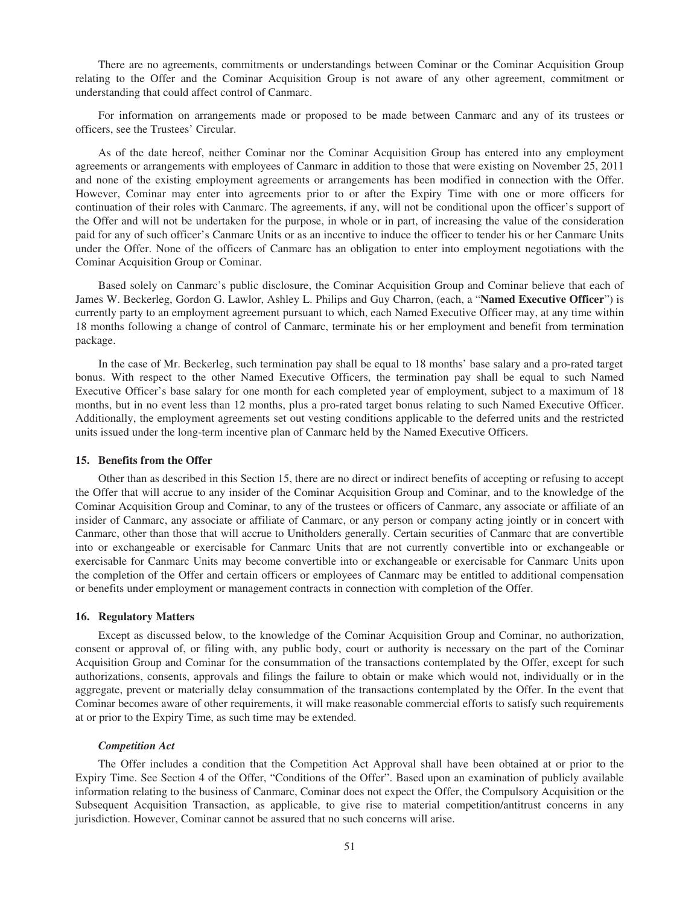There are no agreements, commitments or understandings between Cominar or the Cominar Acquisition Group relating to the Offer and the Cominar Acquisition Group is not aware of any other agreement, commitment or understanding that could affect control of Canmarc.

For information on arrangements made or proposed to be made between Canmarc and any of its trustees or officers, see the Trustees' Circular.

As of the date hereof, neither Cominar nor the Cominar Acquisition Group has entered into any employment agreements or arrangements with employees of Canmarc in addition to those that were existing on November 25, 2011 and none of the existing employment agreements or arrangements has been modified in connection with the Offer. However, Cominar may enter into agreements prior to or after the Expiry Time with one or more officers for continuation of their roles with Canmarc. The agreements, if any, will not be conditional upon the officer's support of the Offer and will not be undertaken for the purpose, in whole or in part, of increasing the value of the consideration paid for any of such officer's Canmarc Units or as an incentive to induce the officer to tender his or her Canmarc Units under the Offer. None of the officers of Canmarc has an obligation to enter into employment negotiations with the Cominar Acquisition Group or Cominar.

Based solely on Canmarc's public disclosure, the Cominar Acquisition Group and Cominar believe that each of James W. Beckerleg, Gordon G. Lawlor, Ashley L. Philips and Guy Charron, (each, a "**Named Executive Officer**") is currently party to an employment agreement pursuant to which, each Named Executive Officer may, at any time within 18 months following a change of control of Canmarc, terminate his or her employment and benefit from termination package.

In the case of Mr. Beckerleg, such termination pay shall be equal to 18 months' base salary and a pro-rated target bonus. With respect to the other Named Executive Officers, the termination pay shall be equal to such Named Executive Officer's base salary for one month for each completed year of employment, subject to a maximum of 18 months, but in no event less than 12 months, plus a pro-rated target bonus relating to such Named Executive Officer. Additionally, the employment agreements set out vesting conditions applicable to the deferred units and the restricted units issued under the long-term incentive plan of Canmarc held by the Named Executive Officers.

## 15. Benefits from the Offer

Other than as described in this Section 15, there are no direct or indirect benefits of accepting or refusing to accept the Offer that will accrue to any insider of the Cominar Acquisition Group and Cominar, and to the knowledge of the Cominar Acquisition Group and Cominar, to any of the trustees or officers of Canmarc, any associate or affiliate of an insider of Canmarc, any associate or affiliate of Canmarc, or any person or company acting jointly or in concert with Canmarc, other than those that will accrue to Unitholders generally. Certain securities of Canmarc that are convertible into or exchangeable or exercisable for Canmarc Units that are not currently convertible into or exchangeable or exercisable for Canmarc Units may become convertible into or exchangeable or exercisable for Canmarc Units upon the completion of the Offer and certain officers or employees of Canmarc may be entitled to additional compensation or benefits under employment or management contracts in connection with completion of the Offer.

## 16. Regulatory Matters

Except as discussed below, to the knowledge of the Cominar Acquisition Group and Cominar, no authorization, consent or approval of, or filing with, any public body, court or authority is necessary on the part of the Cominar Acquisition Group and Cominar for the consummation of the transactions contemplated by the Offer, except for such authorizations, consents, approvals and filings the failure to obtain or make which would not, individually or in the aggregate, prevent or materially delay consummation of the transactions contemplated by the Offer. In the event that Cominar becomes aware of other requirements, it will make reasonable commercial efforts to satisfy such requirements at or prior to the Expiry Time, as such time may be extended.

### *Competition Act*

The Offer includes a condition that the Competition Act Approval shall have been obtained at or prior to the Expiry Time. See Section 4 of the Offer, "Conditions of the Offer". Based upon an examination of publicly available information relating to the business of Canmarc, Cominar does not expect the Offer, the Compulsory Acquisition or the Subsequent Acquisition Transaction, as applicable, to give rise to material competition/antitrust concerns in any jurisdiction. However, Cominar cannot be assured that no such concerns will arise.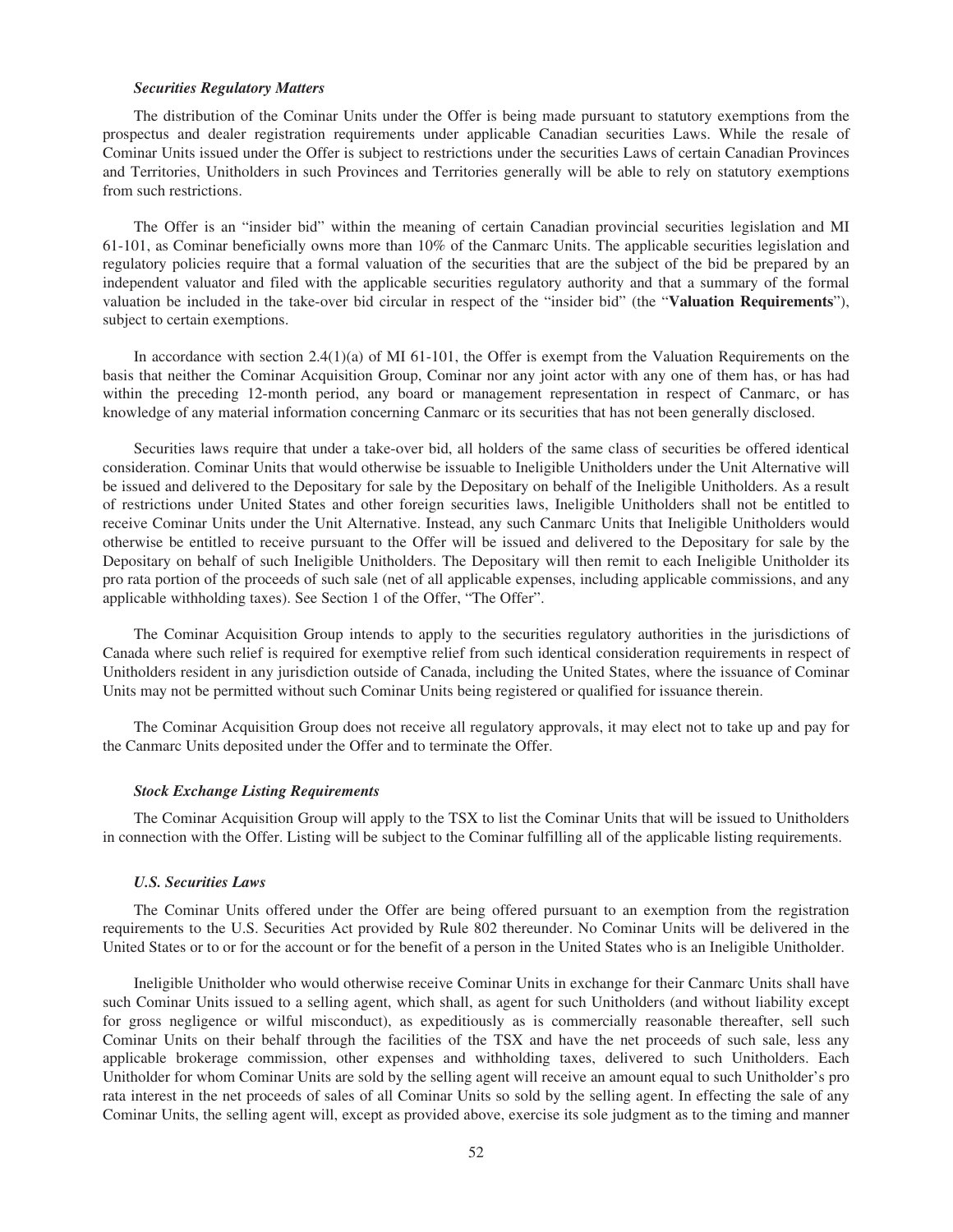***Securities Regulatory Matters***

The distribution of the Cominar Units under the Offer is being made pursuant to statutory exemptions from the prospectus and dealer registration requirements under applicable Canadian securities Laws. While the resale of Cominar Units issued under the Offer is subject to restrictions under the securities Laws of certain Canadian Provinces and Territories, Unitholders in such Provinces and Territories generally will be able to rely on statutory exemptions from such restrictions.

The Offer is an "insider bid" within the meaning of certain Canadian provincial securities legislation and MI 61-101, as Cominar beneficially owns more than 10% of the Canmarc Units. The applicable securities legislation and regulatory policies require that a formal valuation of the securities that are the subject of the bid be prepared by an independent valuator and filed with the applicable securities regulatory authority and that a summary of the formal valuation be included in the take-over bid circular in respect of the "insider bid" (the "**Valuation Requirements**"), subject to certain exemptions.

In accordance with section 2.4(1)(a) of MI 61-101, the Offer is exempt from the Valuation Requirements on the basis that neither the Cominar Acquisition Group, Cominar nor any joint actor with any one of them has, or has had within the preceding 12-month period, any board or management representation in respect of Canmarc, or has knowledge of any material information concerning Canmarc or its securities that has not been generally disclosed.

Securities laws require that under a take-over bid, all holders of the same class of securities be offered identical consideration. Cominar Units that would otherwise be issuable to Ineligible Unitholders under the Unit Alternative will be issued and delivered to the Depositary for sale by the Depositary on behalf of the Ineligible Unitholders. As a result of restrictions under United States and other foreign securities laws, Ineligible Unitholders shall not be entitled to receive Cominar Units under the Unit Alternative. Instead, any such Canmarc Units that Ineligible Unitholders would otherwise be entitled to receive pursuant to the Offer will be issued and delivered to the Depositary for sale by the Depositary on behalf of such Ineligible Unitholders. The Depositary will then remit to each Ineligible Unitholder its pro rata portion of the proceeds of such sale (net of all applicable expenses, including applicable commissions, and any applicable withholding taxes). See Section 1 of the Offer, "The Offer".

The Cominar Acquisition Group intends to apply to the securities regulatory authorities in the jurisdictions of Canada where such relief is required for exemptive relief from such identical consideration requirements in respect of Unitholders resident in any jurisdiction outside of Canada, including the United States, where the issuance of Cominar Units may not be permitted without such Cominar Units being registered or qualified for issuance therein.

The Cominar Acquisition Group does not receive all regulatory approvals, it may elect not to take up and pay for the Canmarc Units deposited under the Offer and to terminate the Offer.

***Stock Exchange Listing Requirements***

The Cominar Acquisition Group will apply to the TSX to list the Cominar Units that will be issued to Unitholders in connection with the Offer. Listing will be subject to the Cominar fulfilling all of the applicable listing requirements.

***U.S. Securities Laws***

The Cominar Units offered under the Offer are being offered pursuant to an exemption from the registration requirements to the U.S. Securities Act provided by Rule 802 thereunder. No Cominar Units will be delivered in the United States or to or for the account or for the benefit of a person in the United States who is an Ineligible Unitholder.

Ineligible Unitholder who would otherwise receive Cominar Units in exchange for their Canmarc Units shall have such Cominar Units issued to a selling agent, which shall, as agent for such Unitholders (and without liability except for gross negligence or wilful misconduct), as expeditiously as is commercially reasonable thereafter, sell such Cominar Units on their behalf through the facilities of the TSX and have the net proceeds of such sale, less any applicable brokerage commission, other expenses and withholding taxes, delivered to such Unitholders. Each Unitholder for whom Cominar Units are sold by the selling agent will receive an amount equal to such Unitholder's pro rata interest in the net proceeds of sales of all Cominar Units so sold by the selling agent. In effecting the sale of any Cominar Units, the selling agent will, except as provided above, exercise its sole judgment as to the timing and manner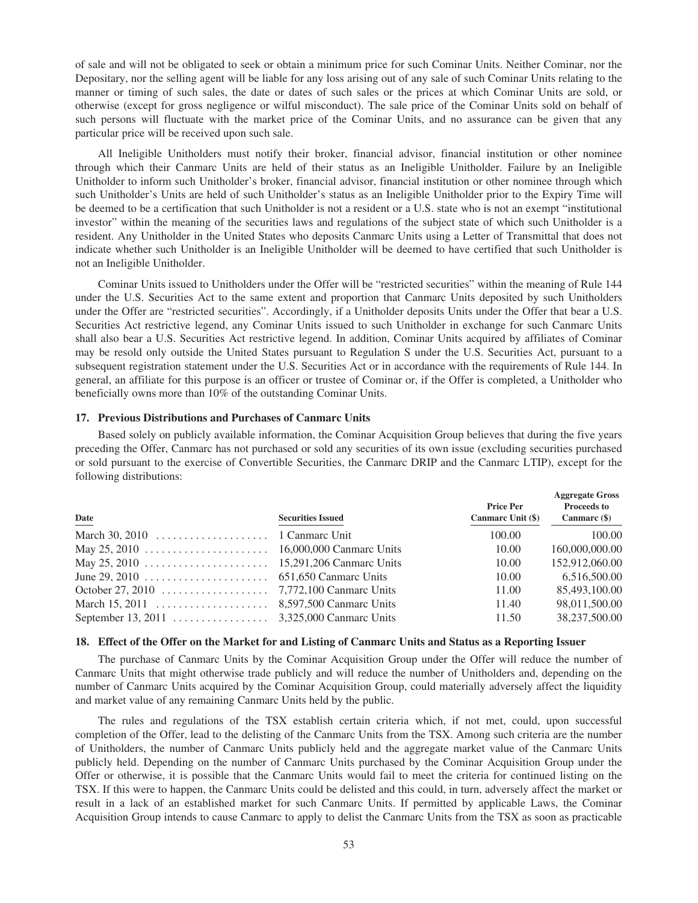of sale and will not be obligated to seek or obtain a minimum price for such Cominar Units. Neither Cominar, nor the Depositary, nor the selling agent will be liable for any loss arising out of any sale of such Cominar Units relating to the manner or timing of such sales, the date or dates of such sales or the prices at which Cominar Units are sold, or otherwise (except for gross negligence or wilful misconduct). The sale price of the Cominar Units sold on behalf of such persons will fluctuate with the market price of the Cominar Units, and no assurance can be given that any particular price will be received upon such sale.

All Ineligible Unitholders must notify their broker, financial advisor, financial institution or other nominee through which their Canmarc Units are held of their status as an Ineligible Unitholder. Failure by an Ineligible Unitholder to inform such Unitholder's broker, financial advisor, financial institution or other nominee through which such Unitholder's Units are held of such Unitholder's status as an Ineligible Unitholder prior to the Expiry Time will be deemed to be a certification that such Unitholder is not a resident or a U.S. state who is not an exempt "institutional investor" within the meaning of the securities laws and regulations of the subject state of which such Unitholder is a resident. Any Unitholder in the United States who deposits Canmarc Units using a Letter of Transmittal that does not indicate whether such Unitholder is an Ineligible Unitholder will be deemed to have certified that such Unitholder is not an Ineligible Unitholder.

Cominar Units issued to Unitholders under the Offer will be "restricted securities" within the meaning of Rule 144 under the U.S. Securities Act to the same extent and proportion that Canmarc Units deposited by such Unitholders under the Offer are "restricted securities". Accordingly, if a Unitholder deposits Units under the Offer that bear a U.S. Securities Act restrictive legend, any Cominar Units issued to such Unitholder in exchange for such Canmarc Units shall also bear a U.S. Securities Act restrictive legend. In addition, Cominar Units acquired by affiliates of Cominar may be resold only outside the United States pursuant to Regulation S under the U.S. Securities Act, pursuant to a subsequent registration statement under the U.S. Securities Act or in accordance with the requirements of Rule 144. In general, an affiliate for this purpose is an officer or trustee of Cominar or, if the Offer is completed, a Unitholder who beneficially owns more than 10% of the outstanding Cominar Units.

### 17. Previous Distributions and Purchases of Canmarc Units

Based solely on publicly available information, the Cominar Acquisition Group believes that during the five years preceding the Offer, Canmarc has not purchased or sold any securities of its own issue (excluding securities purchased or sold pursuant to the exercise of Convertible Securities, the Canmarc DRIP and the Canmarc LTIP), except for the following distributions:

| Date | Securities Issued | Price Per Canmarc Unit ($) | Aggregate Gross Proceeds to Canmarc ($) |
|---|---|---|---|
| March 30, 2010 | 1 Canmarc Unit | 100.00 | 100.00 |
| May 25, 2010 | 16,000,000 Canmarc Units | 10.00 | 160,000,000.00 |
| May 25, 2010 | 15,291,206 Canmarc Units | 10.00 | 152,912,060.00 |
| June 29, 2010 | 651,650 Canmarc Units | 10.00 | 6,516,500.00 |
| October 27, 2010 | 7,772,100 Canmarc Units | 11.00 | 85,493,100.00 |
| March 15, 2011 | 8,597,500 Canmarc Units | 11.40 | 98,011,500.00 |
| September 13, 2011 | 3,325,000 Canmarc Units | 11.50 | 38,237,500.00 |

### 18. Effect of the Offer on the Market for and Listing of Canmarc Units and Status as a Reporting Issuer

The purchase of Canmarc Units by the Cominar Acquisition Group under the Offer will reduce the number of Canmarc Units that might otherwise trade publicly and will reduce the number of Unitholders and, depending on the number of Canmarc Units acquired by the Cominar Acquisition Group, could materially adversely affect the liquidity and market value of any remaining Canmarc Units held by the public.

The rules and regulations of the TSX establish certain criteria which, if not met, could, upon successful completion of the Offer, lead to the delisting of the Canmarc Units from the TSX. Among such criteria are the number of Unitholders, the number of Canmarc Units publicly held and the aggregate market value of the Canmarc Units publicly held. Depending on the number of Canmarc Units purchased by the Cominar Acquisition Group under the Offer or otherwise, it is possible that the Canmarc Units would fail to meet the criteria for continued listing on the TSX. If this were to happen, the Canmarc Units could be delisted and this could, in turn, adversely affect the market or result in a lack of an established market for such Canmarc Units. If permitted by applicable Laws, the Cominar Acquisition Group intends to cause Canmarc to apply to delist the Canmarc Units from the TSX as soon as practicable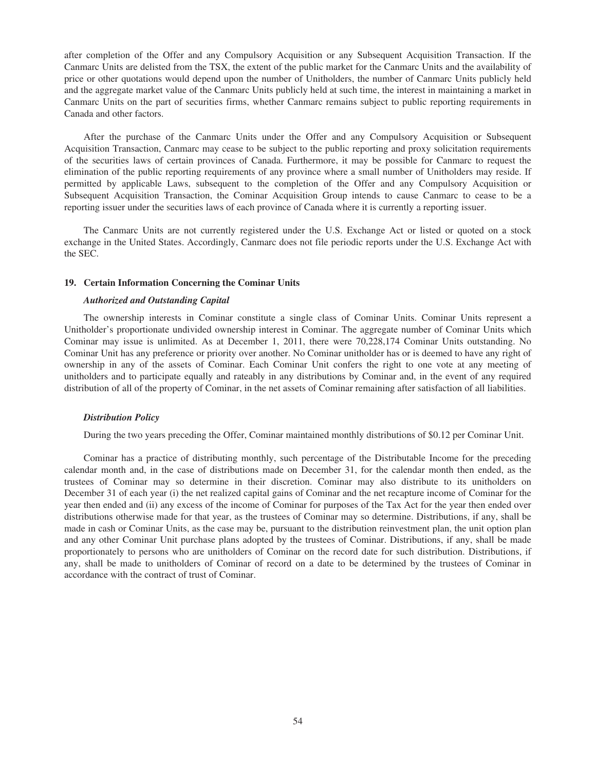after completion of the Offer and any Compulsory Acquisition or any Subsequent Acquisition Transaction. If the Canmarc Units are delisted from the TSX, the extent of the public market for the Canmarc Units and the availability of price or other quotations would depend upon the number of Unitholders, the number of Canmarc Units publicly held and the aggregate market value of the Canmarc Units publicly held at such time, the interest in maintaining a market in Canmarc Units on the part of securities firms, whether Canmarc remains subject to public reporting requirements in Canada and other factors.

After the purchase of the Canmarc Units under the Offer and any Compulsory Acquisition or Subsequent Acquisition Transaction, Canmarc may cease to be subject to the public reporting and proxy solicitation requirements of the securities laws of certain provinces of Canada. Furthermore, it may be possible for Canmarc to request the elimination of the public reporting requirements of any province where a small number of Unitholders may reside. If permitted by applicable Laws, subsequent to the completion of the Offer and any Compulsory Acquisition or Subsequent Acquisition Transaction, the Cominar Acquisition Group intends to cause Canmarc to cease to be a reporting issuer under the securities laws of each province of Canada where it is currently a reporting issuer.

The Canmarc Units are not currently registered under the U.S. Exchange Act or listed or quoted on a stock exchange in the United States. Accordingly, Canmarc does not file periodic reports under the U.S. Exchange Act with the SEC.

## 19. Certain Information Concerning the Cominar Units

### *Authorized and Outstanding Capital*

The ownership interests in Cominar constitute a single class of Cominar Units. Cominar Units represent a Unitholder's proportionate undivided ownership interest in Cominar. The aggregate number of Cominar Units which Cominar may issue is unlimited. As at December 1, 2011, there were 70,228,174 Cominar Units outstanding. No Cominar Unit has any preference or priority over another. No Cominar unitholder has or is deemed to have any right of ownership in any of the assets of Cominar. Each Cominar Unit confers the right to one vote at any meeting of unitholders and to participate equally and rateably in any distributions by Cominar and, in the event of any required distribution of all of the property of Cominar, in the net assets of Cominar remaining after satisfaction of all liabilities.

### *Distribution Policy*

During the two years preceding the Offer, Cominar maintained monthly distributions of $0.12 per Cominar Unit.

Cominar has a practice of distributing monthly, such percentage of the Distributable Income for the preceding calendar month and, in the case of distributions made on December 31, for the calendar month then ended, as the trustees of Cominar may so determine in their discretion. Cominar may also distribute to its unitholders on December 31 of each year (i) the net realized capital gains of Cominar and the net recapture income of Cominar for the year then ended and (ii) any excess of the income of Cominar for purposes of the Tax Act for the year then ended over distributions otherwise made for that year, as the trustees of Cominar may so determine. Distributions, if any, shall be made in cash or Cominar Units, as the case may be, pursuant to the distribution reinvestment plan, the unit option plan and any other Cominar Unit purchase plans adopted by the trustees of Cominar. Distributions, if any, shall be made proportionately to persons who are unitholders of Cominar on the record date for such distribution. Distributions, if any, shall be made to unitholders of Cominar of record on a date to be determined by the trustees of Cominar in accordance with the contract of trust of Cominar.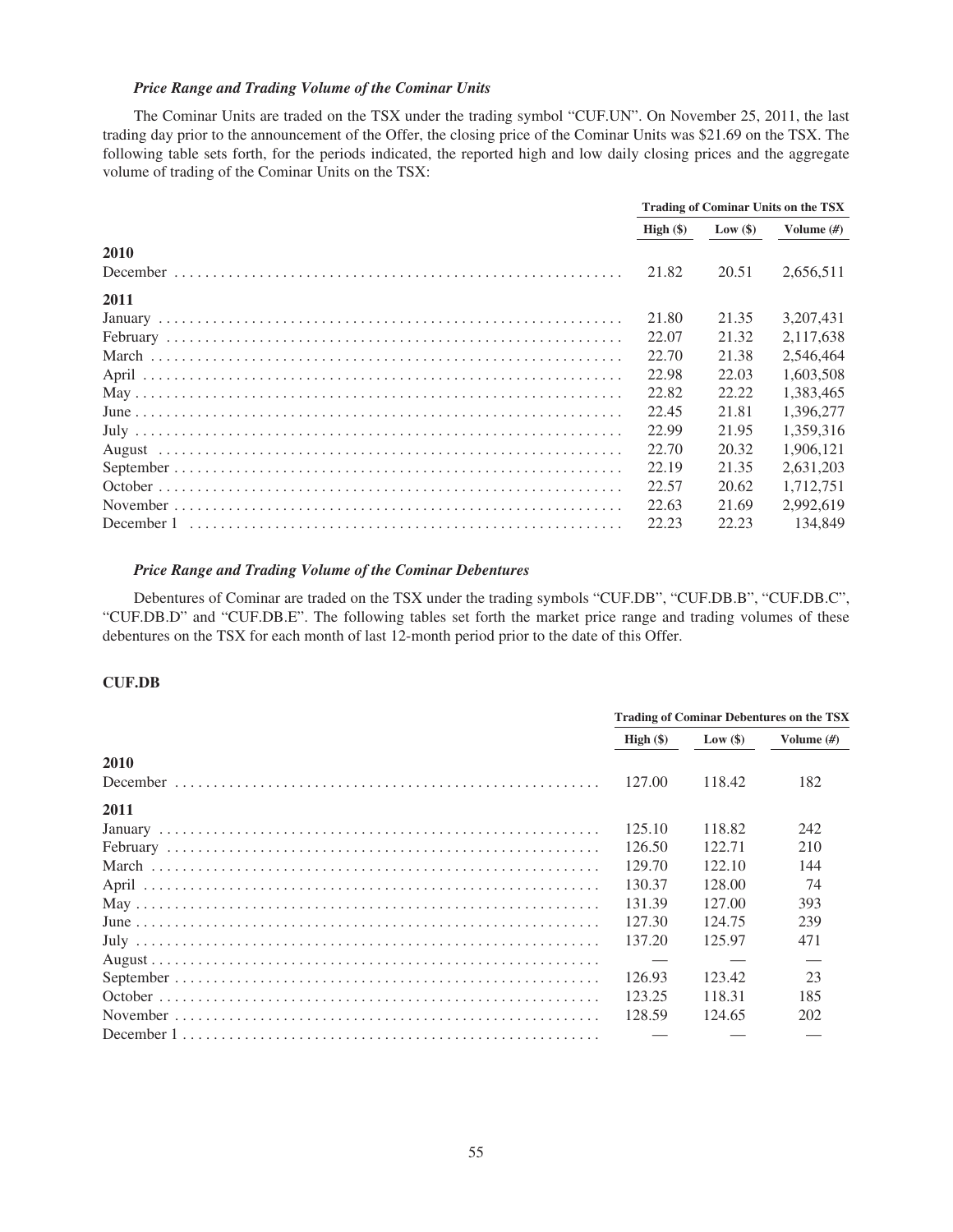### *Price Range and Trading Volume of the Cominar Units*

The Cominar Units are traded on the TSX under the trading symbol "CUF.UN". On November 25, 2011, the last trading day prior to the announcement of the Offer, the closing price of the Cominar Units was $21.69 on the TSX. The following table sets forth, for the periods indicated, the reported high and low daily closing prices and the aggregate volume of trading of the Cominar Units on the TSX:

| | Trading of Cominar Units on the TSX | | |
|---|---|---|---|
| | High ($) | Low ($) | Volume (#) |
| **2010** | | | |
| December | 21.82 | 20.51 | 2,656,511 |
| **2011** | | | |
| January | 21.80 | 21.35 | 3,207,431 |
| February | 22.07 | 21.32 | 2,117,638 |
| March | 22.70 | 21.38 | 2,546,464 |
| April | 22.98 | 22.03 | 1,603,508 |
| May | 22.82 | 22.22 | 1,383,465 |
| June | 22.45 | 21.81 | 1,396,277 |
| July | 22.99 | 21.95 | 1,359,316 |
| August | 22.70 | 20.32 | 1,906,121 |
| September | 22.19 | 21.35 | 2,631,203 |
| October | 22.57 | 20.62 | 1,712,751 |
| November | 22.63 | 21.69 | 2,992,619 |
| December 1 | 22.23 | 22.23 | 134,849 |

### *Price Range and Trading Volume of the Cominar Debentures*

Debentures of Cominar are traded on the TSX under the trading symbols "CUF.DB", "CUF.DB.B", "CUF.DB.C", "CUF.DB.D" and "CUF.DB.E". The following tables set forth the market price range and trading volumes of these debentures on the TSX for each month of last 12-month period prior to the date of this Offer.

**CUF.DB**

| | Trading of Cominar Debentures on the TSX | | |
|---|---|---|---|
| | High ($) | Low ($) | Volume (#) |
| **2010** | | | |
| December | 127.00 | 118.42 | 182 |
| **2011** | | | |
| January | 125.10 | 118.82 | 242 |
| February | 126.50 | 122.71 | 210 |
| March | 129.70 | 122.10 | 144 |
| April | 130.37 | 128.00 | 74 |
| May | 131.39 | 127.00 | 393 |
| June | 127.30 | 124.75 | 239 |
| July | 137.20 | 125.97 | 471 |
| August | — | — | — |
| September | 126.93 | 123.42 | 23 |
| October | 123.25 | 118.31 | 185 |
| November | 128.59 | 124.65 | 202 |
| December 1 | — | — | — |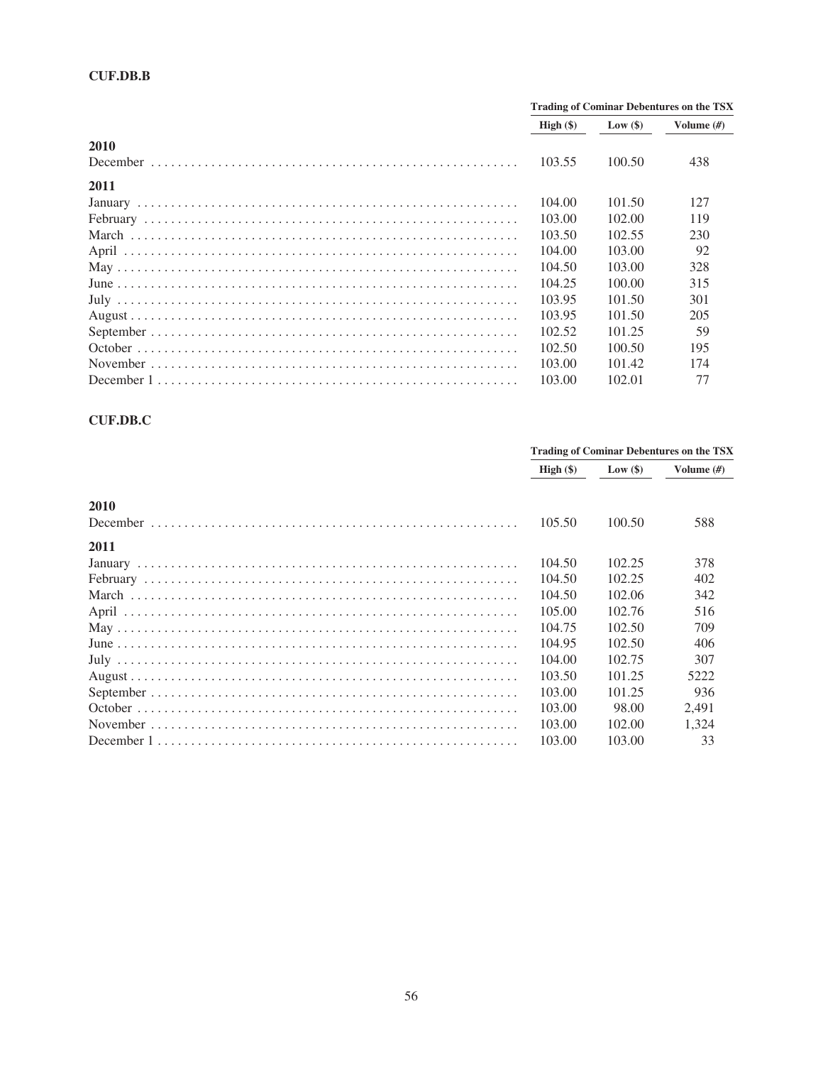**CUF.DB.B**

| | Trading of Cominar Debentures on the TSX | | |
|---|---|---|---|
| | High ($) | Low ($) | Volume (#) |
| **2010** | | | |
| December | 103.55 | 100.50 | 438 |
| **2011** | | | |
| January | 104.00 | 101.50 | 127 |
| February | 103.00 | 102.00 | 119 |
| March | 103.50 | 102.55 | 230 |
| April | 104.00 | 103.00 | 92 |
| May | 104.50 | 103.00 | 328 |
| June | 104.25 | 100.00 | 315 |
| July | 103.95 | 101.50 | 301 |
| August | 103.95 | 101.50 | 205 |
| September | 102.52 | 101.25 | 59 |
| October | 102.50 | 100.50 | 195 |
| November | 103.00 | 101.42 | 174 |
| December 1 | 103.00 | 102.01 | 77 |

**CUF.DB.C**

| | Trading of Cominar Debentures on the TSX | | |
|---|---|---|---|
| | High ($) | Low ($) | Volume (#) |
| **2010** | | | |
| December | 105.50 | 100.50 | 588 |
| **2011** | | | |
| January | 104.50 | 102.25 | 378 |
| February | 104.50 | 102.25 | 402 |
| March | 104.50 | 102.06 | 342 |
| April | 105.00 | 102.76 | 516 |
| May | 104.75 | 102.50 | 709 |
| June | 104.95 | 102.50 | 406 |
| July | 104.00 | 102.75 | 307 |
| August | 103.50 | 101.25 | 5222 |
| September | 103.00 | 101.25 | 936 |
| October | 103.00 | 98.00 | 2,491 |
| November | 103.00 | 102.00 | 1,324 |
| December 1 | 103.00 | 103.00 | 33 |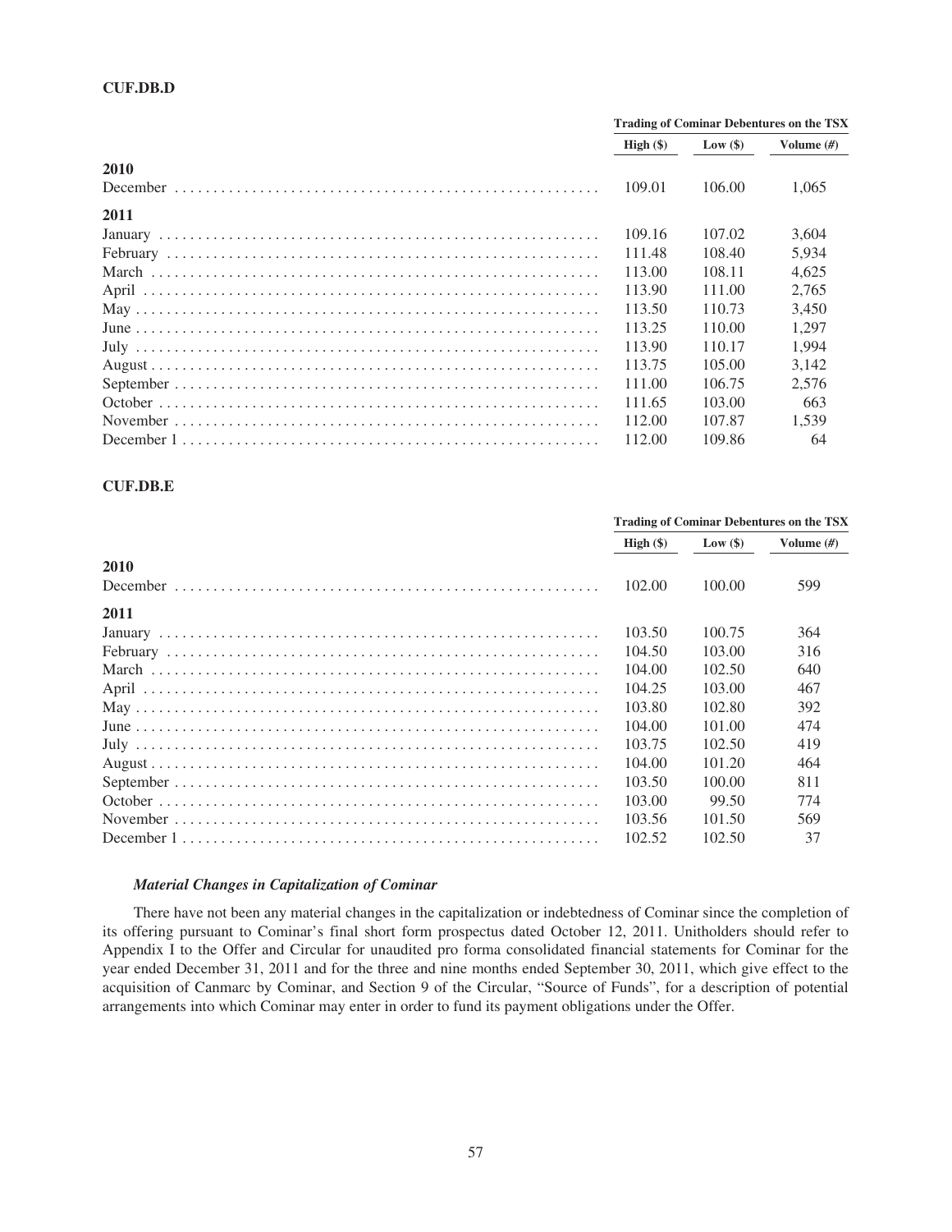**CUF.DB.D**

| | Trading of Cominar Debentures on the TSX | | |
|---|---|---|---|
| | High ($) | Low ($) | Volume (#) |
| **2010** | | | |
| December | 109.01 | 106.00 | 1,065 |
| **2011** | | | |
| January | 109.16 | 107.02 | 3,604 |
| February | 111.48 | 108.40 | 5,934 |
| March | 113.00 | 108.11 | 4,625 |
| April | 113.90 | 111.00 | 2,765 |
| May | 113.50 | 110.73 | 3,450 |
| June | 113.25 | 110.00 | 1,297 |
| July | 113.90 | 110.17 | 1,994 |
| August | 113.75 | 105.00 | 3,142 |
| September | 111.00 | 106.75 | 2,576 |
| October | 111.65 | 103.00 | 663 |
| November | 112.00 | 107.87 | 1,539 |
| December 1 | 112.00 | 109.86 | 64 |

**CUF.DB.E**

| | Trading of Cominar Debentures on the TSX | | |
|---|---|---|---|
| | High ($) | Low ($) | Volume (#) |
| **2010** | | | |
| December | 102.00 | 100.00 | 599 |
| **2011** | | | |
| January | 103.50 | 100.75 | 364 |
| February | 104.50 | 103.00 | 316 |
| March | 104.00 | 102.50 | 640 |
| April | 104.25 | 103.00 | 467 |
| May | 103.80 | 102.80 | 392 |
| June | 104.00 | 101.00 | 474 |
| July | 103.75 | 102.50 | 419 |
| August | 104.00 | 101.20 | 464 |
| September | 103.50 | 100.00 | 811 |
| October | 103.00 | 99.50 | 774 |
| November | 103.56 | 101.50 | 569 |
| December 1 | 102.52 | 102.50 | 37 |

***Material Changes in Capitalization of Cominar***

There have not been any material changes in the capitalization or indebtedness of Cominar since the completion of its offering pursuant to Cominar's final short form prospectus dated October 12, 2011. Unitholders should refer to Appendix I to the Offer and Circular for unaudited pro forma consolidated financial statements for Cominar for the year ended December 31, 2011 and for the three and nine months ended September 30, 2011, which give effect to the acquisition of Canmarc by Cominar, and Section 9 of the Circular, "Source of Funds", for a description of potential arrangements into which Cominar may enter in order to fund its payment obligations under the Offer.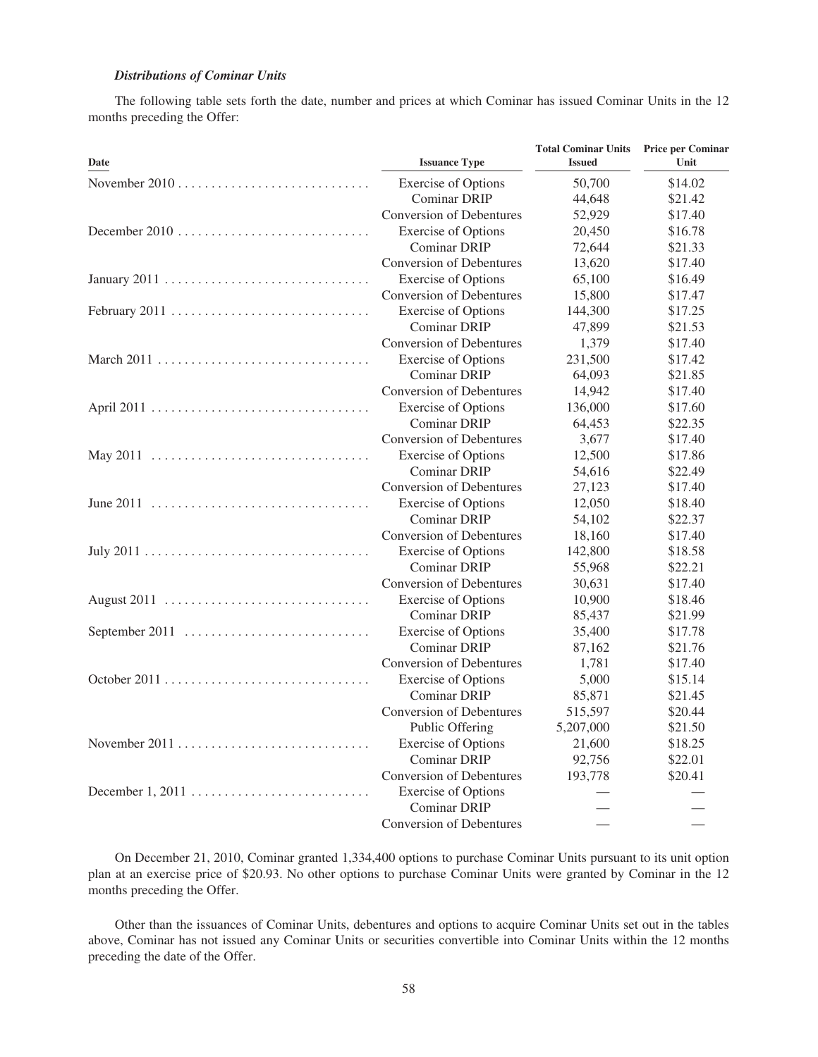### *Distributions of Cominar Units*

The following table sets forth the date, number and prices at which Cominar has issued Cominar Units in the 12 months preceding the Offer:

| Date | Issuance Type | Total Cominar Units Issued | Price per Cominar Unit |
|---|---|---|---|
| November 2010 | Exercise of Options | 50,700 | \$14.02 |
| | Cominar DRIP | 44,648 | \$21.42 |
| | Conversion of Debentures | 52,929 | \$17.40 |
| December 2010 | Exercise of Options | 20,450 | \$16.78 |
| | Cominar DRIP | 72,644 | \$21.33 |
| | Conversion of Debentures | 13,620 | \$17.40 |
| January 2011 | Exercise of Options | 65,100 | \$16.49 |
| | Conversion of Debentures | 15,800 | \$17.47 |
| February 2011 | Exercise of Options | 144,300 | \$17.25 |
| | Cominar DRIP | 47,899 | \$21.53 |
| | Conversion of Debentures | 1,379 | \$17.40 |
| March 2011 | Exercise of Options | 231,500 | \$17.42 |
| | Cominar DRIP | 64,093 | \$21.85 |
| | Conversion of Debentures | 14,942 | \$17.40 |
| April 2011 | Exercise of Options | 136,000 | \$17.60 |
| | Cominar DRIP | 64,453 | \$22.35 |
| | Conversion of Debentures | 3,677 | \$17.40 |
| May 2011 | Exercise of Options | 12,500 | \$17.86 |
| | Cominar DRIP | 54,616 | \$22.49 |
| | Conversion of Debentures | 27,123 | \$17.40 |
| June 2011 | Exercise of Options | 12,050 | \$18.40 |
| | Cominar DRIP | 54,102 | \$22.37 |
| | Conversion of Debentures | 18,160 | \$17.40 |
| July 2011 | Exercise of Options | 142,800 | \$18.58 |
| | Cominar DRIP | 55,968 | \$22.21 |
| | Conversion of Debentures | 30,631 | \$17.40 |
| August 2011 | Exercise of Options | 10,900 | \$18.46 |
| | Cominar DRIP | 85,437 | \$21.99 |
| September 2011 | Exercise of Options | 35,400 | \$17.78 |
| | Cominar DRIP | 87,162 | \$21.76 |
| | Conversion of Debentures | 1,781 | \$17.40 |
| October 2011 | Exercise of Options | 5,000 | \$15.14 |
| | Cominar DRIP | 85,871 | \$21.45 |
| | Conversion of Debentures | 515,597 | \$20.44 |
| | Public Offering | 5,207,000 | \$21.50 |
| November 2011 | Exercise of Options | 21,600 | \$18.25 |
| | Cominar DRIP | 92,756 | \$22.01 |
| | Conversion of Debentures | 193,778 | \$20.41 |
| December 1, 2011 | Exercise of Options | — | — |
| | Cominar DRIP | — | — |
| | Conversion of Debentures | — | — |

On December 21, 2010, Cominar granted 1,334,400 options to purchase Cominar Units pursuant to its unit option plan at an exercise price of \$20.93. No other options to purchase Cominar Units were granted by Cominar in the 12 months preceding the Offer.

Other than the issuances of Cominar Units, debentures and options to acquire Cominar Units set out in the tables above, Cominar has not issued any Cominar Units or securities convertible into Cominar Units within the 12 months preceding the date of the Offer.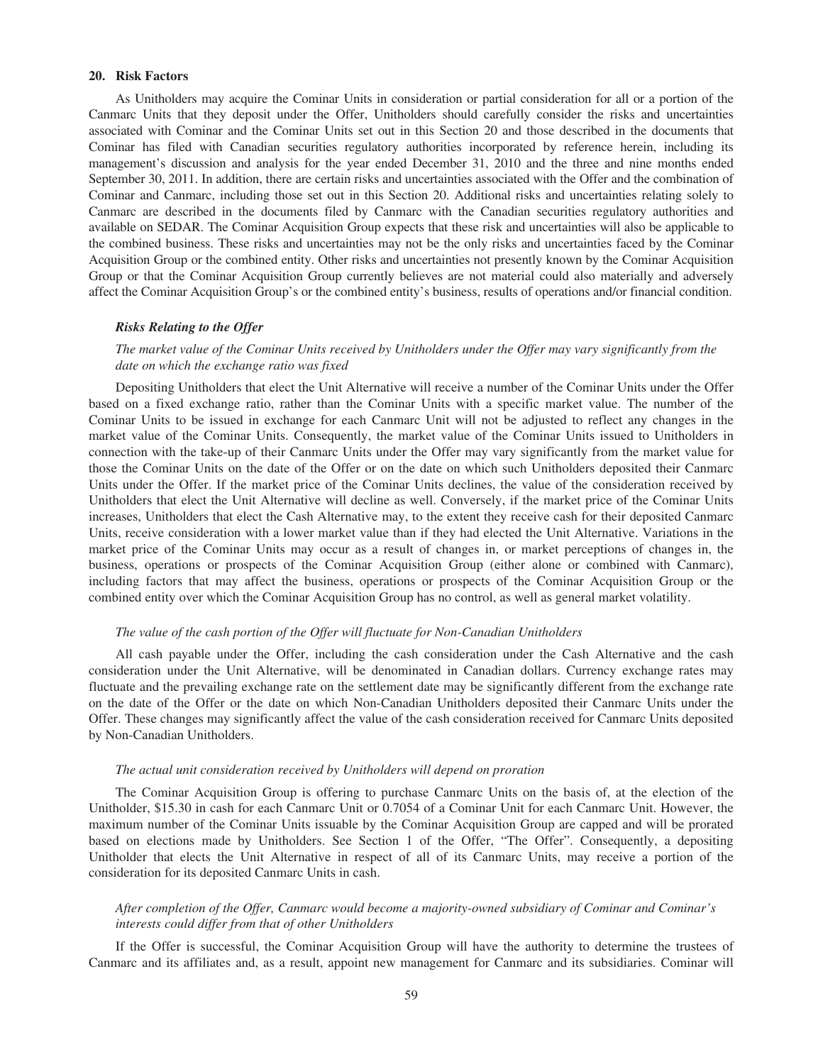## 20. Risk Factors

As Unitholders may acquire the Cominar Units in consideration or partial consideration for all or a portion of the Canmarc Units that they deposit under the Offer, Unitholders should carefully consider the risks and uncertainties associated with Cominar and the Cominar Units set out in this Section 20 and those described in the documents that Cominar has filed with Canadian securities regulatory authorities incorporated by reference herein, including its management's discussion and analysis for the year ended December 31, 2010 and the three and nine months ended September 30, 2011. In addition, there are certain risks and uncertainties associated with the Offer and the combination of Cominar and Canmarc, including those set out in this Section 20. Additional risks and uncertainties relating solely to Canmarc are described in the documents filed by Canmarc with the Canadian securities regulatory authorities and available on SEDAR. The Cominar Acquisition Group expects that these risk and uncertainties will also be applicable to the combined business. These risks and uncertainties may not be the only risks and uncertainties faced by the Cominar Acquisition Group or the combined entity. Other risks and uncertainties not presently known by the Cominar Acquisition Group or that the Cominar Acquisition Group currently believes are not material could also materially and adversely affect the Cominar Acquisition Group's or the combined entity's business, results of operations and/or financial condition.

### *Risks Relating to the Offer*

*The market value of the Cominar Units received by Unitholders under the Offer may vary significantly from the date on which the exchange ratio was fixed*

Depositing Unitholders that elect the Unit Alternative will receive a number of the Cominar Units under the Offer based on a fixed exchange ratio, rather than the Cominar Units with a specific market value. The number of the Cominar Units to be issued in exchange for each Canmarc Unit will not be adjusted to reflect any changes in the market value of the Cominar Units. Consequently, the market value of the Cominar Units issued to Unitholders in connection with the take-up of their Canmarc Units under the Offer may vary significantly from the market value for those the Cominar Units on the date of the Offer or on the date on which such Unitholders deposited their Canmarc Units under the Offer. If the market price of the Cominar Units declines, the value of the consideration received by Unitholders that elect the Unit Alternative will decline as well. Conversely, if the market price of the Cominar Units increases, Unitholders that elect the Cash Alternative may, to the extent they receive cash for their deposited Canmarc Units, receive consideration with a lower market value than if they had elected the Unit Alternative. Variations in the market price of the Cominar Units may occur as a result of changes in, or market perceptions of changes in, the business, operations or prospects of the Cominar Acquisition Group (either alone or combined with Canmarc), including factors that may affect the business, operations or prospects of the Cominar Acquisition Group or the combined entity over which the Cominar Acquisition Group has no control, as well as general market volatility.

*The value of the cash portion of the Offer will fluctuate for Non-Canadian Unitholders*

All cash payable under the Offer, including the cash consideration under the Cash Alternative and the cash consideration under the Unit Alternative, will be denominated in Canadian dollars. Currency exchange rates may fluctuate and the prevailing exchange rate on the settlement date may be significantly different from the exchange rate on the date of the Offer or the date on which Non-Canadian Unitholders deposited their Canmarc Units under the Offer. These changes may significantly affect the value of the cash consideration received for Canmarc Units deposited by Non-Canadian Unitholders.

*The actual unit consideration received by Unitholders will depend on proration*

The Cominar Acquisition Group is offering to purchase Canmarc Units on the basis of, at the election of the Unitholder, \$15.30 in cash for each Canmarc Unit or 0.7054 of a Cominar Unit for each Canmarc Unit. However, the maximum number of the Cominar Units issuable by the Cominar Acquisition Group are capped and will be prorated based on elections made by Unitholders. See Section 1 of the Offer, "The Offer". Consequently, a depositing Unitholder that elects the Unit Alternative in respect of all of its Canmarc Units, may receive a portion of the consideration for its deposited Canmarc Units in cash.

*After completion of the Offer, Canmarc would become a majority-owned subsidiary of Cominar and Cominar's interests could differ from that of other Unitholders*

If the Offer is successful, the Cominar Acquisition Group will have the authority to determine the trustees of Canmarc and its affiliates and, as a result, appoint new management for Canmarc and its subsidiaries. Cominar will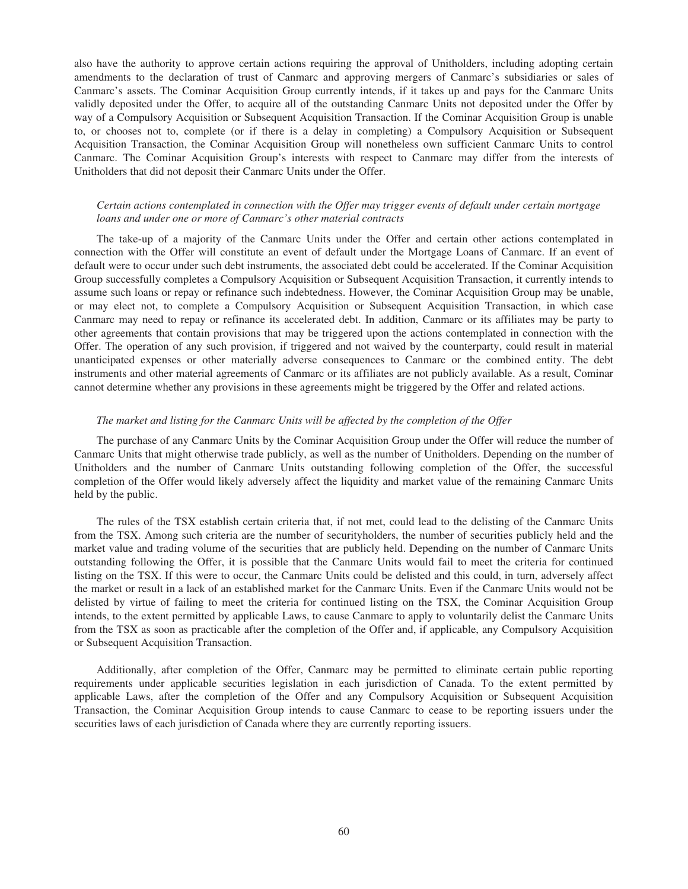also have the authority to approve certain actions requiring the approval of Unitholders, including adopting certain amendments to the declaration of trust of Canmarc and approving mergers of Canmarc's subsidiaries or sales of Canmarc's assets. The Cominar Acquisition Group currently intends, if it takes up and pays for the Canmarc Units validly deposited under the Offer, to acquire all of the outstanding Canmarc Units not deposited under the Offer by way of a Compulsory Acquisition or Subsequent Acquisition Transaction. If the Cominar Acquisition Group is unable to, or chooses not to, complete (or if there is a delay in completing) a Compulsory Acquisition or Subsequent Acquisition Transaction, the Cominar Acquisition Group will nonetheless own sufficient Canmarc Units to control Canmarc. The Cominar Acquisition Group's interests with respect to Canmarc may differ from the interests of Unitholders that did not deposit their Canmarc Units under the Offer.

*Certain actions contemplated in connection with the Offer may trigger events of default under certain mortgage loans and under one or more of Canmarc's other material contracts*

The take-up of a majority of the Canmarc Units under the Offer and certain other actions contemplated in connection with the Offer will constitute an event of default under the Mortgage Loans of Canmarc. If an event of default were to occur under such debt instruments, the associated debt could be accelerated. If the Cominar Acquisition Group successfully completes a Compulsory Acquisition or Subsequent Acquisition Transaction, it currently intends to assume such loans or repay or refinance such indebtedness. However, the Cominar Acquisition Group may be unable, or may elect not, to complete a Compulsory Acquisition or Subsequent Acquisition Transaction, in which case Canmarc may need to repay or refinance its accelerated debt. In addition, Canmarc or its affiliates may be party to other agreements that contain provisions that may be triggered upon the actions contemplated in connection with the Offer. The operation of any such provision, if triggered and not waived by the counterparty, could result in material unanticipated expenses or other materially adverse consequences to Canmarc or the combined entity. The debt instruments and other material agreements of Canmarc or its affiliates are not publicly available. As a result, Cominar cannot determine whether any provisions in these agreements might be triggered by the Offer and related actions.

*The market and listing for the Canmarc Units will be affected by the completion of the Offer*

The purchase of any Canmarc Units by the Cominar Acquisition Group under the Offer will reduce the number of Canmarc Units that might otherwise trade publicly, as well as the number of Unitholders. Depending on the number of Unitholders and the number of Canmarc Units outstanding following completion of the Offer, the successful completion of the Offer would likely adversely affect the liquidity and market value of the remaining Canmarc Units held by the public.

The rules of the TSX establish certain criteria that, if not met, could lead to the delisting of the Canmarc Units from the TSX. Among such criteria are the number of securityholders, the number of securities publicly held and the market value and trading volume of the securities that are publicly held. Depending on the number of Canmarc Units outstanding following the Offer, it is possible that the Canmarc Units would fail to meet the criteria for continued listing on the TSX. If this were to occur, the Canmarc Units could be delisted and this could, in turn, adversely affect the market or result in a lack of an established market for the Canmarc Units. Even if the Canmarc Units would not be delisted by virtue of failing to meet the criteria for continued listing on the TSX, the Cominar Acquisition Group intends, to the extent permitted by applicable Laws, to cause Canmarc to apply to voluntarily delist the Canmarc Units from the TSX as soon as practicable after the completion of the Offer and, if applicable, any Compulsory Acquisition or Subsequent Acquisition Transaction.

Additionally, after completion of the Offer, Canmarc may be permitted to eliminate certain public reporting requirements under applicable securities legislation in each jurisdiction of Canada. To the extent permitted by applicable Laws, after the completion of the Offer and any Compulsory Acquisition or Subsequent Acquisition Transaction, the Cominar Acquisition Group intends to cause Canmarc to cease to be reporting issuers under the securities laws of each jurisdiction of Canada where they are currently reporting issuers.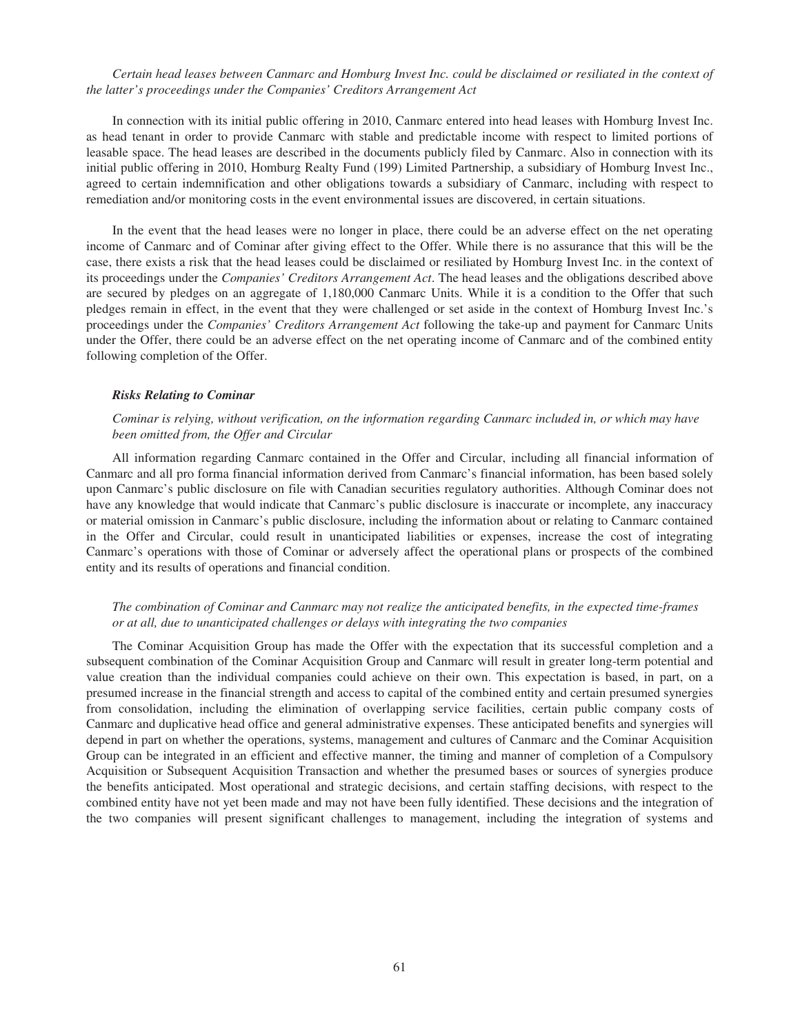*Certain head leases between Canmarc and Homburg Invest Inc. could be disclaimed or resiliated in the context of the latter's proceedings under the Companies' Creditors Arrangement Act*

In connection with its initial public offering in 2010, Canmarc entered into head leases with Homburg Invest Inc. as head tenant in order to provide Canmarc with stable and predictable income with respect to limited portions of leasable space. The head leases are described in the documents publicly filed by Canmarc. Also in connection with its initial public offering in 2010, Homburg Realty Fund (199) Limited Partnership, a subsidiary of Homburg Invest Inc., agreed to certain indemnification and other obligations towards a subsidiary of Canmarc, including with respect to remediation and/or monitoring costs in the event environmental issues are discovered, in certain situations.

In the event that the head leases were no longer in place, there could be an adverse effect on the net operating income of Canmarc and of Cominar after giving effect to the Offer. While there is no assurance that this will be the case, there exists a risk that the head leases could be disclaimed or resiliated by Homburg Invest Inc. in the context of its proceedings under the *Companies' Creditors Arrangement Act*. The head leases and the obligations described above are secured by pledges on an aggregate of 1,180,000 Canmarc Units. While it is a condition to the Offer that such pledges remain in effect, in the event that they were challenged or set aside in the context of Homburg Invest Inc.'s proceedings under the *Companies' Creditors Arrangement Act* following the take-up and payment for Canmarc Units under the Offer, there could be an adverse effect on the net operating income of Canmarc and of the combined entity following completion of the Offer.

***Risks Relating to Cominar***

*Cominar is relying, without verification, on the information regarding Canmarc included in, or which may have been omitted from, the Offer and Circular*

All information regarding Canmarc contained in the Offer and Circular, including all financial information of Canmarc and all pro forma financial information derived from Canmarc's financial information, has been based solely upon Canmarc's public disclosure on file with Canadian securities regulatory authorities. Although Cominar does not have any knowledge that would indicate that Canmarc's public disclosure is inaccurate or incomplete, any inaccuracy or material omission in Canmarc's public disclosure, including the information about or relating to Canmarc contained in the Offer and Circular, could result in unanticipated liabilities or expenses, increase the cost of integrating Canmarc's operations with those of Cominar or adversely affect the operational plans or prospects of the combined entity and its results of operations and financial condition.

*The combination of Cominar and Canmarc may not realize the anticipated benefits, in the expected time-frames or at all, due to unanticipated challenges or delays with integrating the two companies*

The Cominar Acquisition Group has made the Offer with the expectation that its successful completion and a subsequent combination of the Cominar Acquisition Group and Canmarc will result in greater long-term potential and value creation than the individual companies could achieve on their own. This expectation is based, in part, on a presumed increase in the financial strength and access to capital of the combined entity and certain presumed synergies from consolidation, including the elimination of overlapping service facilities, certain public company costs of Canmarc and duplicative head office and general administrative expenses. These anticipated benefits and synergies will depend in part on whether the operations, systems, management and cultures of Canmarc and the Cominar Acquisition Group can be integrated in an efficient and effective manner, the timing and manner of completion of a Compulsory Acquisition or Subsequent Acquisition Transaction and whether the presumed bases or sources of synergies produce the benefits anticipated. Most operational and strategic decisions, and certain staffing decisions, with respect to the combined entity have not yet been made and may not have been fully identified. These decisions and the integration of the two companies will present significant challenges to management, including the integration of systems and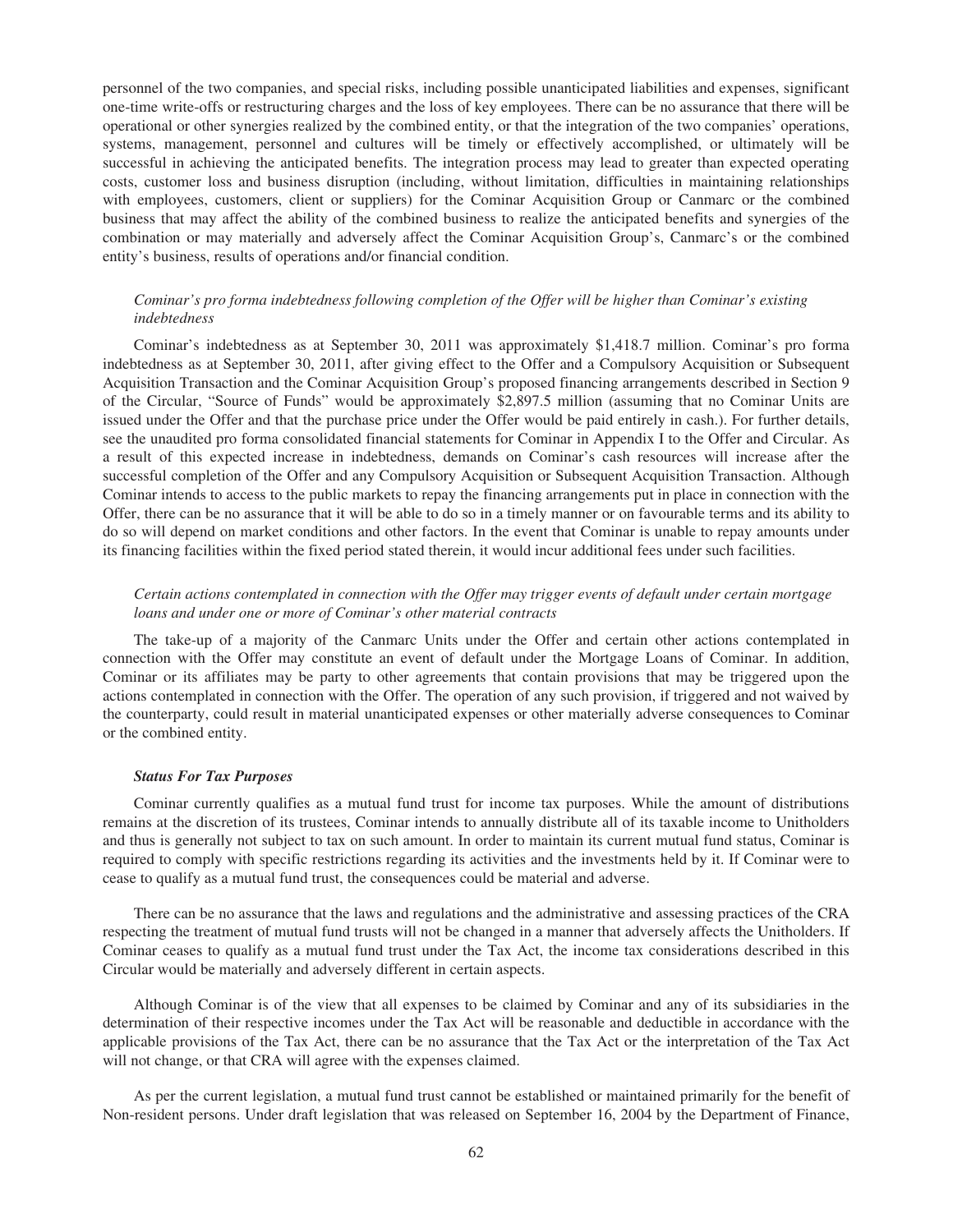personnel of the two companies, and special risks, including possible unanticipated liabilities and expenses, significant one-time write-offs or restructuring charges and the loss of key employees. There can be no assurance that there will be operational or other synergies realized by the combined entity, or that the integration of the two companies' operations, systems, management, personnel and cultures will be timely or effectively accomplished, or ultimately will be successful in achieving the anticipated benefits. The integration process may lead to greater than expected operating costs, customer loss and business disruption (including, without limitation, difficulties in maintaining relationships with employees, customers, client or suppliers) for the Cominar Acquisition Group or Canmarc or the combined business that may affect the ability of the combined business to realize the anticipated benefits and synergies of the combination or may materially and adversely affect the Cominar Acquisition Group's, Canmarc's or the combined entity's business, results of operations and/or financial condition.

*Cominar's pro forma indebtedness following completion of the Offer will be higher than Cominar's existing indebtedness*

Cominar's indebtedness as at September 30, 2011 was approximately $1,418.7 million. Cominar's pro forma indebtedness as at September 30, 2011, after giving effect to the Offer and a Compulsory Acquisition or Subsequent Acquisition Transaction and the Cominar Acquisition Group's proposed financing arrangements described in Section 9 of the Circular, "Source of Funds" would be approximately $2,897.5 million (assuming that no Cominar Units are issued under the Offer and that the purchase price under the Offer would be paid entirely in cash.). For further details, see the unaudited pro forma consolidated financial statements for Cominar in Appendix I to the Offer and Circular. As a result of this expected increase in indebtedness, demands on Cominar's cash resources will increase after the successful completion of the Offer and any Compulsory Acquisition or Subsequent Acquisition Transaction. Although Cominar intends to access to the public markets to repay the financing arrangements put in place in connection with the Offer, there can be no assurance that it will be able to do so in a timely manner or on favourable terms and its ability to do so will depend on market conditions and other factors. In the event that Cominar is unable to repay amounts under its financing facilities within the fixed period stated therein, it would incur additional fees under such facilities.

*Certain actions contemplated in connection with the Offer may trigger events of default under certain mortgage loans and under one or more of Cominar's other material contracts*

The take-up of a majority of the Canmarc Units under the Offer and certain other actions contemplated in connection with the Offer may constitute an event of default under the Mortgage Loans of Cominar. In addition, Cominar or its affiliates may be party to other agreements that contain provisions that may be triggered upon the actions contemplated in connection with the Offer. The operation of any such provision, if triggered and not waived by the counterparty, could result in material unanticipated expenses or other materially adverse consequences to Cominar or the combined entity.

***Status For Tax Purposes***

Cominar currently qualifies as a mutual fund trust for income tax purposes. While the amount of distributions remains at the discretion of its trustees, Cominar intends to annually distribute all of its taxable income to Unitholders and thus is generally not subject to tax on such amount. In order to maintain its current mutual fund status, Cominar is required to comply with specific restrictions regarding its activities and the investments held by it. If Cominar were to cease to qualify as a mutual fund trust, the consequences could be material and adverse.

There can be no assurance that the laws and regulations and the administrative and assessing practices of the CRA respecting the treatment of mutual fund trusts will not be changed in a manner that adversely affects the Unitholders. If Cominar ceases to qualify as a mutual fund trust under the Tax Act, the income tax considerations described in this Circular would be materially and adversely different in certain aspects.

Although Cominar is of the view that all expenses to be claimed by Cominar and any of its subsidiaries in the determination of their respective incomes under the Tax Act will be reasonable and deductible in accordance with the applicable provisions of the Tax Act, there can be no assurance that the Tax Act or the interpretation of the Tax Act will not change, or that CRA will agree with the expenses claimed.

As per the current legislation, a mutual fund trust cannot be established or maintained primarily for the benefit of Non-resident persons. Under draft legislation that was released on September 16, 2004 by the Department of Finance,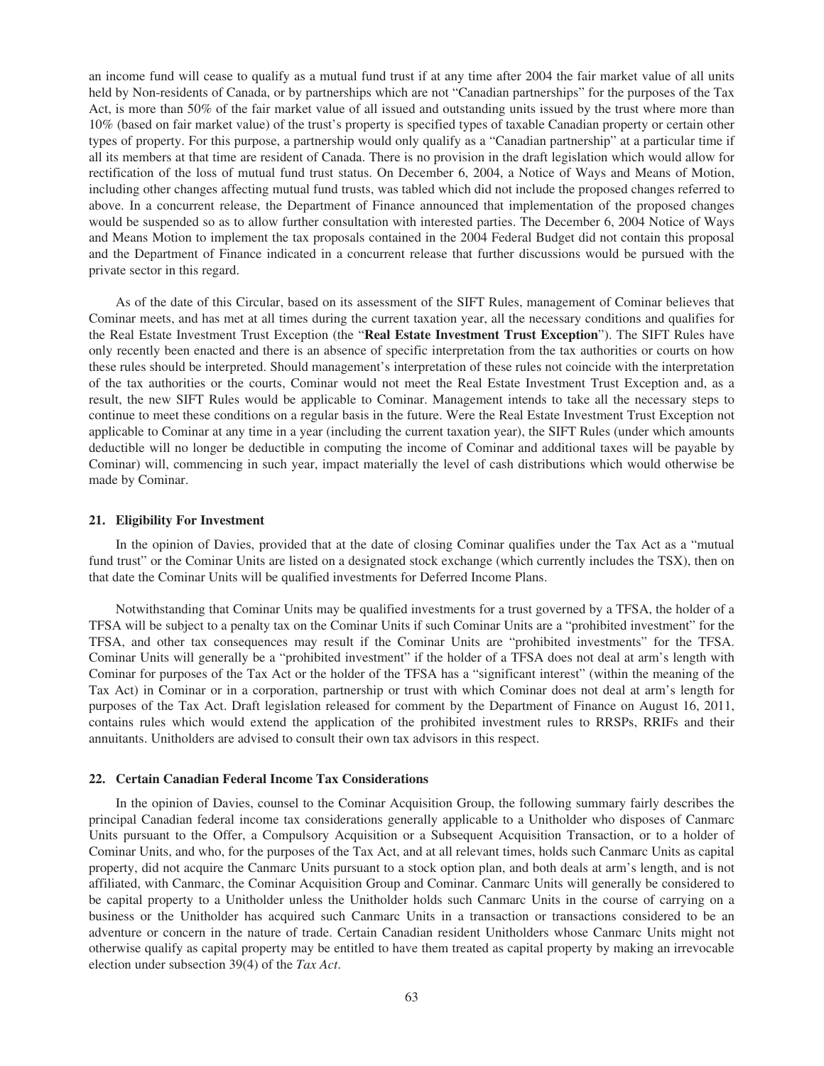an income fund will cease to qualify as a mutual fund trust if at any time after 2004 the fair market value of all units held by Non-residents of Canada, or by partnerships which are not "Canadian partnerships" for the purposes of the Tax Act, is more than 50% of the fair market value of all issued and outstanding units issued by the trust where more than 10% (based on fair market value) of the trust's property is specified types of taxable Canadian property or certain other types of property. For this purpose, a partnership would only qualify as a "Canadian partnership" at a particular time if all its members at that time are resident of Canada. There is no provision in the draft legislation which would allow for rectification of the loss of mutual fund trust status. On December 6, 2004, a Notice of Ways and Means of Motion, including other changes affecting mutual fund trusts, was tabled which did not include the proposed changes referred to above. In a concurrent release, the Department of Finance announced that implementation of the proposed changes would be suspended so as to allow further consultation with interested parties. The December 6, 2004 Notice of Ways and Means Motion to implement the tax proposals contained in the 2004 Federal Budget did not contain this proposal and the Department of Finance indicated in a concurrent release that further discussions would be pursued with the private sector in this regard.

As of the date of this Circular, based on its assessment of the SIFT Rules, management of Cominar believes that Cominar meets, and has met at all times during the current taxation year, all the necessary conditions and qualifies for the Real Estate Investment Trust Exception (the "**Real Estate Investment Trust Exception**"). The SIFT Rules have only recently been enacted and there is an absence of specific interpretation from the tax authorities or courts on how these rules should be interpreted. Should management's interpretation of these rules not coincide with the interpretation of the tax authorities or the courts, Cominar would not meet the Real Estate Investment Trust Exception and, as a result, the new SIFT Rules would be applicable to Cominar. Management intends to take all the necessary steps to continue to meet these conditions on a regular basis in the future. Were the Real Estate Investment Trust Exception not applicable to Cominar at any time in a year (including the current taxation year), the SIFT Rules (under which amounts deductible will no longer be deductible in computing the income of Cominar and additional taxes will be payable by Cominar) will, commencing in such year, impact materially the level of cash distributions which would otherwise be made by Cominar.

### 21. Eligibility For Investment

In the opinion of Davies, provided that at the date of closing Cominar qualifies under the Tax Act as a "mutual fund trust" or the Cominar Units are listed on a designated stock exchange (which currently includes the TSX), then on that date the Cominar Units will be qualified investments for Deferred Income Plans.

Notwithstanding that Cominar Units may be qualified investments for a trust governed by a TFSA, the holder of a TFSA will be subject to a penalty tax on the Cominar Units if such Cominar Units are a "prohibited investment" for the TFSA, and other tax consequences may result if the Cominar Units are "prohibited investments" for the TFSA. Cominar Units will generally be a "prohibited investment" if the holder of a TFSA does not deal at arm's length with Cominar for purposes of the Tax Act or the holder of the TFSA has a "significant interest" (within the meaning of the Tax Act) in Cominar or in a corporation, partnership or trust with which Cominar does not deal at arm's length for purposes of the Tax Act. Draft legislation released for comment by the Department of Finance on August 16, 2011, contains rules which would extend the application of the prohibited investment rules to RRSPs, RRIFs and their annuitants. Unitholders are advised to consult their own tax advisors in this respect.

### 22. Certain Canadian Federal Income Tax Considerations

In the opinion of Davies, counsel to the Cominar Acquisition Group, the following summary fairly describes the principal Canadian federal income tax considerations generally applicable to a Unitholder who disposes of Canmarc Units pursuant to the Offer, a Compulsory Acquisition or a Subsequent Acquisition Transaction, or to a holder of Cominar Units, and who, for the purposes of the Tax Act, and at all relevant times, holds such Canmarc Units as capital property, did not acquire the Canmarc Units pursuant to a stock option plan, and both deals at arm's length, and is not affiliated, with Canmarc, the Cominar Acquisition Group and Cominar. Canmarc Units will generally be considered to be capital property to a Unitholder unless the Unitholder holds such Canmarc Units in the course of carrying on a business or the Unitholder has acquired such Canmarc Units in a transaction or transactions considered to be an adventure or concern in the nature of trade. Certain Canadian resident Unitholders whose Canmarc Units might not otherwise qualify as capital property may be entitled to have them treated as capital property by making an irrevocable election under subsection 39(4) of the *Tax Act*.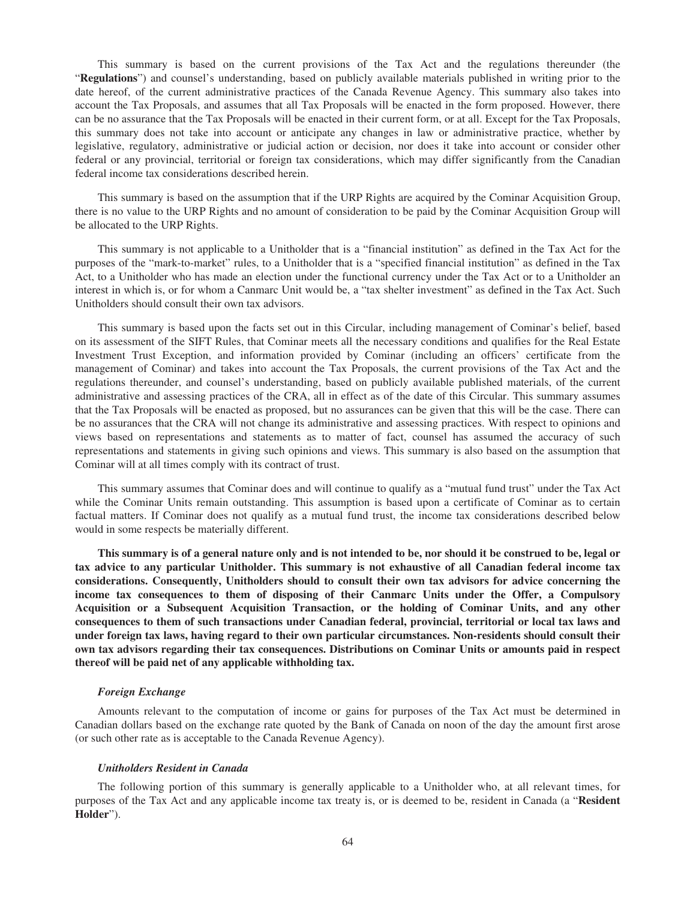This summary is based on the current provisions of the Tax Act and the regulations thereunder (the "**Regulations**") and counsel's understanding, based on publicly available materials published in writing prior to the date hereof, of the current administrative practices of the Canada Revenue Agency. This summary also takes into account the Tax Proposals, and assumes that all Tax Proposals will be enacted in the form proposed. However, there can be no assurance that the Tax Proposals will be enacted in their current form, or at all. Except for the Tax Proposals, this summary does not take into account or anticipate any changes in law or administrative practice, whether by legislative, regulatory, administrative or judicial action or decision, nor does it take into account or consider other federal or any provincial, territorial or foreign tax considerations, which may differ significantly from the Canadian federal income tax considerations described herein.

This summary is based on the assumption that if the URP Rights are acquired by the Cominar Acquisition Group, there is no value to the URP Rights and no amount of consideration to be paid by the Cominar Acquisition Group will be allocated to the URP Rights.

This summary is not applicable to a Unitholder that is a "financial institution" as defined in the Tax Act for the purposes of the "mark-to-market" rules, to a Unitholder that is a "specified financial institution" as defined in the Tax Act, to a Unitholder who has made an election under the functional currency under the Tax Act or to a Unitholder an interest in which is, or for whom a Canmarc Unit would be, a "tax shelter investment" as defined in the Tax Act. Such Unitholders should consult their own tax advisors.

This summary is based upon the facts set out in this Circular, including management of Cominar's belief, based on its assessment of the SIFT Rules, that Cominar meets all the necessary conditions and qualifies for the Real Estate Investment Trust Exception, and information provided by Cominar (including an officers' certificate from the management of Cominar) and takes into account the Tax Proposals, the current provisions of the Tax Act and the regulations thereunder, and counsel's understanding, based on publicly available published materials, of the current administrative and assessing practices of the CRA, all in effect as of the date of this Circular. This summary assumes that the Tax Proposals will be enacted as proposed, but no assurances can be given that this will be the case. There can be no assurances that the CRA will not change its administrative and assessing practices. With respect to opinions and views based on representations and statements as to matter of fact, counsel has assumed the accuracy of such representations and statements in giving such opinions and views. This summary is also based on the assumption that Cominar will at all times comply with its contract of trust.

This summary assumes that Cominar does and will continue to qualify as a "mutual fund trust" under the Tax Act while the Cominar Units remain outstanding. This assumption is based upon a certificate of Cominar as to certain factual matters. If Cominar does not qualify as a mutual fund trust, the income tax considerations described below would in some respects be materially different.

**This summary is of a general nature only and is not intended to be, nor should it be construed to be, legal or tax advice to any particular Unitholder. This summary is not exhaustive of all Canadian federal income tax considerations. Consequently, Unitholders should to consult their own tax advisors for advice concerning the income tax consequences to them of disposing of their Canmarc Units under the Offer, a Compulsory Acquisition or a Subsequent Acquisition Transaction, or the holding of Cominar Units, and any other consequences to them of such transactions under Canadian federal, provincial, territorial or local tax laws and under foreign tax laws, having regard to their own particular circumstances. Non-residents should consult their own tax advisors regarding their tax consequences. Distributions on Cominar Units or amounts paid in respect thereof will be paid net of any applicable withholding tax.**

### *Foreign Exchange*

Amounts relevant to the computation of income or gains for purposes of the Tax Act must be determined in Canadian dollars based on the exchange rate quoted by the Bank of Canada on noon of the day the amount first arose (or such other rate as is acceptable to the Canada Revenue Agency).

### *Unitholders Resident in Canada*

The following portion of this summary is generally applicable to a Unitholder who, at all relevant times, for purposes of the Tax Act and any applicable income tax treaty is, or is deemed to be, resident in Canada (a "**Resident Holder**").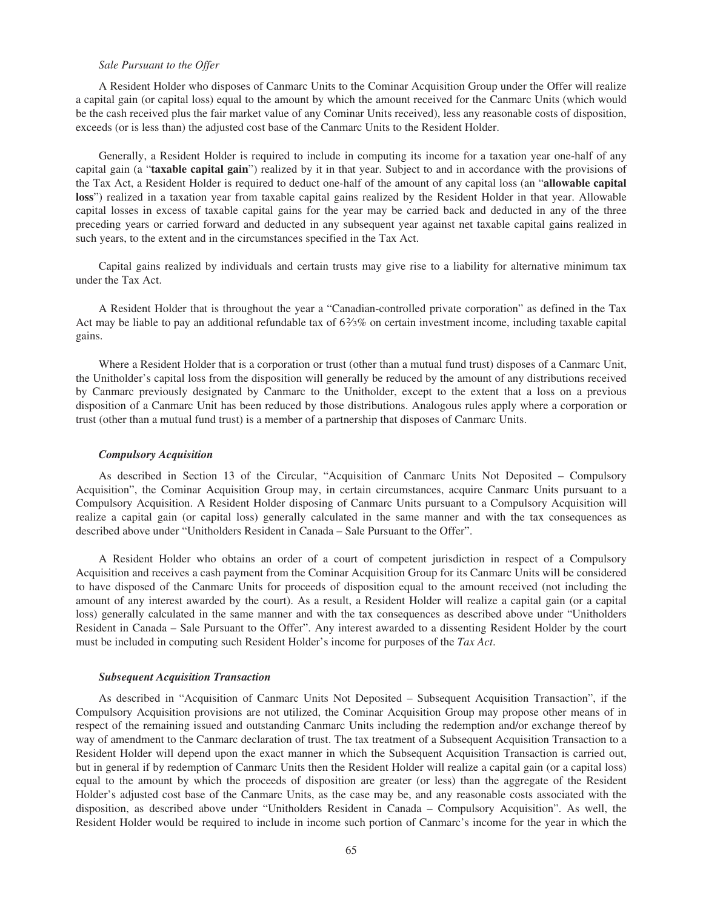*Sale Pursuant to the Offer*

A Resident Holder who disposes of Canmarc Units to the Cominar Acquisition Group under the Offer will realize a capital gain (or capital loss) equal to the amount by which the amount received for the Canmarc Units (which would be the cash received plus the fair market value of any Cominar Units received), less any reasonable costs of disposition, exceeds (or is less than) the adjusted cost base of the Canmarc Units to the Resident Holder.

Generally, a Resident Holder is required to include in computing its income for a taxation year one-half of any capital gain (a "**taxable capital gain**") realized by it in that year. Subject to and in accordance with the provisions of the Tax Act, a Resident Holder is required to deduct one-half of the amount of any capital loss (an "**allowable capital loss**") realized in a taxation year from taxable capital gains realized by the Resident Holder in that year. Allowable capital losses in excess of taxable capital gains for the year may be carried back and deducted in any of the three preceding years or carried forward and deducted in any subsequent year against net taxable capital gains realized in such years, to the extent and in the circumstances specified in the Tax Act.

Capital gains realized by individuals and certain trusts may give rise to a liability for alternative minimum tax under the Tax Act.

A Resident Holder that is throughout the year a "Canadian-controlled private corporation" as defined in the Tax Act may be liable to pay an additional refundable tax of 6⅔% on certain investment income, including taxable capital gains.

Where a Resident Holder that is a corporation or trust (other than a mutual fund trust) disposes of a Canmarc Unit, the Unitholder's capital loss from the disposition will generally be reduced by the amount of any distributions received by Canmarc previously designated by Canmarc to the Unitholder, except to the extent that a loss on a previous disposition of a Canmarc Unit has been reduced by those distributions. Analogous rules apply where a corporation or trust (other than a mutual fund trust) is a member of a partnership that disposes of Canmarc Units.

***Compulsory Acquisition***

As described in Section 13 of the Circular, "Acquisition of Canmarc Units Not Deposited – Compulsory Acquisition", the Cominar Acquisition Group may, in certain circumstances, acquire Canmarc Units pursuant to a Compulsory Acquisition. A Resident Holder disposing of Canmarc Units pursuant to a Compulsory Acquisition will realize a capital gain (or capital loss) generally calculated in the same manner and with the tax consequences as described above under "Unitholders Resident in Canada – Sale Pursuant to the Offer".

A Resident Holder who obtains an order of a court of competent jurisdiction in respect of a Compulsory Acquisition and receives a cash payment from the Cominar Acquisition Group for its Canmarc Units will be considered to have disposed of the Canmarc Units for proceeds of disposition equal to the amount received (not including the amount of any interest awarded by the court). As a result, a Resident Holder will realize a capital gain (or a capital loss) generally calculated in the same manner and with the tax consequences as described above under "Unitholders Resident in Canada – Sale Pursuant to the Offer". Any interest awarded to a dissenting Resident Holder by the court must be included in computing such Resident Holder's income for purposes of the *Tax Act*.

***Subsequent Acquisition Transaction***

As described in "Acquisition of Canmarc Units Not Deposited – Subsequent Acquisition Transaction", if the Compulsory Acquisition provisions are not utilized, the Cominar Acquisition Group may propose other means of in respect of the remaining issued and outstanding Canmarc Units including the redemption and/or exchange thereof by way of amendment to the Canmarc declaration of trust. The tax treatment of a Subsequent Acquisition Transaction to a Resident Holder will depend upon the exact manner in which the Subsequent Acquisition Transaction is carried out, but in general if by redemption of Canmarc Units then the Resident Holder will realize a capital gain (or a capital loss) equal to the amount by which the proceeds of disposition are greater (or less) than the aggregate of the Resident Holder's adjusted cost base of the Canmarc Units, as the case may be, and any reasonable costs associated with the disposition, as described above under "Unitholders Resident in Canada – Compulsory Acquisition". As well, the Resident Holder would be required to include in income such portion of Canmarc's income for the year in which the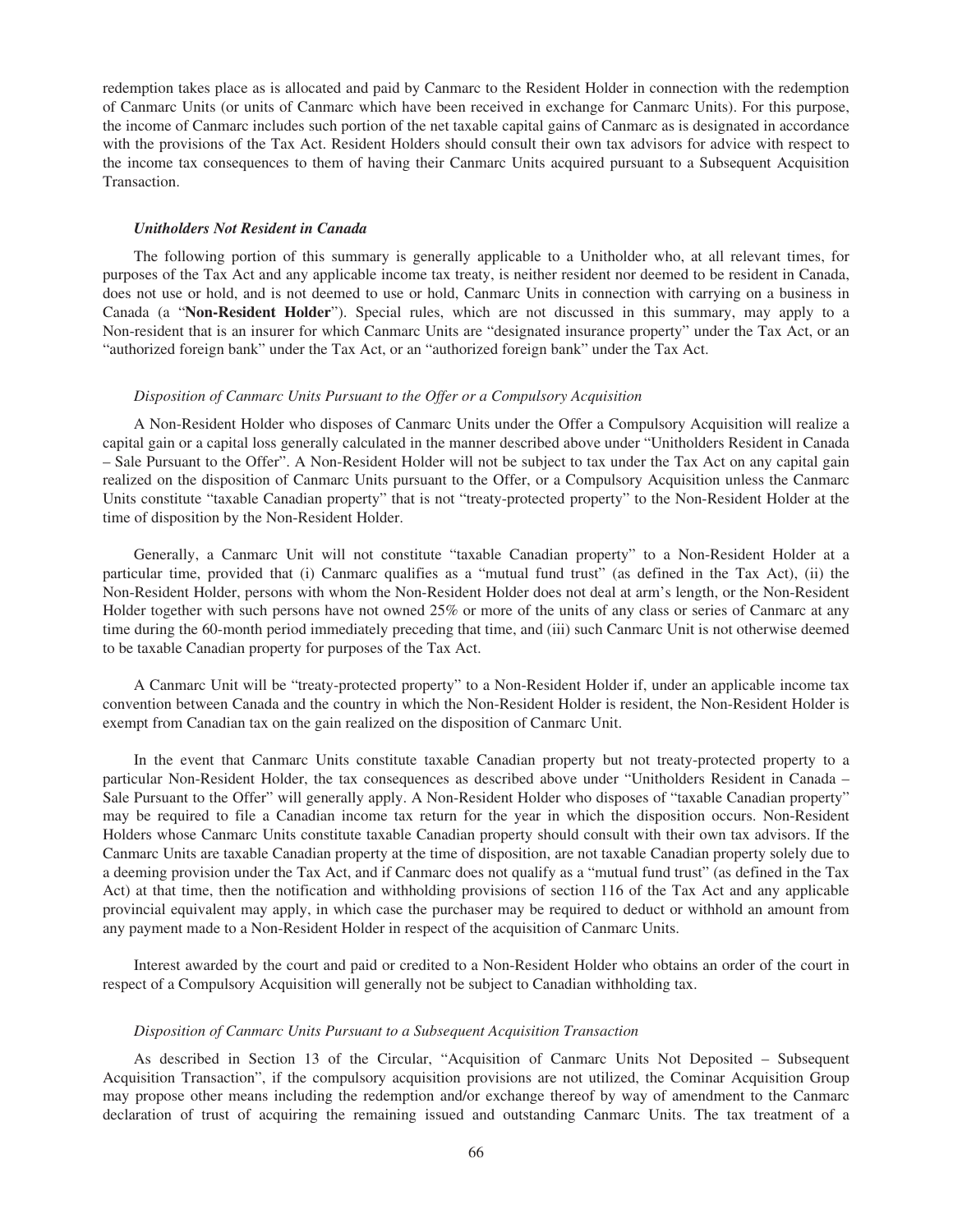redemption takes place as is allocated and paid by Canmarc to the Resident Holder in connection with the redemption of Canmarc Units (or units of Canmarc which have been received in exchange for Canmarc Units). For this purpose, the income of Canmarc includes such portion of the net taxable capital gains of Canmarc as is designated in accordance with the provisions of the Tax Act. Resident Holders should consult their own tax advisors for advice with respect to the income tax consequences to them of having their Canmarc Units acquired pursuant to a Subsequent Acquisition Transaction.

### *Unitholders Not Resident in Canada*

The following portion of this summary is generally applicable to a Unitholder who, at all relevant times, for purposes of the Tax Act and any applicable income tax treaty, is neither resident nor deemed to be resident in Canada, does not use or hold, and is not deemed to use or hold, Canmarc Units in connection with carrying on a business in Canada (a "**Non-Resident Holder**"). Special rules, which are not discussed in this summary, may apply to a Non-resident that is an insurer for which Canmarc Units are "designated insurance property" under the Tax Act, or an "authorized foreign bank" under the Tax Act, or an "authorized foreign bank" under the Tax Act.

#### *Disposition of Canmarc Units Pursuant to the Offer or a Compulsory Acquisition*

A Non-Resident Holder who disposes of Canmarc Units under the Offer a Compulsory Acquisition will realize a capital gain or a capital loss generally calculated in the manner described above under "Unitholders Resident in Canada – Sale Pursuant to the Offer". A Non-Resident Holder will not be subject to tax under the Tax Act on any capital gain realized on the disposition of Canmarc Units pursuant to the Offer, or a Compulsory Acquisition unless the Canmarc Units constitute "taxable Canadian property" that is not "treaty-protected property" to the Non-Resident Holder at the time of disposition by the Non-Resident Holder.

Generally, a Canmarc Unit will not constitute "taxable Canadian property" to a Non-Resident Holder at a particular time, provided that (i) Canmarc qualifies as a "mutual fund trust" (as defined in the Tax Act), (ii) the Non-Resident Holder, persons with whom the Non-Resident Holder does not deal at arm's length, or the Non-Resident Holder together with such persons have not owned 25% or more of the units of any class or series of Canmarc at any time during the 60-month period immediately preceding that time, and (iii) such Canmarc Unit is not otherwise deemed to be taxable Canadian property for purposes of the Tax Act.

A Canmarc Unit will be "treaty-protected property" to a Non-Resident Holder if, under an applicable income tax convention between Canada and the country in which the Non-Resident Holder is resident, the Non-Resident Holder is exempt from Canadian tax on the gain realized on the disposition of Canmarc Unit.

In the event that Canmarc Units constitute taxable Canadian property but not treaty-protected property to a particular Non-Resident Holder, the tax consequences as described above under "Unitholders Resident in Canada – Sale Pursuant to the Offer" will generally apply. A Non-Resident Holder who disposes of "taxable Canadian property" may be required to file a Canadian income tax return for the year in which the disposition occurs. Non-Resident Holders whose Canmarc Units constitute taxable Canadian property should consult with their own tax advisors. If the Canmarc Units are taxable Canadian property at the time of disposition, are not taxable Canadian property solely due to a deeming provision under the Tax Act, and if Canmarc does not qualify as a "mutual fund trust" (as defined in the Tax Act) at that time, then the notification and withholding provisions of section 116 of the Tax Act and any applicable provincial equivalent may apply, in which case the purchaser may be required to deduct or withhold an amount from any payment made to a Non-Resident Holder in respect of the acquisition of Canmarc Units.

Interest awarded by the court and paid or credited to a Non-Resident Holder who obtains an order of the court in respect of a Compulsory Acquisition will generally not be subject to Canadian withholding tax.

#### *Disposition of Canmarc Units Pursuant to a Subsequent Acquisition Transaction*

As described in Section 13 of the Circular, "Acquisition of Canmarc Units Not Deposited – Subsequent Acquisition Transaction", if the compulsory acquisition provisions are not utilized, the Cominar Acquisition Group may propose other means including the redemption and/or exchange thereof by way of amendment to the Canmarc declaration of trust of acquiring the remaining issued and outstanding Canmarc Units. The tax treatment of a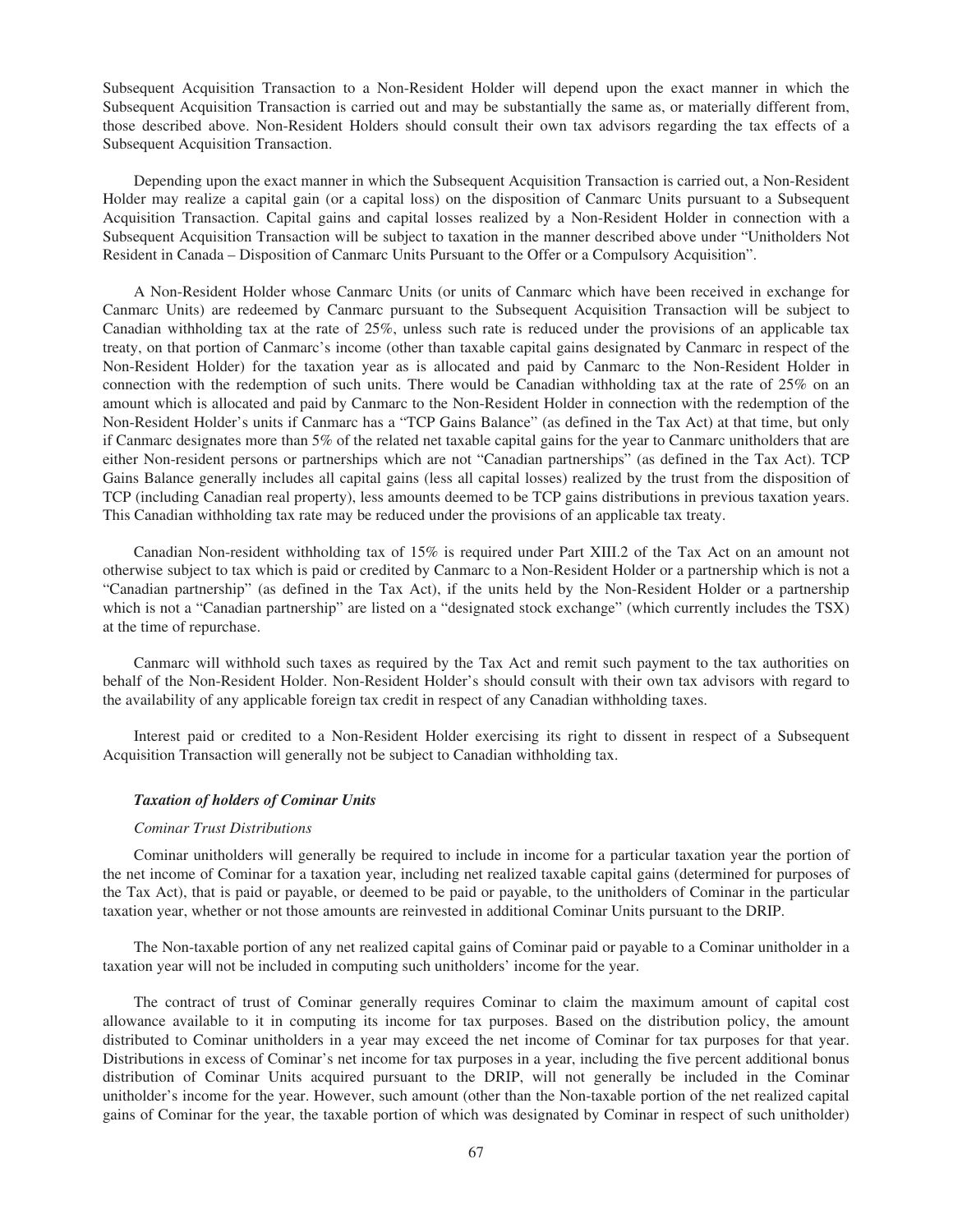Subsequent Acquisition Transaction to a Non-Resident Holder will depend upon the exact manner in which the Subsequent Acquisition Transaction is carried out and may be substantially the same as, or materially different from, those described above. Non-Resident Holders should consult their own tax advisors regarding the tax effects of a Subsequent Acquisition Transaction.

Depending upon the exact manner in which the Subsequent Acquisition Transaction is carried out, a Non-Resident Holder may realize a capital gain (or a capital loss) on the disposition of Canmarc Units pursuant to a Subsequent Acquisition Transaction. Capital gains and capital losses realized by a Non-Resident Holder in connection with a Subsequent Acquisition Transaction will be subject to taxation in the manner described above under "Unitholders Not Resident in Canada – Disposition of Canmarc Units Pursuant to the Offer or a Compulsory Acquisition".

A Non-Resident Holder whose Canmarc Units (or units of Canmarc which have been received in exchange for Canmarc Units) are redeemed by Canmarc pursuant to the Subsequent Acquisition Transaction will be subject to Canadian withholding tax at the rate of 25%, unless such rate is reduced under the provisions of an applicable tax treaty, on that portion of Canmarc's income (other than taxable capital gains designated by Canmarc in respect of the Non-Resident Holder) for the taxation year as is allocated and paid by Canmarc to the Non-Resident Holder in connection with the redemption of such units. There would be Canadian withholding tax at the rate of 25% on an amount which is allocated and paid by Canmarc to the Non-Resident Holder in connection with the redemption of the Non-Resident Holder's units if Canmarc has a "TCP Gains Balance" (as defined in the Tax Act) at that time, but only if Canmarc designates more than 5% of the related net taxable capital gains for the year to Canmarc unitholders that are either Non-resident persons or partnerships which are not "Canadian partnerships" (as defined in the Tax Act). TCP Gains Balance generally includes all capital gains (less all capital losses) realized by the trust from the disposition of TCP (including Canadian real property), less amounts deemed to be TCP gains distributions in previous taxation years. This Canadian withholding tax rate may be reduced under the provisions of an applicable tax treaty.

Canadian Non-resident withholding tax of 15% is required under Part XIII.2 of the Tax Act on an amount not otherwise subject to tax which is paid or credited by Canmarc to a Non-Resident Holder or a partnership which is not a "Canadian partnership" (as defined in the Tax Act), if the units held by the Non-Resident Holder or a partnership which is not a "Canadian partnership" are listed on a "designated stock exchange" (which currently includes the TSX) at the time of repurchase.

Canmarc will withhold such taxes as required by the Tax Act and remit such payment to the tax authorities on behalf of the Non-Resident Holder. Non-Resident Holder's should consult with their own tax advisors with regard to the availability of any applicable foreign tax credit in respect of any Canadian withholding taxes.

Interest paid or credited to a Non-Resident Holder exercising its right to dissent in respect of a Subsequent Acquisition Transaction will generally not be subject to Canadian withholding tax.

### *Taxation of holders of Cominar Units*

*Cominar Trust Distributions*

Cominar unitholders will generally be required to include in income for a particular taxation year the portion of the net income of Cominar for a taxation year, including net realized taxable capital gains (determined for purposes of the Tax Act), that is paid or payable, or deemed to be paid or payable, to the unitholders of Cominar in the particular taxation year, whether or not those amounts are reinvested in additional Cominar Units pursuant to the DRIP.

The Non-taxable portion of any net realized capital gains of Cominar paid or payable to a Cominar unitholder in a taxation year will not be included in computing such unitholders' income for the year.

The contract of trust of Cominar generally requires Cominar to claim the maximum amount of capital cost allowance available to it in computing its income for tax purposes. Based on the distribution policy, the amount distributed to Cominar unitholders in a year may exceed the net income of Cominar for tax purposes for that year. Distributions in excess of Cominar's net income for tax purposes in a year, including the five percent additional bonus distribution of Cominar Units acquired pursuant to the DRIP, will not generally be included in the Cominar unitholder's income for the year. However, such amount (other than the Non-taxable portion of the net realized capital gains of Cominar for the year, the taxable portion of which was designated by Cominar in respect of such unitholder)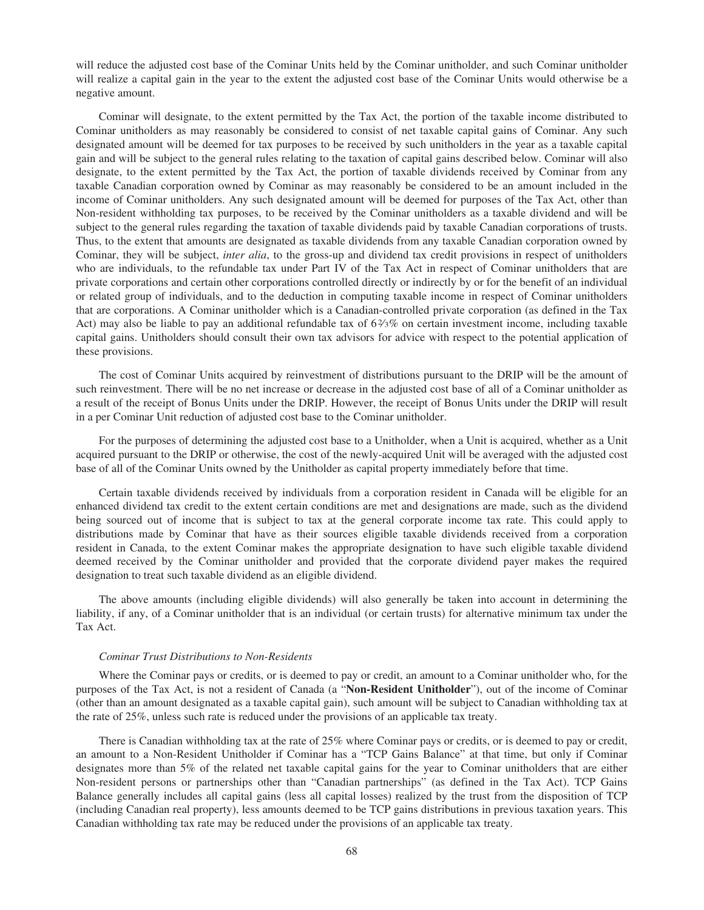will reduce the adjusted cost base of the Cominar Units held by the Cominar unitholder, and such Cominar unitholder will realize a capital gain in the year to the extent the adjusted cost base of the Cominar Units would otherwise be a negative amount.

Cominar will designate, to the extent permitted by the Tax Act, the portion of the taxable income distributed to Cominar unitholders as may reasonably be considered to consist of net taxable capital gains of Cominar. Any such designated amount will be deemed for tax purposes to be received by such unitholders in the year as a taxable capital gain and will be subject to the general rules relating to the taxation of capital gains described below. Cominar will also designate, to the extent permitted by the Tax Act, the portion of taxable dividends received by Cominar from any taxable Canadian corporation owned by Cominar as may reasonably be considered to be an amount included in the income of Cominar unitholders. Any such designated amount will be deemed for purposes of the Tax Act, other than Non-resident withholding tax purposes, to be received by the Cominar unitholders as a taxable dividend and will be subject to the general rules regarding the taxation of taxable dividends paid by taxable Canadian corporations of trusts. Thus, to the extent that amounts are designated as taxable dividends from any taxable Canadian corporation owned by Cominar, they will be subject, *inter alia*, to the gross-up and dividend tax credit provisions in respect of unitholders who are individuals, to the refundable tax under Part IV of the Tax Act in respect of Cominar unitholders that are private corporations and certain other corporations controlled directly or indirectly by or for the benefit of an individual or related group of individuals, and to the deduction in computing taxable income in respect of Cominar unitholders that are corporations. A Cominar unitholder which is a Canadian-controlled private corporation (as defined in the Tax Act) may also be liable to pay an additional refundable tax of 6⅔% on certain investment income, including taxable capital gains. Unitholders should consult their own tax advisors for advice with respect to the potential application of these provisions.

The cost of Cominar Units acquired by reinvestment of distributions pursuant to the DRIP will be the amount of such reinvestment. There will be no net increase or decrease in the adjusted cost base of all of a Cominar unitholder as a result of the receipt of Bonus Units under the DRIP. However, the receipt of Bonus Units under the DRIP will result in a per Cominar Unit reduction of adjusted cost base to the Cominar unitholder.

For the purposes of determining the adjusted cost base to a Unitholder, when a Unit is acquired, whether as a Unit acquired pursuant to the DRIP or otherwise, the cost of the newly-acquired Unit will be averaged with the adjusted cost base of all of the Cominar Units owned by the Unitholder as capital property immediately before that time.

Certain taxable dividends received by individuals from a corporation resident in Canada will be eligible for an enhanced dividend tax credit to the extent certain conditions are met and designations are made, such as the dividend being sourced out of income that is subject to tax at the general corporate income tax rate. This could apply to distributions made by Cominar that have as their sources eligible taxable dividends received from a corporation resident in Canada, to the extent Cominar makes the appropriate designation to have such eligible taxable dividend deemed received by the Cominar unitholder and provided that the corporate dividend payer makes the required designation to treat such taxable dividend as an eligible dividend.

The above amounts (including eligible dividends) will also generally be taken into account in determining the liability, if any, of a Cominar unitholder that is an individual (or certain trusts) for alternative minimum tax under the Tax Act.

*Cominar Trust Distributions to Non-Residents*

Where the Cominar pays or credits, or is deemed to pay or credit, an amount to a Cominar unitholder who, for the purposes of the Tax Act, is not a resident of Canada (a "**Non-Resident Unitholder**"), out of the income of Cominar (other than an amount designated as a taxable capital gain), such amount will be subject to Canadian withholding tax at the rate of 25%, unless such rate is reduced under the provisions of an applicable tax treaty.

There is Canadian withholding tax at the rate of 25% where Cominar pays or credits, or is deemed to pay or credit, an amount to a Non-Resident Unitholder if Cominar has a "TCP Gains Balance" at that time, but only if Cominar designates more than 5% of the related net taxable capital gains for the year to Cominar unitholders that are either Non-resident persons or partnerships other than "Canadian partnerships" (as defined in the Tax Act). TCP Gains Balance generally includes all capital gains (less all capital losses) realized by the trust from the disposition of TCP (including Canadian real property), less amounts deemed to be TCP gains distributions in previous taxation years. This Canadian withholding tax rate may be reduced under the provisions of an applicable tax treaty.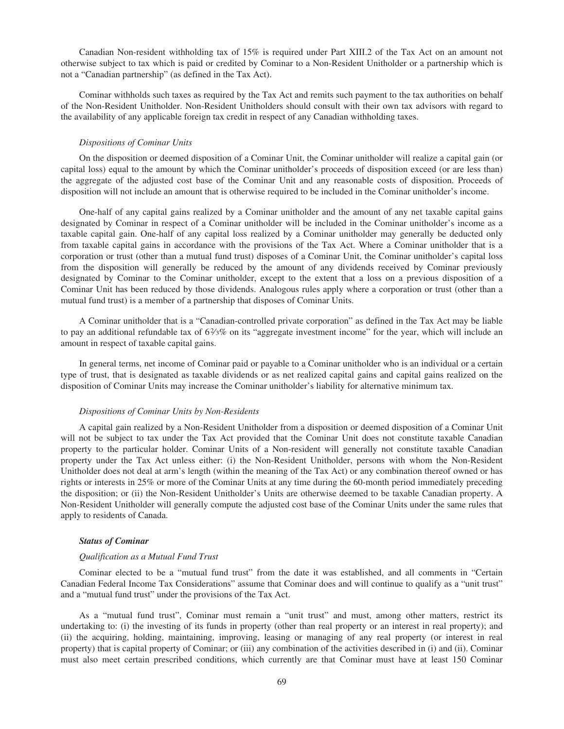Canadian Non-resident withholding tax of 15% is required under Part XIII.2 of the Tax Act on an amount not otherwise subject to tax which is paid or credited by Cominar to a Non-Resident Unitholder or a partnership which is not a "Canadian partnership" (as defined in the Tax Act).

Cominar withholds such taxes as required by the Tax Act and remits such payment to the tax authorities on behalf of the Non-Resident Unitholder. Non-Resident Unitholders should consult with their own tax advisors with regard to the availability of any applicable foreign tax credit in respect of any Canadian withholding taxes.

*Dispositions of Cominar Units*

On the disposition or deemed disposition of a Cominar Unit, the Cominar unitholder will realize a capital gain (or capital loss) equal to the amount by which the Cominar unitholder's proceeds of disposition exceed (or are less than) the aggregate of the adjusted cost base of the Cominar Unit and any reasonable costs of disposition. Proceeds of disposition will not include an amount that is otherwise required to be included in the Cominar unitholder's income.

One-half of any capital gains realized by a Cominar unitholder and the amount of any net taxable capital gains designated by Cominar in respect of a Cominar unitholder will be included in the Cominar unitholder's income as a taxable capital gain. One-half of any capital loss realized by a Cominar unitholder may generally be deducted only from taxable capital gains in accordance with the provisions of the Tax Act. Where a Cominar unitholder that is a corporation or trust (other than a mutual fund trust) disposes of a Cominar Unit, the Cominar unitholder's capital loss from the disposition will generally be reduced by the amount of any dividends received by Cominar previously designated by Cominar to the Cominar unitholder, except to the extent that a loss on a previous disposition of a Cominar Unit has been reduced by those dividends. Analogous rules apply where a corporation or trust (other than a mutual fund trust) is a member of a partnership that disposes of Cominar Units.

A Cominar unitholder that is a "Canadian-controlled private corporation" as defined in the Tax Act may be liable to pay an additional refundable tax of 6⅔% on its "aggregate investment income" for the year, which will include an amount in respect of taxable capital gains.

In general terms, net income of Cominar paid or payable to a Cominar unitholder who is an individual or a certain type of trust, that is designated as taxable dividends or as net realized capital gains and capital gains realized on the disposition of Cominar Units may increase the Cominar unitholder's liability for alternative minimum tax.

*Dispositions of Cominar Units by Non-Residents*

A capital gain realized by a Non-Resident Unitholder from a disposition or deemed disposition of a Cominar Unit will not be subject to tax under the Tax Act provided that the Cominar Unit does not constitute taxable Canadian property to the particular holder. Cominar Units of a Non-resident will generally not constitute taxable Canadian property under the Tax Act unless either: (i) the Non-Resident Unitholder, persons with whom the Non-Resident Unitholder does not deal at arm's length (within the meaning of the Tax Act) or any combination thereof owned or has rights or interests in 25% or more of the Cominar Units at any time during the 60-month period immediately preceding the disposition; or (ii) the Non-Resident Unitholder's Units are otherwise deemed to be taxable Canadian property. A Non-Resident Unitholder will generally compute the adjusted cost base of the Cominar Units under the same rules that apply to residents of Canada.

***Status of Cominar***

*Qualification as a Mutual Fund Trust*

Cominar elected to be a "mutual fund trust" from the date it was established, and all comments in "Certain Canadian Federal Income Tax Considerations" assume that Cominar does and will continue to qualify as a "unit trust" and a "mutual fund trust" under the provisions of the Tax Act.

As a "mutual fund trust", Cominar must remain a "unit trust" and must, among other matters, restrict its undertaking to: (i) the investing of its funds in property (other than real property or an interest in real property); and (ii) the acquiring, holding, maintaining, improving, leasing or managing of any real property (or interest in real property) that is capital property of Cominar; or (iii) any combination of the activities described in (i) and (ii). Cominar must also meet certain prescribed conditions, which currently are that Cominar must have at least 150 Cominar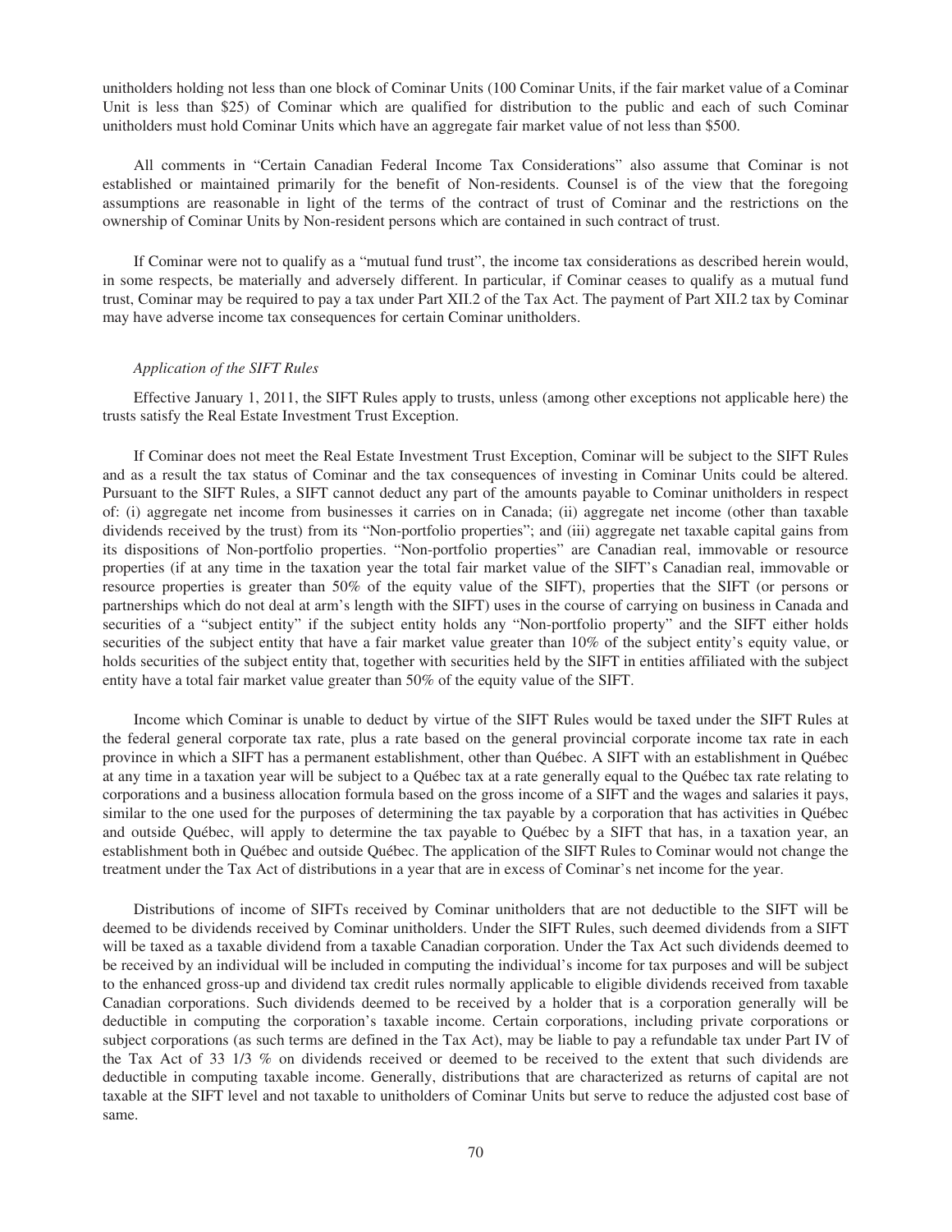unitholders holding not less than one block of Cominar Units (100 Cominar Units, if the fair market value of a Cominar Unit is less than $25) of Cominar which are qualified for distribution to the public and each of such Cominar unitholders must hold Cominar Units which have an aggregate fair market value of not less than $500.

All comments in "Certain Canadian Federal Income Tax Considerations" also assume that Cominar is not established or maintained primarily for the benefit of Non-residents. Counsel is of the view that the foregoing assumptions are reasonable in light of the terms of the contract of trust of Cominar and the restrictions on the ownership of Cominar Units by Non-resident persons which are contained in such contract of trust.

If Cominar were not to qualify as a "mutual fund trust", the income tax considerations as described herein would, in some respects, be materially and adversely different. In particular, if Cominar ceases to qualify as a mutual fund trust, Cominar may be required to pay a tax under Part XII.2 of the Tax Act. The payment of Part XII.2 tax by Cominar may have adverse income tax consequences for certain Cominar unitholders.

*Application of the SIFT Rules*

Effective January 1, 2011, the SIFT Rules apply to trusts, unless (among other exceptions not applicable here) the trusts satisfy the Real Estate Investment Trust Exception.

If Cominar does not meet the Real Estate Investment Trust Exception, Cominar will be subject to the SIFT Rules and as a result the tax status of Cominar and the tax consequences of investing in Cominar Units could be altered. Pursuant to the SIFT Rules, a SIFT cannot deduct any part of the amounts payable to Cominar unitholders in respect of: (i) aggregate net income from businesses it carries on in Canada; (ii) aggregate net income (other than taxable dividends received by the trust) from its "Non-portfolio properties"; and (iii) aggregate net taxable capital gains from its dispositions of Non-portfolio properties. "Non-portfolio properties" are Canadian real, immovable or resource properties (if at any time in the taxation year the total fair market value of the SIFT's Canadian real, immovable or resource properties is greater than 50% of the equity value of the SIFT), properties that the SIFT (or persons or partnerships which do not deal at arm's length with the SIFT) uses in the course of carrying on business in Canada and securities of a "subject entity" if the subject entity holds any "Non-portfolio property" and the SIFT either holds securities of the subject entity that have a fair market value greater than 10% of the subject entity's equity value, or holds securities of the subject entity that, together with securities held by the SIFT in entities affiliated with the subject entity have a total fair market value greater than 50% of the equity value of the SIFT.

Income which Cominar is unable to deduct by virtue of the SIFT Rules would be taxed under the SIFT Rules at the federal general corporate tax rate, plus a rate based on the general provincial corporate income tax rate in each province in which a SIFT has a permanent establishment, other than Québec. A SIFT with an establishment in Québec at any time in a taxation year will be subject to a Québec tax at a rate generally equal to the Québec tax rate relating to corporations and a business allocation formula based on the gross income of a SIFT and the wages and salaries it pays, similar to the one used for the purposes of determining the tax payable by a corporation that has activities in Québec and outside Québec, will apply to determine the tax payable to Québec by a SIFT that has, in a taxation year, an establishment both in Québec and outside Québec. The application of the SIFT Rules to Cominar would not change the treatment under the Tax Act of distributions in a year that are in excess of Cominar's net income for the year.

Distributions of income of SIFTs received by Cominar unitholders that are not deductible to the SIFT will be deemed to be dividends received by Cominar unitholders. Under the SIFT Rules, such deemed dividends from a SIFT will be taxed as a taxable dividend from a taxable Canadian corporation. Under the Tax Act such dividends deemed to be received by an individual will be included in computing the individual's income for tax purposes and will be subject to the enhanced gross-up and dividend tax credit rules normally applicable to eligible dividends received from taxable Canadian corporations. Such dividends deemed to be received by a holder that is a corporation generally will be deductible in computing the corporation's taxable income. Certain corporations, including private corporations or subject corporations (as such terms are defined in the Tax Act), may be liable to pay a refundable tax under Part IV of the Tax Act of 33 1/3 % on dividends received or deemed to be received to the extent that such dividends are deductible in computing taxable income. Generally, distributions that are characterized as returns of capital are not taxable at the SIFT level and not taxable to unitholders of Cominar Units but serve to reduce the adjusted cost base of same.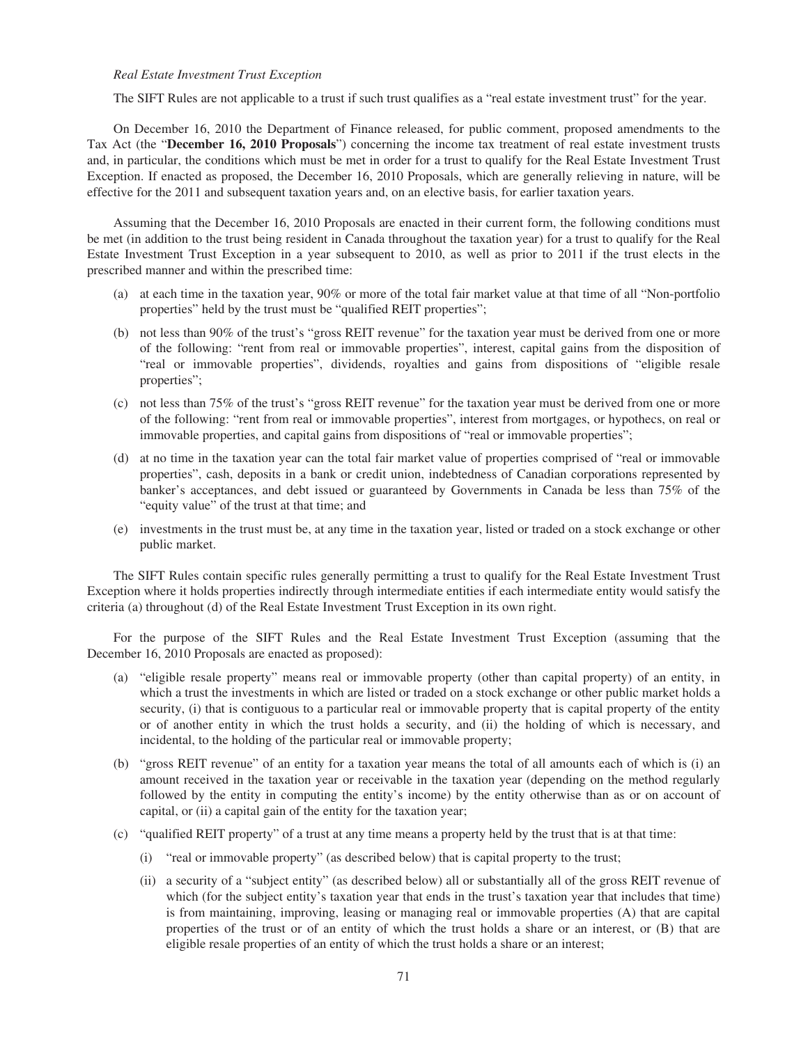*Real Estate Investment Trust Exception*

The SIFT Rules are not applicable to a trust if such trust qualifies as a "real estate investment trust" for the year.

On December 16, 2010 the Department of Finance released, for public comment, proposed amendments to the Tax Act (the "**December 16, 2010 Proposals**") concerning the income tax treatment of real estate investment trusts and, in particular, the conditions which must be met in order for a trust to qualify for the Real Estate Investment Trust Exception. If enacted as proposed, the December 16, 2010 Proposals, which are generally relieving in nature, will be effective for the 2011 and subsequent taxation years and, on an elective basis, for earlier taxation years.

Assuming that the December 16, 2010 Proposals are enacted in their current form, the following conditions must be met (in addition to the trust being resident in Canada throughout the taxation year) for a trust to qualify for the Real Estate Investment Trust Exception in a year subsequent to 2010, as well as prior to 2011 if the trust elects in the prescribed manner and within the prescribed time:

(a) at each time in the taxation year, 90% or more of the total fair market value at that time of all "Non-portfolio properties" held by the trust must be "qualified REIT properties";

(b) not less than 90% of the trust's "gross REIT revenue" for the taxation year must be derived from one or more of the following: "rent from real or immovable properties", interest, capital gains from the disposition of "real or immovable properties", dividends, royalties and gains from dispositions of "eligible resale properties";

(c) not less than 75% of the trust's "gross REIT revenue" for the taxation year must be derived from one or more of the following: "rent from real or immovable properties", interest from mortgages, or hypothecs, on real or immovable properties, and capital gains from dispositions of "real or immovable properties";

(d) at no time in the taxation year can the total fair market value of properties comprised of "real or immovable properties", cash, deposits in a bank or credit union, indebtedness of Canadian corporations represented by banker's acceptances, and debt issued or guaranteed by Governments in Canada be less than 75% of the "equity value" of the trust at that time; and

(e) investments in the trust must be, at any time in the taxation year, listed or traded on a stock exchange or other public market.

The SIFT Rules contain specific rules generally permitting a trust to qualify for the Real Estate Investment Trust Exception where it holds properties indirectly through intermediate entities if each intermediate entity would satisfy the criteria (a) throughout (d) of the Real Estate Investment Trust Exception in its own right.

For the purpose of the SIFT Rules and the Real Estate Investment Trust Exception (assuming that the December 16, 2010 Proposals are enacted as proposed):

(a) "eligible resale property" means real or immovable property (other than capital property) of an entity, in which a trust the investments in which are listed or traded on a stock exchange or other public market holds a security, (i) that is contiguous to a particular real or immovable property that is capital property of the entity or of another entity in which the trust holds a security, and (ii) the holding of which is necessary, and incidental, to the holding of the particular real or immovable property;

(b) "gross REIT revenue" of an entity for a taxation year means the total of all amounts each of which is (i) an amount received in the taxation year or receivable in the taxation year (depending on the method regularly followed by the entity in computing the entity's income) by the entity otherwise than as or on account of capital, or (ii) a capital gain of the entity for the taxation year;

(c) "qualified REIT property" of a trust at any time means a property held by the trust that is at that time:

  (i) "real or immovable property" (as described below) that is capital property to the trust;

  (ii) a security of a "subject entity" (as described below) all or substantially all of the gross REIT revenue of which (for the subject entity's taxation year that ends in the trust's taxation year that includes that time) is from maintaining, improving, leasing or managing real or immovable properties (A) that are capital properties of the trust or of an entity of which the trust holds a share or an interest, or (B) that are eligible resale properties of an entity of which the trust holds a share or an interest;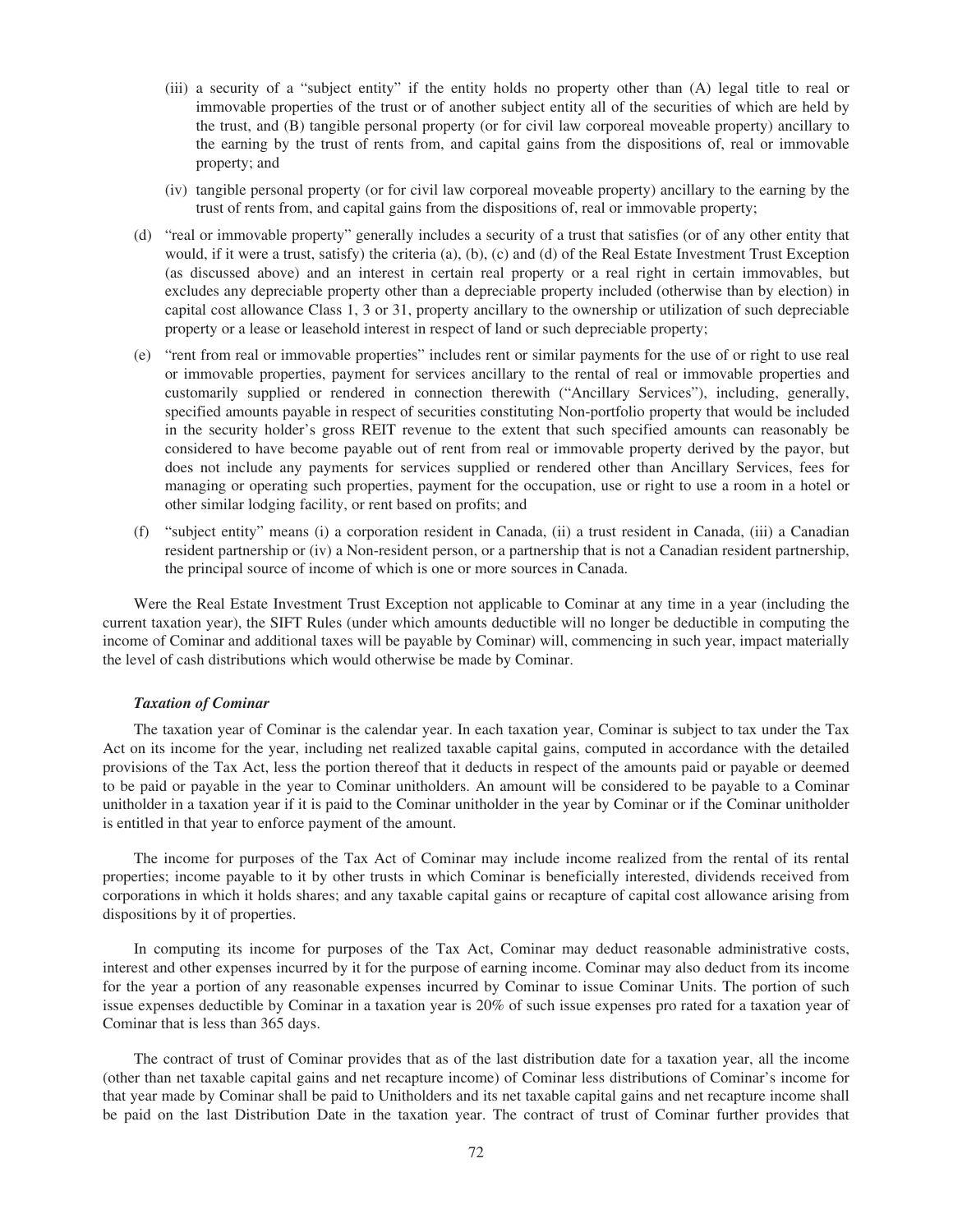(iii) a security of a "subject entity" if the entity holds no property other than (A) legal title to real or immovable properties of the trust or of another subject entity all of the securities of which are held by the trust, and (B) tangible personal property (or for civil law corporeal moveable property) ancillary to the earning by the trust of rents from, and capital gains from the dispositions of, real or immovable property; and

(iv) tangible personal property (or for civil law corporeal moveable property) ancillary to the earning by the trust of rents from, and capital gains from the dispositions of, real or immovable property;

(d) "real or immovable property" generally includes a security of a trust that satisfies (or of any other entity that would, if it were a trust, satisfy) the criteria (a), (b), (c) and (d) of the Real Estate Investment Trust Exception (as discussed above) and an interest in certain real property or a real right in certain immovables, but excludes any depreciable property other than a depreciable property included (otherwise than by election) in capital cost allowance Class 1, 3 or 31, property ancillary to the ownership or utilization of such depreciable property or a lease or leasehold interest in respect of land or such depreciable property;

(e) "rent from real or immovable properties" includes rent or similar payments for the use of or right to use real or immovable properties, payment for services ancillary to the rental of real or immovable properties and customarily supplied or rendered in connection therewith ("Ancillary Services"), including, generally, specified amounts payable in respect of securities constituting Non-portfolio property that would be included in the security holder's gross REIT revenue to the extent that such specified amounts can reasonably be considered to have become payable out of rent from real or immovable property derived by the payor, but does not include any payments for services supplied or rendered other than Ancillary Services, fees for managing or operating such properties, payment for the occupation, use or right to use a room in a hotel or other similar lodging facility, or rent based on profits; and

(f) "subject entity" means (i) a corporation resident in Canada, (ii) a trust resident in Canada, (iii) a Canadian resident partnership or (iv) a Non-resident person, or a partnership that is not a Canadian resident partnership, the principal source of income of which is one or more sources in Canada.

Were the Real Estate Investment Trust Exception not applicable to Cominar at any time in a year (including the current taxation year), the SIFT Rules (under which amounts deductible will no longer be deductible in computing the income of Cominar and additional taxes will be payable by Cominar) will, commencing in such year, impact materially the level of cash distributions which would otherwise be made by Cominar.

***Taxation of Cominar***

The taxation year of Cominar is the calendar year. In each taxation year, Cominar is subject to tax under the Tax Act on its income for the year, including net realized taxable capital gains, computed in accordance with the detailed provisions of the Tax Act, less the portion thereof that it deducts in respect of the amounts paid or payable or deemed to be paid or payable in the year to Cominar unitholders. An amount will be considered to be payable to a Cominar unitholder in a taxation year if it is paid to the Cominar unitholder in the year by Cominar or if the Cominar unitholder is entitled in that year to enforce payment of the amount.

The income for purposes of the Tax Act of Cominar may include income realized from the rental of its rental properties; income payable to it by other trusts in which Cominar is beneficially interested, dividends received from corporations in which it holds shares; and any taxable capital gains or recapture of capital cost allowance arising from dispositions by it of properties.

In computing its income for purposes of the Tax Act, Cominar may deduct reasonable administrative costs, interest and other expenses incurred by it for the purpose of earning income. Cominar may also deduct from its income for the year a portion of any reasonable expenses incurred by Cominar to issue Cominar Units. The portion of such issue expenses deductible by Cominar in a taxation year is 20% of such issue expenses pro rated for a taxation year of Cominar that is less than 365 days.

The contract of trust of Cominar provides that as of the last distribution date for a taxation year, all the income (other than net taxable capital gains and net recapture income) of Cominar less distributions of Cominar's income for that year made by Cominar shall be paid to Unitholders and its net taxable capital gains and net recapture income shall be paid on the last Distribution Date in the taxation year. The contract of trust of Cominar further provides that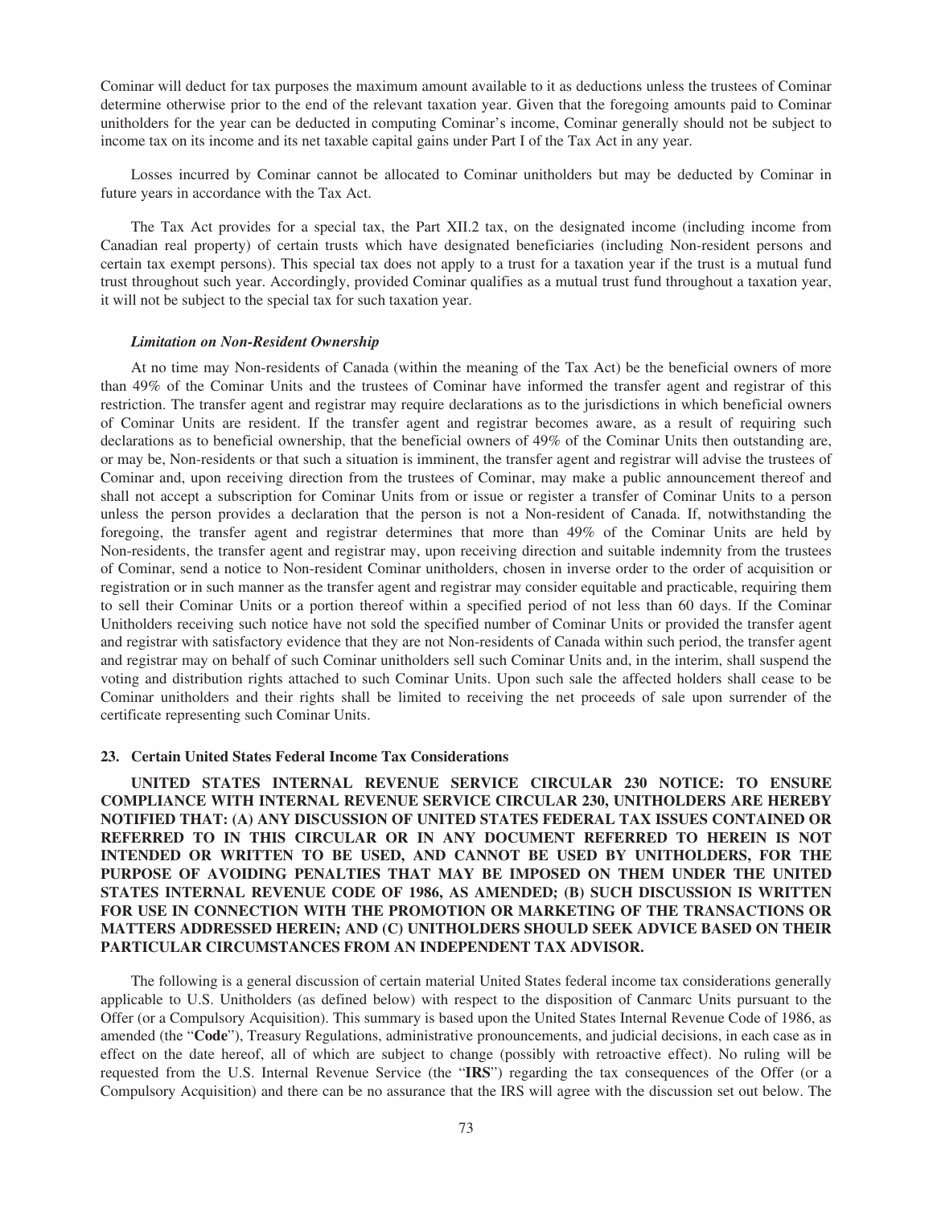Cominar will deduct for tax purposes the maximum amount available to it as deductions unless the trustees of Cominar determine otherwise prior to the end of the relevant taxation year. Given that the foregoing amounts paid to Cominar unitholders for the year can be deducted in computing Cominar's income, Cominar generally should not be subject to income tax on its income and its net taxable capital gains under Part I of the Tax Act in any year.

Losses incurred by Cominar cannot be allocated to Cominar unitholders but may be deducted by Cominar in future years in accordance with the Tax Act.

The Tax Act provides for a special tax, the Part XII.2 tax, on the designated income (including income from Canadian real property) of certain trusts which have designated beneficiaries (including Non-resident persons and certain tax exempt persons). This special tax does not apply to a trust for a taxation year if the trust is a mutual fund trust throughout such year. Accordingly, provided Cominar qualifies as a mutual trust fund throughout a taxation year, it will not be subject to the special tax for such taxation year.

***Limitation on Non-Resident Ownership***

At no time may Non-residents of Canada (within the meaning of the Tax Act) be the beneficial owners of more than 49% of the Cominar Units and the trustees of Cominar have informed the transfer agent and registrar of this restriction. The transfer agent and registrar may require declarations as to the jurisdictions in which beneficial owners of Cominar Units are resident. If the transfer agent and registrar becomes aware, as a result of requiring such declarations as to beneficial ownership, that the beneficial owners of 49% of the Cominar Units then outstanding are, or may be, Non-residents or that such a situation is imminent, the transfer agent and registrar will advise the trustees of Cominar and, upon receiving direction from the trustees of Cominar, may make a public announcement thereof and shall not accept a subscription for Cominar Units from or issue or register a transfer of Cominar Units to a person unless the person provides a declaration that the person is not a Non-resident of Canada. If, notwithstanding the foregoing, the transfer agent and registrar determines that more than 49% of the Cominar Units are held by Non-residents, the transfer agent and registrar may, upon receiving direction and suitable indemnity from the trustees of Cominar, send a notice to Non-resident Cominar unitholders, chosen in inverse order to the order of acquisition or registration or in such manner as the transfer agent and registrar may consider equitable and practicable, requiring them to sell their Cominar Units or a portion thereof within a specified period of not less than 60 days. If the Cominar Unitholders receiving such notice have not sold the specified number of Cominar Units or provided the transfer agent and registrar with satisfactory evidence that they are not Non-residents of Canada within such period, the transfer agent and registrar may on behalf of such Cominar unitholders sell such Cominar Units and, in the interim, shall suspend the voting and distribution rights attached to such Cominar Units. Upon such sale the affected holders shall cease to be Cominar unitholders and their rights shall be limited to receiving the net proceeds of sale upon surrender of the certificate representing such Cominar Units.

## 23. Certain United States Federal Income Tax Considerations

**UNITED STATES INTERNAL REVENUE SERVICE CIRCULAR 230 NOTICE: TO ENSURE COMPLIANCE WITH INTERNAL REVENUE SERVICE CIRCULAR 230, UNITHOLDERS ARE HEREBY NOTIFIED THAT: (A) ANY DISCUSSION OF UNITED STATES FEDERAL TAX ISSUES CONTAINED OR REFERRED TO IN THIS CIRCULAR OR IN ANY DOCUMENT REFERRED TO HEREIN IS NOT INTENDED OR WRITTEN TO BE USED, AND CANNOT BE USED BY UNITHOLDERS, FOR THE PURPOSE OF AVOIDING PENALTIES THAT MAY BE IMPOSED ON THEM UNDER THE UNITED STATES INTERNAL REVENUE CODE OF 1986, AS AMENDED; (B) SUCH DISCUSSION IS WRITTEN FOR USE IN CONNECTION WITH THE PROMOTION OR MARKETING OF THE TRANSACTIONS OR MATTERS ADDRESSED HEREIN; AND (C) UNITHOLDERS SHOULD SEEK ADVICE BASED ON THEIR PARTICULAR CIRCUMSTANCES FROM AN INDEPENDENT TAX ADVISOR.**

The following is a general discussion of certain material United States federal income tax considerations generally applicable to U.S. Unitholders (as defined below) with respect to the disposition of Canmarc Units pursuant to the Offer (or a Compulsory Acquisition). This summary is based upon the United States Internal Revenue Code of 1986, as amended (the "**Code**"), Treasury Regulations, administrative pronouncements, and judicial decisions, in each case as in effect on the date hereof, all of which are subject to change (possibly with retroactive effect). No ruling will be requested from the U.S. Internal Revenue Service (the "**IRS**") regarding the tax consequences of the Offer (or a Compulsory Acquisition) and there can be no assurance that the IRS will agree with the discussion set out below. The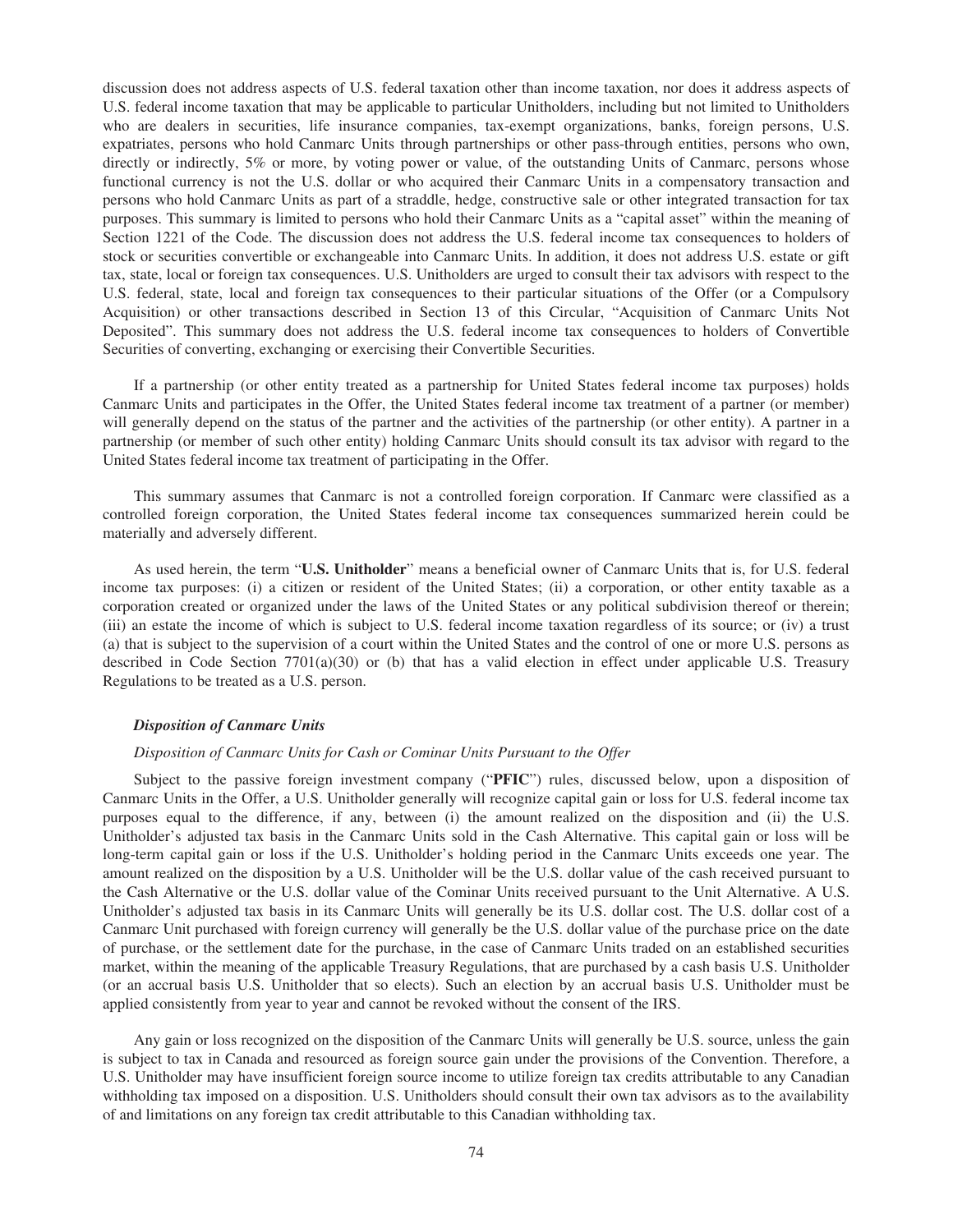discussion does not address aspects of U.S. federal taxation other than income taxation, nor does it address aspects of U.S. federal income taxation that may be applicable to particular Unitholders, including but not limited to Unitholders who are dealers in securities, life insurance companies, tax-exempt organizations, banks, foreign persons, U.S. expatriates, persons who hold Canmarc Units through partnerships or other pass-through entities, persons who own, directly or indirectly, 5% or more, by voting power or value, of the outstanding Units of Canmarc, persons whose functional currency is not the U.S. dollar or who acquired their Canmarc Units in a compensatory transaction and persons who hold Canmarc Units as part of a straddle, hedge, constructive sale or other integrated transaction for tax purposes. This summary is limited to persons who hold their Canmarc Units as a "capital asset" within the meaning of Section 1221 of the Code. The discussion does not address the U.S. federal income tax consequences to holders of stock or securities convertible or exchangeable into Canmarc Units. In addition, it does not address U.S. estate or gift tax, state, local or foreign tax consequences. U.S. Unitholders are urged to consult their tax advisors with respect to the U.S. federal, state, local and foreign tax consequences to their particular situations of the Offer (or a Compulsory Acquisition) or other transactions described in Section 13 of this Circular, "Acquisition of Canmarc Units Not Deposited". This summary does not address the U.S. federal income tax consequences to holders of Convertible Securities of converting, exchanging or exercising their Convertible Securities.

If a partnership (or other entity treated as a partnership for United States federal income tax purposes) holds Canmarc Units and participates in the Offer, the United States federal income tax treatment of a partner (or member) will generally depend on the status of the partner and the activities of the partnership (or other entity). A partner in a partnership (or member of such other entity) holding Canmarc Units should consult its tax advisor with regard to the United States federal income tax treatment of participating in the Offer.

This summary assumes that Canmarc is not a controlled foreign corporation. If Canmarc were classified as a controlled foreign corporation, the United States federal income tax consequences summarized herein could be materially and adversely different.

As used herein, the term "**U.S. Unitholder**" means a beneficial owner of Canmarc Units that is, for U.S. federal income tax purposes: (i) a citizen or resident of the United States; (ii) a corporation, or other entity taxable as a corporation created or organized under the laws of the United States or any political subdivision thereof or therein; (iii) an estate the income of which is subject to U.S. federal income taxation regardless of its source; or (iv) a trust (a) that is subject to the supervision of a court within the United States and the control of one or more U.S. persons as described in Code Section 7701(a)(30) or (b) that has a valid election in effect under applicable U.S. Treasury Regulations to be treated as a U.S. person.

### *Disposition of Canmarc Units*

*Disposition of Canmarc Units for Cash or Cominar Units Pursuant to the Offer*

Subject to the passive foreign investment company ("**PFIC**") rules, discussed below, upon a disposition of Canmarc Units in the Offer, a U.S. Unitholder generally will recognize capital gain or loss for U.S. federal income tax purposes equal to the difference, if any, between (i) the amount realized on the disposition and (ii) the U.S. Unitholder's adjusted tax basis in the Canmarc Units sold in the Cash Alternative. This capital gain or loss will be long-term capital gain or loss if the U.S. Unitholder's holding period in the Canmarc Units exceeds one year. The amount realized on the disposition by a U.S. Unitholder will be the U.S. dollar value of the cash received pursuant to the Cash Alternative or the U.S. dollar value of the Cominar Units received pursuant to the Unit Alternative. A U.S. Unitholder's adjusted tax basis in its Canmarc Units will generally be its U.S. dollar cost. The U.S. dollar cost of a Canmarc Unit purchased with foreign currency will generally be the U.S. dollar value of the purchase price on the date of purchase, or the settlement date for the purchase, in the case of Canmarc Units traded on an established securities market, within the meaning of the applicable Treasury Regulations, that are purchased by a cash basis U.S. Unitholder (or an accrual basis U.S. Unitholder that so elects). Such an election by an accrual basis U.S. Unitholder must be applied consistently from year to year and cannot be revoked without the consent of the IRS.

Any gain or loss recognized on the disposition of the Canmarc Units will generally be U.S. source, unless the gain is subject to tax in Canada and resourced as foreign source gain under the provisions of the Convention. Therefore, a U.S. Unitholder may have insufficient foreign source income to utilize foreign tax credits attributable to any Canadian withholding tax imposed on a disposition. U.S. Unitholders should consult their own tax advisors as to the availability of and limitations on any foreign tax credit attributable to this Canadian withholding tax.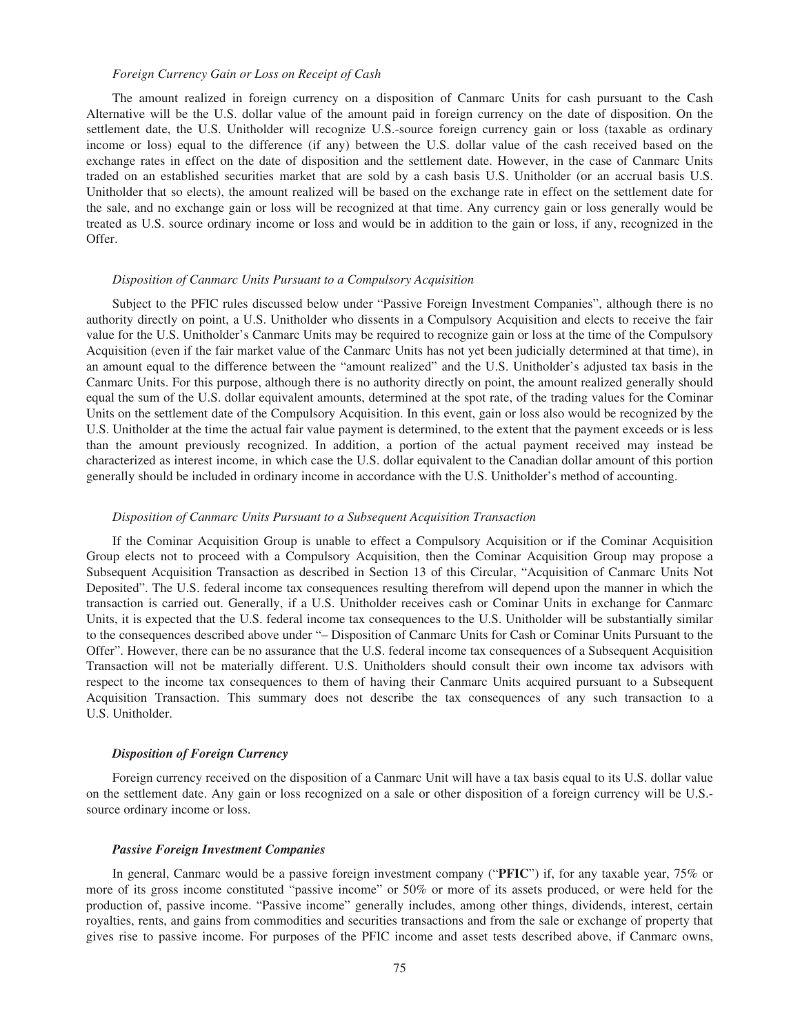*Foreign Currency Gain or Loss on Receipt of Cash*

The amount realized in foreign currency on a disposition of Canmarc Units for cash pursuant to the Cash Alternative will be the U.S. dollar value of the amount paid in foreign currency on the date of disposition. On the settlement date, the U.S. Unitholder will recognize U.S.-source foreign currency gain or loss (taxable as ordinary income or loss) equal to the difference (if any) between the U.S. dollar value of the cash received based on the exchange rates in effect on the date of disposition and the settlement date. However, in the case of Canmarc Units traded on an established securities market that are sold by a cash basis U.S. Unitholder (or an accrual basis U.S. Unitholder that so elects), the amount realized will be based on the exchange rate in effect on the settlement date for the sale, and no exchange gain or loss will be recognized at that time. Any currency gain or loss generally would be treated as U.S. source ordinary income or loss and would be in addition to the gain or loss, if any, recognized in the Offer.

*Disposition of Canmarc Units Pursuant to a Compulsory Acquisition*

Subject to the PFIC rules discussed below under "Passive Foreign Investment Companies", although there is no authority directly on point, a U.S. Unitholder who dissents in a Compulsory Acquisition and elects to receive the fair value for the U.S. Unitholder's Canmarc Units may be required to recognize gain or loss at the time of the Compulsory Acquisition (even if the fair market value of the Canmarc Units has not yet been judicially determined at that time), in an amount equal to the difference between the "amount realized" and the U.S. Unitholder's adjusted tax basis in the Canmarc Units. For this purpose, although there is no authority directly on point, the amount realized generally should equal the sum of the U.S. dollar equivalent amounts, determined at the spot rate, of the trading values for the Cominar Units on the settlement date of the Compulsory Acquisition. In this event, gain or loss also would be recognized by the U.S. Unitholder at the time the actual fair value payment is determined, to the extent that the payment exceeds or is less than the amount previously recognized. In addition, a portion of the actual payment received may instead be characterized as interest income, in which case the U.S. dollar equivalent to the Canadian dollar amount of this portion generally should be included in ordinary income in accordance with the U.S. Unitholder's method of accounting.

*Disposition of Canmarc Units Pursuant to a Subsequent Acquisition Transaction*

If the Cominar Acquisition Group is unable to effect a Compulsory Acquisition or if the Cominar Acquisition Group elects not to proceed with a Compulsory Acquisition, then the Cominar Acquisition Group may propose a Subsequent Acquisition Transaction as described in Section 13 of this Circular, "Acquisition of Canmarc Units Not Deposited". The U.S. federal income tax consequences resulting therefrom will depend upon the manner in which the transaction is carried out. Generally, if a U.S. Unitholder receives cash or Cominar Units in exchange for Canmarc Units, it is expected that the U.S. federal income tax consequences to the U.S. Unitholder will be substantially similar to the consequences described above under "– Disposition of Canmarc Units for Cash or Cominar Units Pursuant to the Offer". However, there can be no assurance that the U.S. federal income tax consequences of a Subsequent Acquisition Transaction will not be materially different. U.S. Unitholders should consult their own income tax advisors with respect to the income tax consequences to them of having their Canmarc Units acquired pursuant to a Subsequent Acquisition Transaction. This summary does not describe the tax consequences of any such transaction to a U.S. Unitholder.

***Disposition of Foreign Currency***

Foreign currency received on the disposition of a Canmarc Unit will have a tax basis equal to its U.S. dollar value on the settlement date. Any gain or loss recognized on a sale or other disposition of a foreign currency will be U.S.-source ordinary income or loss.

***Passive Foreign Investment Companies***

In general, Canmarc would be a passive foreign investment company ("**PFIC**") if, for any taxable year, 75% or more of its gross income constituted "passive income" or 50% or more of its assets produced, or were held for the production of, passive income. "Passive income" generally includes, among other things, dividends, interest, certain royalties, rents, and gains from commodities and securities transactions and from the sale or exchange of property that gives rise to passive income. For purposes of the PFIC income and asset tests described above, if Canmarc owns,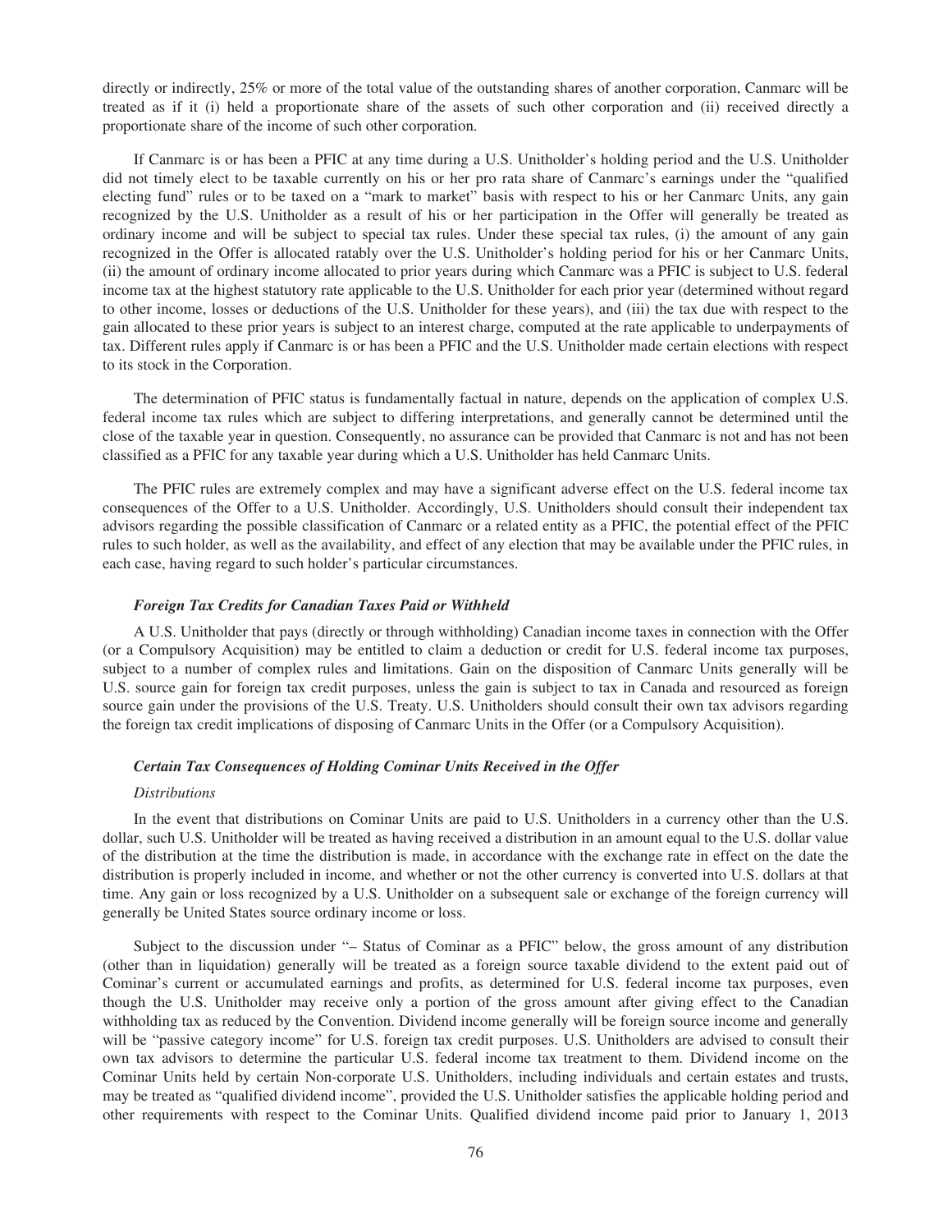directly or indirectly, 25% or more of the total value of the outstanding shares of another corporation, Canmarc will be treated as if it (i) held a proportionate share of the assets of such other corporation and (ii) received directly a proportionate share of the income of such other corporation.

If Canmarc is or has been a PFIC at any time during a U.S. Unitholder's holding period and the U.S. Unitholder did not timely elect to be taxable currently on his or her pro rata share of Canmarc's earnings under the "qualified electing fund" rules or to be taxed on a "mark to market" basis with respect to his or her Canmarc Units, any gain recognized by the U.S. Unitholder as a result of his or her participation in the Offer will generally be treated as ordinary income and will be subject to special tax rules. Under these special tax rules, (i) the amount of any gain recognized in the Offer is allocated ratably over the U.S. Unitholder's holding period for his or her Canmarc Units, (ii) the amount of ordinary income allocated to prior years during which Canmarc was a PFIC is subject to U.S. federal income tax at the highest statutory rate applicable to the U.S. Unitholder for each prior year (determined without regard to other income, losses or deductions of the U.S. Unitholder for these years), and (iii) the tax due with respect to the gain allocated to these prior years is subject to an interest charge, computed at the rate applicable to underpayments of tax. Different rules apply if Canmarc is or has been a PFIC and the U.S. Unitholder made certain elections with respect to its stock in the Corporation.

The determination of PFIC status is fundamentally factual in nature, depends on the application of complex U.S. federal income tax rules which are subject to differing interpretations, and generally cannot be determined until the close of the taxable year in question. Consequently, no assurance can be provided that Canmarc is not and has not been classified as a PFIC for any taxable year during which a U.S. Unitholder has held Canmarc Units.

The PFIC rules are extremely complex and may have a significant adverse effect on the U.S. federal income tax consequences of the Offer to a U.S. Unitholder. Accordingly, U.S. Unitholders should consult their independent tax advisors regarding the possible classification of Canmarc or a related entity as a PFIC, the potential effect of the PFIC rules to such holder, as well as the availability, and effect of any election that may be available under the PFIC rules, in each case, having regard to such holder's particular circumstances.

***Foreign Tax Credits for Canadian Taxes Paid or Withheld***

A U.S. Unitholder that pays (directly or through withholding) Canadian income taxes in connection with the Offer (or a Compulsory Acquisition) may be entitled to claim a deduction or credit for U.S. federal income tax purposes, subject to a number of complex rules and limitations. Gain on the disposition of Canmarc Units generally will be U.S. source gain for foreign tax credit purposes, unless the gain is subject to tax in Canada and resourced as foreign source gain under the provisions of the U.S. Treaty. U.S. Unitholders should consult their own tax advisors regarding the foreign tax credit implications of disposing of Canmarc Units in the Offer (or a Compulsory Acquisition).

***Certain Tax Consequences of Holding Cominar Units Received in the Offer***

*Distributions*

In the event that distributions on Cominar Units are paid to U.S. Unitholders in a currency other than the U.S. dollar, such U.S. Unitholder will be treated as having received a distribution in an amount equal to the U.S. dollar value of the distribution at the time the distribution is made, in accordance with the exchange rate in effect on the date the distribution is properly included in income, and whether or not the other currency is converted into U.S. dollars at that time. Any gain or loss recognized by a U.S. Unitholder on a subsequent sale or exchange of the foreign currency will generally be United States source ordinary income or loss.

Subject to the discussion under "– Status of Cominar as a PFIC" below, the gross amount of any distribution (other than in liquidation) generally will be treated as a foreign source taxable dividend to the extent paid out of Cominar's current or accumulated earnings and profits, as determined for U.S. federal income tax purposes, even though the U.S. Unitholder may receive only a portion of the gross amount after giving effect to the Canadian withholding tax as reduced by the Convention. Dividend income generally will be foreign source income and generally will be "passive category income" for U.S. foreign tax credit purposes. U.S. Unitholders are advised to consult their own tax advisors to determine the particular U.S. federal income tax treatment to them. Dividend income on the Cominar Units held by certain Non-corporate U.S. Unitholders, including individuals and certain estates and trusts, may be treated as "qualified dividend income", provided the U.S. Unitholder satisfies the applicable holding period and other requirements with respect to the Cominar Units. Qualified dividend income paid prior to January 1, 2013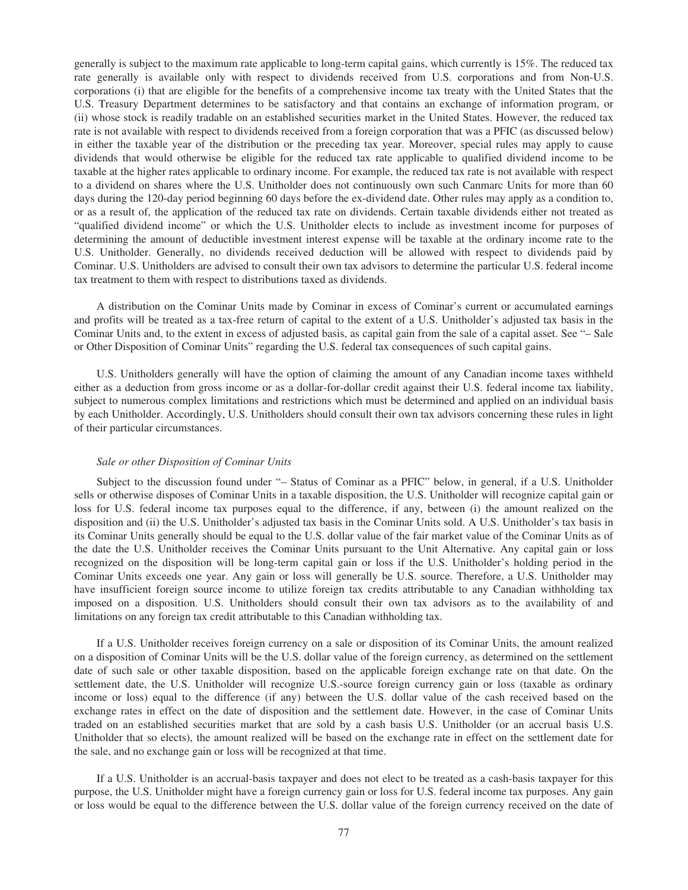generally is subject to the maximum rate applicable to long-term capital gains, which currently is 15%. The reduced tax rate generally is available only with respect to dividends received from U.S. corporations and from Non-U.S. corporations (i) that are eligible for the benefits of a comprehensive income tax treaty with the United States that the U.S. Treasury Department determines to be satisfactory and that contains an exchange of information program, or (ii) whose stock is readily tradable on an established securities market in the United States. However, the reduced tax rate is not available with respect to dividends received from a foreign corporation that was a PFIC (as discussed below) in either the taxable year of the distribution or the preceding tax year. Moreover, special rules may apply to cause dividends that would otherwise be eligible for the reduced tax rate applicable to qualified dividend income to be taxable at the higher rates applicable to ordinary income. For example, the reduced tax rate is not available with respect to a dividend on shares where the U.S. Unitholder does not continuously own such Canmarc Units for more than 60 days during the 120-day period beginning 60 days before the ex-dividend date. Other rules may apply as a condition to, or as a result of, the application of the reduced tax rate on dividends. Certain taxable dividends either not treated as "qualified dividend income" or which the U.S. Unitholder elects to include as investment income for purposes of determining the amount of deductible investment interest expense will be taxable at the ordinary income rate to the U.S. Unitholder. Generally, no dividends received deduction will be allowed with respect to dividends paid by Cominar. U.S. Unitholders are advised to consult their own tax advisors to determine the particular U.S. federal income tax treatment to them with respect to distributions taxed as dividends.

A distribution on the Cominar Units made by Cominar in excess of Cominar's current or accumulated earnings and profits will be treated as a tax-free return of capital to the extent of a U.S. Unitholder's adjusted tax basis in the Cominar Units and, to the extent in excess of adjusted basis, as capital gain from the sale of a capital asset. See "– Sale or Other Disposition of Cominar Units" regarding the U.S. federal tax consequences of such capital gains.

U.S. Unitholders generally will have the option of claiming the amount of any Canadian income taxes withheld either as a deduction from gross income or as a dollar-for-dollar credit against their U.S. federal income tax liability, subject to numerous complex limitations and restrictions which must be determined and applied on an individual basis by each Unitholder. Accordingly, U.S. Unitholders should consult their own tax advisors concerning these rules in light of their particular circumstances.

*Sale or other Disposition of Cominar Units*

Subject to the discussion found under "– Status of Cominar as a PFIC" below, in general, if a U.S. Unitholder sells or otherwise disposes of Cominar Units in a taxable disposition, the U.S. Unitholder will recognize capital gain or loss for U.S. federal income tax purposes equal to the difference, if any, between (i) the amount realized on the disposition and (ii) the U.S. Unitholder's adjusted tax basis in the Cominar Units sold. A U.S. Unitholder's tax basis in its Cominar Units generally should be equal to the U.S. dollar value of the fair market value of the Cominar Units as of the date the U.S. Unitholder receives the Cominar Units pursuant to the Unit Alternative. Any capital gain or loss recognized on the disposition will be long-term capital gain or loss if the U.S. Unitholder's holding period in the Cominar Units exceeds one year. Any gain or loss will generally be U.S. source. Therefore, a U.S. Unitholder may have insufficient foreign source income to utilize foreign tax credits attributable to any Canadian withholding tax imposed on a disposition. U.S. Unitholders should consult their own tax advisors as to the availability of and limitations on any foreign tax credit attributable to this Canadian withholding tax.

If a U.S. Unitholder receives foreign currency on a sale or disposition of its Cominar Units, the amount realized on a disposition of Cominar Units will be the U.S. dollar value of the foreign currency, as determined on the settlement date of such sale or other taxable disposition, based on the applicable foreign exchange rate on that date. On the settlement date, the U.S. Unitholder will recognize U.S.-source foreign currency gain or loss (taxable as ordinary income or loss) equal to the difference (if any) between the U.S. dollar value of the cash received based on the exchange rates in effect on the date of disposition and the settlement date. However, in the case of Cominar Units traded on an established securities market that are sold by a cash basis U.S. Unitholder (or an accrual basis U.S. Unitholder that so elects), the amount realized will be based on the exchange rate in effect on the settlement date for the sale, and no exchange gain or loss will be recognized at that time.

If a U.S. Unitholder is an accrual-basis taxpayer and does not elect to be treated as a cash-basis taxpayer for this purpose, the U.S. Unitholder might have a foreign currency gain or loss for U.S. federal income tax purposes. Any gain or loss would be equal to the difference between the U.S. dollar value of the foreign currency received on the date of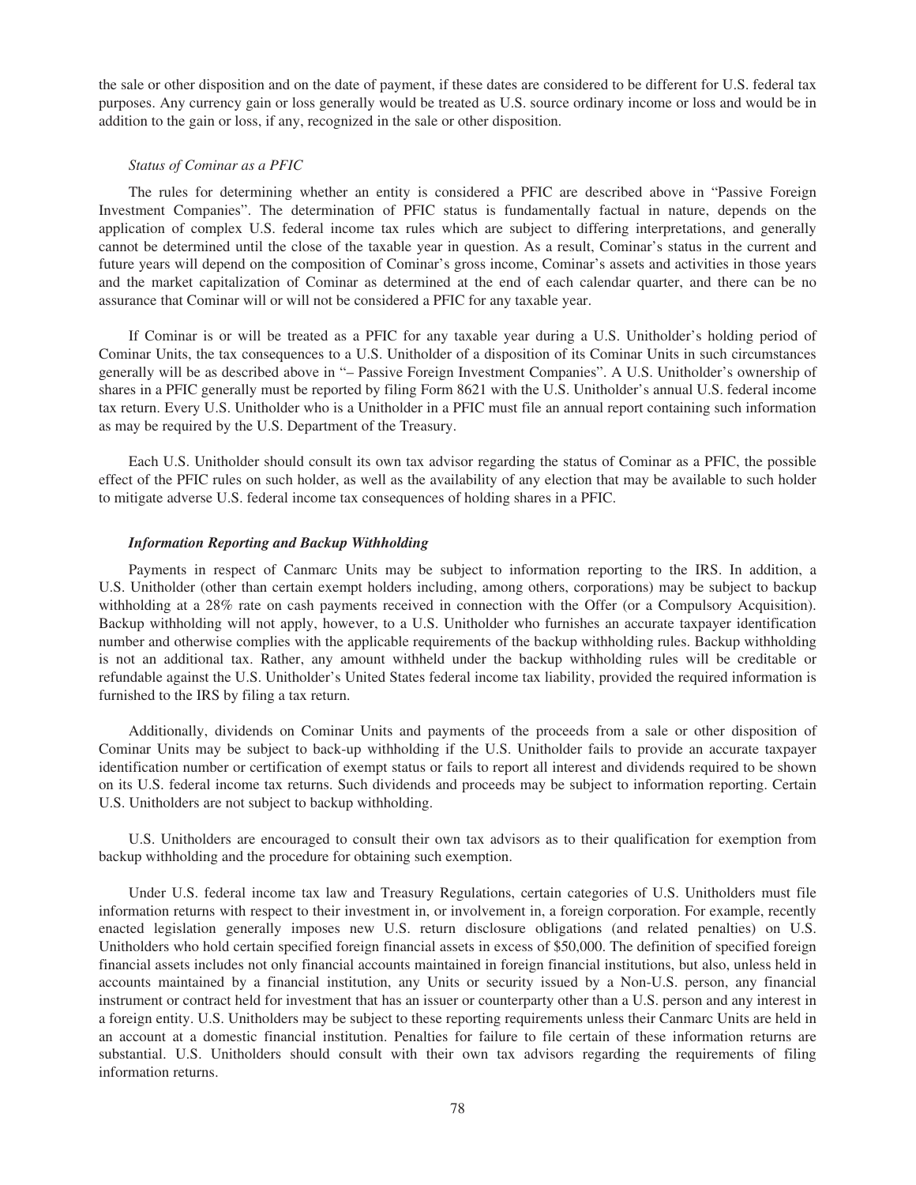the sale or other disposition and on the date of payment, if these dates are considered to be different for U.S. federal tax purposes. Any currency gain or loss generally would be treated as U.S. source ordinary income or loss and would be in addition to the gain or loss, if any, recognized in the sale or other disposition.

*Status of Cominar as a PFIC*

The rules for determining whether an entity is considered a PFIC are described above in "Passive Foreign Investment Companies". The determination of PFIC status is fundamentally factual in nature, depends on the application of complex U.S. federal income tax rules which are subject to differing interpretations, and generally cannot be determined until the close of the taxable year in question. As a result, Cominar's status in the current and future years will depend on the composition of Cominar's gross income, Cominar's assets and activities in those years and the market capitalization of Cominar as determined at the end of each calendar quarter, and there can be no assurance that Cominar will or will not be considered a PFIC for any taxable year.

If Cominar is or will be treated as a PFIC for any taxable year during a U.S. Unitholder's holding period of Cominar Units, the tax consequences to a U.S. Unitholder of a disposition of its Cominar Units in such circumstances generally will be as described above in "– Passive Foreign Investment Companies". A U.S. Unitholder's ownership of shares in a PFIC generally must be reported by filing Form 8621 with the U.S. Unitholder's annual U.S. federal income tax return. Every U.S. Unitholder who is a Unitholder in a PFIC must file an annual report containing such information as may be required by the U.S. Department of the Treasury.

Each U.S. Unitholder should consult its own tax advisor regarding the status of Cominar as a PFIC, the possible effect of the PFIC rules on such holder, as well as the availability of any election that may be available to such holder to mitigate adverse U.S. federal income tax consequences of holding shares in a PFIC.

***Information Reporting and Backup Withholding***

Payments in respect of Canmarc Units may be subject to information reporting to the IRS. In addition, a U.S. Unitholder (other than certain exempt holders including, among others, corporations) may be subject to backup withholding at a 28% rate on cash payments received in connection with the Offer (or a Compulsory Acquisition). Backup withholding will not apply, however, to a U.S. Unitholder who furnishes an accurate taxpayer identification number and otherwise complies with the applicable requirements of the backup withholding rules. Backup withholding is not an additional tax. Rather, any amount withheld under the backup withholding rules will be creditable or refundable against the U.S. Unitholder's United States federal income tax liability, provided the required information is furnished to the IRS by filing a tax return.

Additionally, dividends on Cominar Units and payments of the proceeds from a sale or other disposition of Cominar Units may be subject to back-up withholding if the U.S. Unitholder fails to provide an accurate taxpayer identification number or certification of exempt status or fails to report all interest and dividends required to be shown on its U.S. federal income tax returns. Such dividends and proceeds may be subject to information reporting. Certain U.S. Unitholders are not subject to backup withholding.

U.S. Unitholders are encouraged to consult their own tax advisors as to their qualification for exemption from backup withholding and the procedure for obtaining such exemption.

Under U.S. federal income tax law and Treasury Regulations, certain categories of U.S. Unitholders must file information returns with respect to their investment in, or involvement in, a foreign corporation. For example, recently enacted legislation generally imposes new U.S. return disclosure obligations (and related penalties) on U.S. Unitholders who hold certain specified foreign financial assets in excess of $50,000. The definition of specified foreign financial assets includes not only financial accounts maintained in foreign financial institutions, but also, unless held in accounts maintained by a financial institution, any Units or security issued by a Non-U.S. person, any financial instrument or contract held for investment that has an issuer or counterparty other than a U.S. person and any interest in a foreign entity. U.S. Unitholders may be subject to these reporting requirements unless their Canmarc Units are held in an account at a domestic financial institution. Penalties for failure to file certain of these information returns are substantial. U.S. Unitholders should consult with their own tax advisors regarding the requirements of filing information returns.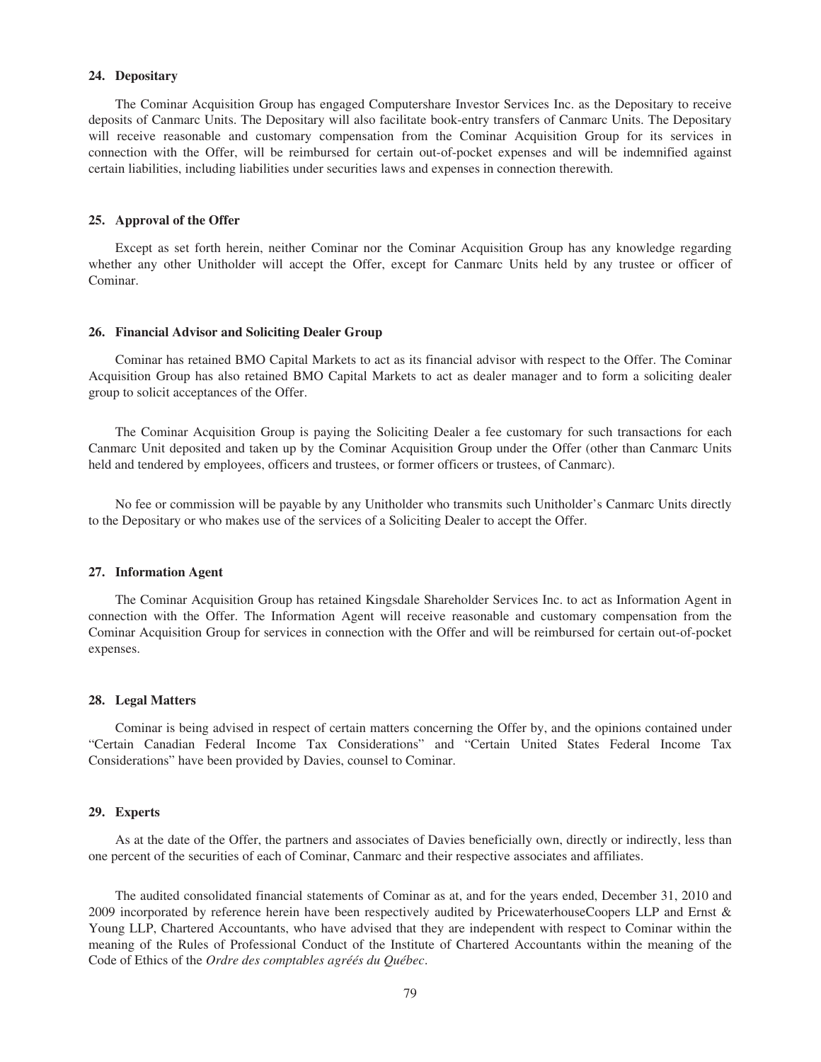### 24. Depositary

The Cominar Acquisition Group has engaged Computershare Investor Services Inc. as the Depositary to receive deposits of Canmarc Units. The Depositary will also facilitate book-entry transfers of Canmarc Units. The Depositary will receive reasonable and customary compensation from the Cominar Acquisition Group for its services in connection with the Offer, will be reimbursed for certain out-of-pocket expenses and will be indemnified against certain liabilities, including liabilities under securities laws and expenses in connection therewith.

### 25. Approval of the Offer

Except as set forth herein, neither Cominar nor the Cominar Acquisition Group has any knowledge regarding whether any other Unitholder will accept the Offer, except for Canmarc Units held by any trustee or officer of Cominar.

### 26. Financial Advisor and Soliciting Dealer Group

Cominar has retained BMO Capital Markets to act as its financial advisor with respect to the Offer. The Cominar Acquisition Group has also retained BMO Capital Markets to act as dealer manager and to form a soliciting dealer group to solicit acceptances of the Offer.

The Cominar Acquisition Group is paying the Soliciting Dealer a fee customary for such transactions for each Canmarc Unit deposited and taken up by the Cominar Acquisition Group under the Offer (other than Canmarc Units held and tendered by employees, officers and trustees, or former officers or trustees, of Canmarc).

No fee or commission will be payable by any Unitholder who transmits such Unitholder's Canmarc Units directly to the Depositary or who makes use of the services of a Soliciting Dealer to accept the Offer.

### 27. Information Agent

The Cominar Acquisition Group has retained Kingsdale Shareholder Services Inc. to act as Information Agent in connection with the Offer. The Information Agent will receive reasonable and customary compensation from the Cominar Acquisition Group for services in connection with the Offer and will be reimbursed for certain out-of-pocket expenses.

### 28. Legal Matters

Cominar is being advised in respect of certain matters concerning the Offer by, and the opinions contained under "Certain Canadian Federal Income Tax Considerations" and "Certain United States Federal Income Tax Considerations" have been provided by Davies, counsel to Cominar.

### 29. Experts

As at the date of the Offer, the partners and associates of Davies beneficially own, directly or indirectly, less than one percent of the securities of each of Cominar, Canmarc and their respective associates and affiliates.

The audited consolidated financial statements of Cominar as at, and for the years ended, December 31, 2010 and 2009 incorporated by reference herein have been respectively audited by PricewaterhouseCoopers LLP and Ernst & Young LLP, Chartered Accountants, who have advised that they are independent with respect to Cominar within the meaning of the Rules of Professional Conduct of the Institute of Chartered Accountants within the meaning of the Code of Ethics of the *Ordre des comptables agréés du Québec*.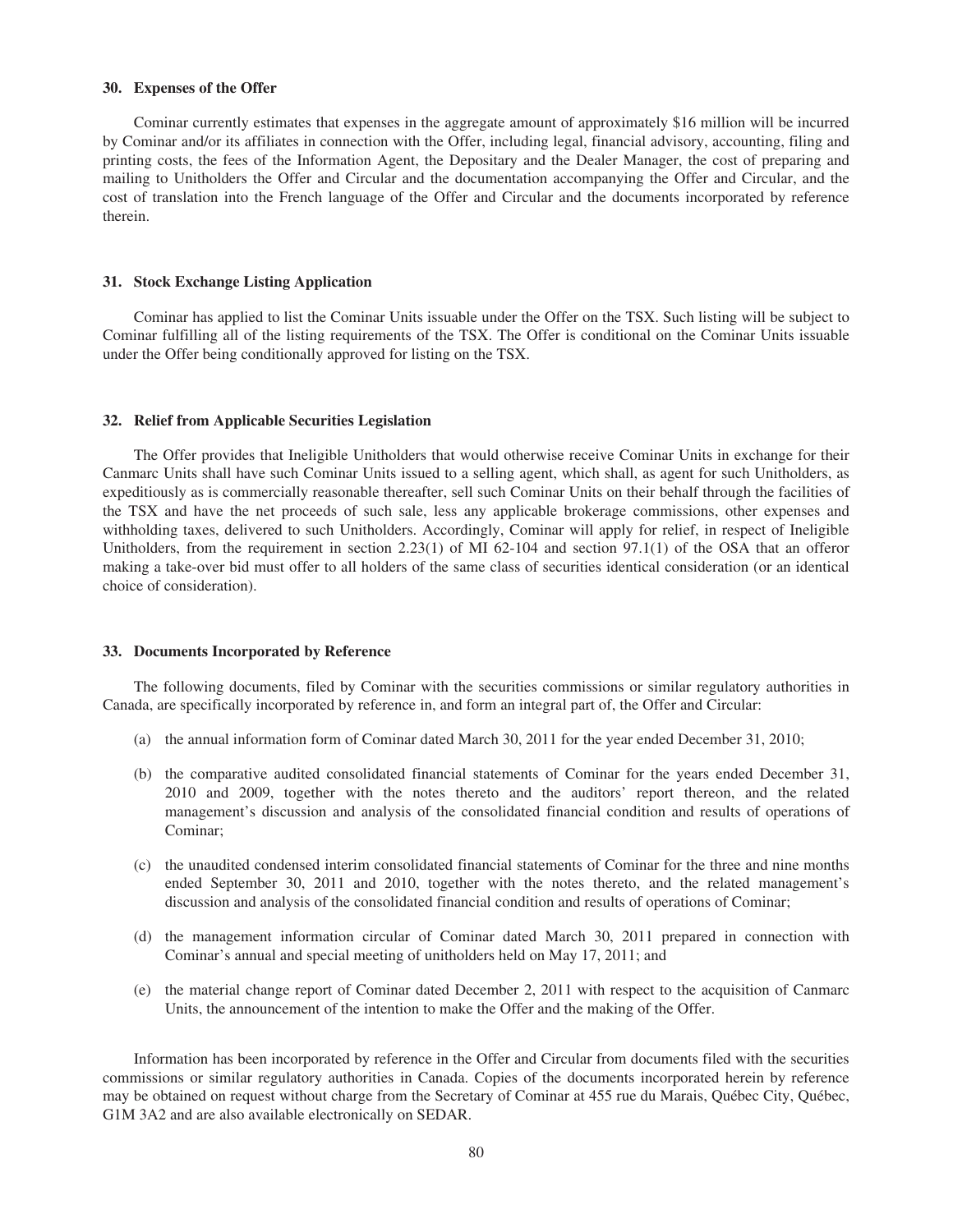### 30. Expenses of the Offer

Cominar currently estimates that expenses in the aggregate amount of approximately $16 million will be incurred by Cominar and/or its affiliates in connection with the Offer, including legal, financial advisory, accounting, filing and printing costs, the fees of the Information Agent, the Depositary and the Dealer Manager, the cost of preparing and mailing to Unitholders the Offer and Circular and the documentation accompanying the Offer and Circular, and the cost of translation into the French language of the Offer and Circular and the documents incorporated by reference therein.

### 31. Stock Exchange Listing Application

Cominar has applied to list the Cominar Units issuable under the Offer on the TSX. Such listing will be subject to Cominar fulfilling all of the listing requirements of the TSX. The Offer is conditional on the Cominar Units issuable under the Offer being conditionally approved for listing on the TSX.

### 32. Relief from Applicable Securities Legislation

The Offer provides that Ineligible Unitholders that would otherwise receive Cominar Units in exchange for their Canmarc Units shall have such Cominar Units issued to a selling agent, which shall, as agent for such Unitholders, as expeditiously as is commercially reasonable thereafter, sell such Cominar Units on their behalf through the facilities of the TSX and have the net proceeds of such sale, less any applicable brokerage commissions, other expenses and withholding taxes, delivered to such Unitholders. Accordingly, Cominar will apply for relief, in respect of Ineligible Unitholders, from the requirement in section 2.23(1) of MI 62-104 and section 97.1(1) of the OSA that an offeror making a take-over bid must offer to all holders of the same class of securities identical consideration (or an identical choice of consideration).

### 33. Documents Incorporated by Reference

The following documents, filed by Cominar with the securities commissions or similar regulatory authorities in Canada, are specifically incorporated by reference in, and form an integral part of, the Offer and Circular:

(a) the annual information form of Cominar dated March 30, 2011 for the year ended December 31, 2010;

(b) the comparative audited consolidated financial statements of Cominar for the years ended December 31, 2010 and 2009, together with the notes thereto and the auditors' report thereon, and the related management's discussion and analysis of the consolidated financial condition and results of operations of Cominar;

(c) the unaudited condensed interim consolidated financial statements of Cominar for the three and nine months ended September 30, 2011 and 2010, together with the notes thereto, and the related management's discussion and analysis of the consolidated financial condition and results of operations of Cominar;

(d) the management information circular of Cominar dated March 30, 2011 prepared in connection with Cominar's annual and special meeting of unitholders held on May 17, 2011; and

(e) the material change report of Cominar dated December 2, 2011 with respect to the acquisition of Canmarc Units, the announcement of the intention to make the Offer and the making of the Offer.

Information has been incorporated by reference in the Offer and Circular from documents filed with the securities commissions or similar regulatory authorities in Canada. Copies of the documents incorporated herein by reference may be obtained on request without charge from the Secretary of Cominar at 455 rue du Marais, Québec City, Québec, G1M 3A2 and are also available electronically on SEDAR.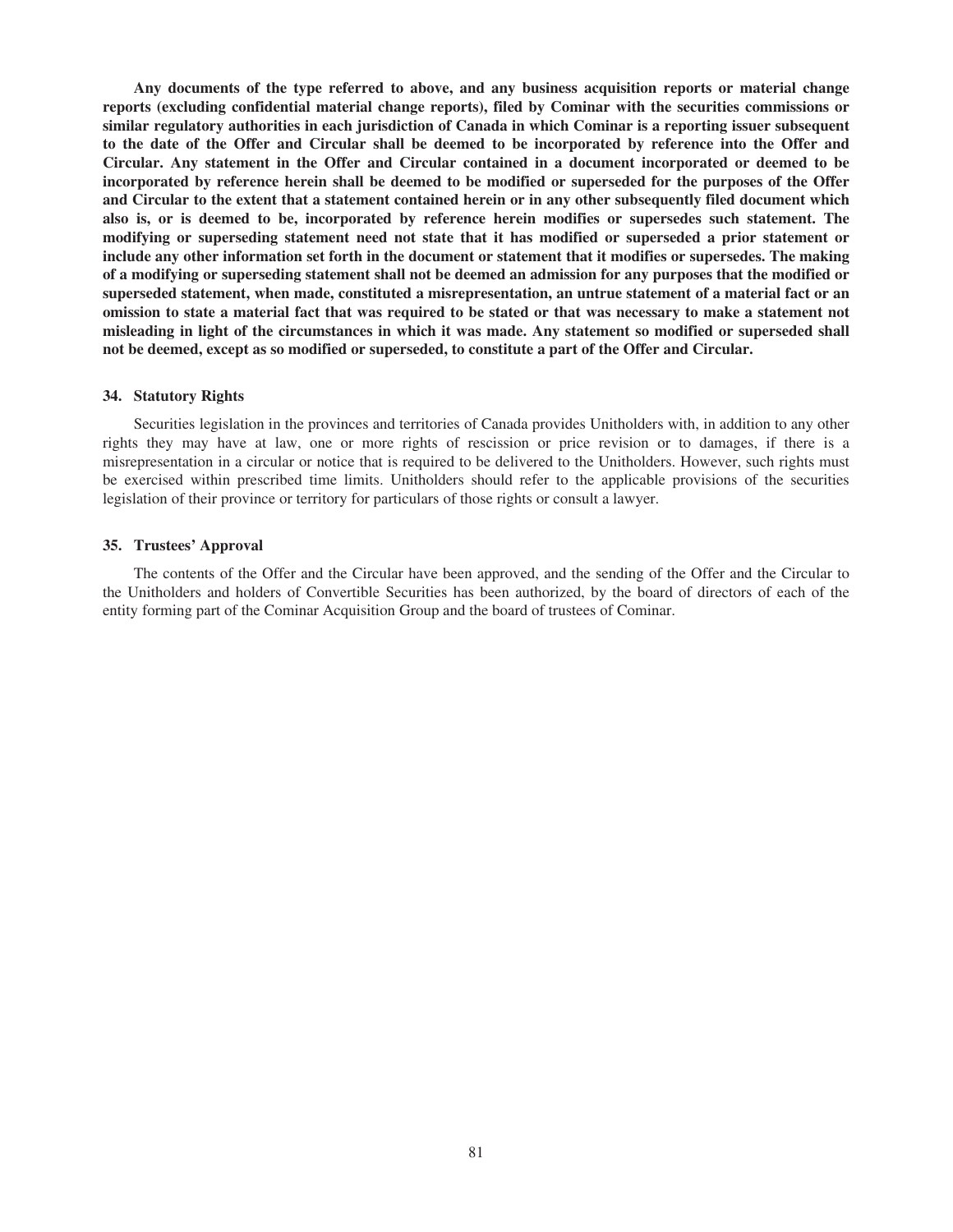**Any documents of the type referred to above, and any business acquisition reports or material change reports (excluding confidential material change reports), filed by Cominar with the securities commissions or similar regulatory authorities in each jurisdiction of Canada in which Cominar is a reporting issuer subsequent to the date of the Offer and Circular shall be deemed to be incorporated by reference into the Offer and Circular. Any statement in the Offer and Circular contained in a document incorporated or deemed to be incorporated by reference herein shall be deemed to be modified or superseded for the purposes of the Offer and Circular to the extent that a statement contained herein or in any other subsequently filed document which also is, or is deemed to be, incorporated by reference herein modifies or supersedes such statement. The modifying or superseding statement need not state that it has modified or superseded a prior statement or include any other information set forth in the document or statement that it modifies or supersedes. The making of a modifying or superseding statement shall not be deemed an admission for any purposes that the modified or superseded statement, when made, constituted a misrepresentation, an untrue statement of a material fact or an omission to state a material fact that was required to be stated or that was necessary to make a statement not misleading in light of the circumstances in which it was made. Any statement so modified or superseded shall not be deemed, except as so modified or superseded, to constitute a part of the Offer and Circular.**

### 34. Statutory Rights

Securities legislation in the provinces and territories of Canada provides Unitholders with, in addition to any other rights they may have at law, one or more rights of rescission or price revision or to damages, if there is a misrepresentation in a circular or notice that is required to be delivered to the Unitholders. However, such rights must be exercised within prescribed time limits. Unitholders should refer to the applicable provisions of the securities legislation of their province or territory for particulars of those rights or consult a lawyer.

### 35. Trustees' Approval

The contents of the Offer and the Circular have been approved, and the sending of the Offer and the Circular to the Unitholders and holders of Convertible Securities has been authorized, by the board of directors of each of the entity forming part of the Cominar Acquisition Group and the board of trustees of Cominar.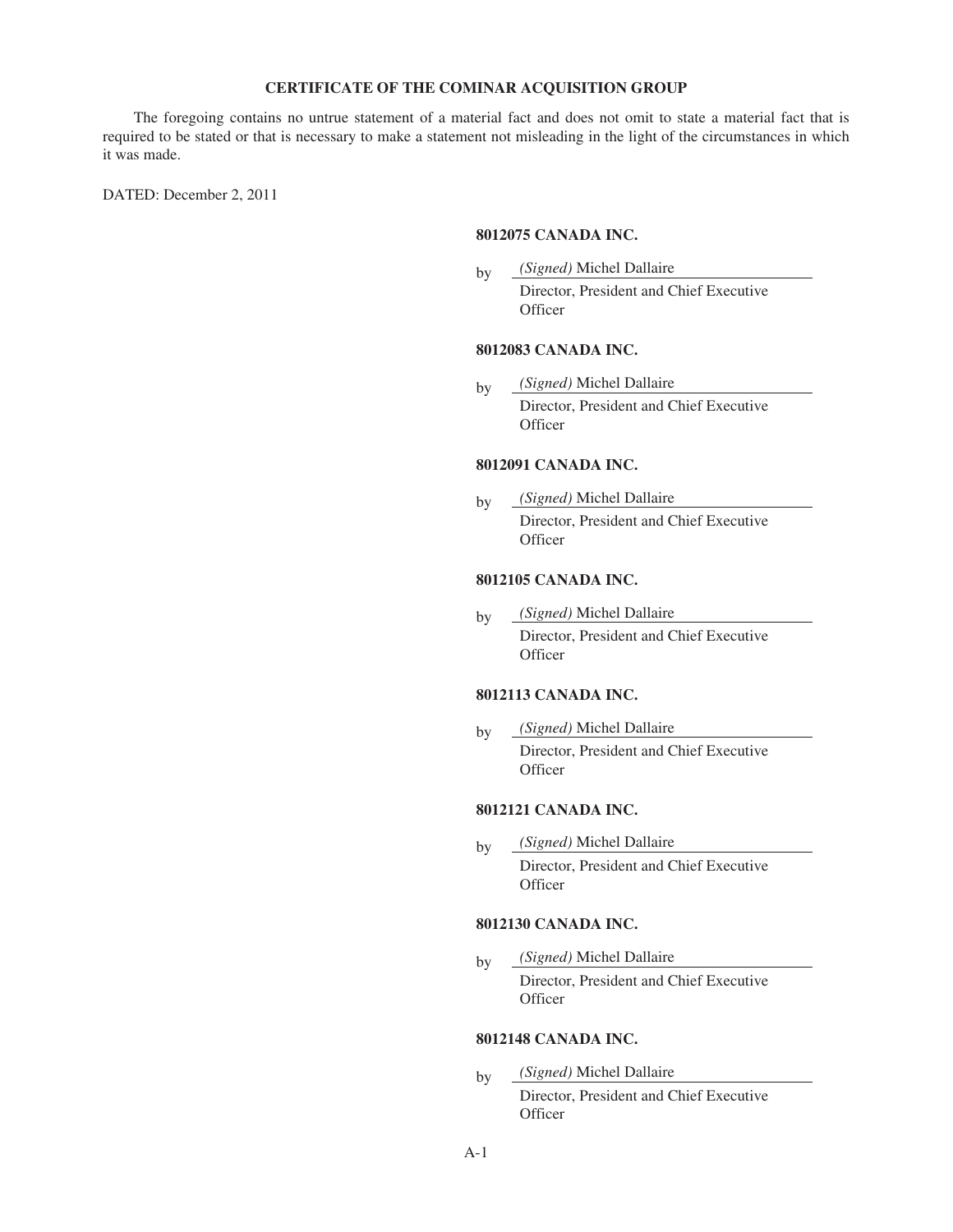**CERTIFICATE OF THE COMINAR ACQUISITION GROUP**

The foregoing contains no untrue statement of a material fact and does not omit to state a material fact that is required to be stated or that is necessary to make a statement not misleading in the light of the circumstances in which it was made.

DATED: December 2, 2011

**8012075 CANADA INC.**

by *(Signed)* Michel Dallaire
Director, President and Chief Executive Officer

**8012083 CANADA INC.**

by *(Signed)* Michel Dallaire
Director, President and Chief Executive Officer

**8012091 CANADA INC.**

by *(Signed)* Michel Dallaire
Director, President and Chief Executive Officer

**8012105 CANADA INC.**

by *(Signed)* Michel Dallaire
Director, President and Chief Executive Officer

**8012113 CANADA INC.**

by *(Signed)* Michel Dallaire
Director, President and Chief Executive Officer

**8012121 CANADA INC.**

by *(Signed)* Michel Dallaire
Director, President and Chief Executive Officer

**8012130 CANADA INC.**

by *(Signed)* Michel Dallaire
Director, President and Chief Executive Officer

**8012148 CANADA INC.**

by *(Signed)* Michel Dallaire
Director, President and Chief Executive Officer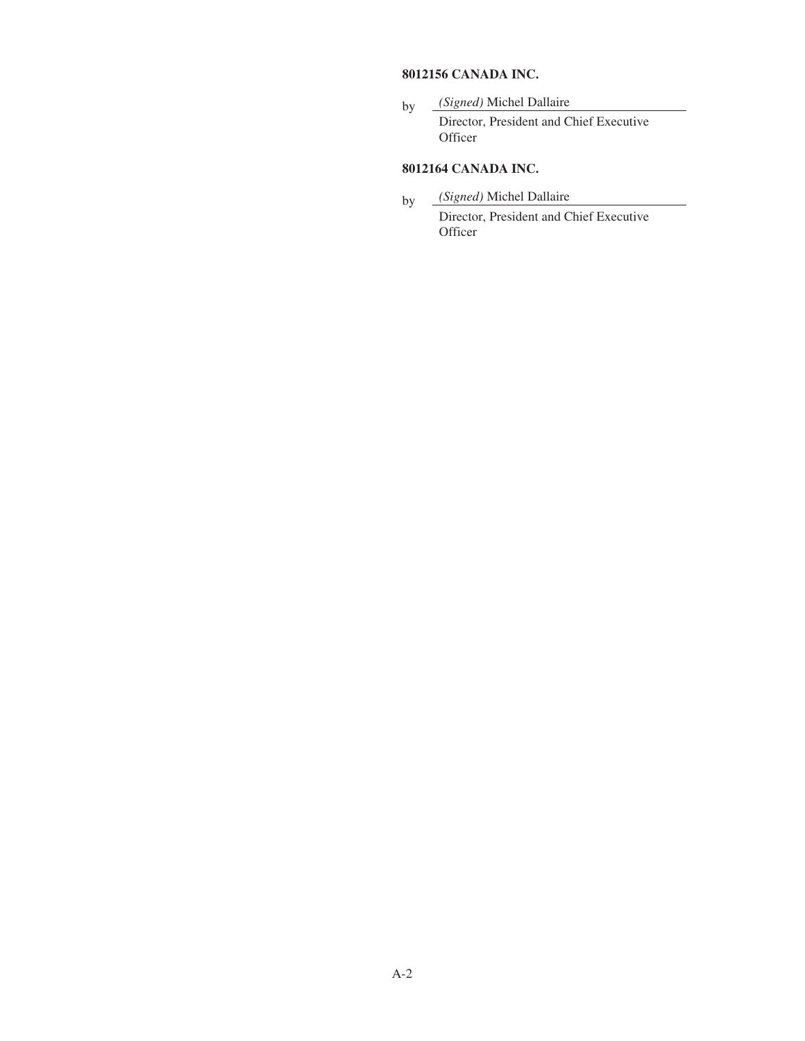**8012156 CANADA INC.**

by *(Signed)* Michel Dallaire

Director, President and Chief Executive Officer

**8012164 CANADA INC.**

by *(Signed)* Michel Dallaire

Director, President and Chief Executive Officer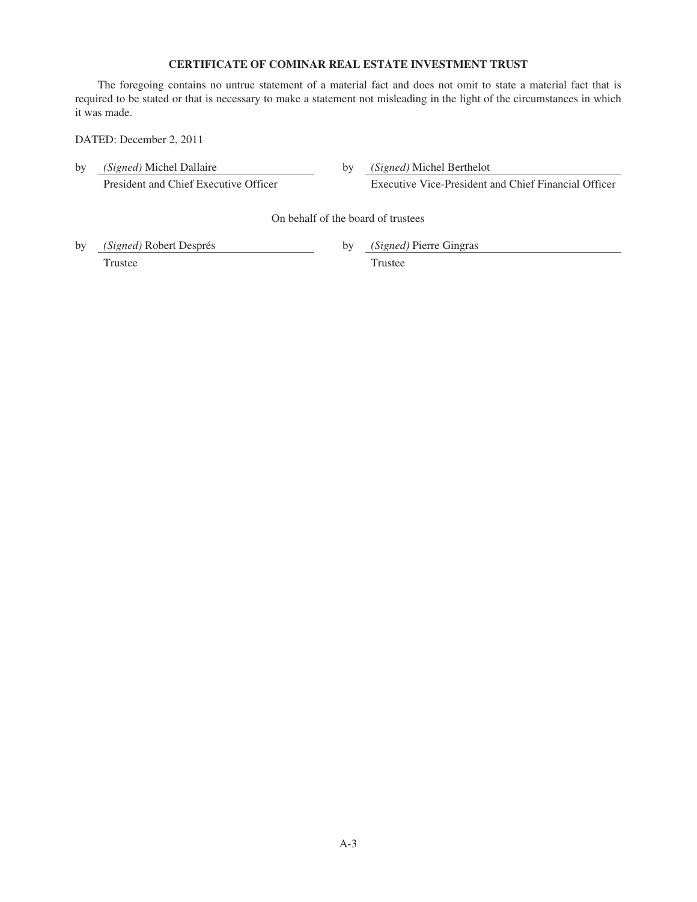**CERTIFICATE OF COMINAR REAL ESTATE INVESTMENT TRUST**

The foregoing contains no untrue statement of a material fact and does not omit to state a material fact that is required to be stated or that is necessary to make a statement not misleading in the light of the circumstances in which it was made.

DATED: December 2, 2011

by *(Signed)* Michel Dallaire
President and Chief Executive Officer

by *(Signed)* Michel Berthelot
Executive Vice-President and Chief Financial Officer

On behalf of the board of trustees

by *(Signed)* Robert Després
Trustee

by *(Signed)* Pierre Gingras
Trustee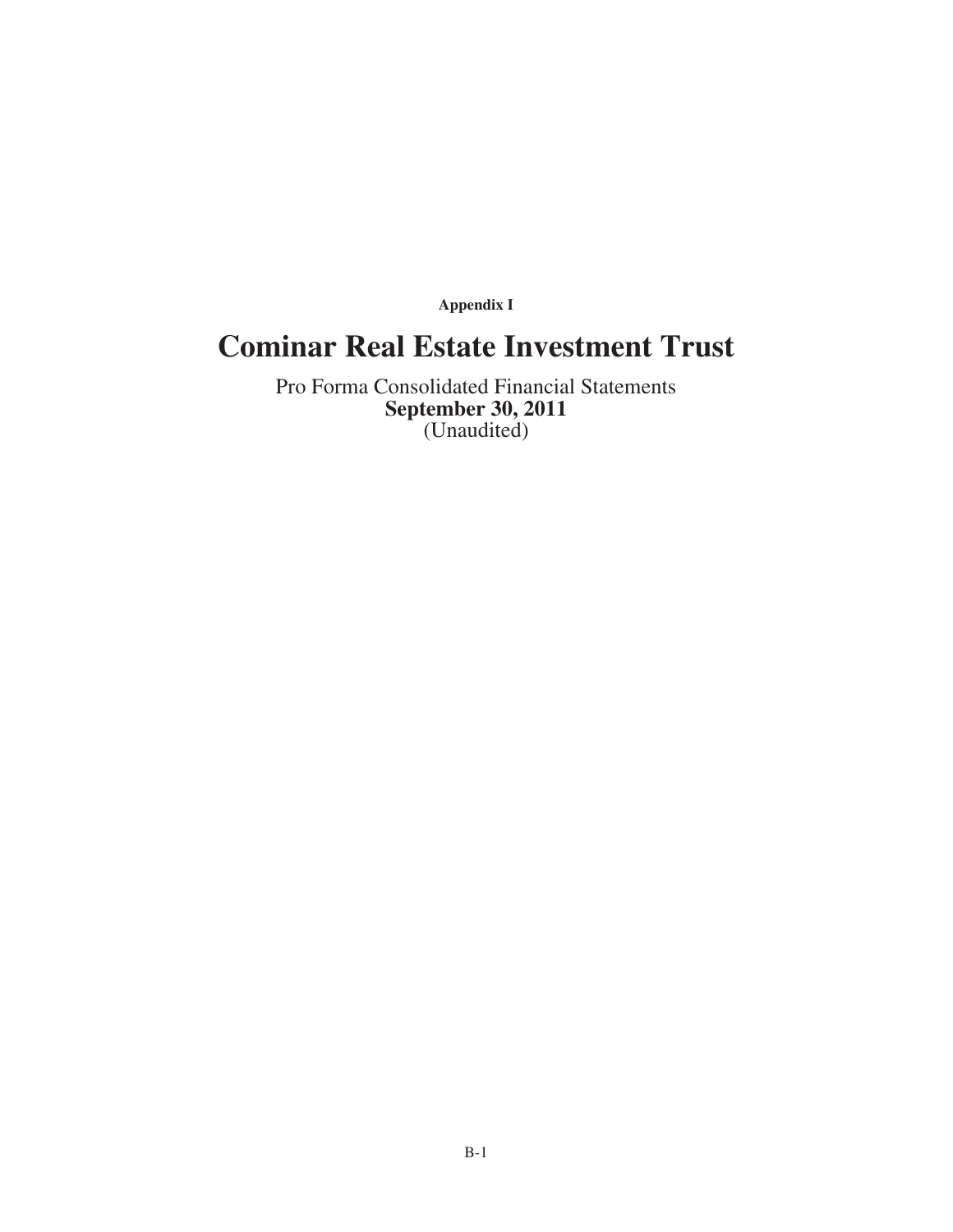**Appendix I**

# Cominar Real Estate Investment Trust

Pro Forma Consolidated Financial Statements

**September 30, 2011**

(Unaudited)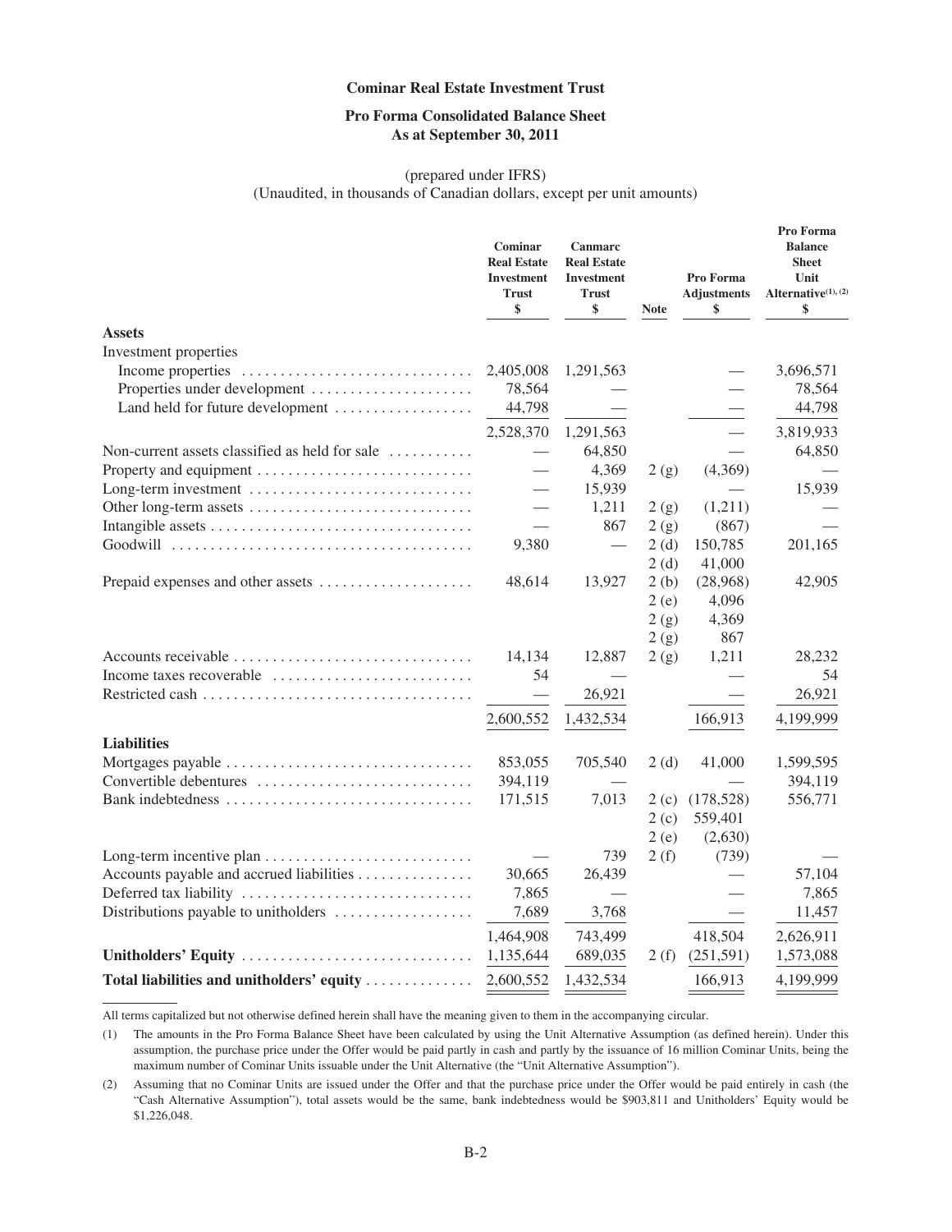**Cominar Real Estate Investment Trust**

**Pro Forma Consolidated Balance Sheet**
**As at September 30, 2011**

(prepared under IFRS)
(Unaudited, in thousands of Canadian dollars, except per unit amounts)

| | Cominar Real Estate Investment Trust $ | Canmarc Real Estate Investment Trust $ | Note | Pro Forma Adjustments $ | Pro Forma Balance Sheet Unit Alternative(1), (2) $ |
|---|---|---|---|---|---|
| **Assets** | | | | | |
| Investment properties | | | | | |
| Income properties | 2,405,008 | 1,291,563 | | — | 3,696,571 |
| Properties under development | 78,564 | — | | — | 78,564 |
| Land held for future development | 44,798 | — | | — | 44,798 |
| | 2,528,370 | 1,291,563 | | — | 3,819,933 |
| Non-current assets classified as held for sale | — | 64,850 | | — | 64,850 |
| Property and equipment | — | 4,369 | 2 (g) | (4,369) | — |
| Long-term investment | — | 15,939 | | — | 15,939 |
| Other long-term assets | — | 1,211 | 2 (g) | (1,211) | — |
| Intangible assets | — | 867 | 2 (g) | (867) | — |
| Goodwill | 9,380 | — | 2 (d) | 150,785 | 201,165 |
| | | | 2 (d) | 41,000 | |
| Prepaid expenses and other assets | 48,614 | 13,927 | 2 (b) | (28,968) | 42,905 |
| | | | 2 (e) | 4,096 | |
| | | | 2 (g) | 4,369 | |
| | | | 2 (g) | 867 | |
| Accounts receivable | 14,134 | 12,887 | 2 (g) | 1,211 | 28,232 |
| Income taxes recoverable | 54 | — | | — | 54 |
| Restricted cash | — | 26,921 | | — | 26,921 |
| | 2,600,552 | 1,432,534 | | 166,913 | 4,199,999 |
| **Liabilities** | | | | | |
| Mortgages payable | 853,055 | 705,540 | 2 (d) | 41,000 | 1,599,595 |
| Convertible debentures | 394,119 | — | | — | 394,119 |
| Bank indebtedness | 171,515 | 7,013 | 2 (c) | (178,528) | 556,771 |
| | | | 2 (c) | 559,401 | |
| | | | 2 (e) | (2,630) | |
| Long-term incentive plan | — | 739 | 2 (f) | (739) | — |
| Accounts payable and accrued liabilities | 30,665 | 26,439 | | — | 57,104 |
| Deferred tax liability | 7,865 | — | | — | 7,865 |
| Distributions payable to unitholders | 7,689 | 3,768 | | — | 11,457 |
| | 1,464,908 | 743,499 | | 418,504 | 2,626,911 |
| **Unitholders' Equity** | 1,135,644 | 689,035 | 2 (f) | (251,591) | 1,573,088 |
| **Total liabilities and unitholders' equity** | 2,600,552 | 1,432,534 | | 166,913 | 4,199,999 |

All terms capitalized but not otherwise defined herein shall have the meaning given to them in the accompanying circular.

(1) The amounts in the Pro Forma Balance Sheet have been calculated by using the Unit Alternative Assumption (as defined herein). Under this assumption, the purchase price under the Offer would be paid partly in cash and partly by the issuance of 16 million Cominar Units, being the maximum number of Cominar Units issuable under the Unit Alternative (the "Unit Alternative Assumption").

(2) Assuming that no Cominar Units are issued under the Offer and that the purchase price under the Offer would be paid entirely in cash (the "Cash Alternative Assumption"), total assets would be the same, bank indebtedness would be $903,811 and Unitholders' Equity would be $1,226,048.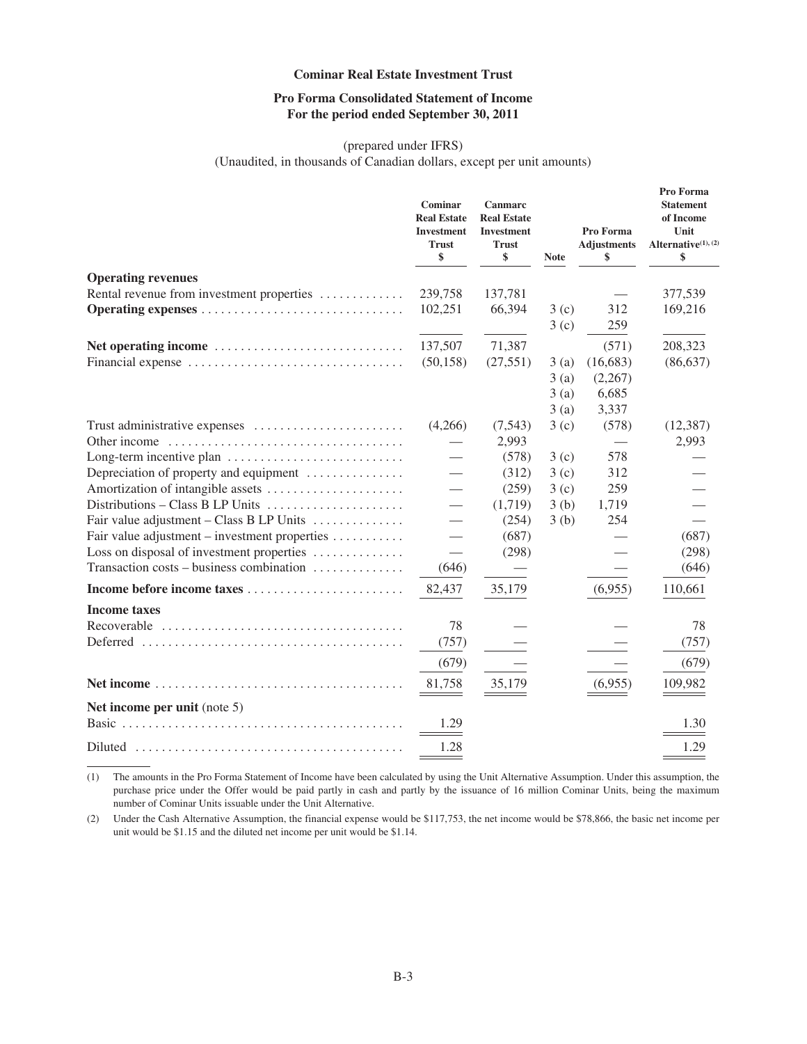**Cominar Real Estate Investment Trust**

**Pro Forma Consolidated Statement of Income**
**For the period ended September 30, 2011**

(prepared under IFRS)
(Unaudited, in thousands of Canadian dollars, except per unit amounts)

| | Cominar Real Estate Investment Trust $ | Canmarc Real Estate Investment Trust $ | Note | Pro Forma Adjustments $ | Pro Forma Statement of Income Unit Alternative(1), (2) $ |
|---|---|---|---|---|---|
| **Operating revenues** | | | | | |
| Rental revenue from investment properties | 239,758 | 137,781 | | — | 377,539 |
| **Operating expenses** | 102,251 | 66,394 | 3 (c) | 312 | 169,216 |
| | | | 3 (c) | 259 | |
| **Net operating income** | 137,507 | 71,387 | | (571) | 208,323 |
| Financial expense | (50,158) | (27,551) | 3 (a) | (16,683) | (86,637) |
| | | | 3 (a) | (2,267) | |
| | | | 3 (a) | 6,685 | |
| | | | 3 (a) | 3,337 | |
| Trust administrative expenses | (4,266) | (7,543) | 3 (c) | (578) | (12,387) |
| Other income | — | 2,993 | | — | 2,993 |
| Long-term incentive plan | — | (578) | 3 (c) | 578 | — |
| Depreciation of property and equipment | — | (312) | 3 (c) | 312 | — |
| Amortization of intangible assets | — | (259) | 3 (c) | 259 | — |
| Distributions – Class B LP Units | — | (1,719) | 3 (b) | 1,719 | — |
| Fair value adjustment – Class B LP Units | — | (254) | 3 (b) | 254 | — |
| Fair value adjustment – investment properties | — | (687) | | — | (687) |
| Loss on disposal of investment properties | — | (298) | | — | (298) |
| Transaction costs – business combination | (646) | — | | — | (646) |
| **Income before income taxes** | 82,437 | 35,179 | | (6,955) | 110,661 |
| **Income taxes** | | | | | |
| Recoverable | 78 | — | | — | 78 |
| Deferred | (757) | — | | — | (757) |
| | (679) | — | | — | (679) |
| **Net income** | 81,758 | 35,179 | | (6,955) | 109,982 |
| **Net income per unit** (note 5) | | | | | |
| Basic | 1.29 | | | | 1.30 |
| Diluted | 1.28 | | | | 1.29 |

(1) The amounts in the Pro Forma Statement of Income have been calculated by using the Unit Alternative Assumption. Under this assumption, the purchase price under the Offer would be paid partly in cash and partly by the issuance of 16 million Cominar Units, being the maximum number of Cominar Units issuable under the Unit Alternative.

(2) Under the Cash Alternative Assumption, the financial expense would be $117,753, the net income would be $78,866, the basic net income per unit would be $1.15 and the diluted net income per unit would be $1.14.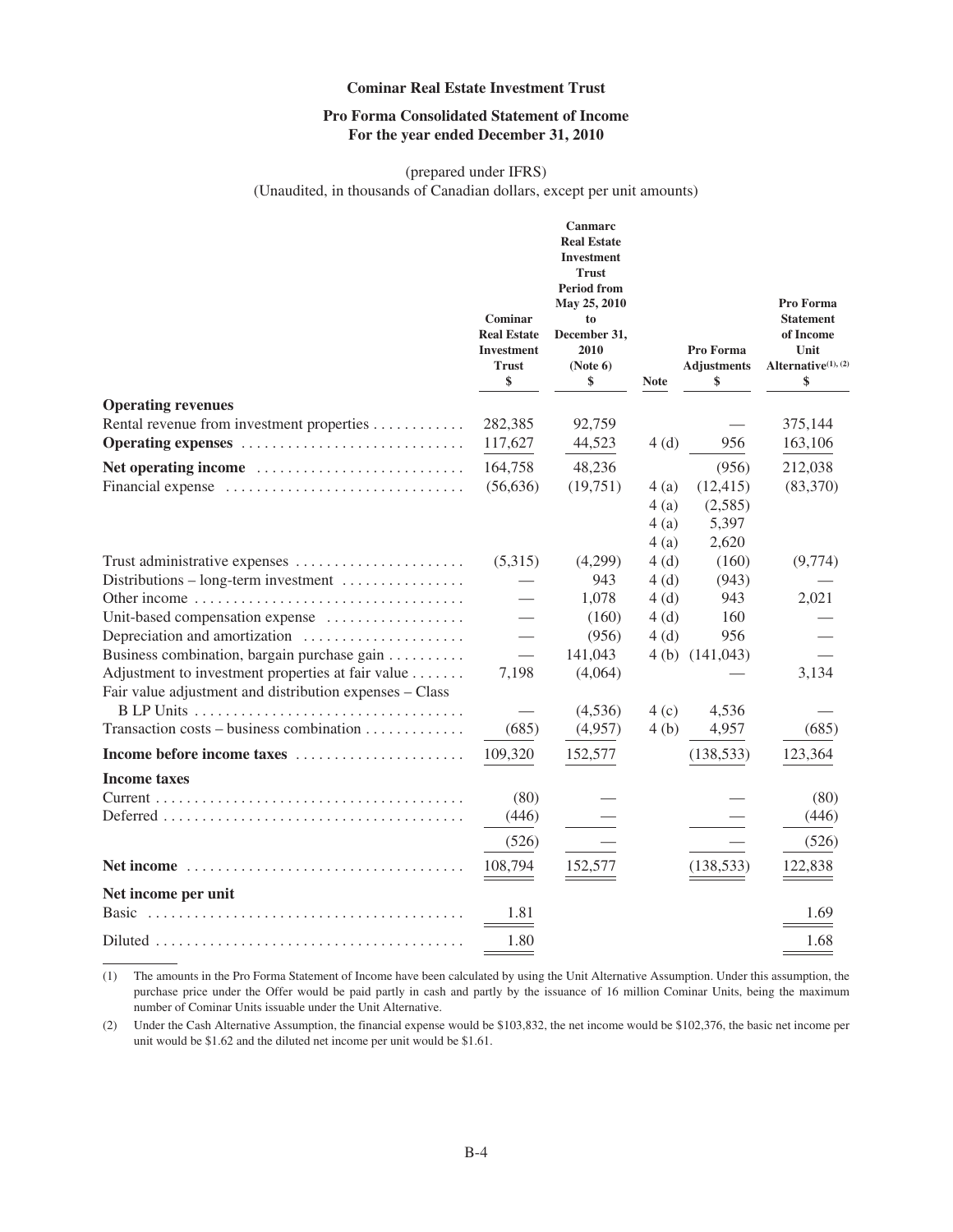**Cominar Real Estate Investment Trust**

**Pro Forma Consolidated Statement of Income**
**For the year ended December 31, 2010**

(prepared under IFRS)
(Unaudited, in thousands of Canadian dollars, except per unit amounts)

| | Cominar Real Estate Investment Trust $ | Canmarc Real Estate Investment Trust Period from May 25, 2010 to December 31, 2010 (Note 6) $ | Note | Pro Forma Adjustments $ | Pro Forma Statement of Income Unit Alternative(1), (2) $ |
|---|---|---|---|---|---|
| **Operating revenues** | | | | | |
| Rental revenue from investment properties | 282,385 | 92,759 | | — | 375,144 |
| **Operating expenses** | 117,627 | 44,523 | 4 (d) | 956 | 163,106 |
| **Net operating income** | 164,758 | 48,236 | | (956) | 212,038 |
| Financial expense | (56,636) | (19,751) | 4 (a) | (12,415) | (83,370) |
| | | | 4 (a) | (2,585) | |
| | | | 4 (a) | 5,397 | |
| | | | 4 (a) | 2,620 | |
| Trust administrative expenses | (5,315) | (4,299) | 4 (d) | (160) | (9,774) |
| Distributions – long-term investment | — | 943 | 4 (d) | (943) | — |
| Other income | — | 1,078 | 4 (d) | 943 | 2,021 |
| Unit-based compensation expense | — | (160) | 4 (d) | 160 | — |
| Depreciation and amortization | — | (956) | 4 (d) | 956 | — |
| Business combination, bargain purchase gain | — | 141,043 | 4 (b) | (141,043) | — |
| Adjustment to investment properties at fair value | 7,198 | (4,064) | | — | 3,134 |
| Fair value adjustment and distribution expenses – Class B LP Units | — | (4,536) | 4 (c) | 4,536 | — |
| Transaction costs – business combination | (685) | (4,957) | 4 (b) | 4,957 | (685) |
| **Income before income taxes** | 109,320 | 152,577 | | (138,533) | 123,364 |
| **Income taxes** | | | | | |
| Current | (80) | — | | — | (80) |
| Deferred | (446) | — | | — | (446) |
| | (526) | — | | — | (526) |
| **Net income** | 108,794 | 152,577 | | (138,533) | 122,838 |
| **Net income per unit** | | | | | |
| Basic | 1.81 | | | | 1.69 |
| Diluted | 1.80 | | | | 1.68 |

(1) The amounts in the Pro Forma Statement of Income have been calculated by using the Unit Alternative Assumption. Under this assumption, the purchase price under the Offer would be paid partly in cash and partly by the issuance of 16 million Cominar Units, being the maximum number of Cominar Units issuable under the Unit Alternative.

(2) Under the Cash Alternative Assumption, the financial expense would be $103,832, the net income would be $102,376, the basic net income per unit would be $1.62 and the diluted net income per unit would be $1.61.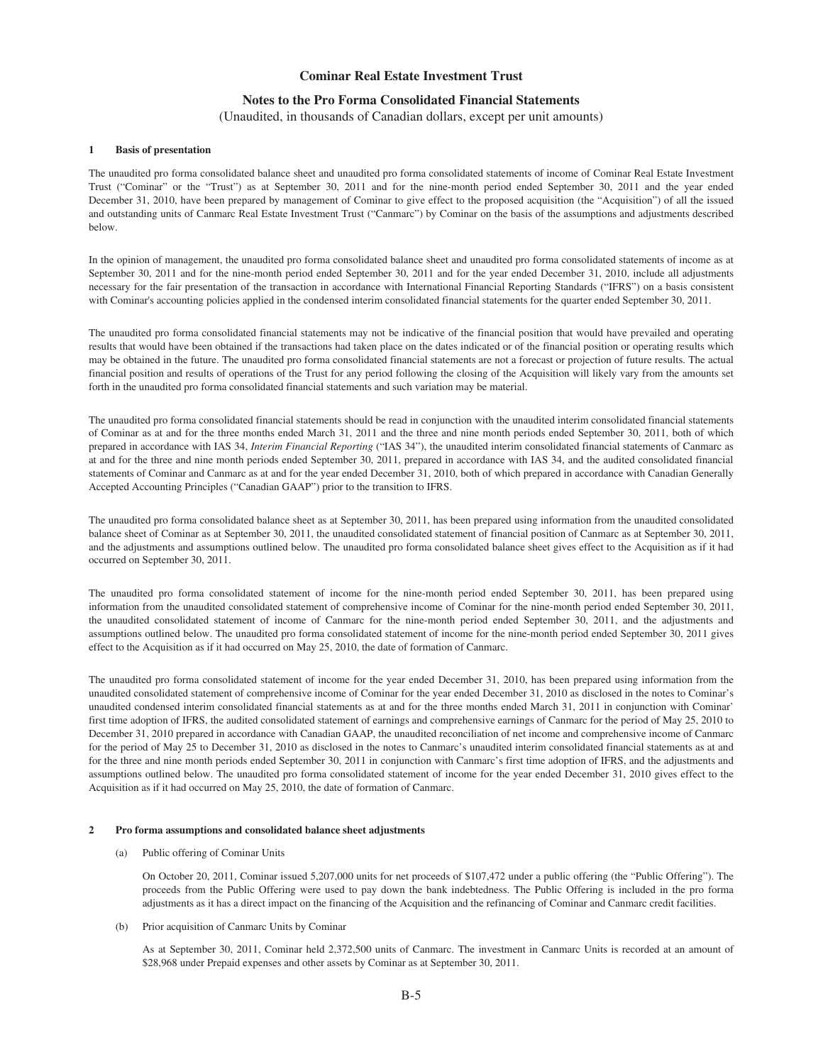# Cominar Real Estate Investment Trust

## Notes to the Pro Forma Consolidated Financial Statements

(Unaudited, in thousands of Canadian dollars, except per unit amounts)

### 1 Basis of presentation

The unaudited pro forma consolidated balance sheet and unaudited pro forma consolidated statements of income of Cominar Real Estate Investment Trust ("Cominar" or the "Trust") as at September 30, 2011 and for the nine-month period ended September 30, 2011 and the year ended December 31, 2010, have been prepared by management of Cominar to give effect to the proposed acquisition (the "Acquisition") of all the issued and outstanding units of Canmarc Real Estate Investment Trust ("Canmarc") by Cominar on the basis of the assumptions and adjustments described below.

In the opinion of management, the unaudited pro forma consolidated balance sheet and unaudited pro forma consolidated statements of income as at September 30, 2011 and for the nine-month period ended September 30, 2011 and for the year ended December 31, 2010, include all adjustments necessary for the fair presentation of the transaction in accordance with International Financial Reporting Standards ("IFRS") on a basis consistent with Cominar's accounting policies applied in the condensed interim consolidated financial statements for the quarter ended September 30, 2011.

The unaudited pro forma consolidated financial statements may not be indicative of the financial position that would have prevailed and operating results that would have been obtained if the transactions had taken place on the dates indicated or of the financial position or operating results which may be obtained in the future. The unaudited pro forma consolidated financial statements are not a forecast or projection of future results. The actual financial position and results of operations of the Trust for any period following the closing of the Acquisition will likely vary from the amounts set forth in the unaudited pro forma consolidated financial statements and such variation may be material.

The unaudited pro forma consolidated financial statements should be read in conjunction with the unaudited interim consolidated financial statements of Cominar as at and for the three months ended March 31, 2011 and the three and nine month periods ended September 30, 2011, both of which prepared in accordance with IAS 34, *Interim Financial Reporting* ("IAS 34"), the unaudited interim consolidated financial statements of Canmarc as at and for the three and nine month periods ended September 30, 2011, prepared in accordance with IAS 34, and the audited consolidated financial statements of Cominar and Canmarc as at and for the year ended December 31, 2010, both of which prepared in accordance with Canadian Generally Accepted Accounting Principles ("Canadian GAAP") prior to the transition to IFRS.

The unaudited pro forma consolidated balance sheet as at September 30, 2011, has been prepared using information from the unaudited consolidated balance sheet of Cominar as at September 30, 2011, the unaudited consolidated statement of financial position of Canmarc as at September 30, 2011, and the adjustments and assumptions outlined below. The unaudited pro forma consolidated balance sheet gives effect to the Acquisition as if it had occurred on September 30, 2011.

The unaudited pro forma consolidated statement of income for the nine-month period ended September 30, 2011, has been prepared using information from the unaudited consolidated statement of comprehensive income of Cominar for the nine-month period ended September 30, 2011, the unaudited consolidated statement of income of Canmarc for the nine-month period ended September 30, 2011, and the adjustments and assumptions outlined below. The unaudited pro forma consolidated statement of income for the nine-month period ended September 30, 2011 gives effect to the Acquisition as if it had occurred on May 25, 2010, the date of formation of Canmarc.

The unaudited pro forma consolidated statement of income for the year ended December 31, 2010, has been prepared using information from the unaudited consolidated statement of comprehensive income of Cominar for the year ended December 31, 2010 as disclosed in the notes to Cominar's unaudited condensed interim consolidated financial statements as at and for the three months ended March 31, 2011 in conjunction with Cominar' first time adoption of IFRS, the audited consolidated statement of earnings and comprehensive earnings of Canmarc for the period of May 25, 2010 to December 31, 2010 prepared in accordance with Canadian GAAP, the unaudited reconciliation of net income and comprehensive income of Canmarc for the period of May 25 to December 31, 2010 as disclosed in the notes to Canmarc's unaudited interim consolidated financial statements as at and for the three and nine month periods ended September 30, 2011 in conjunction with Canmarc's first time adoption of IFRS, and the adjustments and assumptions outlined below. The unaudited pro forma consolidated statement of income for the year ended December 31, 2010 gives effect to the Acquisition as if it had occurred on May 25, 2010, the date of formation of Canmarc.

### 2 Pro forma assumptions and consolidated balance sheet adjustments

(a) Public offering of Cominar Units

On October 20, 2011, Cominar issued 5,207,000 units for net proceeds of $107,472 under a public offering (the "Public Offering"). The proceeds from the Public Offering were used to pay down the bank indebtedness. The Public Offering is included in the pro forma adjustments as it has a direct impact on the financing of the Acquisition and the refinancing of Cominar and Canmarc credit facilities.

(b) Prior acquisition of Canmarc Units by Cominar

As at September 30, 2011, Cominar held 2,372,500 units of Canmarc. The investment in Canmarc Units is recorded at an amount of $28,968 under Prepaid expenses and other assets by Cominar as at September 30, 2011.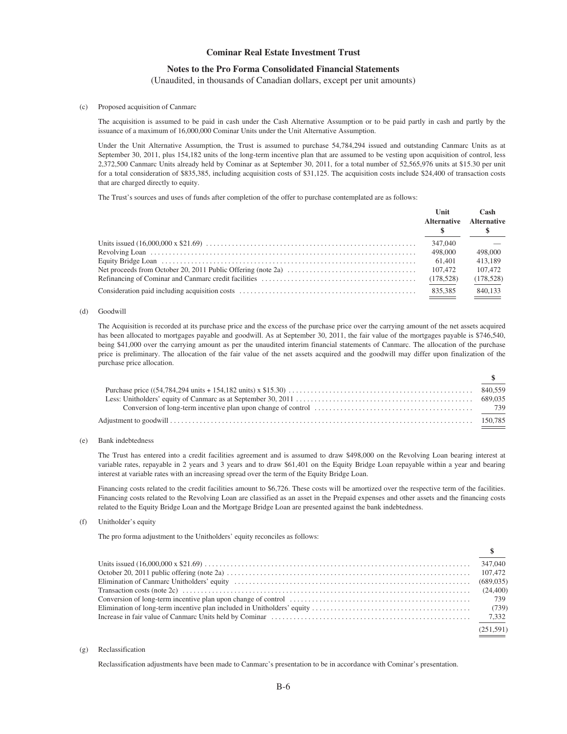# Cominar Real Estate Investment Trust

## Notes to the Pro Forma Consolidated Financial Statements

(Unaudited, in thousands of Canadian dollars, except per unit amounts)

(c) Proposed acquisition of Canmarc

The acquisition is assumed to be paid in cash under the Cash Alternative Assumption or to be paid partly in cash and partly by the issuance of a maximum of 16,000,000 Cominar Units under the Unit Alternative Assumption.

Under the Unit Alternative Assumption, the Trust is assumed to purchase 54,784,294 issued and outstanding Canmarc Units as at September 30, 2011, plus 154,182 units of the long-term incentive plan that are assumed to be vesting upon acquisition of control, less 2,372,500 Canmarc Units already held by Cominar as at September 30, 2011, for a total number of 52,565,976 units at $15.30 per unit for a total consideration of $835,385, including acquisition costs of $31,125. The acquisition costs include $24,400 of transaction costs that are charged directly to equity.

The Trust's sources and uses of funds after completion of the offer to purchase contemplated are as follows:

| | Unit Alternative $ | Cash Alternative $ |
|---|---|---|
| Units issued (16,000,000 x $21.69) | 347,040 | — |
| Revolving Loan | 498,000 | 498,000 |
| Equity Bridge Loan | 61,401 | 413,189 |
| Net proceeds from October 20, 2011 Public Offering (note 2a) | 107,472 | 107,472 |
| Refinancing of Cominar and Canmarc credit facilities | (178,528) | (178,528) |
| Consideration paid including acquisition costs | 835,385 | 840,133 |

(d) Goodwill

The Acquisition is recorded at its purchase price and the excess of the purchase price over the carrying amount of the net assets acquired has been allocated to mortgages payable and goodwill. As at September 30, 2011, the fair value of the mortgages payable is $746,540, being $41,000 over the carrying amount as per the unaudited interim financial statements of Canmarc. The allocation of the purchase price is preliminary. The allocation of the fair value of the net assets acquired and the goodwill may differ upon finalization of the purchase price allocation.

| | $ |
|---|---|
| Purchase price ((54,784,294 units + 154,182 units) x $15.30) | 840,559 |
| Less: Unitholders' equity of Canmarc as at September 30, 2011 | 689,035 |
| Conversion of long-term incentive plan upon change of control | 739 |
| Adjustment to goodwill | 150,785 |

(e) Bank indebtedness

The Trust has entered into a credit facilities agreement and is assumed to draw $498,000 on the Revolving Loan bearing interest at variable rates, repayable in 2 years and 3 years and to draw $61,401 on the Equity Bridge Loan repayable within a year and bearing interest at variable rates with an increasing spread over the term of the Equity Bridge Loan.

Financing costs related to the credit facilities amount to $6,726. These costs will be amortized over the respective term of the facilities. Financing costs related to the Revolving Loan are classified as an asset in the Prepaid expenses and other assets and the financing costs related to the Equity Bridge Loan and the Mortgage Bridge Loan are presented against the bank indebtedness.

(f) Unitholder's equity

The pro forma adjustment to the Unitholders' equity reconciles as follows:

| | $ |
|---|---|
| Units issued (16,000,000 x $21.69) | 347,040 |
| October 20, 2011 public offering (note 2a) | 107,472 |
| Elimination of Canmarc Unitholders' equity | (689,035) |
| Transaction costs (note 2c) | (24,400) |
| Conversion of long-term incentive plan upon change of control | 739 |
| Elimination of long-term incentive plan included in Unitholders' equity | (739) |
| Increase in fair value of Canmarc Units held by Cominar | 7,332 |
| | (251,591) |

(g) Reclassification

Reclassification adjustments have been made to Canmarc's presentation to be in accordance with Cominar's presentation.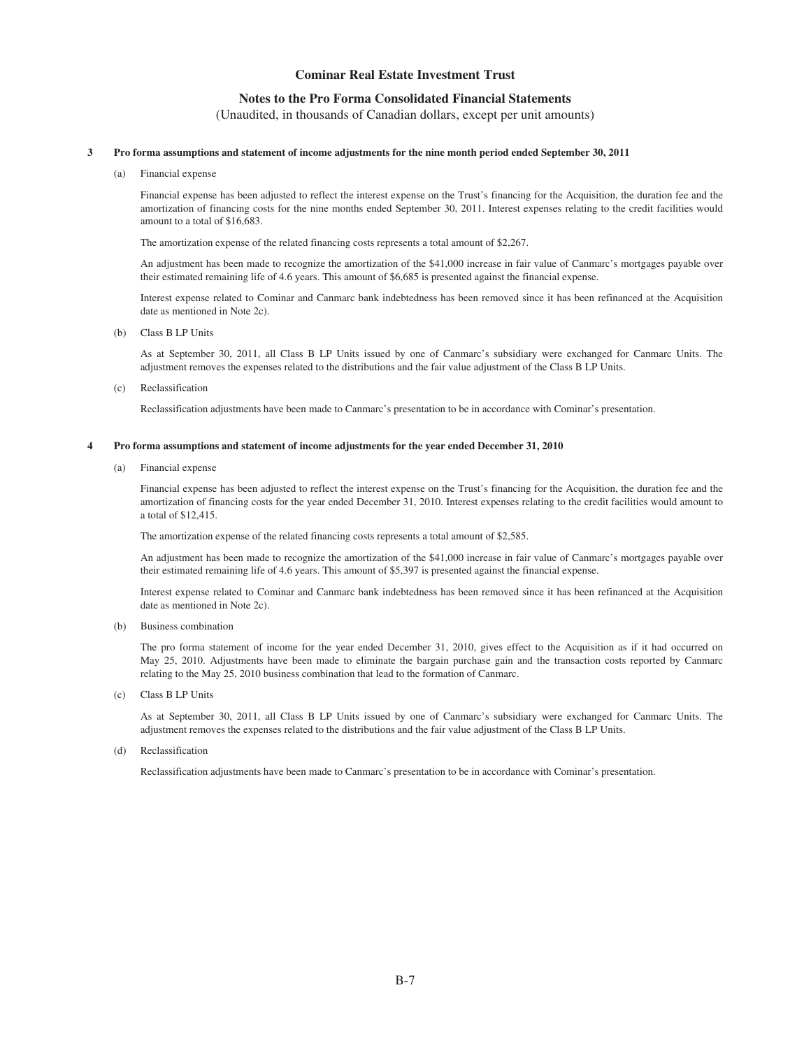# Cominar Real Estate Investment Trust

## Notes to the Pro Forma Consolidated Financial Statements

(Unaudited, in thousands of Canadian dollars, except per unit amounts)

### 3 Pro forma assumptions and statement of income adjustments for the nine month period ended September 30, 2011

(a) Financial expense

Financial expense has been adjusted to reflect the interest expense on the Trust's financing for the Acquisition, the duration fee and the amortization of financing costs for the nine months ended September 30, 2011. Interest expenses relating to the credit facilities would amount to a total of $16,683.

The amortization expense of the related financing costs represents a total amount of $2,267.

An adjustment has been made to recognize the amortization of the $41,000 increase in fair value of Canmarc's mortgages payable over their estimated remaining life of 4.6 years. This amount of $6,685 is presented against the financial expense.

Interest expense related to Cominar and Canmarc bank indebtedness has been removed since it has been refinanced at the Acquisition date as mentioned in Note 2c).

(b) Class B LP Units

As at September 30, 2011, all Class B LP Units issued by one of Canmarc's subsidiary were exchanged for Canmarc Units. The adjustment removes the expenses related to the distributions and the fair value adjustment of the Class B LP Units.

(c) Reclassification

Reclassification adjustments have been made to Canmarc's presentation to be in accordance with Cominar's presentation.

### 4 Pro forma assumptions and statement of income adjustments for the year ended December 31, 2010

(a) Financial expense

Financial expense has been adjusted to reflect the interest expense on the Trust's financing for the Acquisition, the duration fee and the amortization of financing costs for the year ended December 31, 2010. Interest expenses relating to the credit facilities would amount to a total of $12,415.

The amortization expense of the related financing costs represents a total amount of $2,585.

An adjustment has been made to recognize the amortization of the $41,000 increase in fair value of Canmarc's mortgages payable over their estimated remaining life of 4.6 years. This amount of $5,397 is presented against the financial expense.

Interest expense related to Cominar and Canmarc bank indebtedness has been removed since it has been refinanced at the Acquisition date as mentioned in Note 2c).

(b) Business combination

The pro forma statement of income for the year ended December 31, 2010, gives effect to the Acquisition as if it had occurred on May 25, 2010. Adjustments have been made to eliminate the bargain purchase gain and the transaction costs reported by Canmarc relating to the May 25, 2010 business combination that lead to the formation of Canmarc.

(c) Class B LP Units

As at September 30, 2011, all Class B LP Units issued by one of Canmarc's subsidiary were exchanged for Canmarc Units. The adjustment removes the expenses related to the distributions and the fair value adjustment of the Class B LP Units.

(d) Reclassification

Reclassification adjustments have been made to Canmarc's presentation to be in accordance with Cominar's presentation.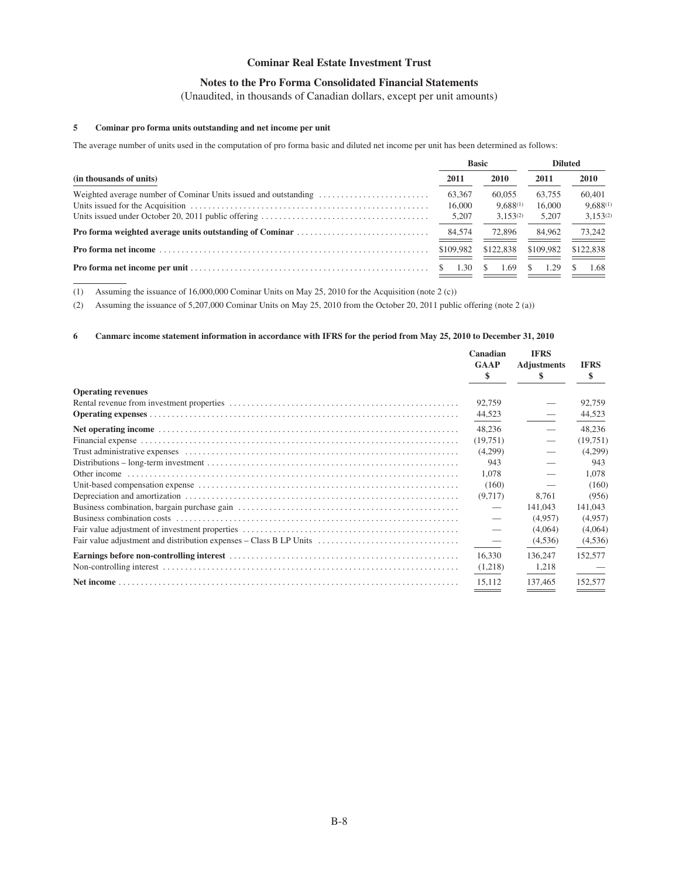**Cominar Real Estate Investment Trust**

**Notes to the Pro Forma Consolidated Financial Statements**

(Unaudited, in thousands of Canadian dollars, except per unit amounts)

### 5 Cominar pro forma units outstanding and net income per unit

The average number of units used in the computation of pro forma basic and diluted net income per unit has been determined as follows:

| | Basic | | Diluted | |
|---|---|---|---|---|
| (in thousands of units) | 2011 | 2010 | 2011 | 2010 |
| Weighted average number of Cominar Units issued and outstanding | 63,367 | 60,055 | 63,755 | 60,401 |
| Units issued for the Acquisition | 16,000 | 9,688[(1)] | 16,000 | 9,688[(1)] |
| Units issued under October 20, 2011 public offering | 5,207 | 3,153[(2)] | 5,207 | 3,153[(2)] |
| **Pro forma weighted average units outstanding of Cominar** | 84,574 | 72,896 | 84,962 | 73,242 |
| **Pro forma net income** | $109,982 | $122,838 | $109,982 | $122,838 |
| **Pro forma net income per unit** | $ 1.30 | $ 1.69 | $ 1.29 | $ 1.68 |

(1) Assuming the issuance of 16,000,000 Cominar Units on May 25, 2010 for the Acquisition (note 2 (c))

(2) Assuming the issuance of 5,207,000 Cominar Units on May 25, 2010 from the October 20, 2011 public offering (note 2 (a))

### 6 Canmarc income statement information in accordance with IFRS for the period from May 25, 2010 to December 31, 2010

| | Canadian GAAP $ | IFRS Adjustments $ | IFRS $ |
|---|---|---|---|
| **Operating revenues** | | | |
| Rental revenue from investment properties | 92,759 | — | 92,759 |
| **Operating expenses** | 44,523 | — | 44,523 |
| **Net operating income** | 48,236 | — | 48,236 |
| Financial expense | (19,751) | — | (19,751) |
| Trust administrative expenses | (4,299) | — | (4,299) |
| Distributions – long-term investment | 943 | — | 943 |
| Other income | 1,078 | — | 1,078 |
| Unit-based compensation expense | (160) | — | (160) |
| Depreciation and amortization | (9,717) | 8,761 | (956) |
| Business combination, bargain purchase gain | — | 141,043 | 141,043 |
| Business combination costs | — | (4,957) | (4,957) |
| Fair value adjustment of investment properties | — | (4,064) | (4,064) |
| Fair value adjustment and distribution expenses – Class B LP Units | — | (4,536) | (4,536) |
| **Earnings before non-controlling interest** | 16,330 | 136,247 | 152,577 |
| Non-controlling interest | (1,218) | 1,218 | — |
| **Net income** | 15,112 | 137,465 | 152,577 |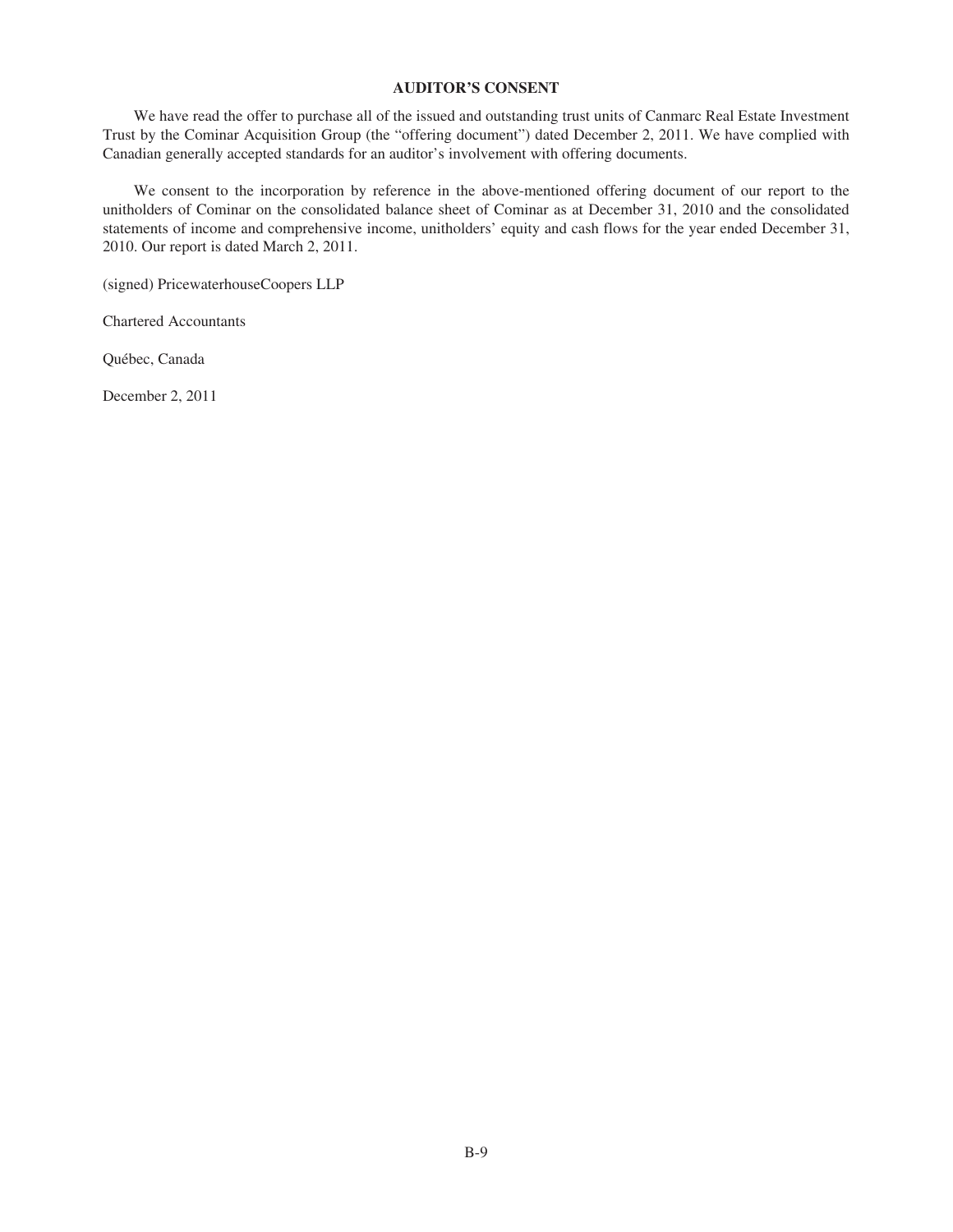**AUDITOR'S CONSENT**

We have read the offer to purchase all of the issued and outstanding trust units of Canmarc Real Estate Investment Trust by the Cominar Acquisition Group (the "offering document") dated December 2, 2011. We have complied with Canadian generally accepted standards for an auditor's involvement with offering documents.

We consent to the incorporation by reference in the above-mentioned offering document of our report to the unitholders of Cominar on the consolidated balance sheet of Cominar as at December 31, 2010 and the consolidated statements of income and comprehensive income, unitholders' equity and cash flows for the year ended December 31, 2010. Our report is dated March 2, 2011.

(signed) PricewaterhouseCoopers LLP

Chartered Accountants

Québec, Canada

December 2, 2011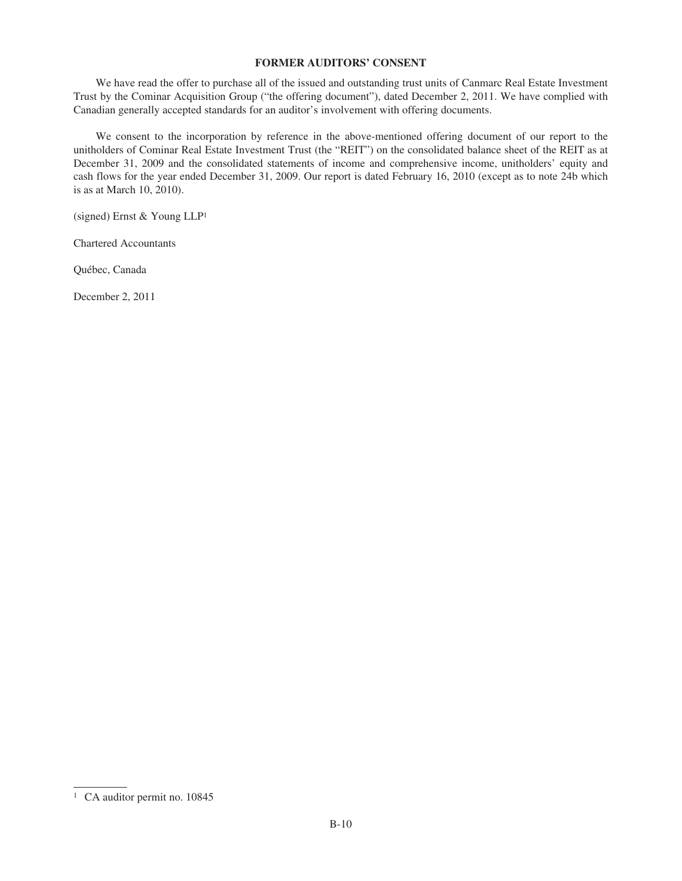## FORMER AUDITORS' CONSENT

We have read the offer to purchase all of the issued and outstanding trust units of Canmarc Real Estate Investment Trust by the Cominar Acquisition Group ("the offering document"), dated December 2, 2011. We have complied with Canadian generally accepted standards for an auditor's involvement with offering documents.

We consent to the incorporation by reference in the above-mentioned offering document of our report to the unitholders of Cominar Real Estate Investment Trust (the "REIT") on the consolidated balance sheet of the REIT as at December 31, 2009 and the consolidated statements of income and comprehensive income, unitholders' equity and cash flows for the year ended December 31, 2009. Our report is dated February 16, 2010 (except as to note 24b which is as at March 10, 2010).

(signed) Ernst & Young LLP[1]

Chartered Accountants

Québec, Canada

December 2, 2011

[1] CA auditor permit no. 10845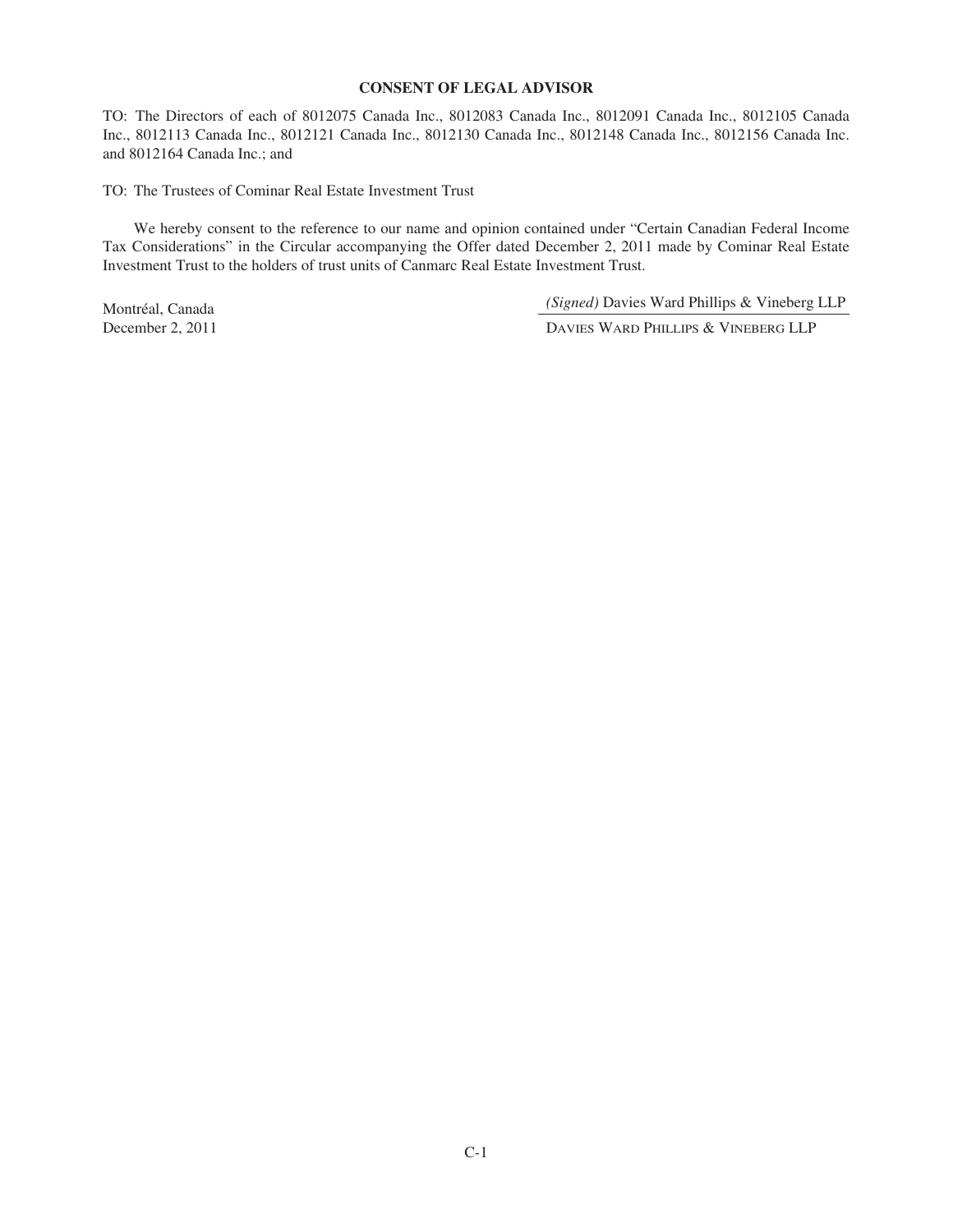**CONSENT OF LEGAL ADVISOR**

TO: The Directors of each of 8012075 Canada Inc., 8012083 Canada Inc., 8012091 Canada Inc., 8012105 Canada Inc., 8012113 Canada Inc., 8012121 Canada Inc., 8012130 Canada Inc., 8012148 Canada Inc., 8012156 Canada Inc. and 8012164 Canada Inc.; and

TO: The Trustees of Cominar Real Estate Investment Trust

We hereby consent to the reference to our name and opinion contained under "Certain Canadian Federal Income Tax Considerations" in the Circular accompanying the Offer dated December 2, 2011 made by Cominar Real Estate Investment Trust to the holders of trust units of Canmarc Real Estate Investment Trust.

Montréal, Canada
December 2, 2011

*(Signed)* Davies Ward Phillips & Vineberg LLP

DAVIES WARD PHILLIPS & VINEBERG LLP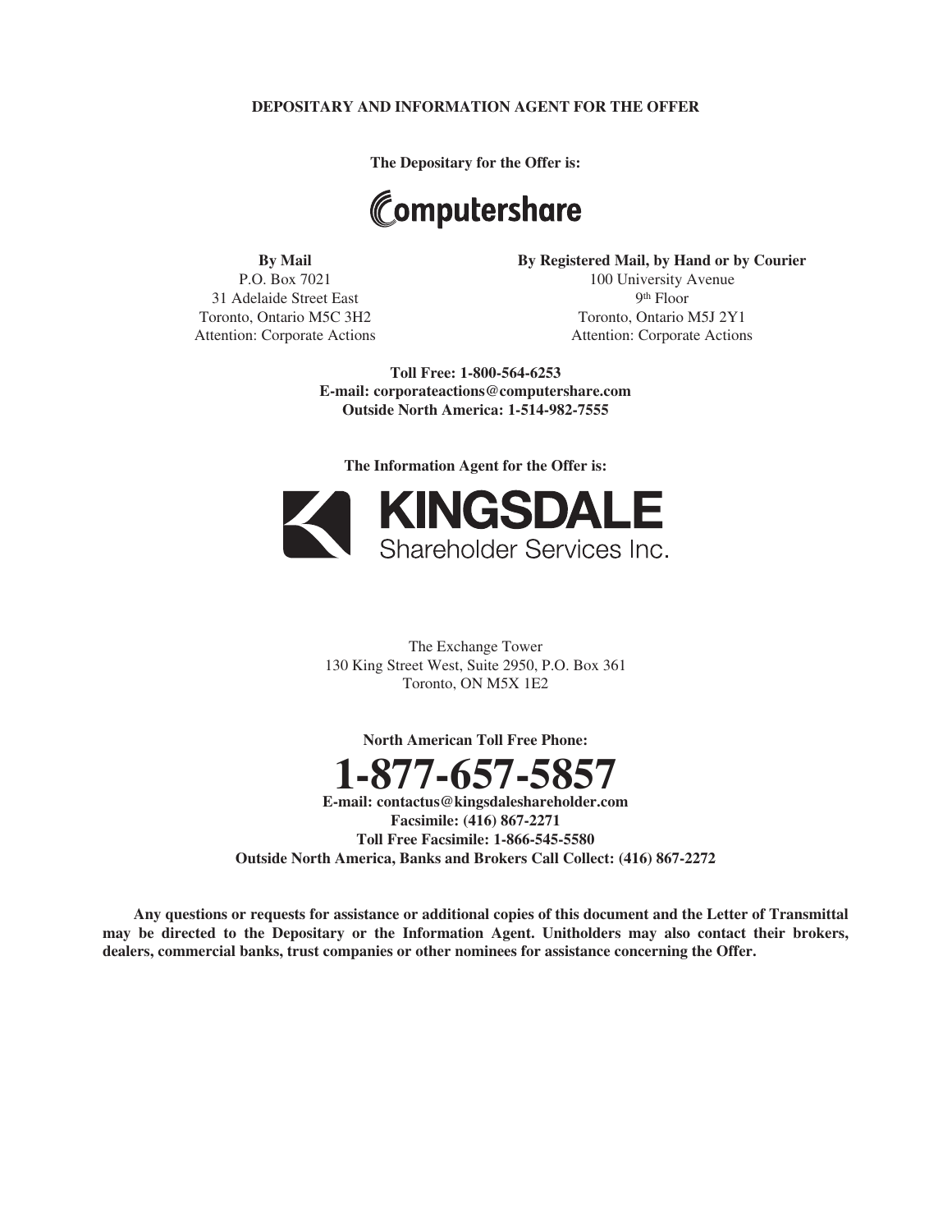**DEPOSITARY AND INFORMATION AGENT FOR THE OFFER**

**The Depositary for the Offer is:**

**Computershare**

**By Mail**
P.O. Box 7021
31 Adelaide Street East
Toronto, Ontario M5C 3H2
Attention: Corporate Actions

**By Registered Mail, by Hand or by Courier**
100 University Avenue
9th Floor
Toronto, Ontario M5J 2Y1
Attention: Corporate Actions

**Toll Free: 1-800-564-6253**
**E-mail: corporateactions@computershare.com**
**Outside North America: 1-514-982-7555**

**The Information Agent for the Offer is:**

**KINGSDALE**
Shareholder Services Inc.

The Exchange Tower
130 King Street West, Suite 2950, P.O. Box 361
Toronto, ON M5X 1E2

**North American Toll Free Phone:**

# 1-877-657-5857

**E-mail: contactus@kingsdaleshareholder.com**
**Facsimile: (416) 867-2271**
**Toll Free Facsimile: 1-866-545-5580**
**Outside North America, Banks and Brokers Call Collect: (416) 867-2272**

**Any questions or requests for assistance or additional copies of this document and the Letter of Transmittal may be directed to the Depositary or the Information Agent. Unitholders may also contact their brokers, dealers, commercial banks, trust companies or other nominees for assistance concerning the Offer.**